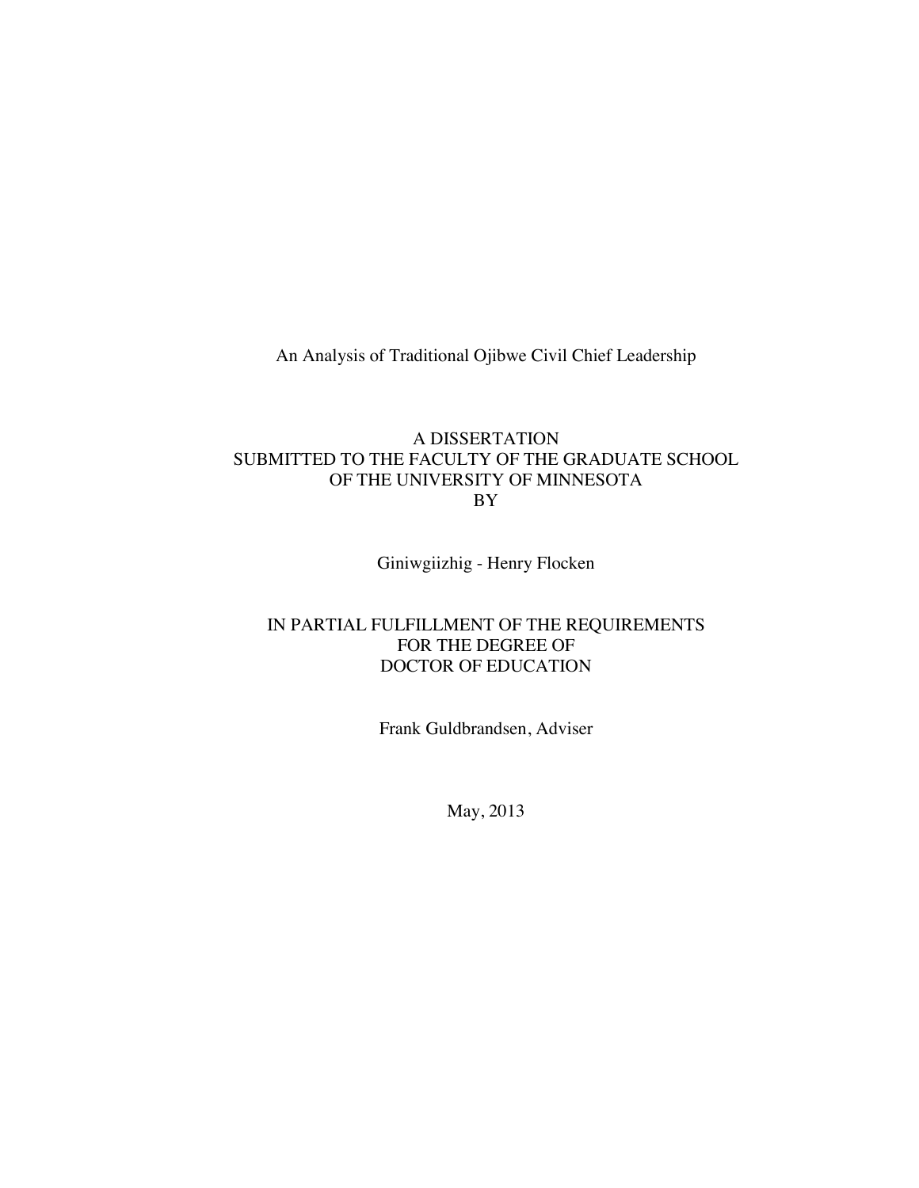# An Analysis of Traditional Ojibwe Civil Chief Leadership

A DISSERTATION
SUBMITTED TO THE FACULTY OF THE GRADUATE SCHOOL
OF THE UNIVERSITY OF MINNESOTA
BY

Giniwgiizhig - Henry Flocken

IN PARTIAL FULFILLMENT OF THE REQUIREMENTS
FOR THE DEGREE OF
DOCTOR OF EDUCATION

Frank Guldbrandsen, Adviser

May, 2013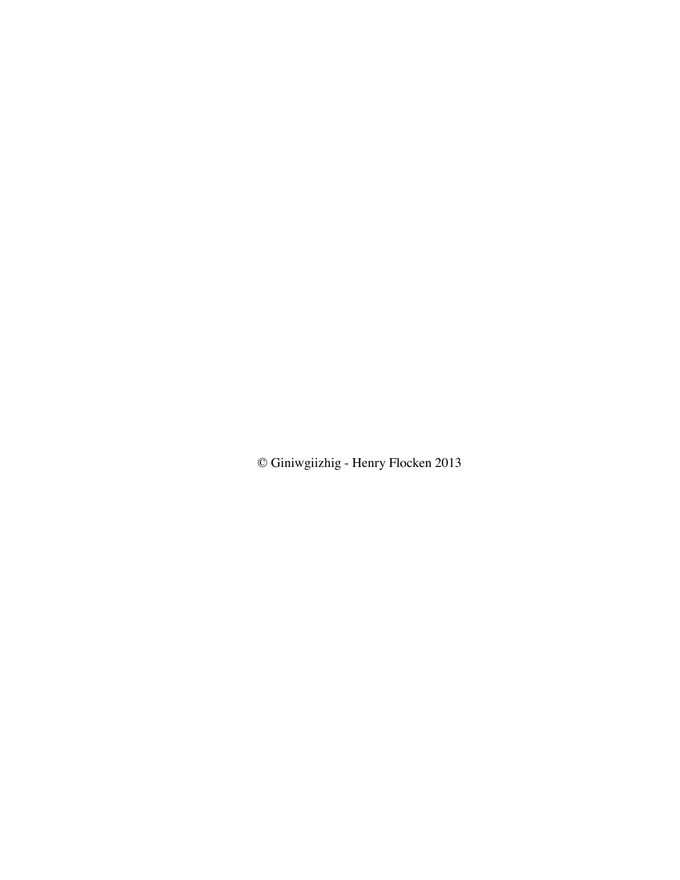© Giniwgiizhig - Henry Flocken 2013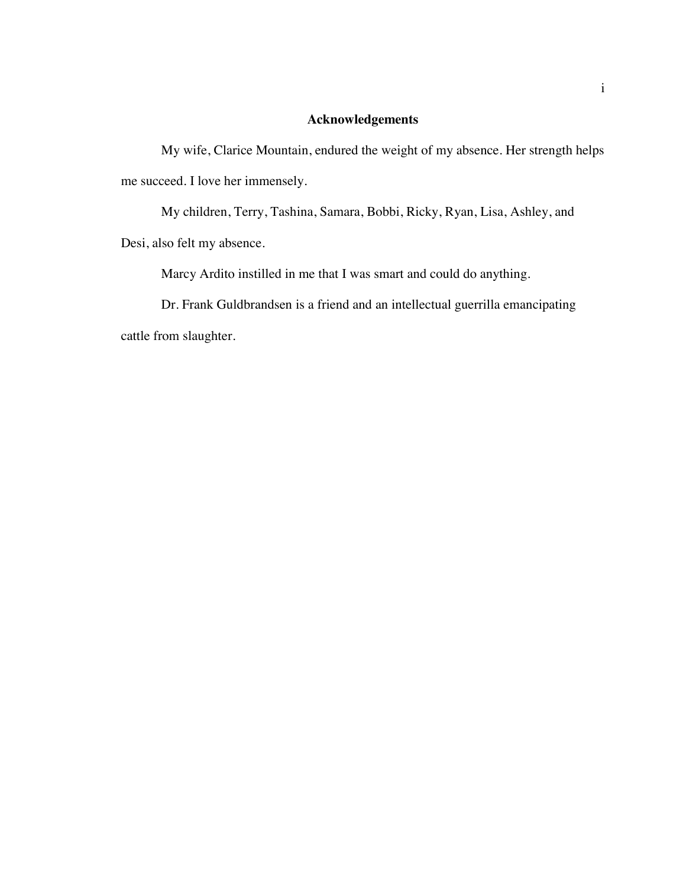# Acknowledgements

My wife, Clarice Mountain, endured the weight of my absence. Her strength helps me succeed. I love her immensely.

My children, Terry, Tashina, Samara, Bobbi, Ricky, Ryan, Lisa, Ashley, and Desi, also felt my absence.

Marcy Ardito instilled in me that I was smart and could do anything.

Dr. Frank Guldbrandsen is a friend and an intellectual guerrilla emancipating cattle from slaughter.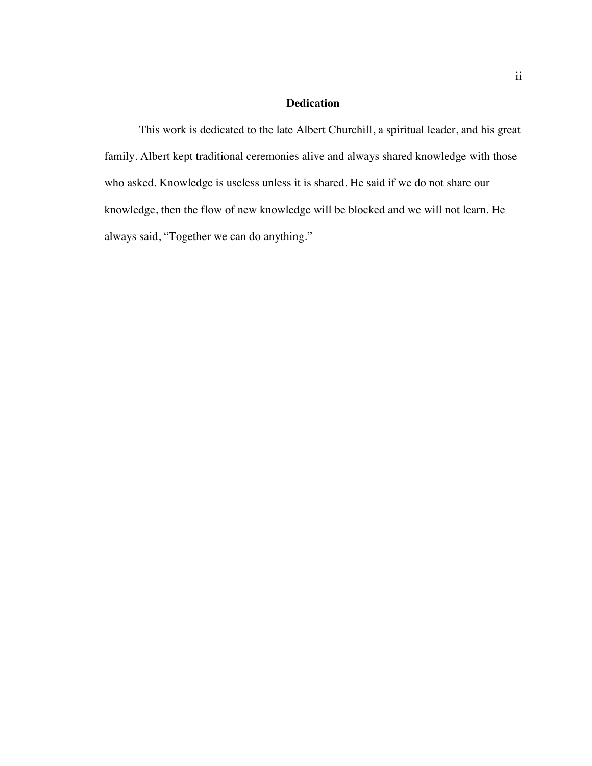## Dedication

This work is dedicated to the late Albert Churchill, a spiritual leader, and his great family. Albert kept traditional ceremonies alive and always shared knowledge with those who asked. Knowledge is useless unless it is shared. He said if we do not share our knowledge, then the flow of new knowledge will be blocked and we will not learn. He always said, "Together we can do anything."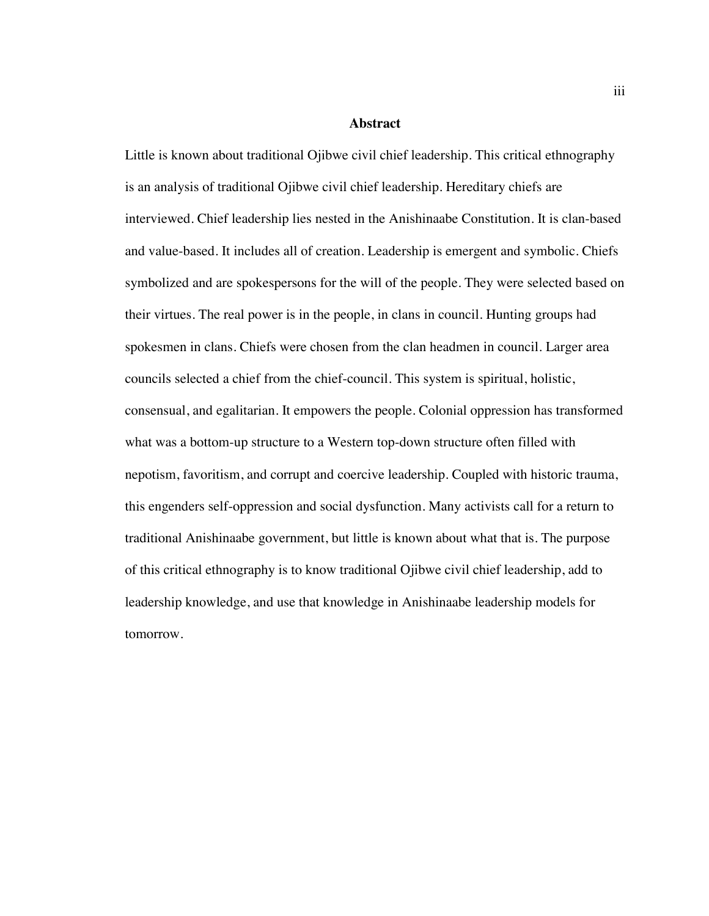## Abstract

Little is known about traditional Ojibwe civil chief leadership. This critical ethnography is an analysis of traditional Ojibwe civil chief leadership. Hereditary chiefs are interviewed. Chief leadership lies nested in the Anishinaabe Constitution. It is clan-based and value-based. It includes all of creation. Leadership is emergent and symbolic. Chiefs symbolized and are spokespersons for the will of the people. They were selected based on their virtues. The real power is in the people, in clans in council. Hunting groups had spokesmen in clans. Chiefs were chosen from the clan headmen in council. Larger area councils selected a chief from the chief-council. This system is spiritual, holistic, consensual, and egalitarian. It empowers the people. Colonial oppression has transformed what was a bottom-up structure to a Western top-down structure often filled with nepotism, favoritism, and corrupt and coercive leadership. Coupled with historic trauma, this engenders self-oppression and social dysfunction. Many activists call for a return to traditional Anishinaabe government, but little is known about what that is. The purpose of this critical ethnography is to know traditional Ojibwe civil chief leadership, add to leadership knowledge, and use that knowledge in Anishinaabe leadership models for tomorrow.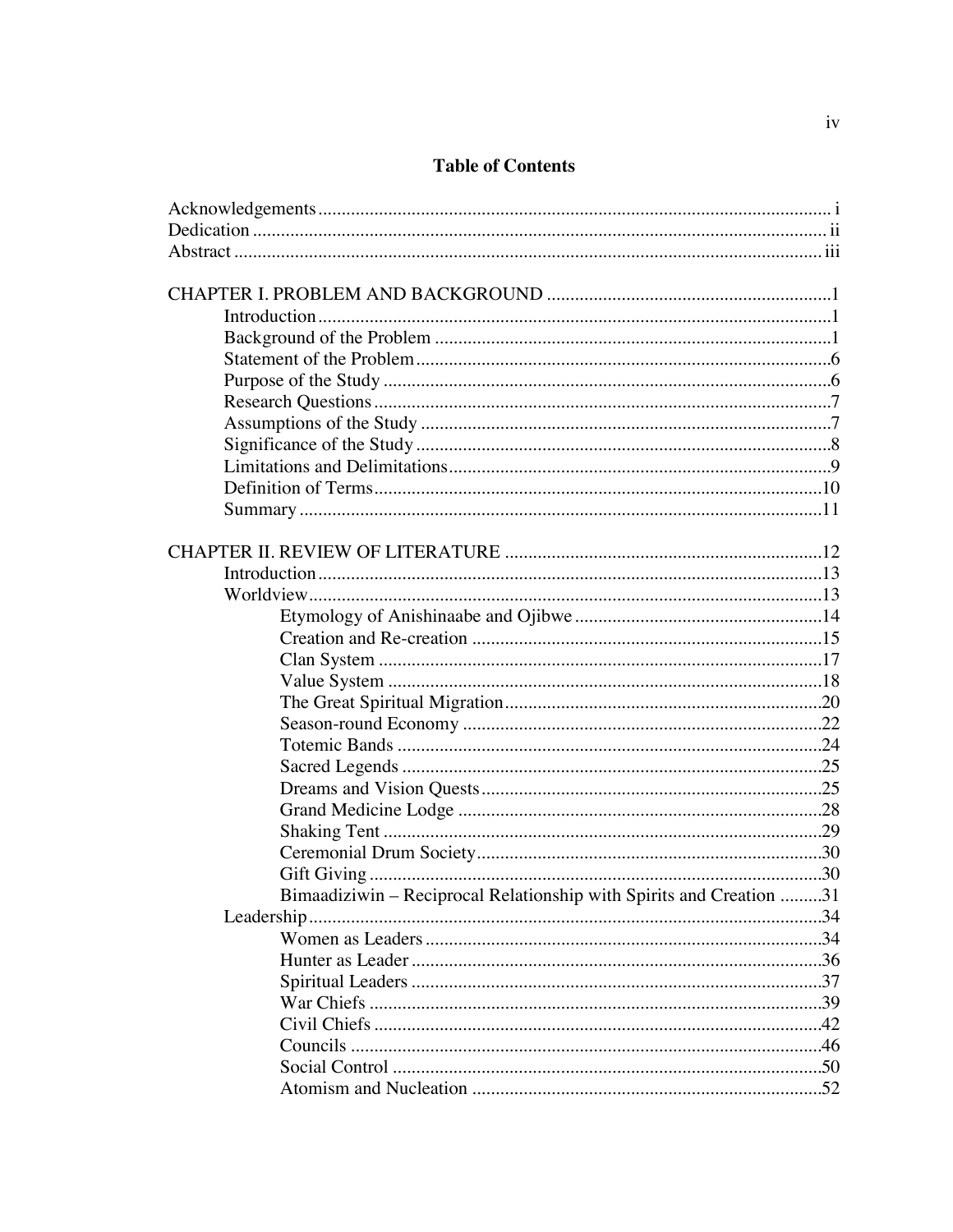# Table of Contents

Acknowledgements ..... i
Dedication ..... ii
Abstract ..... iii

CHAPTER I. PROBLEM AND BACKGROUND ..... 1
- Introduction ..... 1
- Background of the Problem ..... 1
- Statement of the Problem ..... 6
- Purpose of the Study ..... 6
- Research Questions ..... 7
- Assumptions of the Study ..... 7
- Significance of the Study ..... 8
- Limitations and Delimitations ..... 9
- Definition of Terms ..... 10
- Summary ..... 11

CHAPTER II. REVIEW OF LITERATURE ..... 12
- Introduction ..... 13
- Worldview ..... 13
  - Etymology of Anishinaabe and Ojibwe ..... 14
  - Creation and Re-creation ..... 15
  - Clan System ..... 17
  - Value System ..... 18
  - The Great Spiritual Migration ..... 20
  - Season-round Economy ..... 22
  - Totemic Bands ..... 24
  - Sacred Legends ..... 25
  - Dreams and Vision Quests ..... 25
  - Grand Medicine Lodge ..... 28
  - Shaking Tent ..... 29
  - Ceremonial Drum Society ..... 30
  - Gift Giving ..... 30
  - Bimaadiziwin – Reciprocal Relationship with Spirits and Creation ..... 31
- Leadership ..... 34
  - Women as Leaders ..... 34
  - Hunter as Leader ..... 36
  - Spiritual Leaders ..... 37
  - War Chiefs ..... 39
  - Civil Chiefs ..... 42
  - Councils ..... 46
  - Social Control ..... 50
  - Atomism and Nucleation ..... 52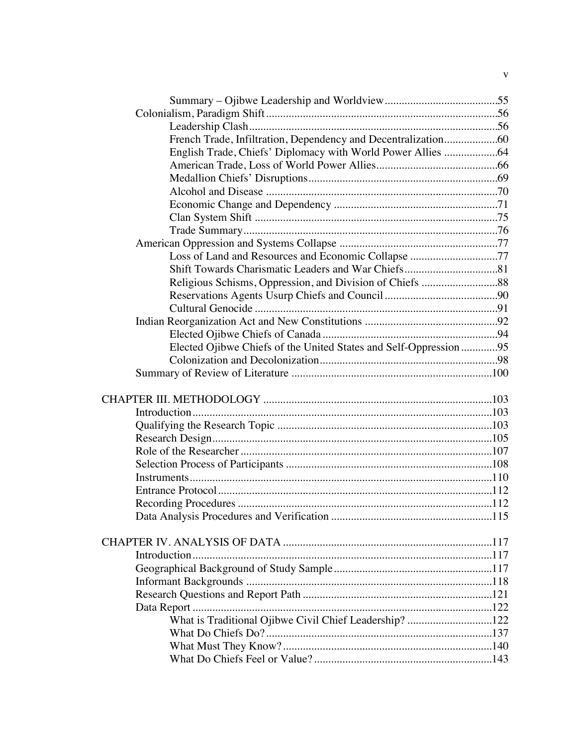Summary – Ojibwe Leadership and Worldview ....................................... 55

Colonialism, Paradigm Shift ................................................................................ 56

Leadership Clash ....................................................................................... 56

French Trade, Infiltration, Dependency and Decentralization ................... 60

English Trade, Chiefs' Diplomacy with World Power Allies ................... 64

American Trade, Loss of World Power Allies ........................................... 66

Medallion Chiefs' Disruptions ................................................................... 69

Alcohol and Disease .................................................................................. 70

Economic Change and Dependency .......................................................... 71

Clan System Shift ...................................................................................... 75

Trade Summary .......................................................................................... 76

American Oppression and Systems Collapse ........................................................ 77

Loss of Land and Resources and Economic Collapse ............................... 77

Shift Towards Charismatic Leaders and War Chiefs ................................. 81

Religious Schisms, Oppression, and Division of Chiefs ........................... 88

Reservations Agents Usurp Chiefs and Council ........................................ 90

Cultural Genocide ...................................................................................... 91

Indian Reorganization Act and New Constitutions ............................................... 92

Elected Ojibwe Chiefs of Canada .............................................................. 94

Elected Ojibwe Chiefs of the United States and Self-Oppression ............. 95

Colonization and Decolonization ............................................................... 98

Summary of Review of Literature ....................................................................... 100

CHAPTER III. METHODOLOGY ................................................................................ 103

Introduction ......................................................................................................... 103

Qualifying the Research Topic ........................................................................... 103

Research Design .................................................................................................. 105

Role of the Researcher ........................................................................................ 107

Selection Process of Participants ........................................................................ 108

Instruments .......................................................................................................... 110

Entrance Protocol ................................................................................................ 112

Recording Procedures ......................................................................................... 112

Data Analysis Procedures and Verification ........................................................ 115

CHAPTER IV. ANALYSIS OF DATA ......................................................................... 117

Introduction ......................................................................................................... 117

Geographical Background of Study Sample ....................................................... 117

Informant Backgrounds ...................................................................................... 118

Research Questions and Report Path .................................................................. 121

Data Report ......................................................................................................... 122

What is Traditional Ojibwe Civil Chief Leadership? .............................. 122

What Do Chiefs Do? ............................................................................... 137

What Must They Know? ......................................................................... 140

What Do Chiefs Feel or Value? .............................................................. 143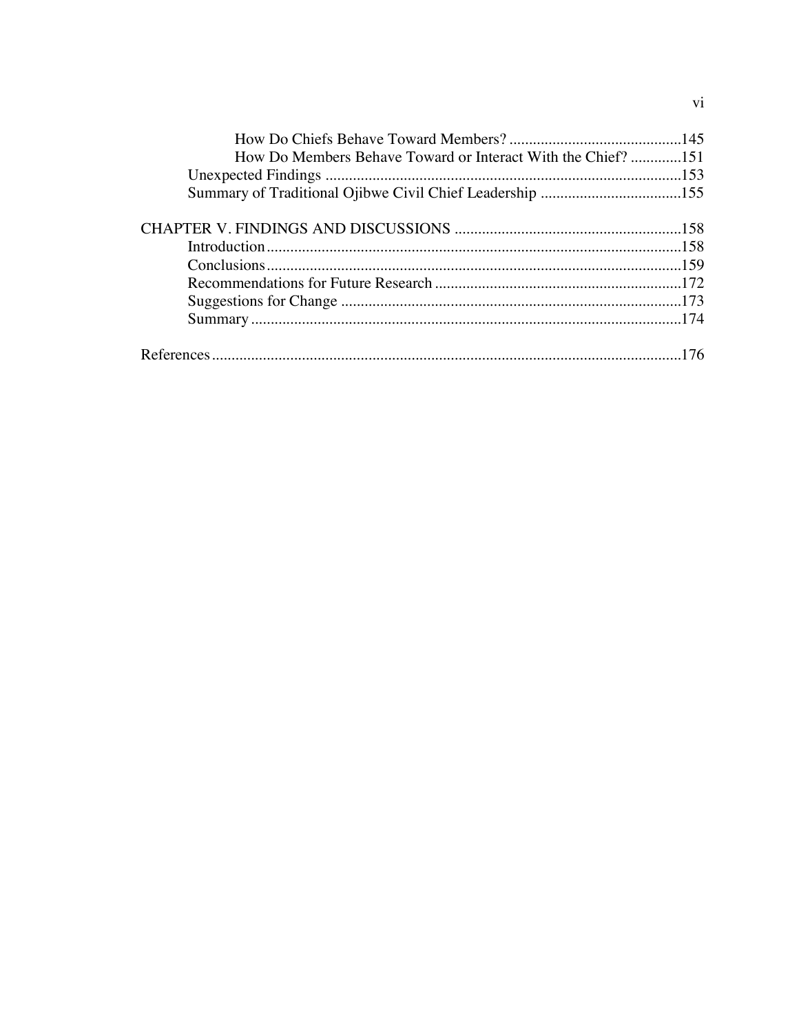How Do Chiefs Behave Toward Members? ....................................................145
How Do Members Behave Toward or Interact With the Chief? .............151
Unexpected Findings ...........................................................................................153
Summary of Traditional Ojibwe Civil Chief Leadership ....................................155

CHAPTER V. FINDINGS AND DISCUSSIONS ..........................................................158
Introduction..........................................................................................................158
Conclusions..........................................................................................................159
Recommendations for Future Research ...............................................................172
Suggestions for Change .......................................................................................173
Summary .............................................................................................................174

References.......................................................................................................................176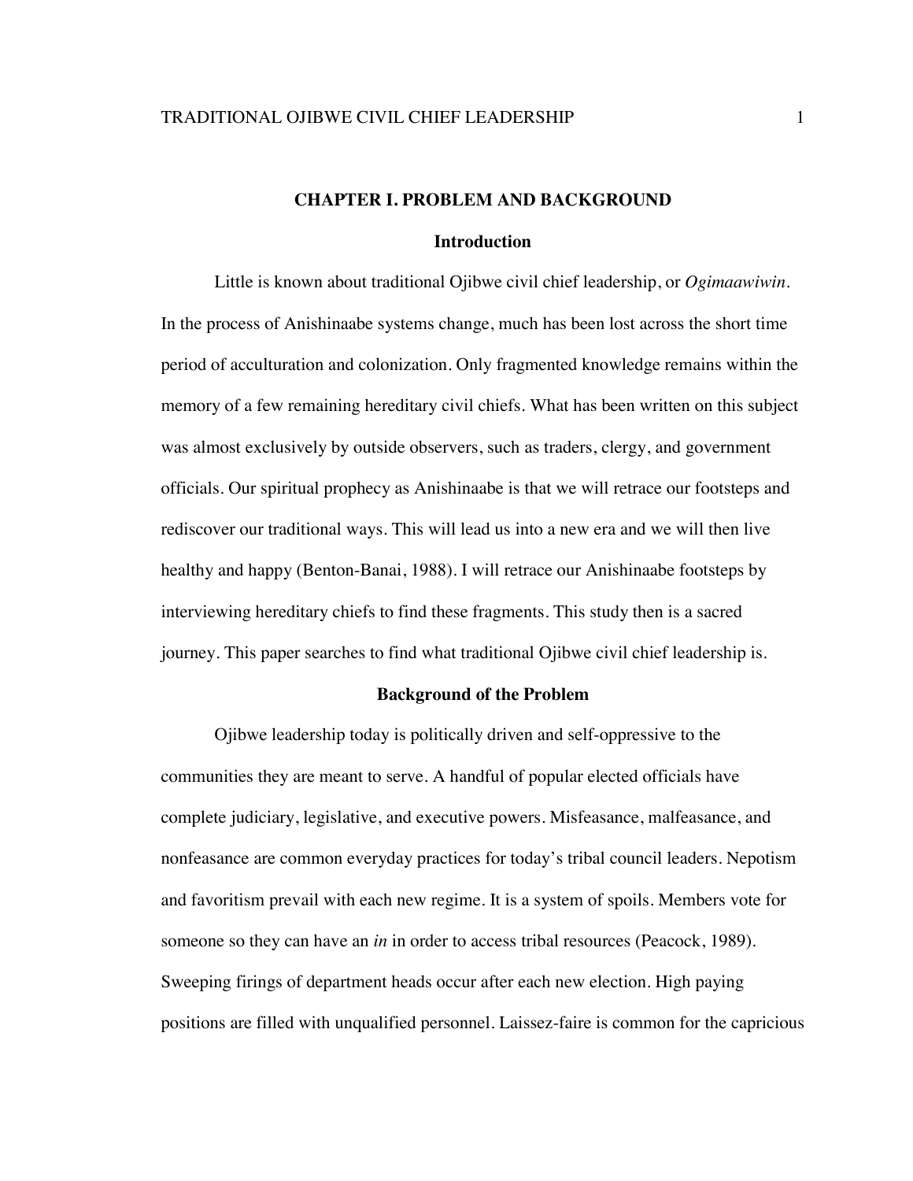# CHAPTER I. PROBLEM AND BACKGROUND

## Introduction

Little is known about traditional Ojibwe civil chief leadership, or *Ogimaawiwin*. In the process of Anishinaabe systems change, much has been lost across the short time period of acculturation and colonization. Only fragmented knowledge remains within the memory of a few remaining hereditary civil chiefs. What has been written on this subject was almost exclusively by outside observers, such as traders, clergy, and government officials. Our spiritual prophecy as Anishinaabe is that we will retrace our footsteps and rediscover our traditional ways. This will lead us into a new era and we will then live healthy and happy (Benton-Banai, 1988). I will retrace our Anishinaabe footsteps by interviewing hereditary chiefs to find these fragments. This study then is a sacred journey. This paper searches to find what traditional Ojibwe civil chief leadership is.

## Background of the Problem

Ojibwe leadership today is politically driven and self-oppressive to the communities they are meant to serve. A handful of popular elected officials have complete judiciary, legislative, and executive powers. Misfeasance, malfeasance, and nonfeasance are common everyday practices for today's tribal council leaders. Nepotism and favoritism prevail with each new regime. It is a system of spoils. Members vote for someone so they can have an *in* in order to access tribal resources (Peacock, 1989). Sweeping firings of department heads occur after each new election. High paying positions are filled with unqualified personnel. Laissez-faire is common for the capricious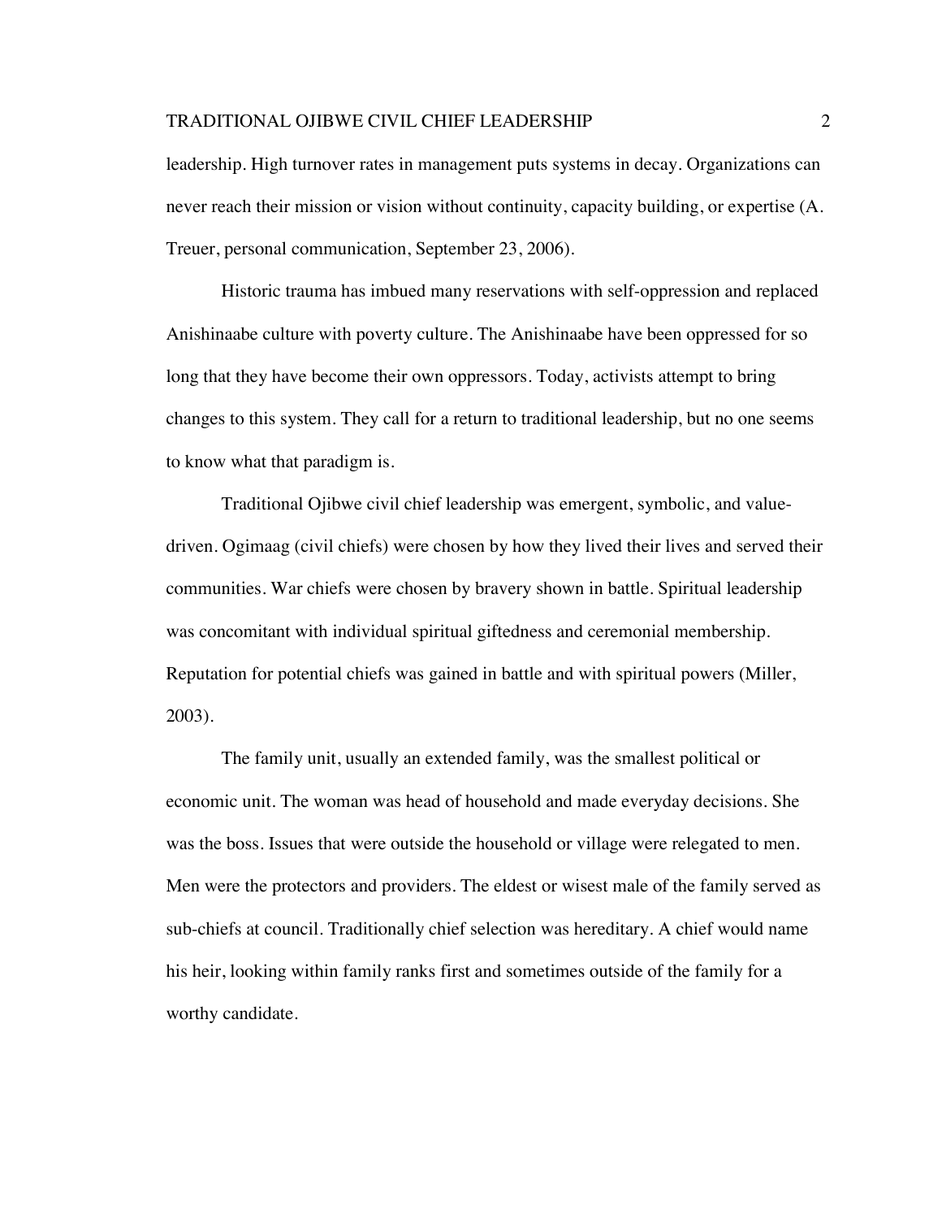leadership. High turnover rates in management puts systems in decay. Organizations can never reach their mission or vision without continuity, capacity building, or expertise (A. Treuer, personal communication, September 23, 2006).

Historic trauma has imbued many reservations with self-oppression and replaced Anishinaabe culture with poverty culture. The Anishinaabe have been oppressed for so long that they have become their own oppressors. Today, activists attempt to bring changes to this system. They call for a return to traditional leadership, but no one seems to know what that paradigm is.

Traditional Ojibwe civil chief leadership was emergent, symbolic, and value-driven. Ogimaag (civil chiefs) were chosen by how they lived their lives and served their communities. War chiefs were chosen by bravery shown in battle. Spiritual leadership was concomitant with individual spiritual giftedness and ceremonial membership. Reputation for potential chiefs was gained in battle and with spiritual powers (Miller, 2003).

The family unit, usually an extended family, was the smallest political or economic unit. The woman was head of household and made everyday decisions. She was the boss. Issues that were outside the household or village were relegated to men. Men were the protectors and providers. The eldest or wisest male of the family served as sub-chiefs at council. Traditionally chief selection was hereditary. A chief would name his heir, looking within family ranks first and sometimes outside of the family for a worthy candidate.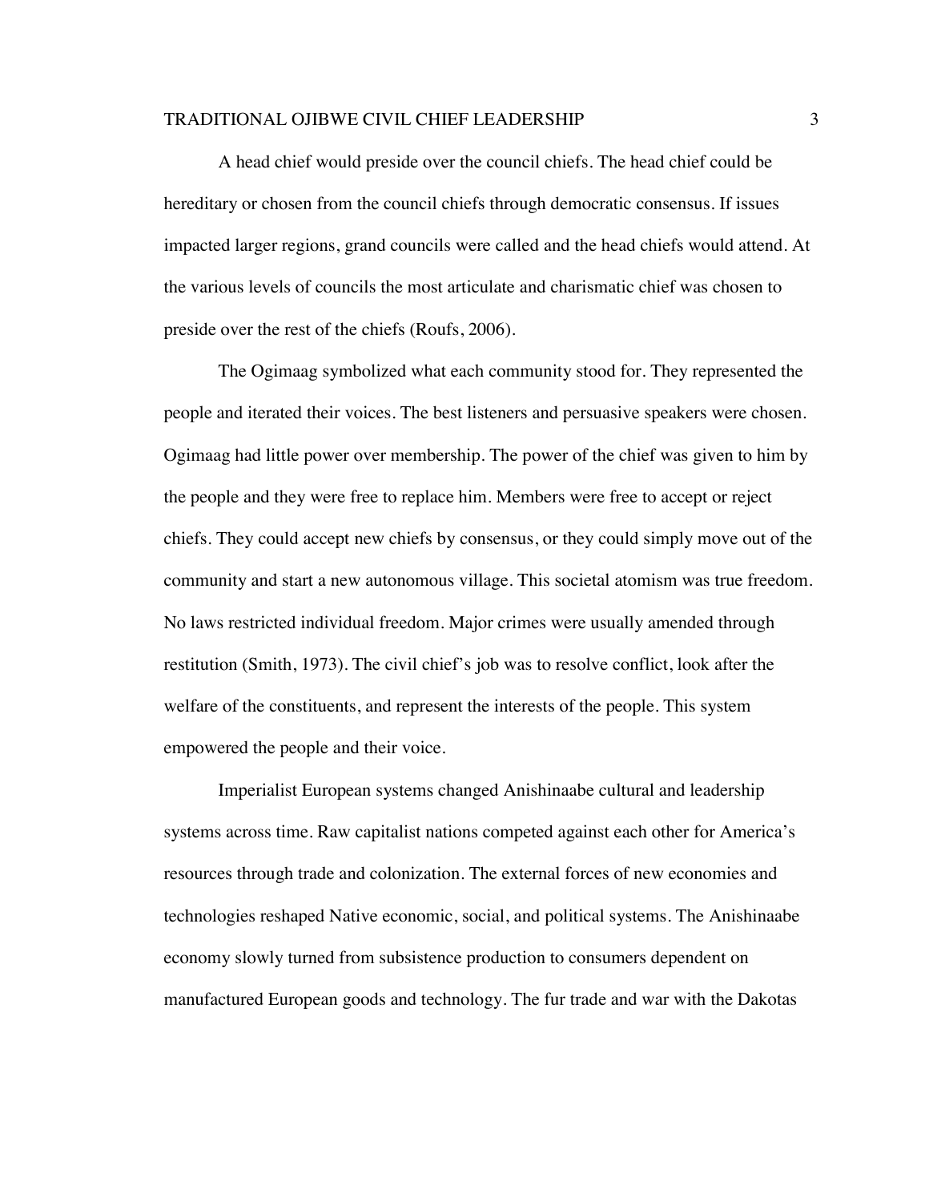A head chief would preside over the council chiefs. The head chief could be hereditary or chosen from the council chiefs through democratic consensus. If issues impacted larger regions, grand councils were called and the head chiefs would attend. At the various levels of councils the most articulate and charismatic chief was chosen to preside over the rest of the chiefs (Roufs, 2006).

The Ogimaag symbolized what each community stood for. They represented the people and iterated their voices. The best listeners and persuasive speakers were chosen. Ogimaag had little power over membership. The power of the chief was given to him by the people and they were free to replace him. Members were free to accept or reject chiefs. They could accept new chiefs by consensus, or they could simply move out of the community and start a new autonomous village. This societal atomism was true freedom. No laws restricted individual freedom. Major crimes were usually amended through restitution (Smith, 1973). The civil chief's job was to resolve conflict, look after the welfare of the constituents, and represent the interests of the people. This system empowered the people and their voice.

Imperialist European systems changed Anishinaabe cultural and leadership systems across time. Raw capitalist nations competed against each other for America's resources through trade and colonization. The external forces of new economies and technologies reshaped Native economic, social, and political systems. The Anishinaabe economy slowly turned from subsistence production to consumers dependent on manufactured European goods and technology. The fur trade and war with the Dakotas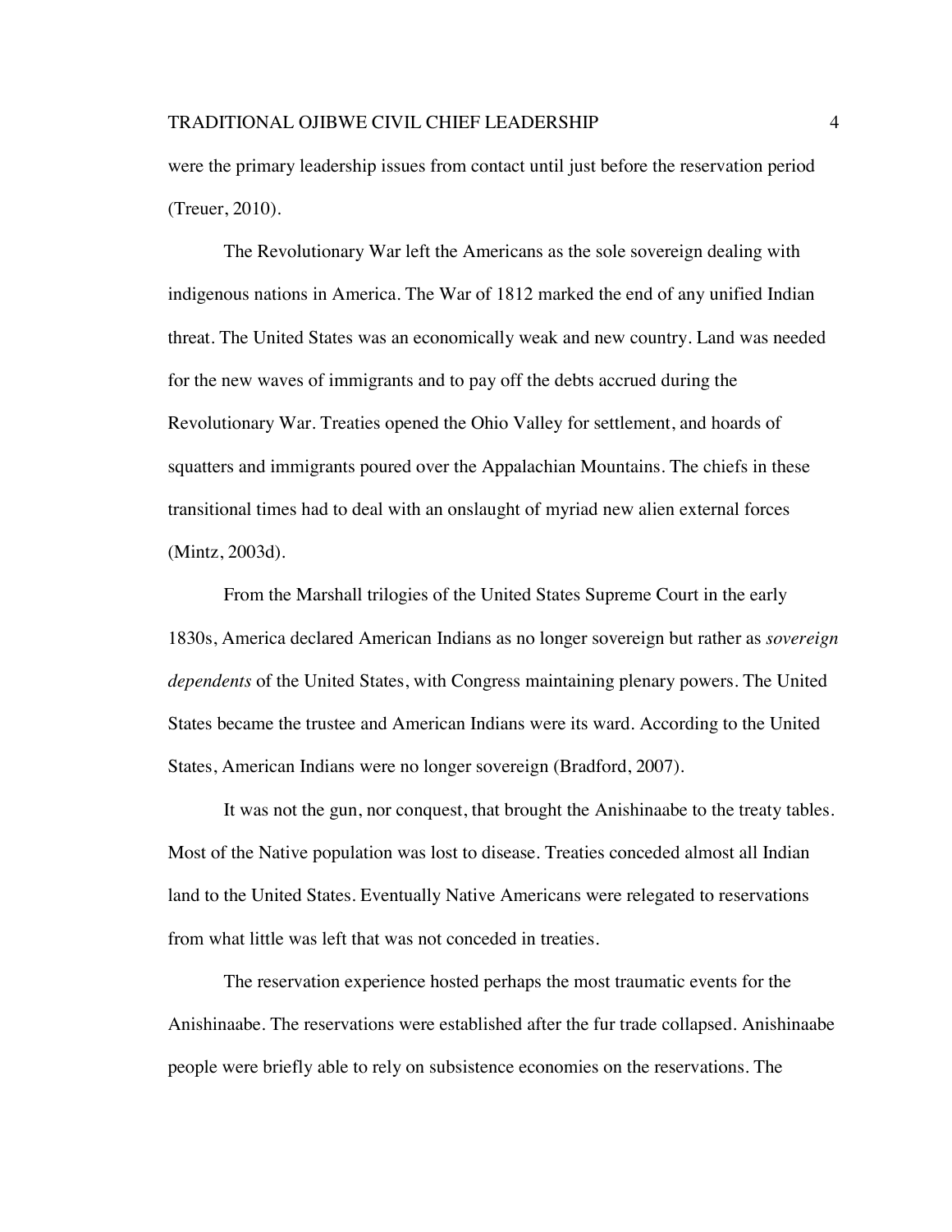were the primary leadership issues from contact until just before the reservation period (Treuer, 2010).

The Revolutionary War left the Americans as the sole sovereign dealing with indigenous nations in America. The War of 1812 marked the end of any unified Indian threat. The United States was an economically weak and new country. Land was needed for the new waves of immigrants and to pay off the debts accrued during the Revolutionary War. Treaties opened the Ohio Valley for settlement, and hoards of squatters and immigrants poured over the Appalachian Mountains. The chiefs in these transitional times had to deal with an onslaught of myriad new alien external forces (Mintz, 2003d).

From the Marshall trilogies of the United States Supreme Court in the early 1830s, America declared American Indians as no longer sovereign but rather as *sovereign dependents* of the United States, with Congress maintaining plenary powers. The United States became the trustee and American Indians were its ward. According to the United States, American Indians were no longer sovereign (Bradford, 2007).

It was not the gun, nor conquest, that brought the Anishinaabe to the treaty tables. Most of the Native population was lost to disease. Treaties conceded almost all Indian land to the United States. Eventually Native Americans were relegated to reservations from what little was left that was not conceded in treaties.

The reservation experience hosted perhaps the most traumatic events for the Anishinaabe. The reservations were established after the fur trade collapsed. Anishinaabe people were briefly able to rely on subsistence economies on the reservations. The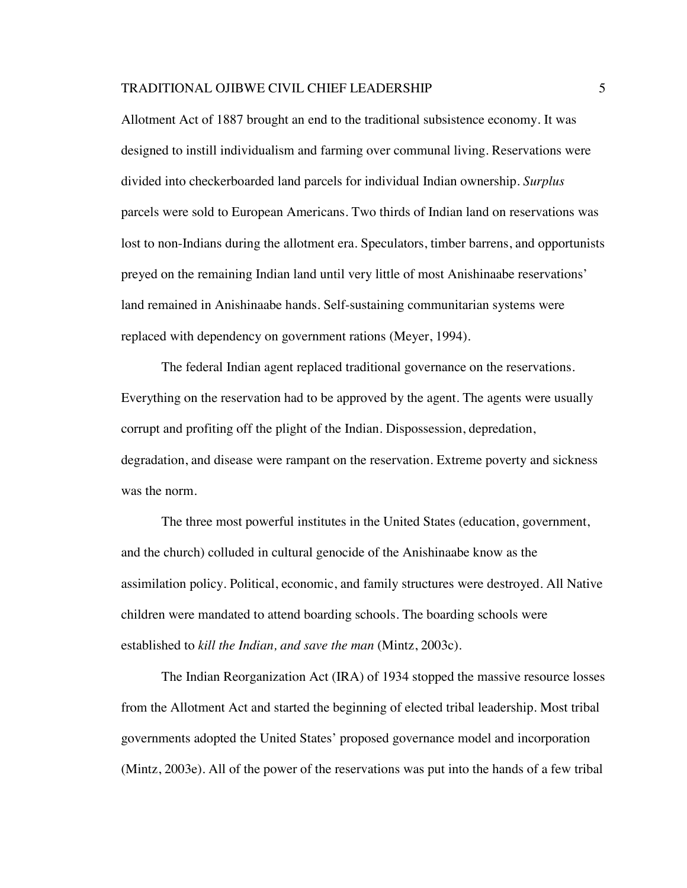Allotment Act of 1887 brought an end to the traditional subsistence economy. It was designed to instill individualism and farming over communal living. Reservations were divided into checkerboarded land parcels for individual Indian ownership. *Surplus* parcels were sold to European Americans. Two thirds of Indian land on reservations was lost to non-Indians during the allotment era. Speculators, timber barrens, and opportunists preyed on the remaining Indian land until very little of most Anishinaabe reservations' land remained in Anishinaabe hands. Self-sustaining communitarian systems were replaced with dependency on government rations (Meyer, 1994).

The federal Indian agent replaced traditional governance on the reservations. Everything on the reservation had to be approved by the agent. The agents were usually corrupt and profiting off the plight of the Indian. Dispossession, depredation, degradation, and disease were rampant on the reservation. Extreme poverty and sickness was the norm.

The three most powerful institutes in the United States (education, government, and the church) colluded in cultural genocide of the Anishinaabe know as the assimilation policy. Political, economic, and family structures were destroyed. All Native children were mandated to attend boarding schools. The boarding schools were established to *kill the Indian, and save the man* (Mintz, 2003c).

The Indian Reorganization Act (IRA) of 1934 stopped the massive resource losses from the Allotment Act and started the beginning of elected tribal leadership. Most tribal governments adopted the United States' proposed governance model and incorporation (Mintz, 2003e). All of the power of the reservations was put into the hands of a few tribal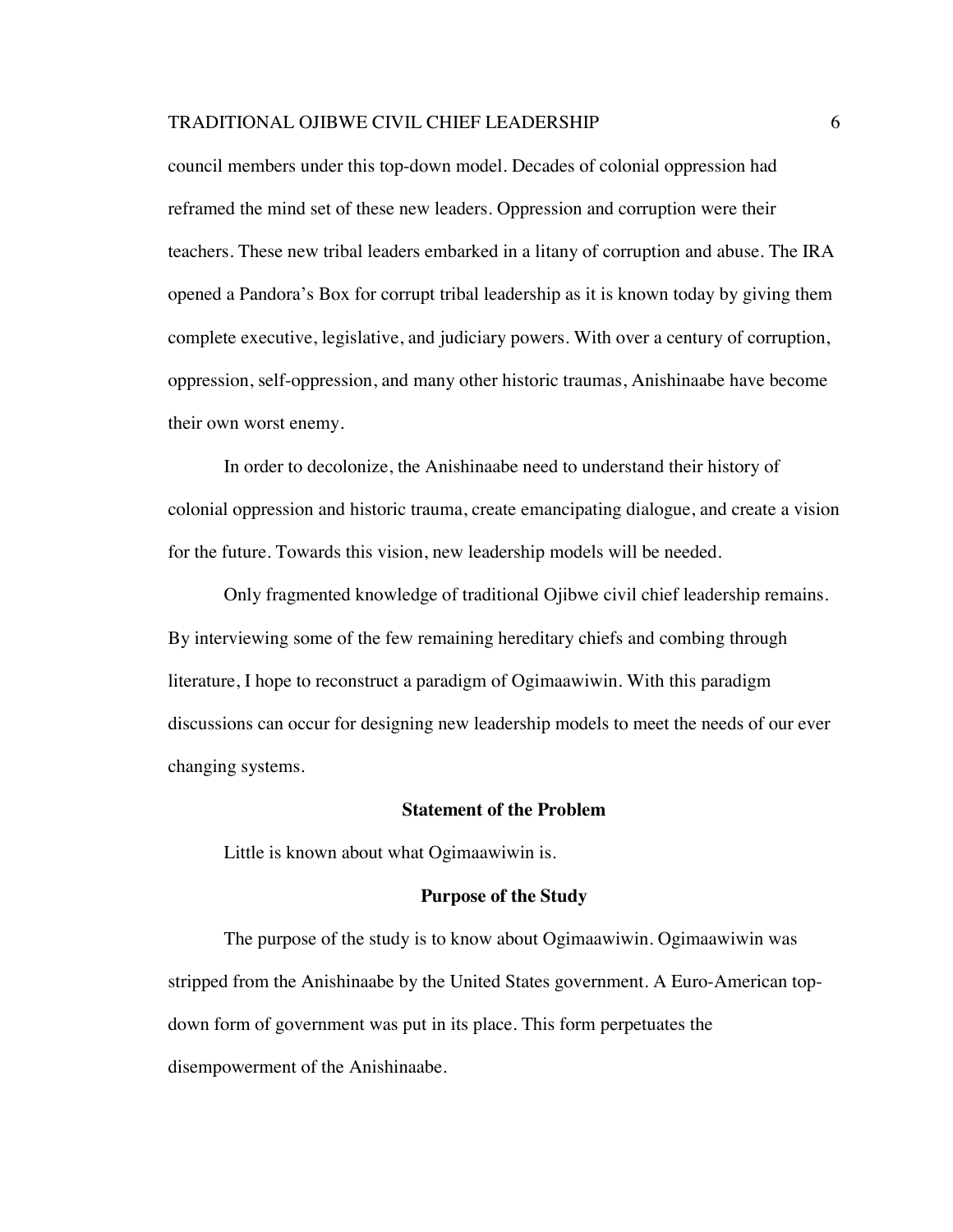council members under this top-down model. Decades of colonial oppression had reframed the mind set of these new leaders. Oppression and corruption were their teachers. These new tribal leaders embarked in a litany of corruption and abuse. The IRA opened a Pandora's Box for corrupt tribal leadership as it is known today by giving them complete executive, legislative, and judiciary powers. With over a century of corruption, oppression, self-oppression, and many other historic traumas, Anishinaabe have become their own worst enemy.

In order to decolonize, the Anishinaabe need to understand their history of colonial oppression and historic trauma, create emancipating dialogue, and create a vision for the future. Towards this vision, new leadership models will be needed.

Only fragmented knowledge of traditional Ojibwe civil chief leadership remains. By interviewing some of the few remaining hereditary chiefs and combing through literature, I hope to reconstruct a paradigm of Ogimaawiwin. With this paradigm discussions can occur for designing new leadership models to meet the needs of our ever changing systems.

## Statement of the Problem

Little is known about what Ogimaawiwin is.

## Purpose of the Study

The purpose of the study is to know about Ogimaawiwin. Ogimaawiwin was stripped from the Anishinaabe by the United States government. A Euro-American top-down form of government was put in its place. This form perpetuates the disempowerment of the Anishinaabe.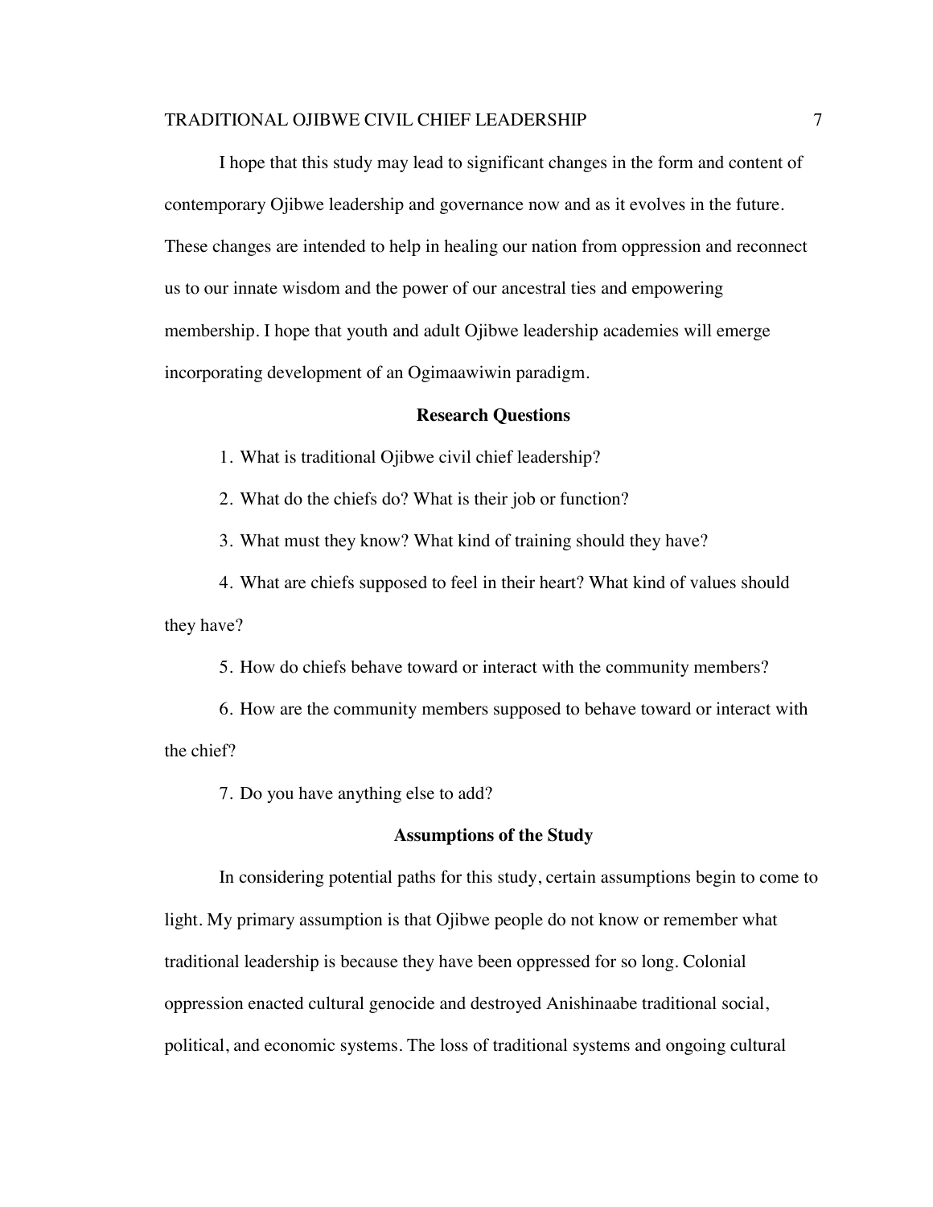I hope that this study may lead to significant changes in the form and content of contemporary Ojibwe leadership and governance now and as it evolves in the future. These changes are intended to help in healing our nation from oppression and reconnect us to our innate wisdom and the power of our ancestral ties and empowering membership. I hope that youth and adult Ojibwe leadership academies will emerge incorporating development of an Ogimaawiwin paradigm.

## Research Questions

1. What is traditional Ojibwe civil chief leadership?
2. What do the chiefs do? What is their job or function?
3. What must they know? What kind of training should they have?
4. What are chiefs supposed to feel in their heart? What kind of values should they have?
5. How do chiefs behave toward or interact with the community members?
6. How are the community members supposed to behave toward or interact with the chief?
7. Do you have anything else to add?

## Assumptions of the Study

In considering potential paths for this study, certain assumptions begin to come to light. My primary assumption is that Ojibwe people do not know or remember what traditional leadership is because they have been oppressed for so long. Colonial oppression enacted cultural genocide and destroyed Anishinaabe traditional social, political, and economic systems. The loss of traditional systems and ongoing cultural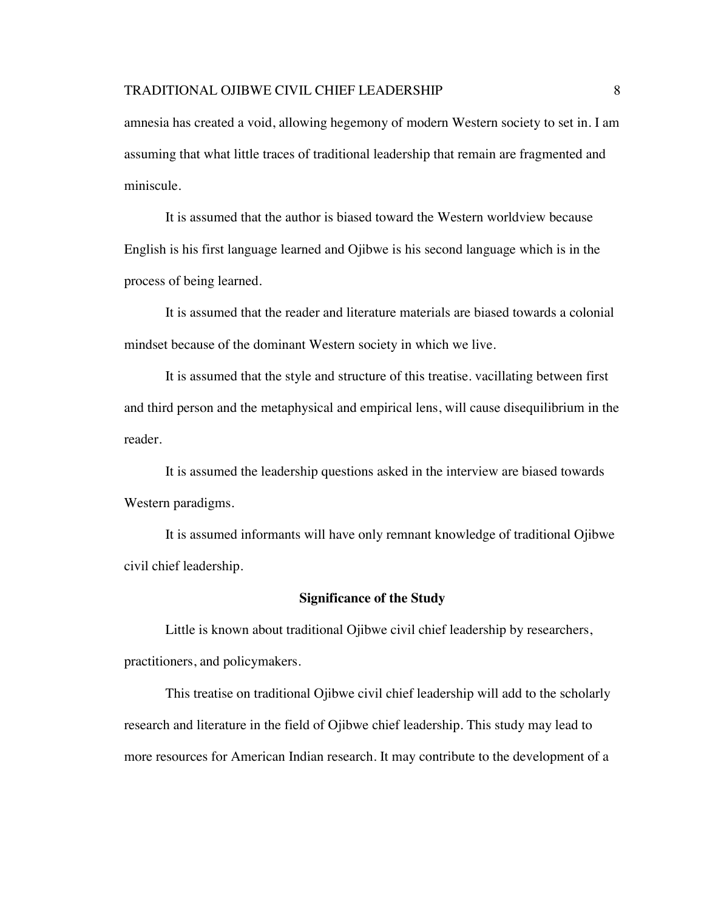amnesia has created a void, allowing hegemony of modern Western society to set in. I am assuming that what little traces of traditional leadership that remain are fragmented and miniscule.

It is assumed that the author is biased toward the Western worldview because English is his first language learned and Ojibwe is his second language which is in the process of being learned.

It is assumed that the reader and literature materials are biased towards a colonial mindset because of the dominant Western society in which we live.

It is assumed that the style and structure of this treatise. vacillating between first and third person and the metaphysical and empirical lens, will cause disequilibrium in the reader.

It is assumed the leadership questions asked in the interview are biased towards Western paradigms.

It is assumed informants will have only remnant knowledge of traditional Ojibwe civil chief leadership.

## Significance of the Study

Little is known about traditional Ojibwe civil chief leadership by researchers, practitioners, and policymakers.

This treatise on traditional Ojibwe civil chief leadership will add to the scholarly research and literature in the field of Ojibwe chief leadership. This study may lead to more resources for American Indian research. It may contribute to the development of a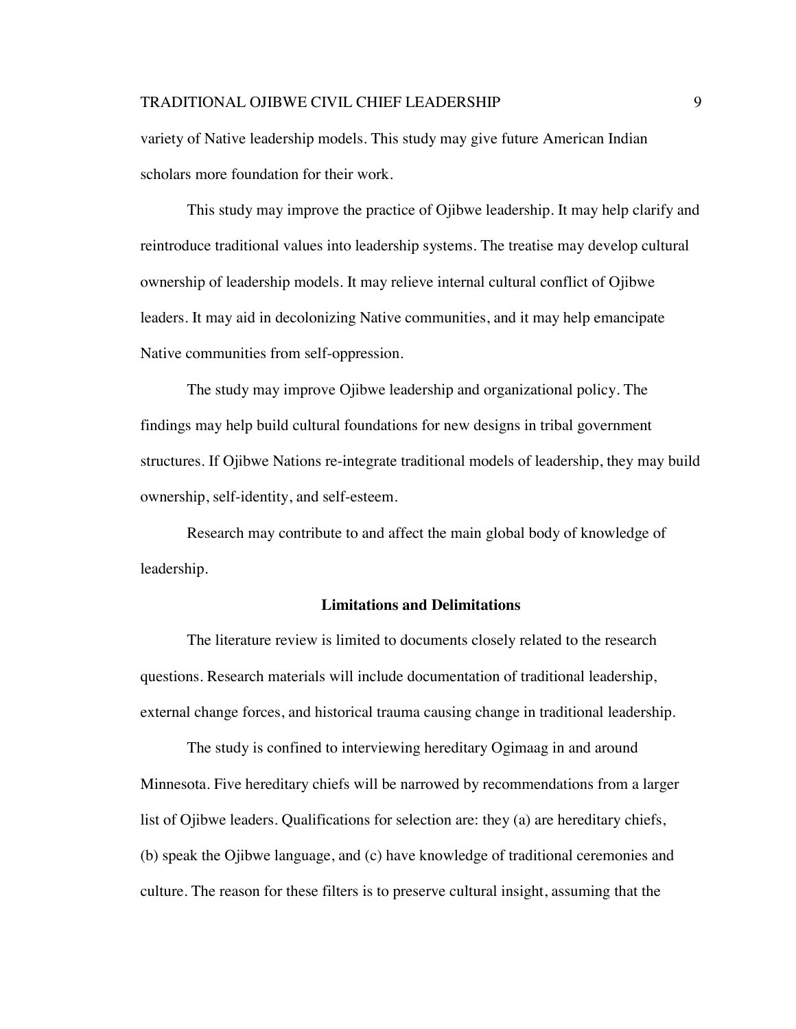variety of Native leadership models. This study may give future American Indian scholars more foundation for their work.

This study may improve the practice of Ojibwe leadership. It may help clarify and reintroduce traditional values into leadership systems. The treatise may develop cultural ownership of leadership models. It may relieve internal cultural conflict of Ojibwe leaders. It may aid in decolonizing Native communities, and it may help emancipate Native communities from self-oppression.

The study may improve Ojibwe leadership and organizational policy. The findings may help build cultural foundations for new designs in tribal government structures. If Ojibwe Nations re-integrate traditional models of leadership, they may build ownership, self-identity, and self-esteem.

Research may contribute to and affect the main global body of knowledge of leadership.

## Limitations and Delimitations

The literature review is limited to documents closely related to the research questions. Research materials will include documentation of traditional leadership, external change forces, and historical trauma causing change in traditional leadership.

The study is confined to interviewing hereditary Ogimaag in and around Minnesota. Five hereditary chiefs will be narrowed by recommendations from a larger list of Ojibwe leaders. Qualifications for selection are: they (a) are hereditary chiefs, (b) speak the Ojibwe language, and (c) have knowledge of traditional ceremonies and culture. The reason for these filters is to preserve cultural insight, assuming that the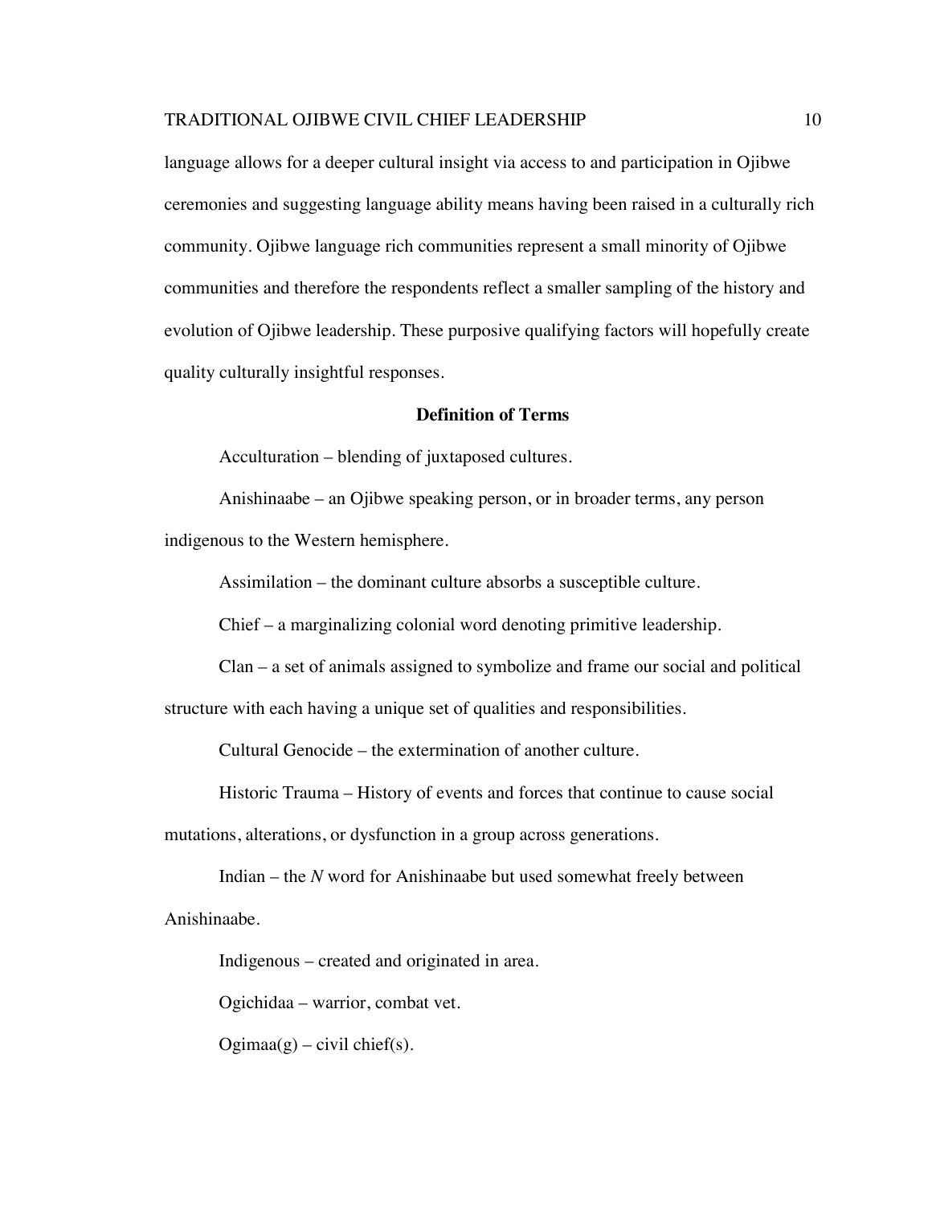language allows for a deeper cultural insight via access to and participation in Ojibwe ceremonies and suggesting language ability means having been raised in a culturally rich community. Ojibwe language rich communities represent a small minority of Ojibwe communities and therefore the respondents reflect a smaller sampling of the history and evolution of Ojibwe leadership. These purposive qualifying factors will hopefully create quality culturally insightful responses.

## Definition of Terms

Acculturation – blending of juxtaposed cultures.

Anishinaabe – an Ojibwe speaking person, or in broader terms, any person indigenous to the Western hemisphere.

Assimilation – the dominant culture absorbs a susceptible culture.

Chief – a marginalizing colonial word denoting primitive leadership.

Clan – a set of animals assigned to symbolize and frame our social and political structure with each having a unique set of qualities and responsibilities.

Cultural Genocide – the extermination of another culture.

Historic Trauma – History of events and forces that continue to cause social mutations, alterations, or dysfunction in a group across generations.

Indian – the *N* word for Anishinaabe but used somewhat freely between Anishinaabe.

Indigenous – created and originated in area.

Ogichidaa – warrior, combat vet.

Ogimaa(g) – civil chief(s).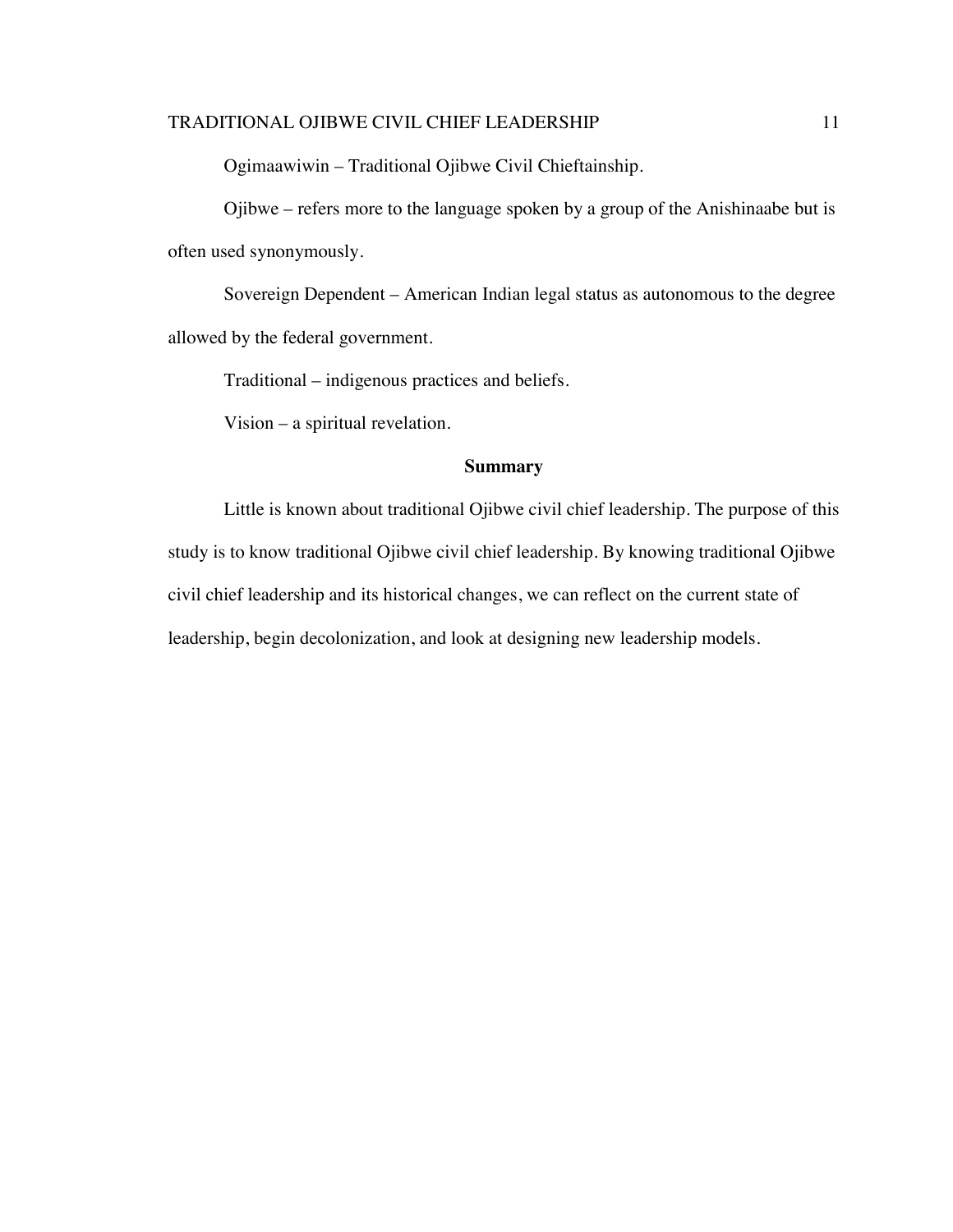Ogimaawiwin – Traditional Ojibwe Civil Chieftainship.

Ojibwe – refers more to the language spoken by a group of the Anishinaabe but is often used synonymously.

Sovereign Dependent – American Indian legal status as autonomous to the degree allowed by the federal government.

Traditional – indigenous practices and beliefs.

Vision – a spiritual revelation.

## Summary

Little is known about traditional Ojibwe civil chief leadership. The purpose of this study is to know traditional Ojibwe civil chief leadership. By knowing traditional Ojibwe civil chief leadership and its historical changes, we can reflect on the current state of leadership, begin decolonization, and look at designing new leadership models.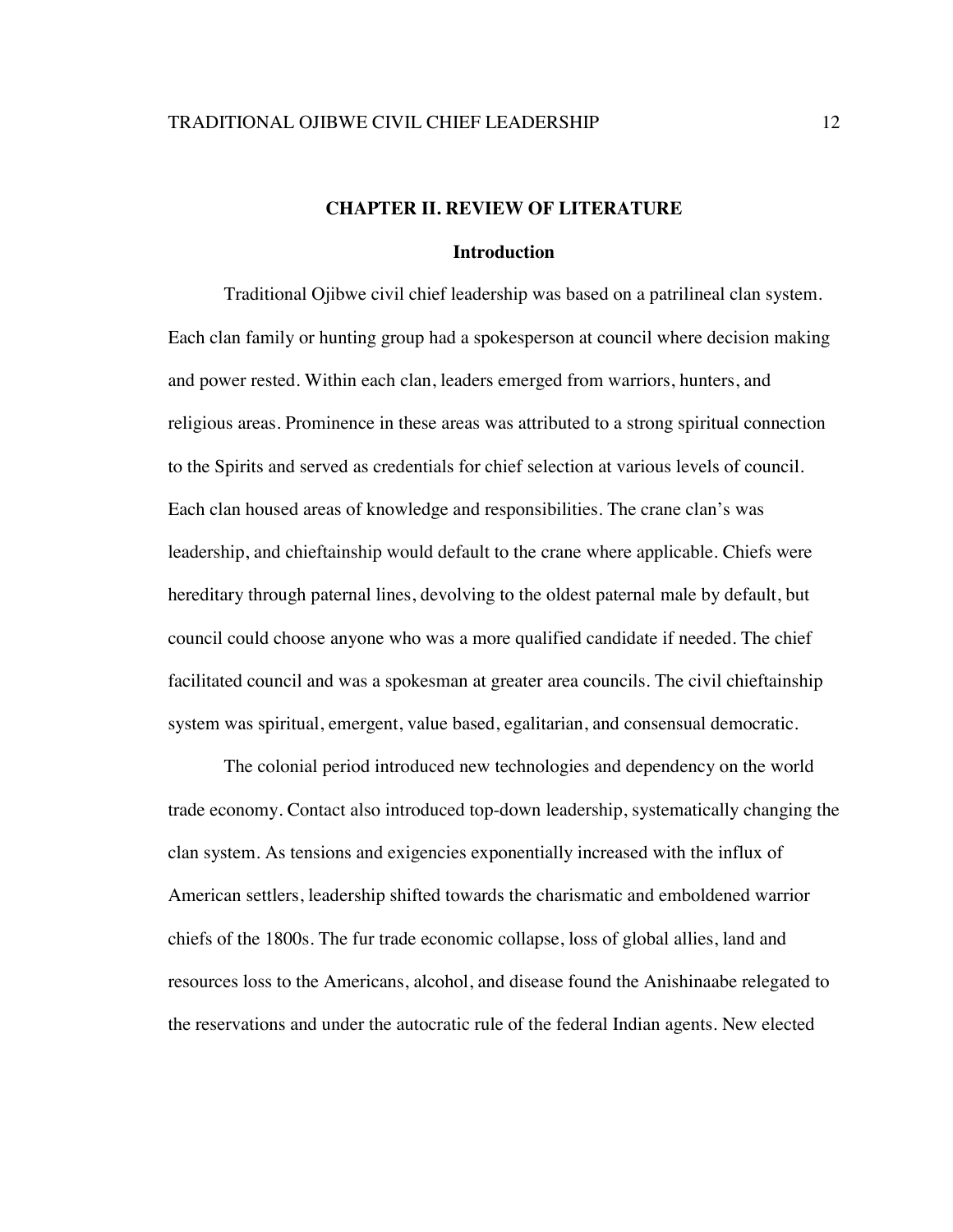# CHAPTER II. REVIEW OF LITERATURE

## Introduction

Traditional Ojibwe civil chief leadership was based on a patrilineal clan system. Each clan family or hunting group had a spokesperson at council where decision making and power rested. Within each clan, leaders emerged from warriors, hunters, and religious areas. Prominence in these areas was attributed to a strong spiritual connection to the Spirits and served as credentials for chief selection at various levels of council. Each clan housed areas of knowledge and responsibilities. The crane clan's was leadership, and chieftainship would default to the crane where applicable. Chiefs were hereditary through paternal lines, devolving to the oldest paternal male by default, but council could choose anyone who was a more qualified candidate if needed. The chief facilitated council and was a spokesman at greater area councils. The civil chieftainship system was spiritual, emergent, value based, egalitarian, and consensual democratic.

The colonial period introduced new technologies and dependency on the world trade economy. Contact also introduced top-down leadership, systematically changing the clan system. As tensions and exigencies exponentially increased with the influx of American settlers, leadership shifted towards the charismatic and emboldened warrior chiefs of the 1800s. The fur trade economic collapse, loss of global allies, land and resources loss to the Americans, alcohol, and disease found the Anishinaabe relegated to the reservations and under the autocratic rule of the federal Indian agents. New elected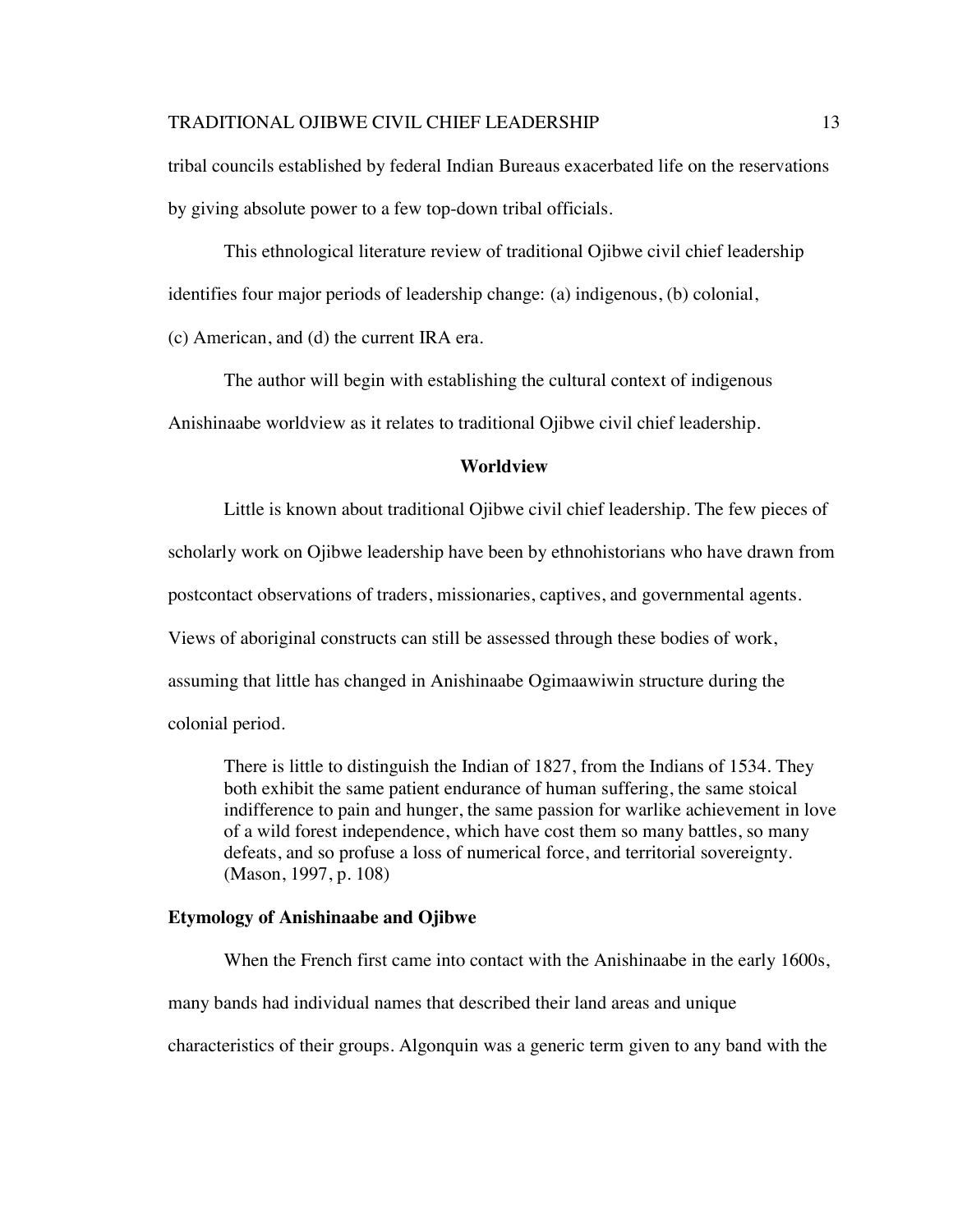tribal councils established by federal Indian Bureaus exacerbated life on the reservations by giving absolute power to a few top-down tribal officials.

This ethnological literature review of traditional Ojibwe civil chief leadership identifies four major periods of leadership change: (a) indigenous, (b) colonial, (c) American, and (d) the current IRA era.

The author will begin with establishing the cultural context of indigenous Anishinaabe worldview as it relates to traditional Ojibwe civil chief leadership.

## Worldview

Little is known about traditional Ojibwe civil chief leadership. The few pieces of scholarly work on Ojibwe leadership have been by ethnohistorians who have drawn from postcontact observations of traders, missionaries, captives, and governmental agents. Views of aboriginal constructs can still be assessed through these bodies of work, assuming that little has changed in Anishinaabe Ogimaawiwin structure during the colonial period.

> There is little to distinguish the Indian of 1827, from the Indians of 1534. They both exhibit the same patient endurance of human suffering, the same stoical indifference to pain and hunger, the same passion for warlike achievement in love of a wild forest independence, which have cost them so many battles, so many defeats, and so profuse a loss of numerical force, and territorial sovereignty. (Mason, 1997, p. 108)

### Etymology of Anishinaabe and Ojibwe

When the French first came into contact with the Anishinaabe in the early 1600s, many bands had individual names that described their land areas and unique characteristics of their groups. Algonquin was a generic term given to any band with the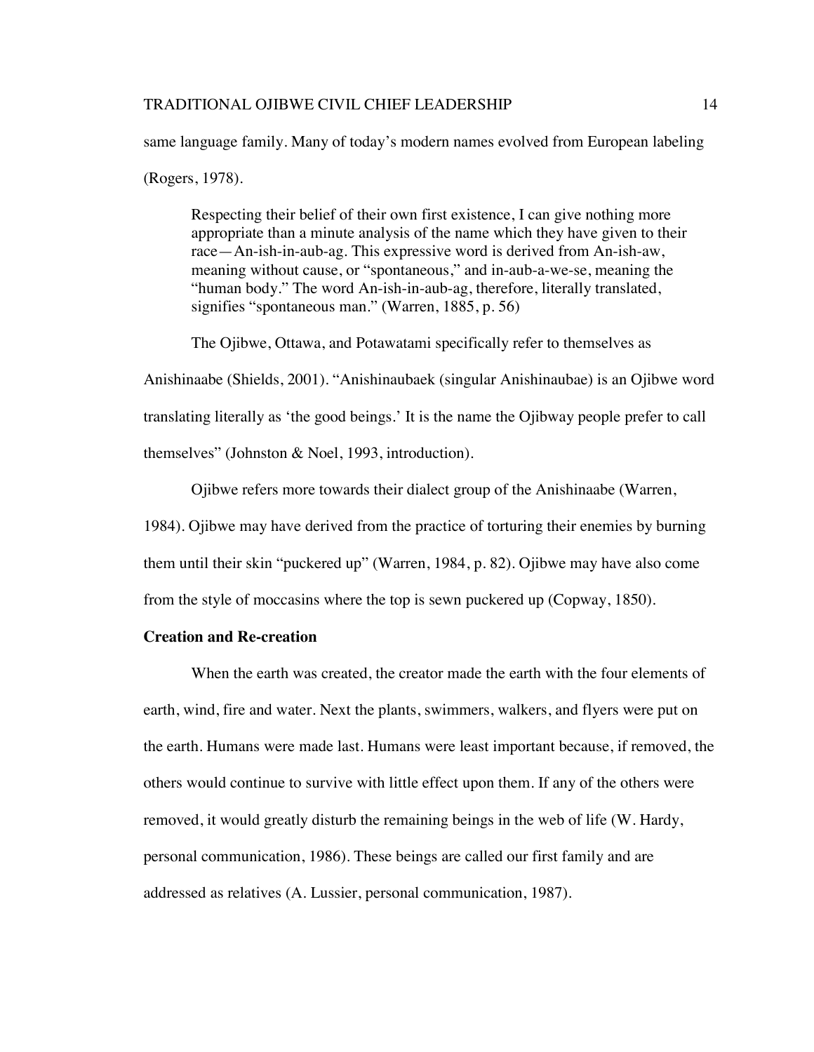same language family. Many of today's modern names evolved from European labeling (Rogers, 1978).

> Respecting their belief of their own first existence, I can give nothing more appropriate than a minute analysis of the name which they have given to their race—An-ish-in-aub-ag. This expressive word is derived from An-ish-aw, meaning without cause, or "spontaneous," and in-aub-a-we-se, meaning the "human body." The word An-ish-in-aub-ag, therefore, literally translated, signifies "spontaneous man." (Warren, 1885, p. 56)

The Ojibwe, Ottawa, and Potawatami specifically refer to themselves as Anishinaabe (Shields, 2001). "Anishinaubaek (singular Anishinaubae) is an Ojibwe word translating literally as 'the good beings.' It is the name the Ojibway people prefer to call themselves" (Johnston & Noel, 1993, introduction).

Ojibwe refers more towards their dialect group of the Anishinaabe (Warren, 1984). Ojibwe may have derived from the practice of torturing their enemies by burning them until their skin "puckered up" (Warren, 1984, p. 82). Ojibwe may have also come from the style of moccasins where the top is sewn puckered up (Copway, 1850).

**Creation and Re-creation**

When the earth was created, the creator made the earth with the four elements of earth, wind, fire and water. Next the plants, swimmers, walkers, and flyers were put on the earth. Humans were made last. Humans were least important because, if removed, the others would continue to survive with little effect upon them. If any of the others were removed, it would greatly disturb the remaining beings in the web of life (W. Hardy, personal communication, 1986). These beings are called our first family and are addressed as relatives (A. Lussier, personal communication, 1987).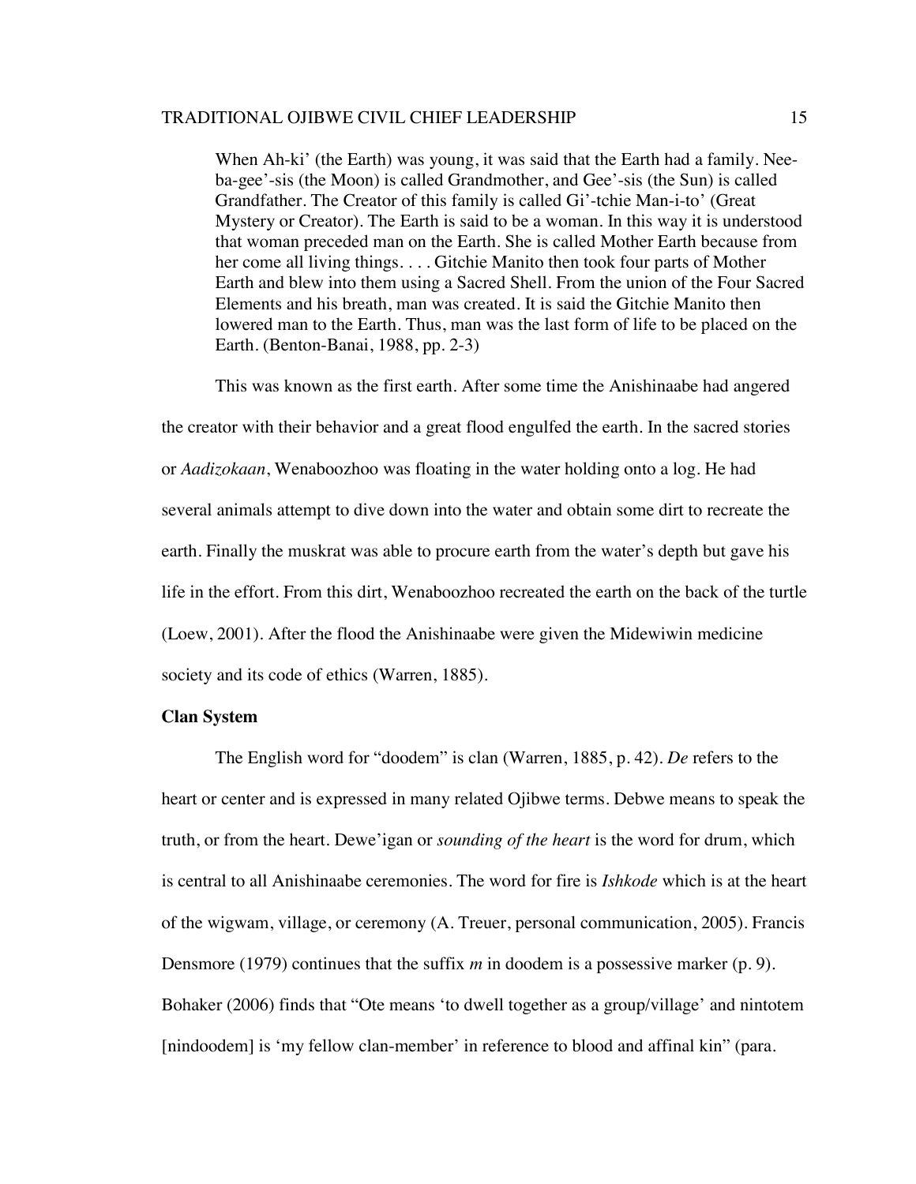> When Ah-ki' (the Earth) was young, it was said that the Earth had a family. Nee-ba-gee'-sis (the Moon) is called Grandmother, and Gee'-sis (the Sun) is called Grandfather. The Creator of this family is called Gi'-tchie Man-i-to' (Great Mystery or Creator). The Earth is said to be a woman. In this way it is understood that woman preceded man on the Earth. She is called Mother Earth because from her come all living things. . . . Gitchie Manito then took four parts of Mother Earth and blew into them using a Sacred Shell. From the union of the Four Sacred Elements and his breath, man was created. It is said the Gitchie Manito then lowered man to the Earth. Thus, man was the last form of life to be placed on the Earth. (Benton-Banai, 1988, pp. 2-3)

This was known as the first earth. After some time the Anishinaabe had angered the creator with their behavior and a great flood engulfed the earth. In the sacred stories or *Aadizokaan*, Wenaboozhoo was floating in the water holding onto a log. He had several animals attempt to dive down into the water and obtain some dirt to recreate the earth. Finally the muskrat was able to procure earth from the water's depth but gave his life in the effort. From this dirt, Wenaboozhoo recreated the earth on the back of the turtle (Loew, 2001). After the flood the Anishinaabe were given the Midewiwin medicine society and its code of ethics (Warren, 1885).

**Clan System**

The English word for "doodem" is clan (Warren, 1885, p. 42). *De* refers to the heart or center and is expressed in many related Ojibwe terms. Debwe means to speak the truth, or from the heart. Dewe'igan or *sounding of the heart* is the word for drum, which is central to all Anishinaabe ceremonies. The word for fire is *Ishkode* which is at the heart of the wigwam, village, or ceremony (A. Treuer, personal communication, 2005). Francis Densmore (1979) continues that the suffix *m* in doodem is a possessive marker (p. 9). Bohaker (2006) finds that "Ote means 'to dwell together as a group/village' and nintotem [nindoodem] is 'my fellow clan-member' in reference to blood and affinal kin" (para.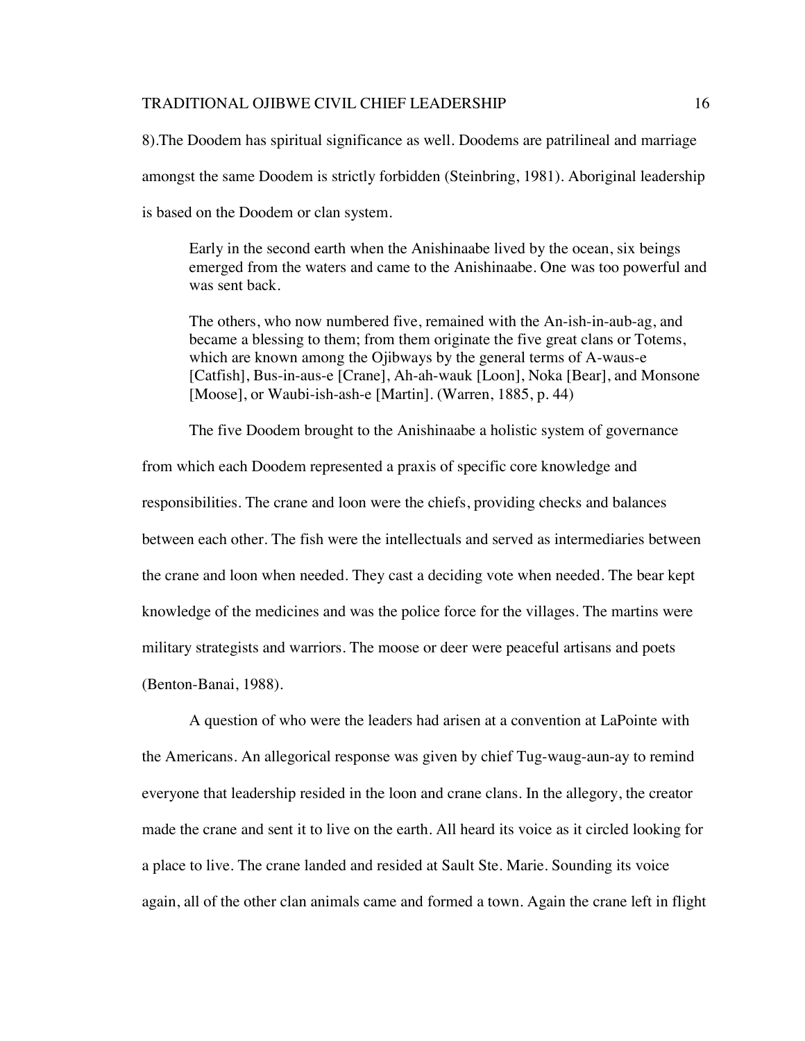8).The Doodem has spiritual significance as well. Doodems are patrilineal and marriage amongst the same Doodem is strictly forbidden (Steinbring, 1981). Aboriginal leadership is based on the Doodem or clan system.

> Early in the second earth when the Anishinaabe lived by the ocean, six beings emerged from the waters and came to the Anishinaabe. One was too powerful and was sent back.
>
> The others, who now numbered five, remained with the An-ish-in-aub-ag, and became a blessing to them; from them originate the five great clans or Totems, which are known among the Ojibways by the general terms of A-waus-e [Catfish], Bus-in-aus-e [Crane], Ah-ah-wauk [Loon], Noka [Bear], and Monsone [Moose], or Waubi-ish-ash-e [Martin]. (Warren, 1885, p. 44)

The five Doodem brought to the Anishinaabe a holistic system of governance from which each Doodem represented a praxis of specific core knowledge and responsibilities. The crane and loon were the chiefs, providing checks and balances between each other. The fish were the intellectuals and served as intermediaries between the crane and loon when needed. They cast a deciding vote when needed. The bear kept knowledge of the medicines and was the police force for the villages. The martins were military strategists and warriors. The moose or deer were peaceful artisans and poets (Benton-Banai, 1988).

A question of who were the leaders had arisen at a convention at LaPointe with the Americans. An allegorical response was given by chief Tug-waug-aun-ay to remind everyone that leadership resided in the loon and crane clans. In the allegory, the creator made the crane and sent it to live on the earth. All heard its voice as it circled looking for a place to live. The crane landed and resided at Sault Ste. Marie. Sounding its voice again, all of the other clan animals came and formed a town. Again the crane left in flight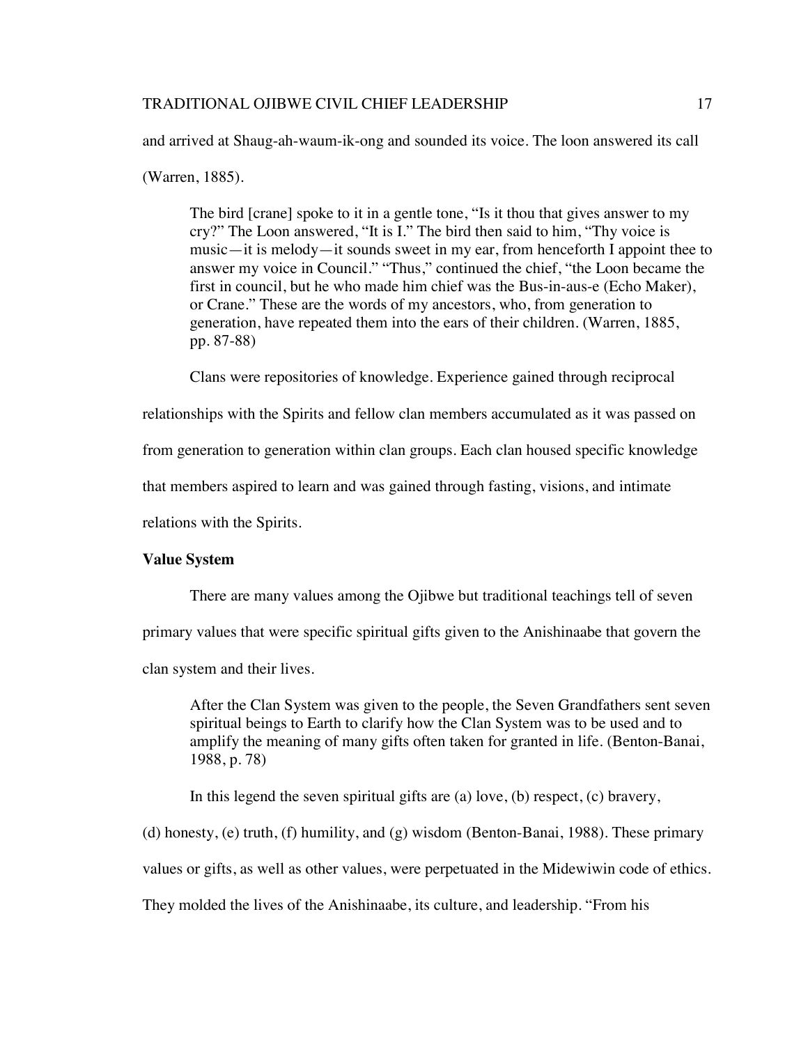and arrived at Shaug-ah-waum-ik-ong and sounded its voice. The loon answered its call (Warren, 1885).

> The bird [crane] spoke to it in a gentle tone, "Is it thou that gives answer to my cry?" The Loon answered, "It is I." The bird then said to him, "Thy voice is music—it is melody—it sounds sweet in my ear, from henceforth I appoint thee to answer my voice in Council." "Thus," continued the chief, "the Loon became the first in council, but he who made him chief was the Bus-in-aus-e (Echo Maker), or Crane." These are the words of my ancestors, who, from generation to generation, have repeated them into the ears of their children. (Warren, 1885, pp. 87-88)

Clans were repositories of knowledge. Experience gained through reciprocal relationships with the Spirits and fellow clan members accumulated as it was passed on from generation to generation within clan groups. Each clan housed specific knowledge that members aspired to learn and was gained through fasting, visions, and intimate relations with the Spirits.

**Value System**

There are many values among the Ojibwe but traditional teachings tell of seven primary values that were specific spiritual gifts given to the Anishinaabe that govern the clan system and their lives.

> After the Clan System was given to the people, the Seven Grandfathers sent seven spiritual beings to Earth to clarify how the Clan System was to be used and to amplify the meaning of many gifts often taken for granted in life. (Benton-Banai, 1988, p. 78)

In this legend the seven spiritual gifts are (a) love, (b) respect, (c) bravery, (d) honesty, (e) truth, (f) humility, and (g) wisdom (Benton-Banai, 1988). These primary values or gifts, as well as other values, were perpetuated in the Midewiwin code of ethics. They molded the lives of the Anishinaabe, its culture, and leadership. "From his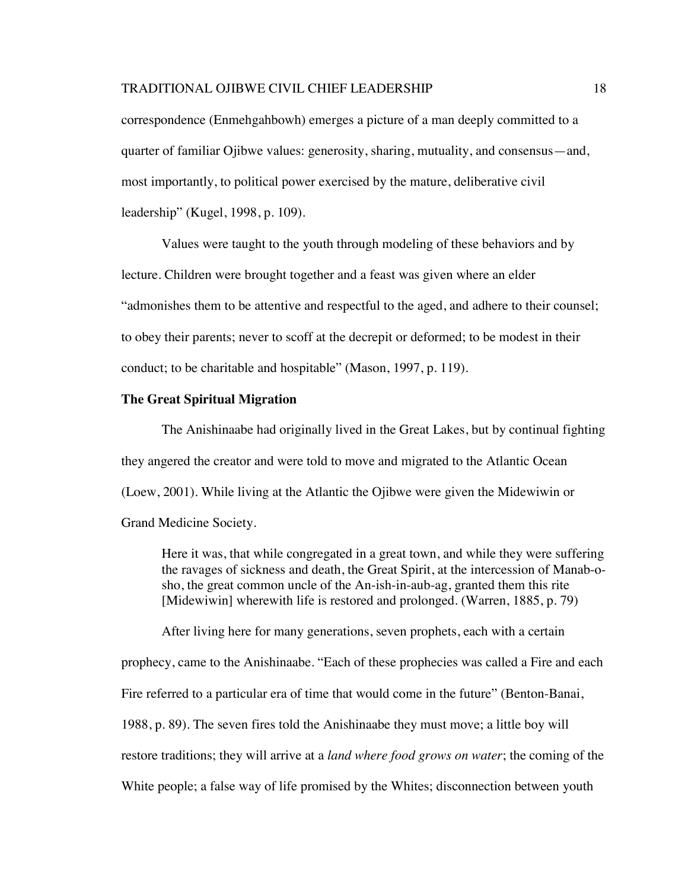correspondence (Enmehgahbowh) emerges a picture of a man deeply committed to a quarter of familiar Ojibwe values: generosity, sharing, mutuality, and consensus—and, most importantly, to political power exercised by the mature, deliberative civil leadership" (Kugel, 1998, p. 109).

Values were taught to the youth through modeling of these behaviors and by lecture. Children were brought together and a feast was given where an elder "admonishes them to be attentive and respectful to the aged, and adhere to their counsel; to obey their parents; never to scoff at the decrepit or deformed; to be modest in their conduct; to be charitable and hospitable" (Mason, 1997, p. 119).

**The Great Spiritual Migration**

The Anishinaabe had originally lived in the Great Lakes, but by continual fighting they angered the creator and were told to move and migrated to the Atlantic Ocean (Loew, 2001). While living at the Atlantic the Ojibwe were given the Midewiwin or Grand Medicine Society.

> Here it was, that while congregated in a great town, and while they were suffering the ravages of sickness and death, the Great Spirit, at the intercession of Manab-o-sho, the great common uncle of the An-ish-in-aub-ag, granted them this rite [Midewiwin] wherewith life is restored and prolonged. (Warren, 1885, p. 79)

After living here for many generations, seven prophets, each with a certain prophecy, came to the Anishinaabe. "Each of these prophecies was called a Fire and each Fire referred to a particular era of time that would come in the future" (Benton-Banai, 1988, p. 89). The seven fires told the Anishinaabe they must move; a little boy will restore traditions; they will arrive at a *land where food grows on water*; the coming of the White people; a false way of life promised by the Whites; disconnection between youth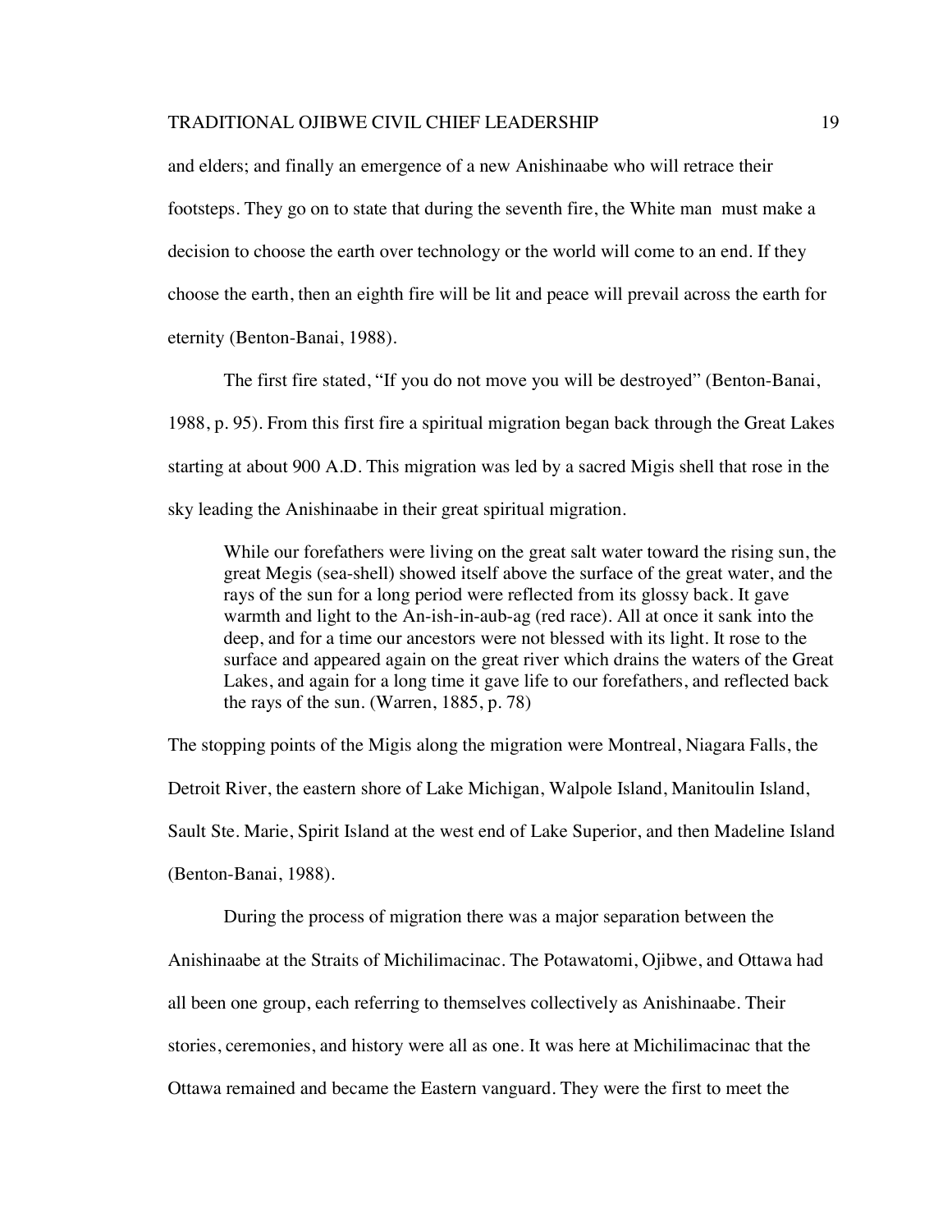and elders; and finally an emergence of a new Anishinaabe who will retrace their footsteps. They go on to state that during the seventh fire, the White man must make a decision to choose the earth over technology or the world will come to an end. If they choose the earth, then an eighth fire will be lit and peace will prevail across the earth for eternity (Benton-Banai, 1988).

The first fire stated, "If you do not move you will be destroyed" (Benton-Banai, 1988, p. 95). From this first fire a spiritual migration began back through the Great Lakes starting at about 900 A.D. This migration was led by a sacred Migis shell that rose in the sky leading the Anishinaabe in their great spiritual migration.

> While our forefathers were living on the great salt water toward the rising sun, the great Megis (sea-shell) showed itself above the surface of the great water, and the rays of the sun for a long period were reflected from its glossy back. It gave warmth and light to the An-ish-in-aub-ag (red race). All at once it sank into the deep, and for a time our ancestors were not blessed with its light. It rose to the surface and appeared again on the great river which drains the waters of the Great Lakes, and again for a long time it gave life to our forefathers, and reflected back the rays of the sun. (Warren, 1885, p. 78)

The stopping points of the Migis along the migration were Montreal, Niagara Falls, the Detroit River, the eastern shore of Lake Michigan, Walpole Island, Manitoulin Island, Sault Ste. Marie, Spirit Island at the west end of Lake Superior, and then Madeline Island (Benton-Banai, 1988).

During the process of migration there was a major separation between the Anishinaabe at the Straits of Michilimacinac. The Potawatomi, Ojibwe, and Ottawa had all been one group, each referring to themselves collectively as Anishinaabe. Their stories, ceremonies, and history were all as one. It was here at Michilimacinac that the Ottawa remained and became the Eastern vanguard. They were the first to meet the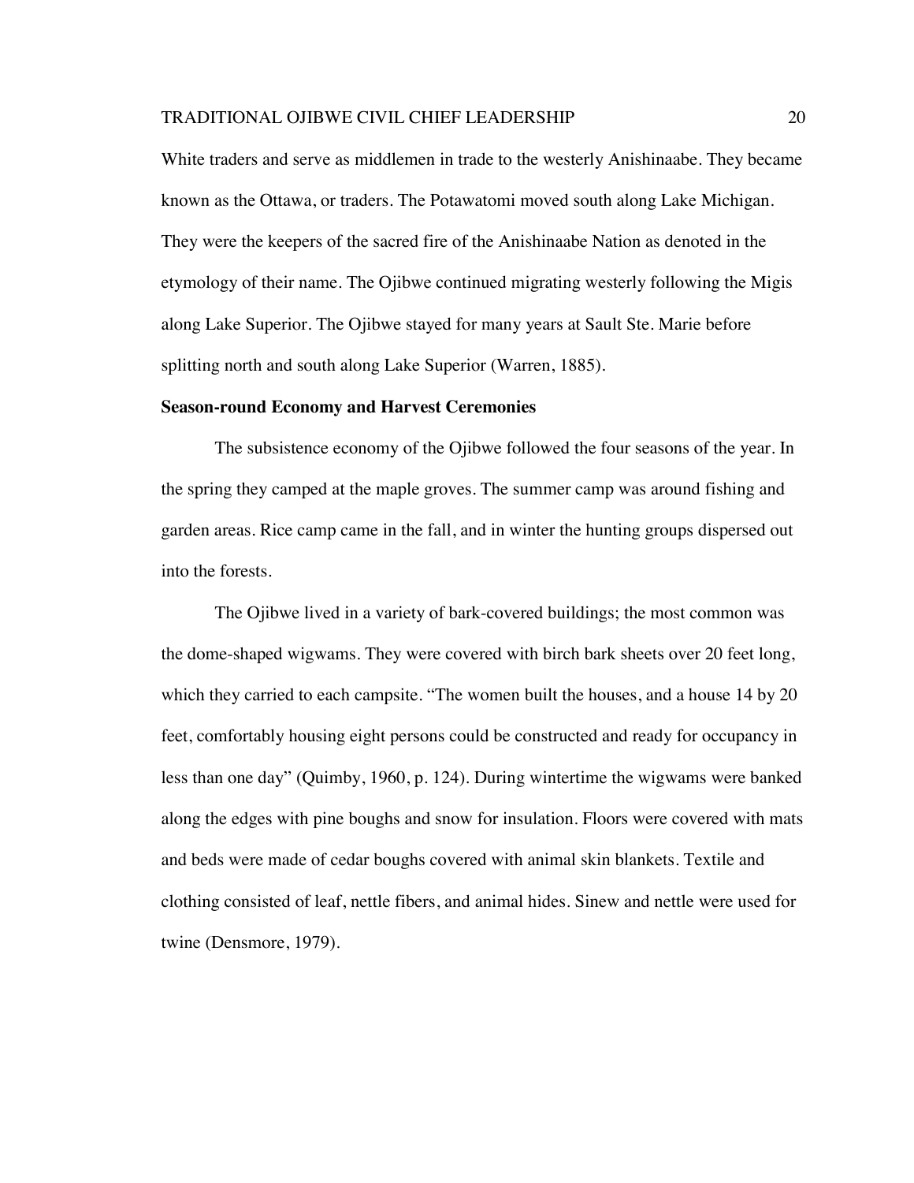White traders and serve as middlemen in trade to the westerly Anishinaabe. They became known as the Ottawa, or traders. The Potawatomi moved south along Lake Michigan. They were the keepers of the sacred fire of the Anishinaabe Nation as denoted in the etymology of their name. The Ojibwe continued migrating westerly following the Migis along Lake Superior. The Ojibwe stayed for many years at Sault Ste. Marie before splitting north and south along Lake Superior (Warren, 1885).

### Season-round Economy and Harvest Ceremonies

The subsistence economy of the Ojibwe followed the four seasons of the year. In the spring they camped at the maple groves. The summer camp was around fishing and garden areas. Rice camp came in the fall, and in winter the hunting groups dispersed out into the forests.

The Ojibwe lived in a variety of bark-covered buildings; the most common was the dome-shaped wigwams. They were covered with birch bark sheets over 20 feet long, which they carried to each campsite. "The women built the houses, and a house 14 by 20 feet, comfortably housing eight persons could be constructed and ready for occupancy in less than one day" (Quimby, 1960, p. 124). During wintertime the wigwams were banked along the edges with pine boughs and snow for insulation. Floors were covered with mats and beds were made of cedar boughs covered with animal skin blankets. Textile and clothing consisted of leaf, nettle fibers, and animal hides. Sinew and nettle were used for twine (Densmore, 1979).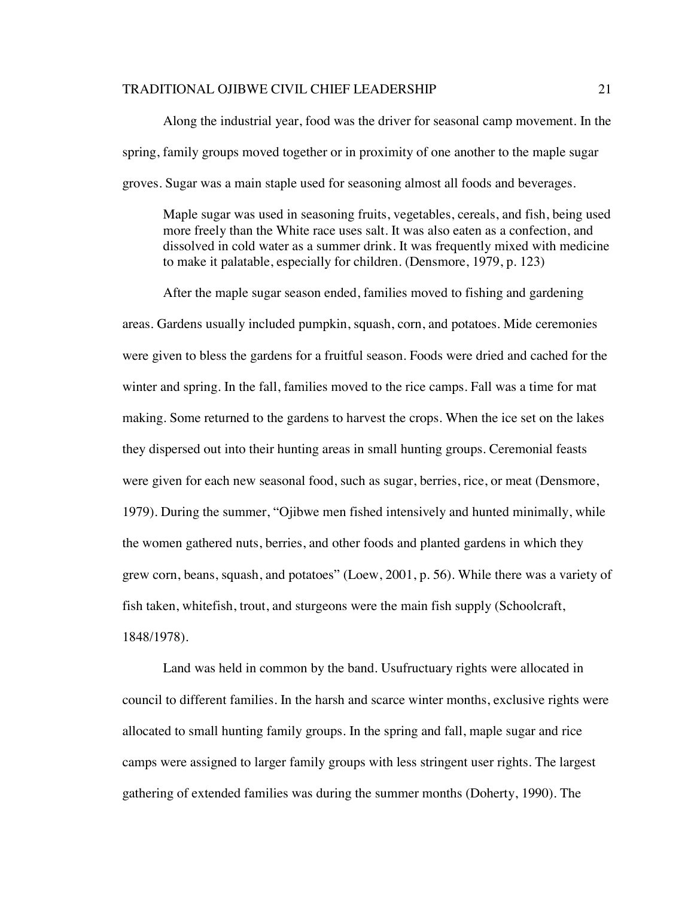Along the industrial year, food was the driver for seasonal camp movement. In the spring, family groups moved together or in proximity of one another to the maple sugar groves. Sugar was a main staple used for seasoning almost all foods and beverages.

> Maple sugar was used in seasoning fruits, vegetables, cereals, and fish, being used more freely than the White race uses salt. It was also eaten as a confection, and dissolved in cold water as a summer drink. It was frequently mixed with medicine to make it palatable, especially for children. (Densmore, 1979, p. 123)

After the maple sugar season ended, families moved to fishing and gardening areas. Gardens usually included pumpkin, squash, corn, and potatoes. Mide ceremonies were given to bless the gardens for a fruitful season. Foods were dried and cached for the winter and spring. In the fall, families moved to the rice camps. Fall was a time for mat making. Some returned to the gardens to harvest the crops. When the ice set on the lakes they dispersed out into their hunting areas in small hunting groups. Ceremonial feasts were given for each new seasonal food, such as sugar, berries, rice, or meat (Densmore, 1979). During the summer, "Ojibwe men fished intensively and hunted minimally, while the women gathered nuts, berries, and other foods and planted gardens in which they grew corn, beans, squash, and potatoes" (Loew, 2001, p. 56). While there was a variety of fish taken, whitefish, trout, and sturgeons were the main fish supply (Schoolcraft, 1848/1978).

Land was held in common by the band. Usufructuary rights were allocated in council to different families. In the harsh and scarce winter months, exclusive rights were allocated to small hunting family groups. In the spring and fall, maple sugar and rice camps were assigned to larger family groups with less stringent user rights. The largest gathering of extended families was during the summer months (Doherty, 1990). The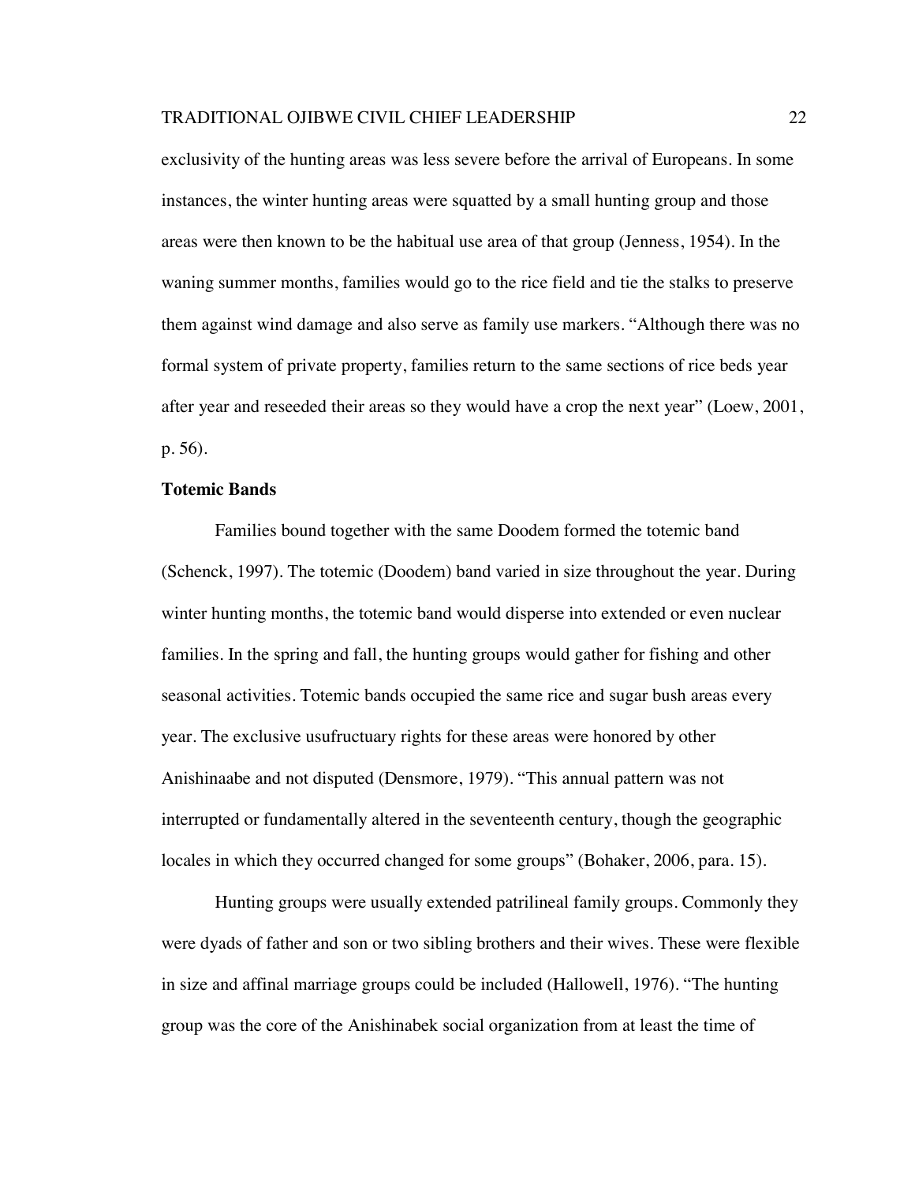exclusivity of the hunting areas was less severe before the arrival of Europeans. In some instances, the winter hunting areas were squatted by a small hunting group and those areas were then known to be the habitual use area of that group (Jenness, 1954). In the waning summer months, families would go to the rice field and tie the stalks to preserve them against wind damage and also serve as family use markers. "Although there was no formal system of private property, families return to the same sections of rice beds year after year and reseeded their areas so they would have a crop the next year" (Loew, 2001, p. 56).

### Totemic Bands

Families bound together with the same Doodem formed the totemic band (Schenck, 1997). The totemic (Doodem) band varied in size throughout the year. During winter hunting months, the totemic band would disperse into extended or even nuclear families. In the spring and fall, the hunting groups would gather for fishing and other seasonal activities. Totemic bands occupied the same rice and sugar bush areas every year. The exclusive usufructuary rights for these areas were honored by other Anishinaabe and not disputed (Densmore, 1979). "This annual pattern was not interrupted or fundamentally altered in the seventeenth century, though the geographic locales in which they occurred changed for some groups" (Bohaker, 2006, para. 15).

Hunting groups were usually extended patrilineal family groups. Commonly they were dyads of father and son or two sibling brothers and their wives. These were flexible in size and affinal marriage groups could be included (Hallowell, 1976). "The hunting group was the core of the Anishinabek social organization from at least the time of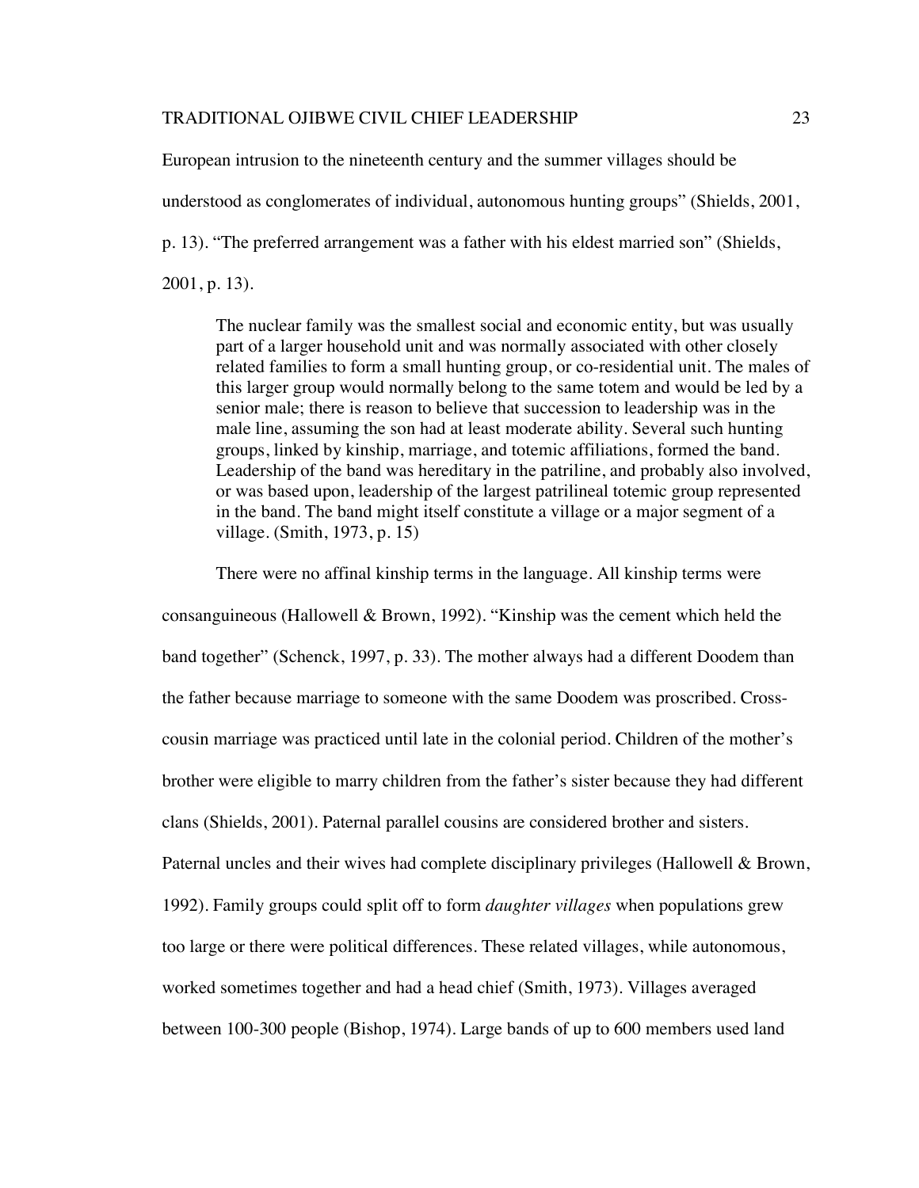European intrusion to the nineteenth century and the summer villages should be understood as conglomerates of individual, autonomous hunting groups" (Shields, 2001, p. 13). "The preferred arrangement was a father with his eldest married son" (Shields, 2001, p. 13).

> The nuclear family was the smallest social and economic entity, but was usually part of a larger household unit and was normally associated with other closely related families to form a small hunting group, or co-residential unit. The males of this larger group would normally belong to the same totem and would be led by a senior male; there is reason to believe that succession to leadership was in the male line, assuming the son had at least moderate ability. Several such hunting groups, linked by kinship, marriage, and totemic affiliations, formed the band. Leadership of the band was hereditary in the patriline, and probably also involved, or was based upon, leadership of the largest patrilineal totemic group represented in the band. The band might itself constitute a village or a major segment of a village. (Smith, 1973, p. 15)

There were no affinal kinship terms in the language. All kinship terms were consanguineous (Hallowell & Brown, 1992). "Kinship was the cement which held the band together" (Schenck, 1997, p. 33). The mother always had a different Doodem than the father because marriage to someone with the same Doodem was proscribed. Cross-cousin marriage was practiced until late in the colonial period. Children of the mother's brother were eligible to marry children from the father's sister because they had different clans (Shields, 2001). Paternal parallel cousins are considered brother and sisters. Paternal uncles and their wives had complete disciplinary privileges (Hallowell & Brown, 1992). Family groups could split off to form *daughter villages* when populations grew too large or there were political differences. These related villages, while autonomous, worked sometimes together and had a head chief (Smith, 1973). Villages averaged between 100-300 people (Bishop, 1974). Large bands of up to 600 members used land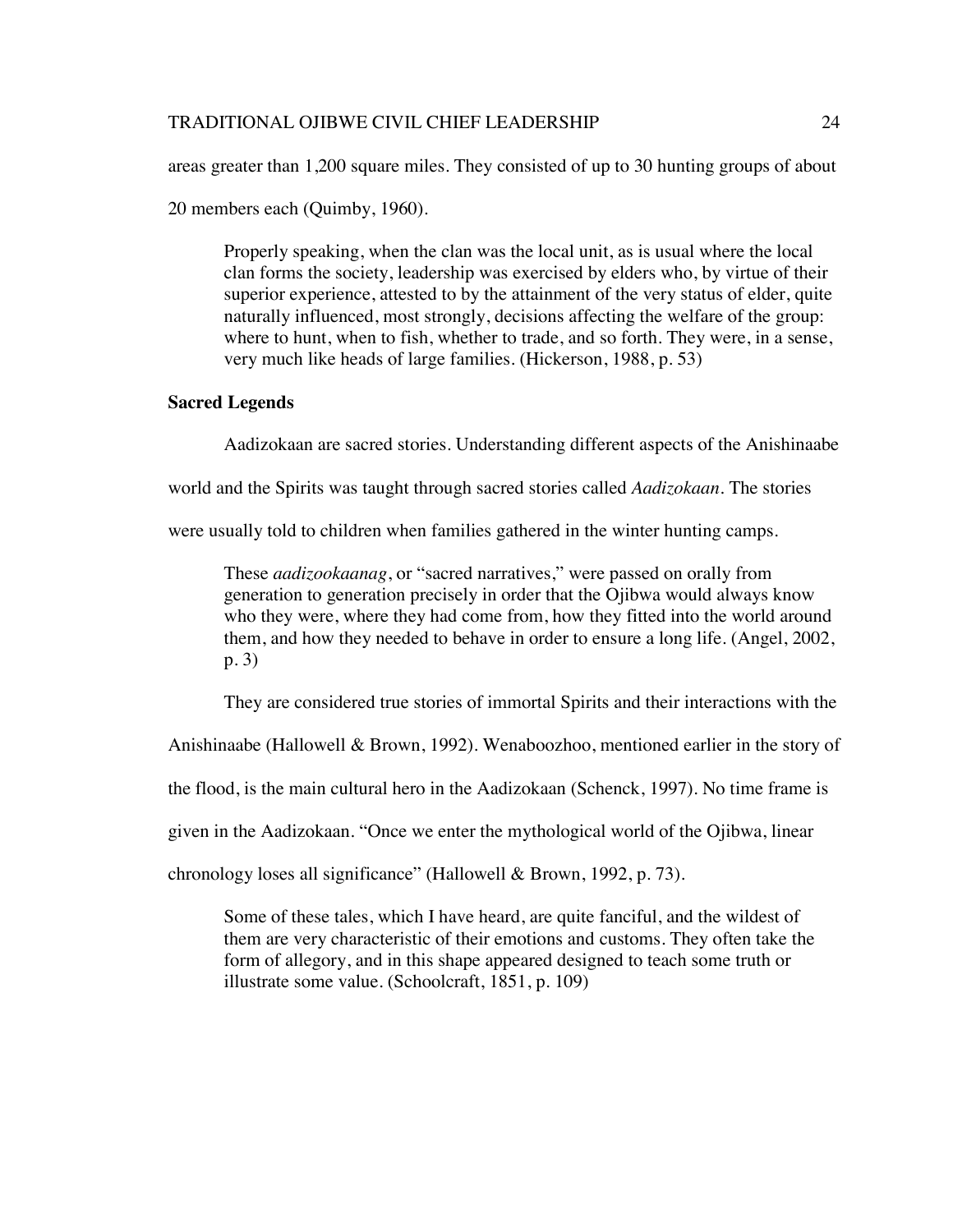areas greater than 1,200 square miles. They consisted of up to 30 hunting groups of about 20 members each (Quimby, 1960).

> Properly speaking, when the clan was the local unit, as is usual where the local clan forms the society, leadership was exercised by elders who, by virtue of their superior experience, attested to by the attainment of the very status of elder, quite naturally influenced, most strongly, decisions affecting the welfare of the group: where to hunt, when to fish, whether to trade, and so forth. They were, in a sense, very much like heads of large families. (Hickerson, 1988, p. 53)

**Sacred Legends**

Aadizokaan are sacred stories. Understanding different aspects of the Anishinaabe world and the Spirits was taught through sacred stories called *Aadizokaan*. The stories were usually told to children when families gathered in the winter hunting camps.

> These *aadizookaanag*, or "sacred narratives," were passed on orally from generation to generation precisely in order that the Ojibwa would always know who they were, where they had come from, how they fitted into the world around them, and how they needed to behave in order to ensure a long life. (Angel, 2002, p. 3)

They are considered true stories of immortal Spirits and their interactions with the Anishinaabe (Hallowell & Brown, 1992). Wenaboozhoo, mentioned earlier in the story of the flood, is the main cultural hero in the Aadizokaan (Schenck, 1997). No time frame is given in the Aadizokaan. "Once we enter the mythological world of the Ojibwa, linear chronology loses all significance" (Hallowell & Brown, 1992, p. 73).

> Some of these tales, which I have heard, are quite fanciful, and the wildest of them are very characteristic of their emotions and customs. They often take the form of allegory, and in this shape appeared designed to teach some truth or illustrate some value. (Schoolcraft, 1851, p. 109)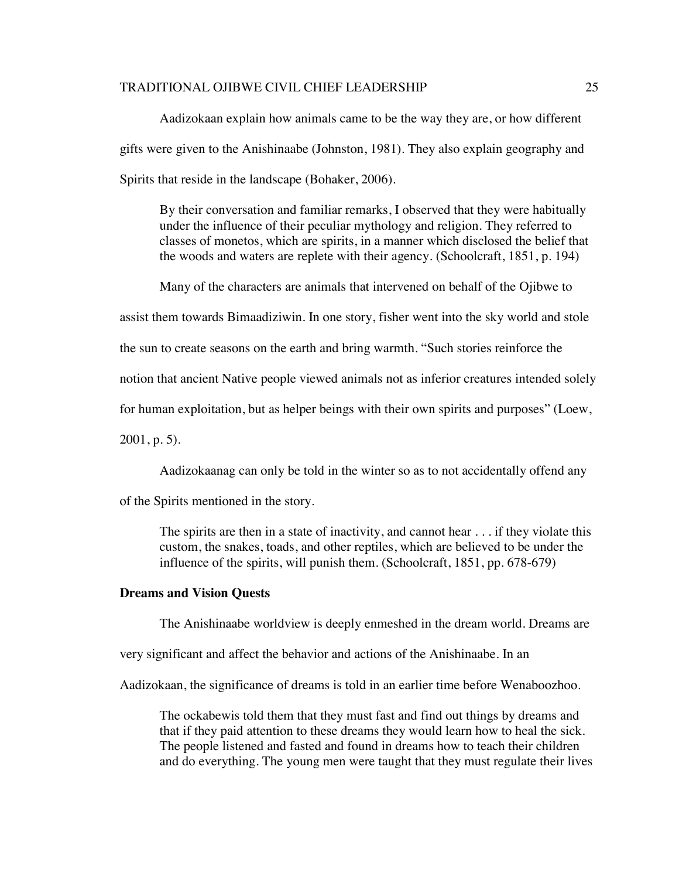Aadizokaan explain how animals came to be the way they are, or how different gifts were given to the Anishinaabe (Johnston, 1981). They also explain geography and Spirits that reside in the landscape (Bohaker, 2006).

> By their conversation and familiar remarks, I observed that they were habitually under the influence of their peculiar mythology and religion. They referred to classes of monetos, which are spirits, in a manner which disclosed the belief that the woods and waters are replete with their agency. (Schoolcraft, 1851, p. 194)

Many of the characters are animals that intervened on behalf of the Ojibwe to assist them towards Bimaadiziwin. In one story, fisher went into the sky world and stole the sun to create seasons on the earth and bring warmth. "Such stories reinforce the notion that ancient Native people viewed animals not as inferior creatures intended solely for human exploitation, but as helper beings with their own spirits and purposes" (Loew, 2001, p. 5).

Aadizokaanag can only be told in the winter so as to not accidentally offend any of the Spirits mentioned in the story.

> The spirits are then in a state of inactivity, and cannot hear . . . if they violate this custom, the snakes, toads, and other reptiles, which are believed to be under the influence of the spirits, will punish them. (Schoolcraft, 1851, pp. 678-679)

**Dreams and Vision Quests**

The Anishinaabe worldview is deeply enmeshed in the dream world. Dreams are very significant and affect the behavior and actions of the Anishinaabe. In an Aadizokaan, the significance of dreams is told in an earlier time before Wenaboozhoo.

> The ockabewis told them that they must fast and find out things by dreams and that if they paid attention to these dreams they would learn how to heal the sick. The people listened and fasted and found in dreams how to teach their children and do everything. The young men were taught that they must regulate their lives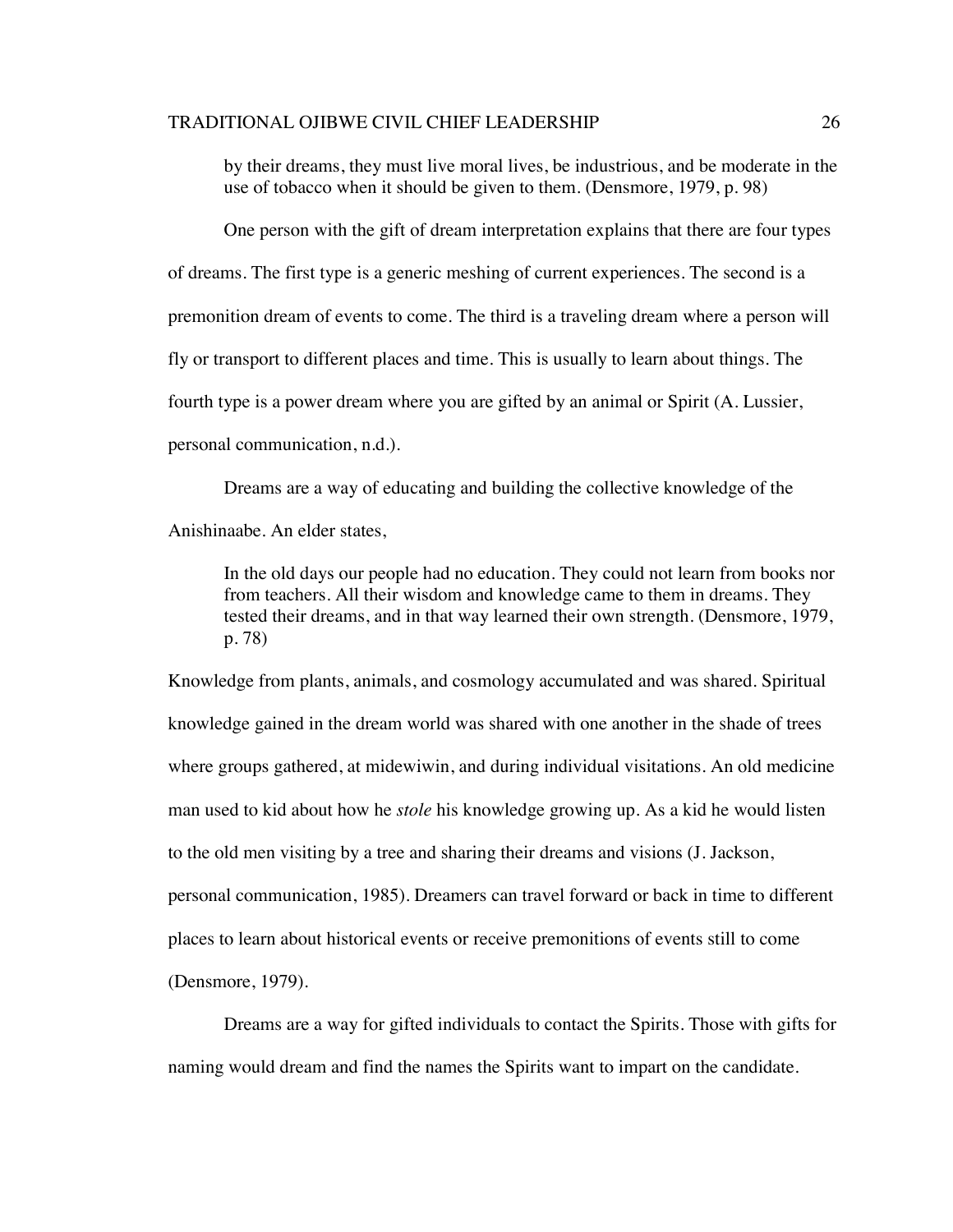> by their dreams, they must live moral lives, be industrious, and be moderate in the use of tobacco when it should be given to them. (Densmore, 1979, p. 98)

One person with the gift of dream interpretation explains that there are four types of dreams. The first type is a generic meshing of current experiences. The second is a premonition dream of events to come. The third is a traveling dream where a person will fly or transport to different places and time. This is usually to learn about things. The fourth type is a power dream where you are gifted by an animal or Spirit (A. Lussier, personal communication, n.d.).

Dreams are a way of educating and building the collective knowledge of the Anishinaabe. An elder states,

> In the old days our people had no education. They could not learn from books nor from teachers. All their wisdom and knowledge came to them in dreams. They tested their dreams, and in that way learned their own strength. (Densmore, 1979, p. 78)

Knowledge from plants, animals, and cosmology accumulated and was shared. Spiritual knowledge gained in the dream world was shared with one another in the shade of trees where groups gathered, at midewiwin, and during individual visitations. An old medicine man used to kid about how he *stole* his knowledge growing up. As a kid he would listen to the old men visiting by a tree and sharing their dreams and visions (J. Jackson, personal communication, 1985). Dreamers can travel forward or back in time to different places to learn about historical events or receive premonitions of events still to come (Densmore, 1979).

Dreams are a way for gifted individuals to contact the Spirits. Those with gifts for naming would dream and find the names the Spirits want to impart on the candidate.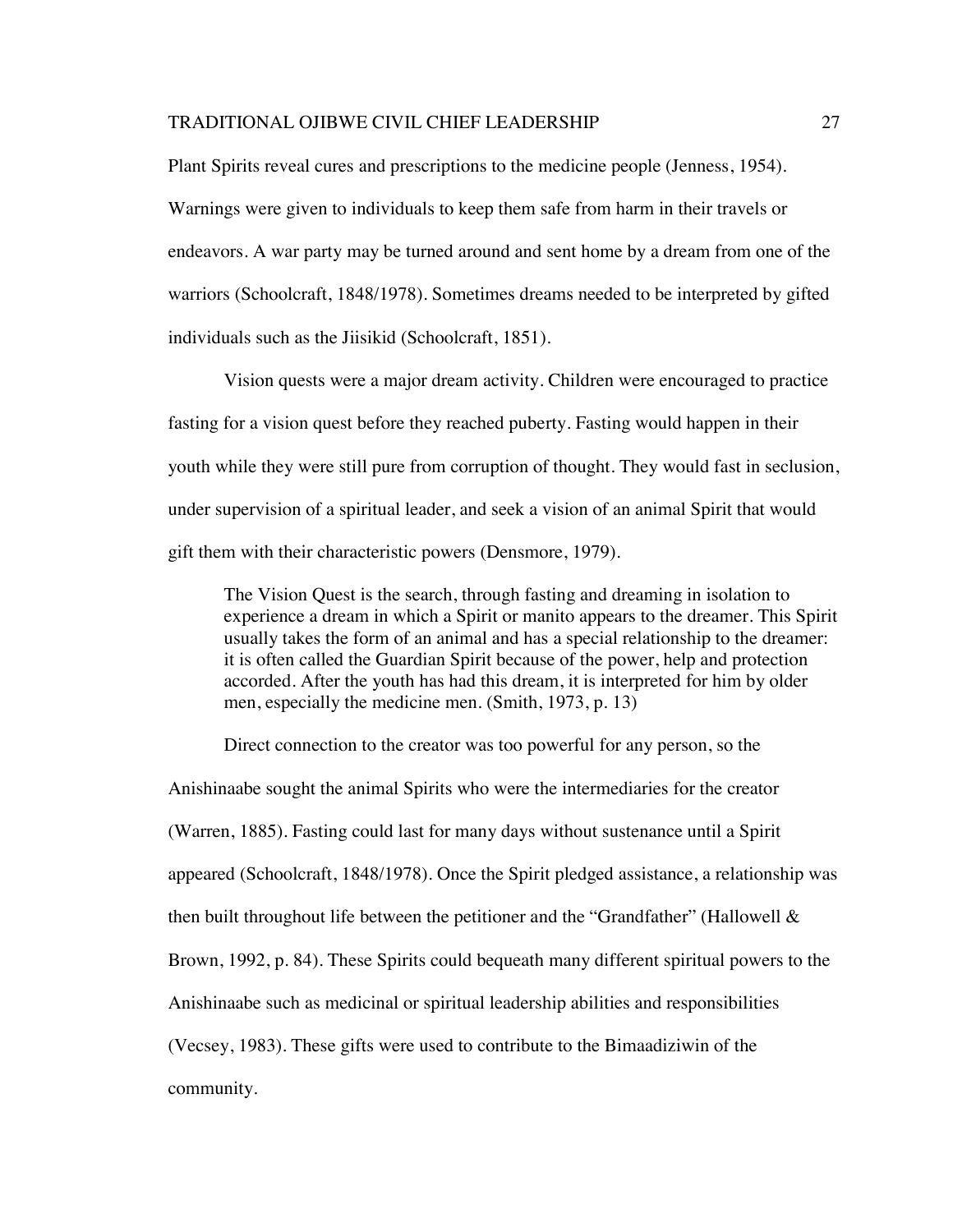Plant Spirits reveal cures and prescriptions to the medicine people (Jenness, 1954). Warnings were given to individuals to keep them safe from harm in their travels or endeavors. A war party may be turned around and sent home by a dream from one of the warriors (Schoolcraft, 1848/1978). Sometimes dreams needed to be interpreted by gifted individuals such as the Jiisikid (Schoolcraft, 1851).

Vision quests were a major dream activity. Children were encouraged to practice fasting for a vision quest before they reached puberty. Fasting would happen in their youth while they were still pure from corruption of thought. They would fast in seclusion, under supervision of a spiritual leader, and seek a vision of an animal Spirit that would gift them with their characteristic powers (Densmore, 1979).

> The Vision Quest is the search, through fasting and dreaming in isolation to experience a dream in which a Spirit or manito appears to the dreamer. This Spirit usually takes the form of an animal and has a special relationship to the dreamer: it is often called the Guardian Spirit because of the power, help and protection accorded. After the youth has had this dream, it is interpreted for him by older men, especially the medicine men. (Smith, 1973, p. 13)

Direct connection to the creator was too powerful for any person, so the Anishinaabe sought the animal Spirits who were the intermediaries for the creator (Warren, 1885). Fasting could last for many days without sustenance until a Spirit appeared (Schoolcraft, 1848/1978). Once the Spirit pledged assistance, a relationship was then built throughout life between the petitioner and the "Grandfather" (Hallowell & Brown, 1992, p. 84). These Spirits could bequeath many different spiritual powers to the Anishinaabe such as medicinal or spiritual leadership abilities and responsibilities (Vecsey, 1983). These gifts were used to contribute to the Bimaadiziwin of the community.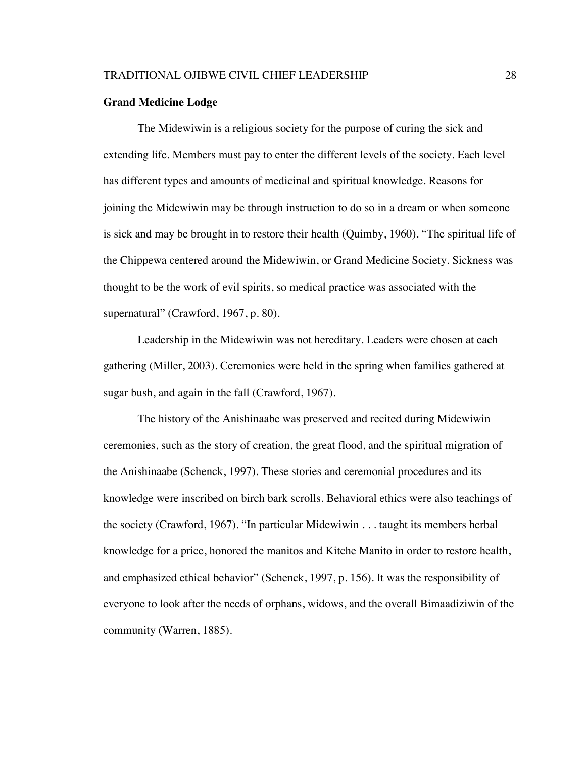## Grand Medicine Lodge

The Midewiwin is a religious society for the purpose of curing the sick and extending life. Members must pay to enter the different levels of the society. Each level has different types and amounts of medicinal and spiritual knowledge. Reasons for joining the Midewiwin may be through instruction to do so in a dream or when someone is sick and may be brought in to restore their health (Quimby, 1960). “The spiritual life of the Chippewa centered around the Midewiwin, or Grand Medicine Society. Sickness was thought to be the work of evil spirits, so medical practice was associated with the supernatural” (Crawford, 1967, p. 80).

Leadership in the Midewiwin was not hereditary. Leaders were chosen at each gathering (Miller, 2003). Ceremonies were held in the spring when families gathered at sugar bush, and again in the fall (Crawford, 1967).

The history of the Anishinaabe was preserved and recited during Midewiwin ceremonies, such as the story of creation, the great flood, and the spiritual migration of the Anishinaabe (Schenck, 1997). These stories and ceremonial procedures and its knowledge were inscribed on birch bark scrolls. Behavioral ethics were also teachings of the society (Crawford, 1967). “In particular Midewiwin . . . taught its members herbal knowledge for a price, honored the manitos and Kitche Manito in order to restore health, and emphasized ethical behavior” (Schenck, 1997, p. 156). It was the responsibility of everyone to look after the needs of orphans, widows, and the overall Bimaadiziwin of the community (Warren, 1885).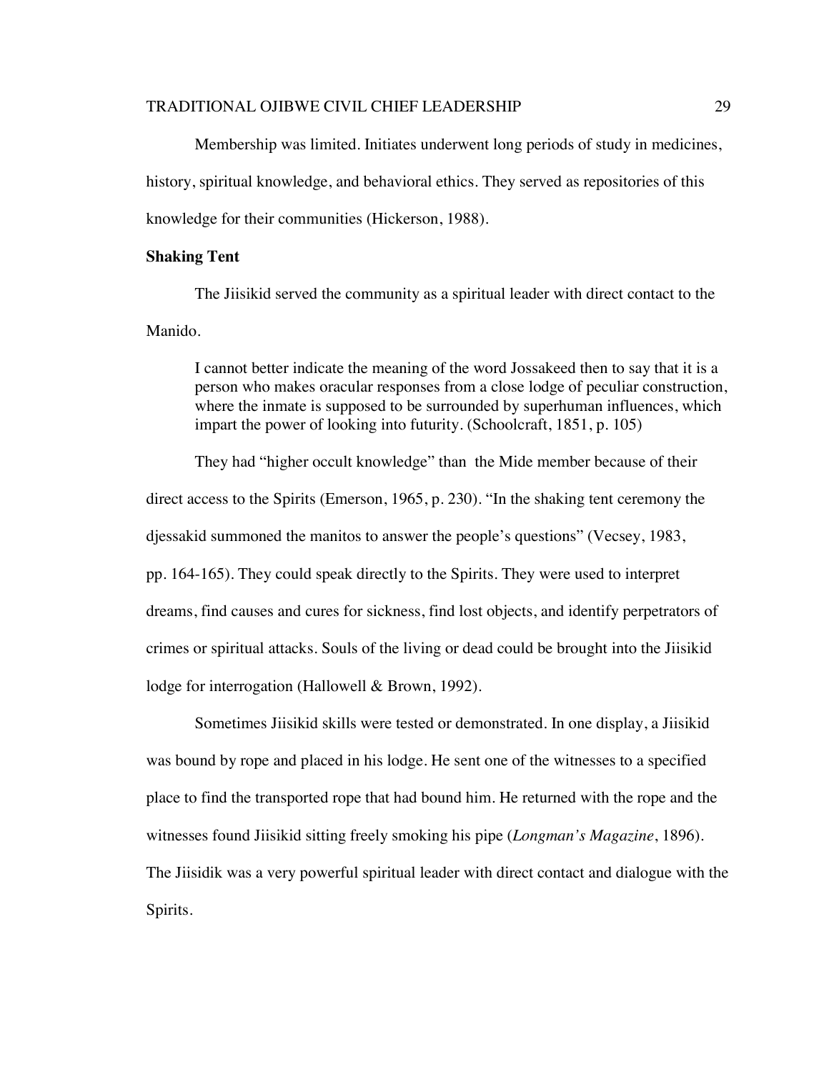Membership was limited. Initiates underwent long periods of study in medicines, history, spiritual knowledge, and behavioral ethics. They served as repositories of this knowledge for their communities (Hickerson, 1988).

**Shaking Tent**

The Jiisikid served the community as a spiritual leader with direct contact to the Manido.

> I cannot better indicate the meaning of the word Jossakeed then to say that it is a person who makes oracular responses from a close lodge of peculiar construction, where the inmate is supposed to be surrounded by superhuman influences, which impart the power of looking into futurity. (Schoolcraft, 1851, p. 105)

They had "higher occult knowledge" than  the Mide member because of their direct access to the Spirits (Emerson, 1965, p. 230). "In the shaking tent ceremony the djessakid summoned the manitos to answer the people's questions" (Vecsey, 1983, pp. 164-165). They could speak directly to the Spirits. They were used to interpret dreams, find causes and cures for sickness, find lost objects, and identify perpetrators of crimes or spiritual attacks. Souls of the living or dead could be brought into the Jiisikid lodge for interrogation (Hallowell & Brown, 1992).

Sometimes Jiisikid skills were tested or demonstrated. In one display, a Jiisikid was bound by rope and placed in his lodge. He sent one of the witnesses to a specified place to find the transported rope that had bound him. He returned with the rope and the witnesses found Jiisikid sitting freely smoking his pipe (*Longman's Magazine*, 1896). The Jiisidik was a very powerful spiritual leader with direct contact and dialogue with the Spirits.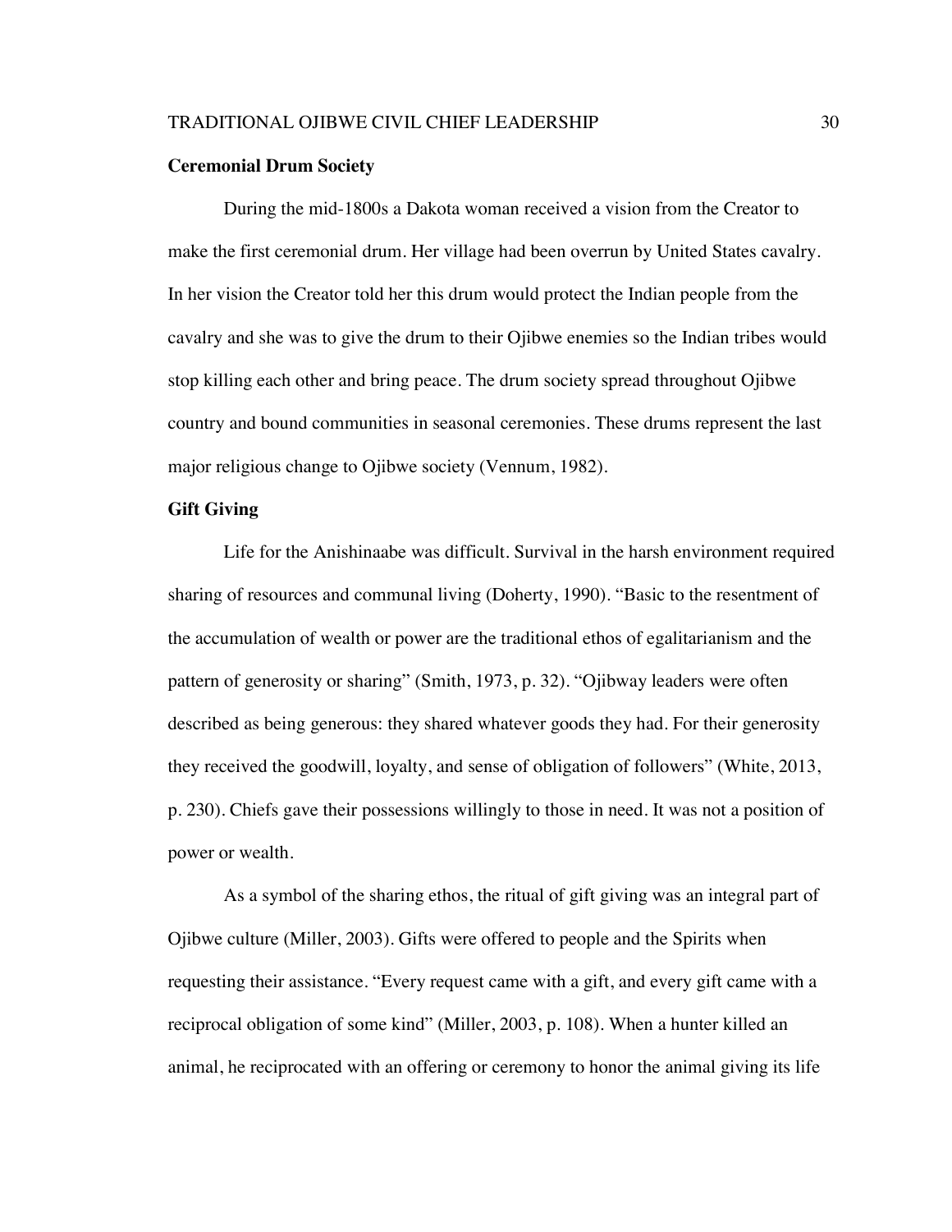**Ceremonial Drum Society**

During the mid-1800s a Dakota woman received a vision from the Creator to make the first ceremonial drum. Her village had been overrun by United States cavalry. In her vision the Creator told her this drum would protect the Indian people from the cavalry and she was to give the drum to their Ojibwe enemies so the Indian tribes would stop killing each other and bring peace. The drum society spread throughout Ojibwe country and bound communities in seasonal ceremonies. These drums represent the last major religious change to Ojibwe society (Vennum, 1982).

**Gift Giving**

Life for the Anishinaabe was difficult. Survival in the harsh environment required sharing of resources and communal living (Doherty, 1990). "Basic to the resentment of the accumulation of wealth or power are the traditional ethos of egalitarianism and the pattern of generosity or sharing" (Smith, 1973, p. 32). "Ojibway leaders were often described as being generous: they shared whatever goods they had. For their generosity they received the goodwill, loyalty, and sense of obligation of followers" (White, 2013, p. 230). Chiefs gave their possessions willingly to those in need. It was not a position of power or wealth.

As a symbol of the sharing ethos, the ritual of gift giving was an integral part of Ojibwe culture (Miller, 2003). Gifts were offered to people and the Spirits when requesting their assistance. "Every request came with a gift, and every gift came with a reciprocal obligation of some kind" (Miller, 2003, p. 108). When a hunter killed an animal, he reciprocated with an offering or ceremony to honor the animal giving its life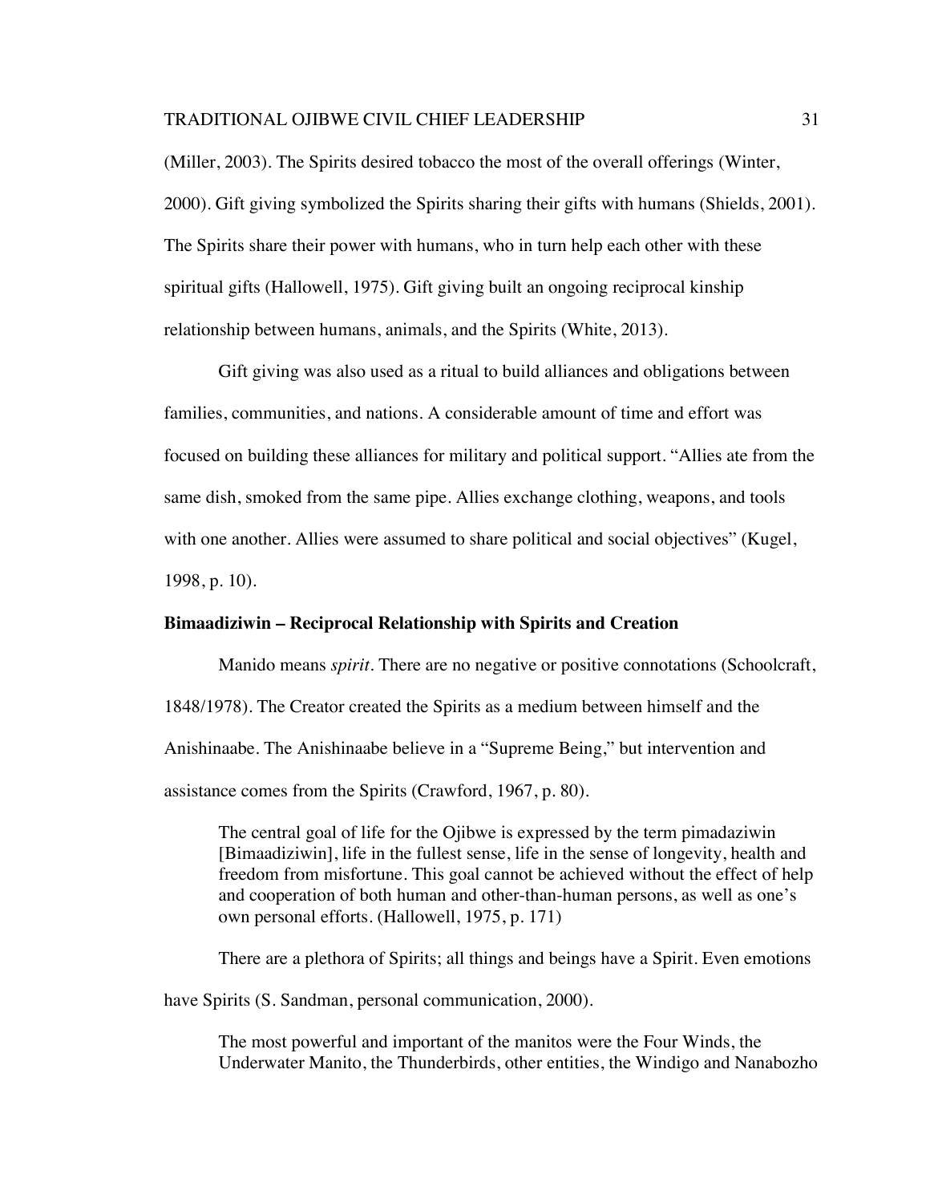(Miller, 2003). The Spirits desired tobacco the most of the overall offerings (Winter, 2000). Gift giving symbolized the Spirits sharing their gifts with humans (Shields, 2001). The Spirits share their power with humans, who in turn help each other with these spiritual gifts (Hallowell, 1975). Gift giving built an ongoing reciprocal kinship relationship between humans, animals, and the Spirits (White, 2013).

Gift giving was also used as a ritual to build alliances and obligations between families, communities, and nations. A considerable amount of time and effort was focused on building these alliances for military and political support. "Allies ate from the same dish, smoked from the same pipe. Allies exchange clothing, weapons, and tools with one another. Allies were assumed to share political and social objectives" (Kugel, 1998, p. 10).

**Bimaadiziwin – Reciprocal Relationship with Spirits and Creation**

Manido means *spirit*. There are no negative or positive connotations (Schoolcraft, 1848/1978). The Creator created the Spirits as a medium between himself and the Anishinaabe. The Anishinaabe believe in a "Supreme Being," but intervention and assistance comes from the Spirits (Crawford, 1967, p. 80).

> The central goal of life for the Ojibwe is expressed by the term pimadaziwin [Bimaadiziwin], life in the fullest sense, life in the sense of longevity, health and freedom from misfortune. This goal cannot be achieved without the effect of help and cooperation of both human and other-than-human persons, as well as one's own personal efforts. (Hallowell, 1975, p. 171)

There are a plethora of Spirits; all things and beings have a Spirit. Even emotions have Spirits (S. Sandman, personal communication, 2000).

> The most powerful and important of the manitos were the Four Winds, the Underwater Manito, the Thunderbirds, other entities, the Windigo and Nanabozho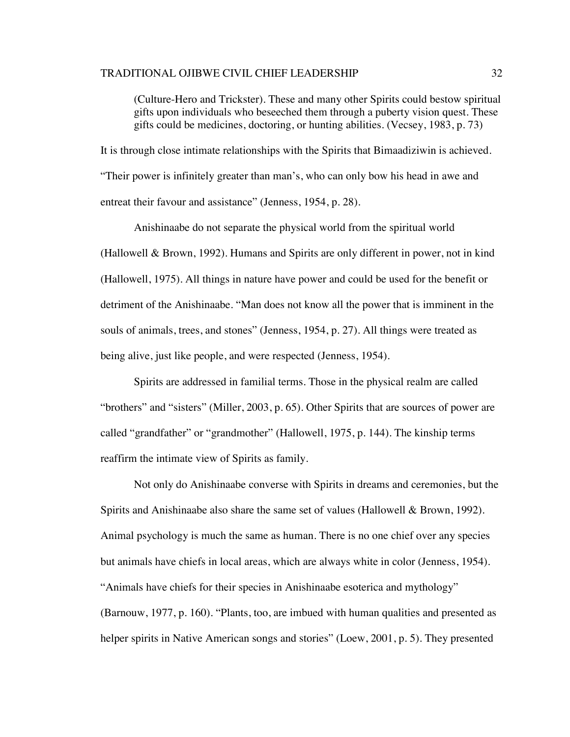> (Culture-Hero and Trickster). These and many other Spirits could bestow spiritual gifts upon individuals who beseeched them through a puberty vision quest. These gifts could be medicines, doctoring, or hunting abilities. (Vecsey, 1983, p. 73)

It is through close intimate relationships with the Spirits that Bimaadiziwin is achieved. "Their power is infinitely greater than man's, who can only bow his head in awe and entreat their favour and assistance" (Jenness, 1954, p. 28).

Anishinaabe do not separate the physical world from the spiritual world (Hallowell & Brown, 1992). Humans and Spirits are only different in power, not in kind (Hallowell, 1975). All things in nature have power and could be used for the benefit or detriment of the Anishinaabe. "Man does not know all the power that is imminent in the souls of animals, trees, and stones" (Jenness, 1954, p. 27). All things were treated as being alive, just like people, and were respected (Jenness, 1954).

Spirits are addressed in familial terms. Those in the physical realm are called "brothers" and "sisters" (Miller, 2003, p. 65). Other Spirits that are sources of power are called "grandfather" or "grandmother" (Hallowell, 1975, p. 144). The kinship terms reaffirm the intimate view of Spirits as family.

Not only do Anishinaabe converse with Spirits in dreams and ceremonies, but the Spirits and Anishinaabe also share the same set of values (Hallowell & Brown, 1992). Animal psychology is much the same as human. There is no one chief over any species but animals have chiefs in local areas, which are always white in color (Jenness, 1954). "Animals have chiefs for their species in Anishinaabe esoterica and mythology" (Barnouw, 1977, p. 160). "Plants, too, are imbued with human qualities and presented as helper spirits in Native American songs and stories" (Loew, 2001, p. 5). They presented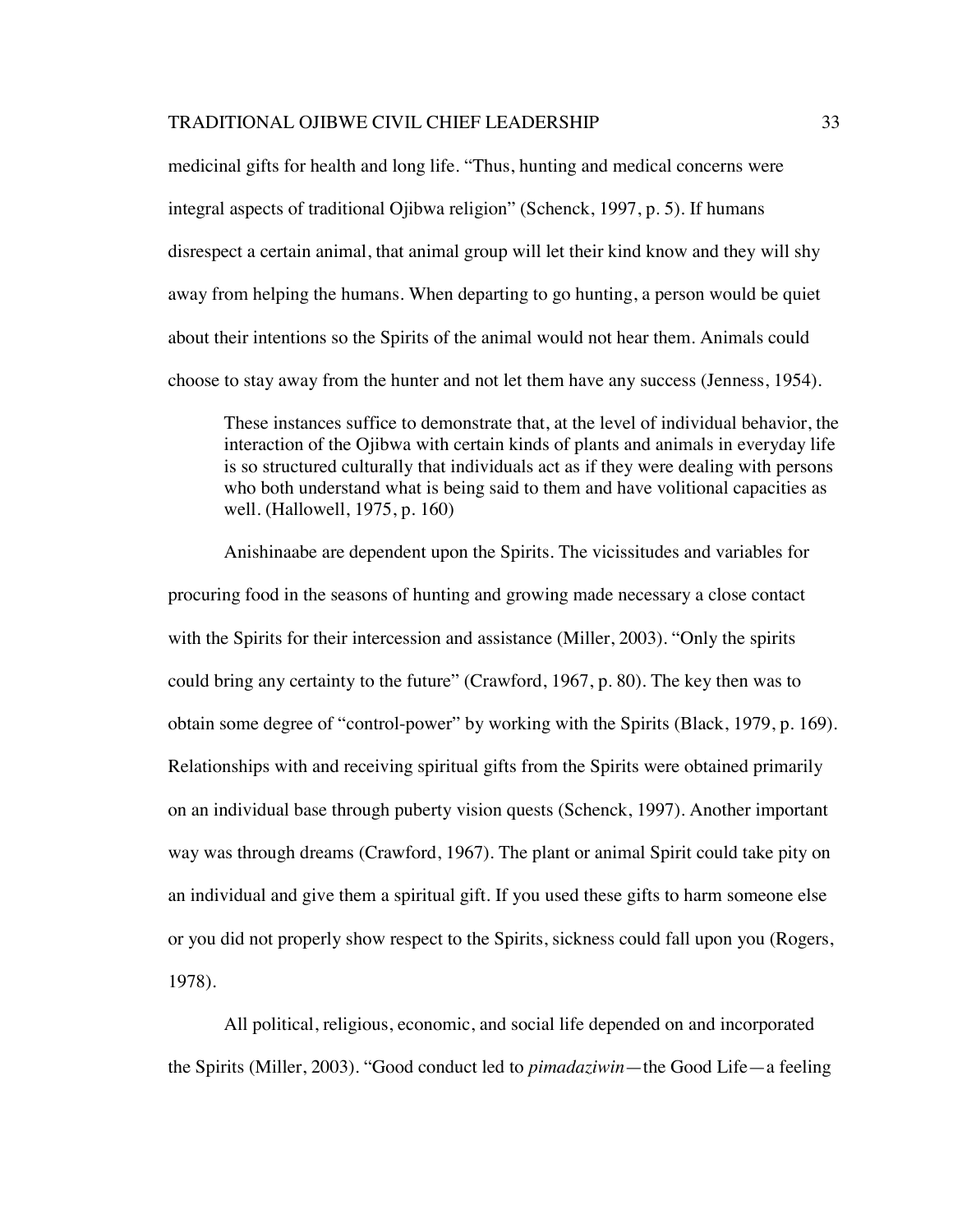medicinal gifts for health and long life. "Thus, hunting and medical concerns were integral aspects of traditional Ojibwa religion" (Schenck, 1997, p. 5). If humans disrespect a certain animal, that animal group will let their kind know and they will shy away from helping the humans. When departing to go hunting, a person would be quiet about their intentions so the Spirits of the animal would not hear them. Animals could choose to stay away from the hunter and not let them have any success (Jenness, 1954).

> These instances suffice to demonstrate that, at the level of individual behavior, the interaction of the Ojibwa with certain kinds of plants and animals in everyday life is so structured culturally that individuals act as if they were dealing with persons who both understand what is being said to them and have volitional capacities as well. (Hallowell, 1975, p. 160)

Anishinaabe are dependent upon the Spirits. The vicissitudes and variables for procuring food in the seasons of hunting and growing made necessary a close contact with the Spirits for their intercession and assistance (Miller, 2003). "Only the spirits could bring any certainty to the future" (Crawford, 1967, p. 80). The key then was to obtain some degree of "control-power" by working with the Spirits (Black, 1979, p. 169). Relationships with and receiving spiritual gifts from the Spirits were obtained primarily on an individual base through puberty vision quests (Schenck, 1997). Another important way was through dreams (Crawford, 1967). The plant or animal Spirit could take pity on an individual and give them a spiritual gift. If you used these gifts to harm someone else or you did not properly show respect to the Spirits, sickness could fall upon you (Rogers, 1978).

All political, religious, economic, and social life depended on and incorporated the Spirits (Miller, 2003). "Good conduct led to *pimadaziwin*—the Good Life—a feeling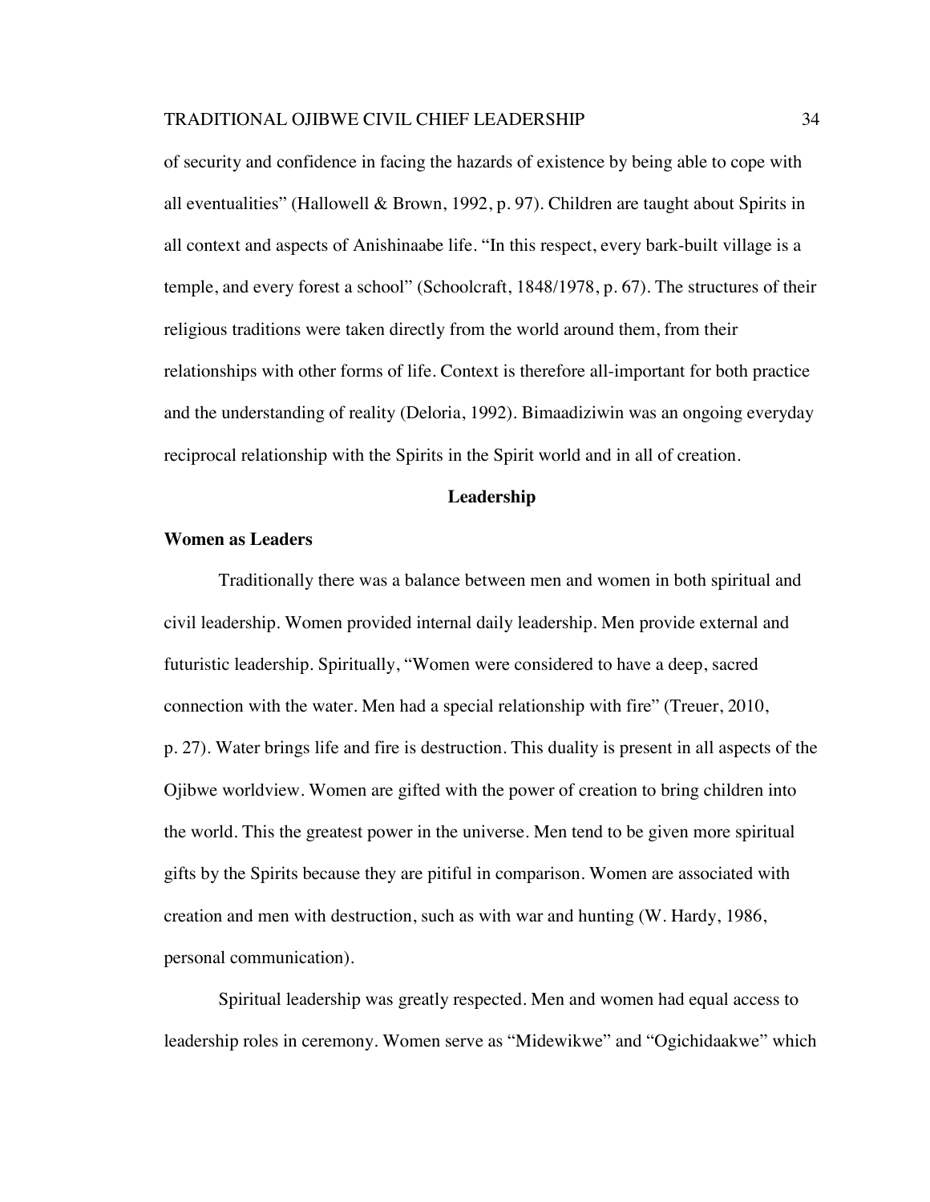of security and confidence in facing the hazards of existence by being able to cope with all eventualities" (Hallowell & Brown, 1992, p. 97). Children are taught about Spirits in all context and aspects of Anishinaabe life. "In this respect, every bark-built village is a temple, and every forest a school" (Schoolcraft, 1848/1978, p. 67). The structures of their religious traditions were taken directly from the world around them, from their relationships with other forms of life. Context is therefore all-important for both practice and the understanding of reality (Deloria, 1992). Bimaadiziwin was an ongoing everyday reciprocal relationship with the Spirits in the Spirit world and in all of creation.

## Leadership

### Women as Leaders

Traditionally there was a balance between men and women in both spiritual and civil leadership. Women provided internal daily leadership. Men provide external and futuristic leadership. Spiritually, "Women were considered to have a deep, sacred connection with the water. Men had a special relationship with fire" (Treuer, 2010, p. 27). Water brings life and fire is destruction. This duality is present in all aspects of the Ojibwe worldview. Women are gifted with the power of creation to bring children into the world. This the greatest power in the universe. Men tend to be given more spiritual gifts by the Spirits because they are pitiful in comparison. Women are associated with creation and men with destruction, such as with war and hunting (W. Hardy, 1986, personal communication).

Spiritual leadership was greatly respected. Men and women had equal access to leadership roles in ceremony. Women serve as "Midewikwe" and "Ogichidaakwe" which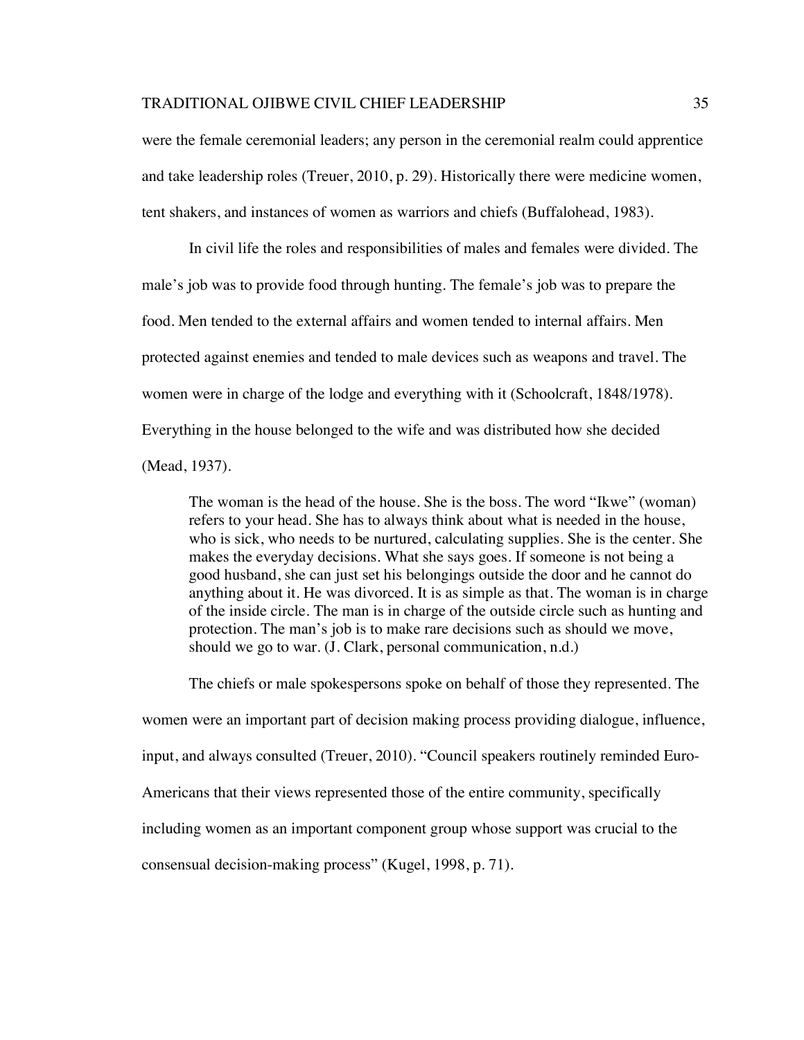were the female ceremonial leaders; any person in the ceremonial realm could apprentice and take leadership roles (Treuer, 2010, p. 29). Historically there were medicine women, tent shakers, and instances of women as warriors and chiefs (Buffalohead, 1983).

In civil life the roles and responsibilities of males and females were divided. The male's job was to provide food through hunting. The female's job was to prepare the food. Men tended to the external affairs and women tended to internal affairs. Men protected against enemies and tended to male devices such as weapons and travel. The women were in charge of the lodge and everything with it (Schoolcraft, 1848/1978). Everything in the house belonged to the wife and was distributed how she decided (Mead, 1937).

> The woman is the head of the house. She is the boss. The word "Ikwe" (woman) refers to your head. She has to always think about what is needed in the house, who is sick, who needs to be nurtured, calculating supplies. She is the center. She makes the everyday decisions. What she says goes. If someone is not being a good husband, she can just set his belongings outside the door and he cannot do anything about it. He was divorced. It is as simple as that. The woman is in charge of the inside circle. The man is in charge of the outside circle such as hunting and protection. The man's job is to make rare decisions such as should we move, should we go to war. (J. Clark, personal communication, n.d.)

The chiefs or male spokespersons spoke on behalf of those they represented. The women were an important part of decision making process providing dialogue, influence, input, and always consulted (Treuer, 2010). "Council speakers routinely reminded Euro-Americans that their views represented those of the entire community, specifically including women as an important component group whose support was crucial to the consensual decision-making process" (Kugel, 1998, p. 71).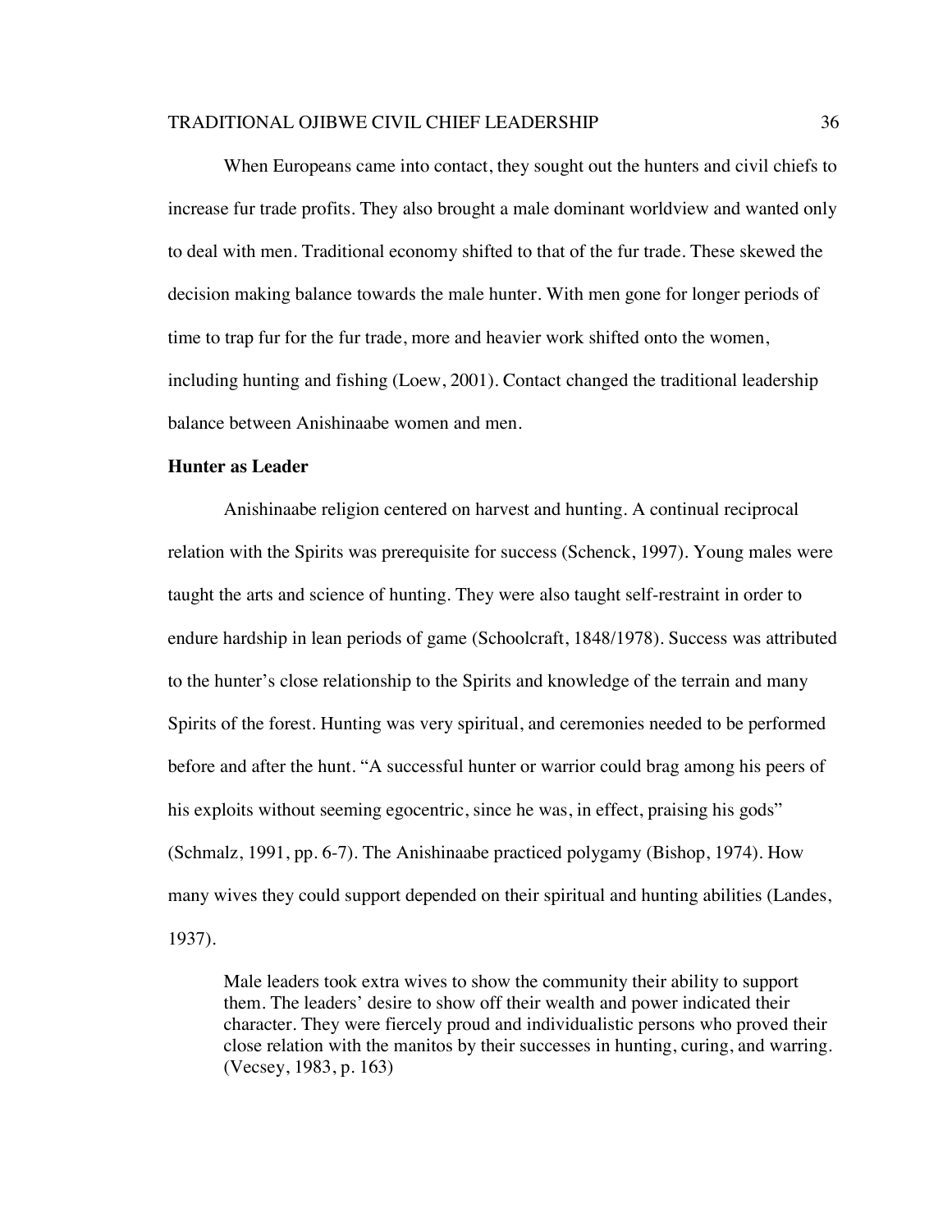When Europeans came into contact, they sought out the hunters and civil chiefs to increase fur trade profits. They also brought a male dominant worldview and wanted only to deal with men. Traditional economy shifted to that of the fur trade. These skewed the decision making balance towards the male hunter. With men gone for longer periods of time to trap fur for the fur trade, more and heavier work shifted onto the women, including hunting and fishing (Loew, 2001). Contact changed the traditional leadership balance between Anishinaabe women and men.

**Hunter as Leader**

Anishinaabe religion centered on harvest and hunting. A continual reciprocal relation with the Spirits was prerequisite for success (Schenck, 1997). Young males were taught the arts and science of hunting. They were also taught self-restraint in order to endure hardship in lean periods of game (Schoolcraft, 1848/1978). Success was attributed to the hunter's close relationship to the Spirits and knowledge of the terrain and many Spirits of the forest. Hunting was very spiritual, and ceremonies needed to be performed before and after the hunt. "A successful hunter or warrior could brag among his peers of his exploits without seeming egocentric, since he was, in effect, praising his gods" (Schmalz, 1991, pp. 6-7). The Anishinaabe practiced polygamy (Bishop, 1974). How many wives they could support depended on their spiritual and hunting abilities (Landes, 1937).

> Male leaders took extra wives to show the community their ability to support them. The leaders' desire to show off their wealth and power indicated their character. They were fiercely proud and individualistic persons who proved their close relation with the manitos by their successes in hunting, curing, and warring. (Vecsey, 1983, p. 163)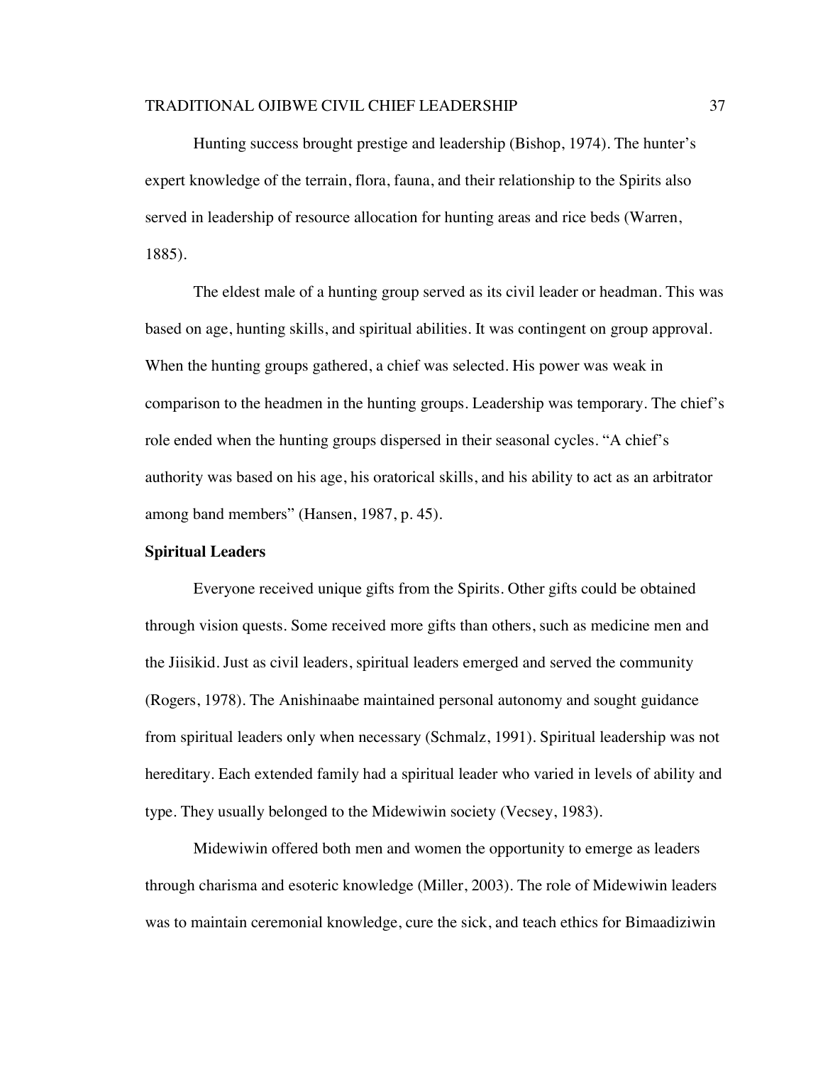Hunting success brought prestige and leadership (Bishop, 1974). The hunter's expert knowledge of the terrain, flora, fauna, and their relationship to the Spirits also served in leadership of resource allocation for hunting areas and rice beds (Warren, 1885).

The eldest male of a hunting group served as its civil leader or headman. This was based on age, hunting skills, and spiritual abilities. It was contingent on group approval. When the hunting groups gathered, a chief was selected. His power was weak in comparison to the headmen in the hunting groups. Leadership was temporary. The chief's role ended when the hunting groups dispersed in their seasonal cycles. "A chief's authority was based on his age, his oratorical skills, and his ability to act as an arbitrator among band members" (Hansen, 1987, p. 45).

**Spiritual Leaders**

Everyone received unique gifts from the Spirits. Other gifts could be obtained through vision quests. Some received more gifts than others, such as medicine men and the Jiisikid. Just as civil leaders, spiritual leaders emerged and served the community (Rogers, 1978). The Anishinaabe maintained personal autonomy and sought guidance from spiritual leaders only when necessary (Schmalz, 1991). Spiritual leadership was not hereditary. Each extended family had a spiritual leader who varied in levels of ability and type. They usually belonged to the Midewiwin society (Vecsey, 1983).

Midewiwin offered both men and women the opportunity to emerge as leaders through charisma and esoteric knowledge (Miller, 2003). The role of Midewiwin leaders was to maintain ceremonial knowledge, cure the sick, and teach ethics for Bimaadiziwin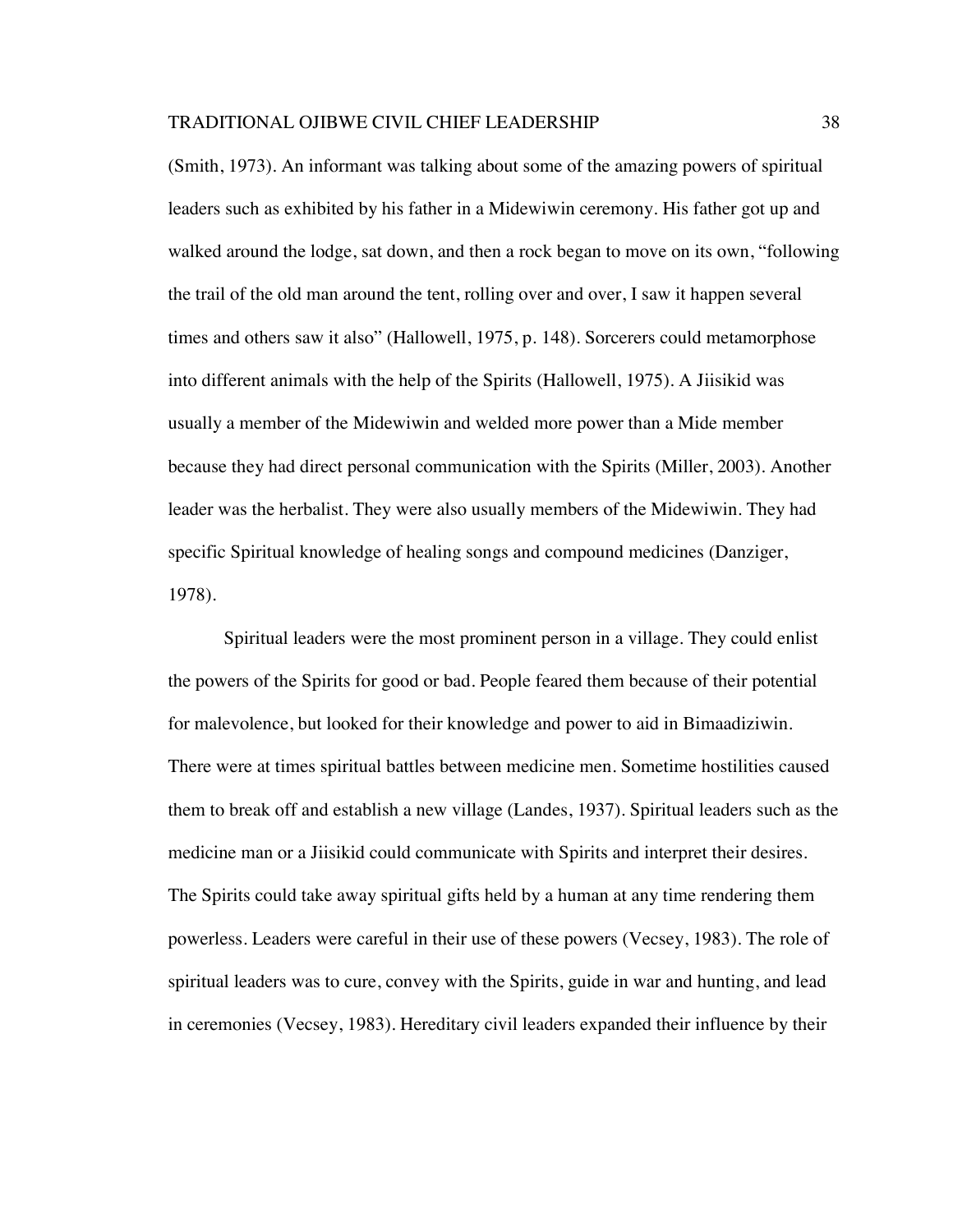(Smith, 1973). An informant was talking about some of the amazing powers of spiritual leaders such as exhibited by his father in a Midewiwin ceremony. His father got up and walked around the lodge, sat down, and then a rock began to move on its own, "following the trail of the old man around the tent, rolling over and over, I saw it happen several times and others saw it also" (Hallowell, 1975, p. 148). Sorcerers could metamorphose into different animals with the help of the Spirits (Hallowell, 1975). A Jiisikid was usually a member of the Midewiwin and welded more power than a Mide member because they had direct personal communication with the Spirits (Miller, 2003). Another leader was the herbalist. They were also usually members of the Midewiwin. They had specific Spiritual knowledge of healing songs and compound medicines (Danziger, 1978).

Spiritual leaders were the most prominent person in a village. They could enlist the powers of the Spirits for good or bad. People feared them because of their potential for malevolence, but looked for their knowledge and power to aid in Bimaadiziwin. There were at times spiritual battles between medicine men. Sometime hostilities caused them to break off and establish a new village (Landes, 1937). Spiritual leaders such as the medicine man or a Jiisikid could communicate with Spirits and interpret their desires. The Spirits could take away spiritual gifts held by a human at any time rendering them powerless. Leaders were careful in their use of these powers (Vecsey, 1983). The role of spiritual leaders was to cure, convey with the Spirits, guide in war and hunting, and lead in ceremonies (Vecsey, 1983). Hereditary civil leaders expanded their influence by their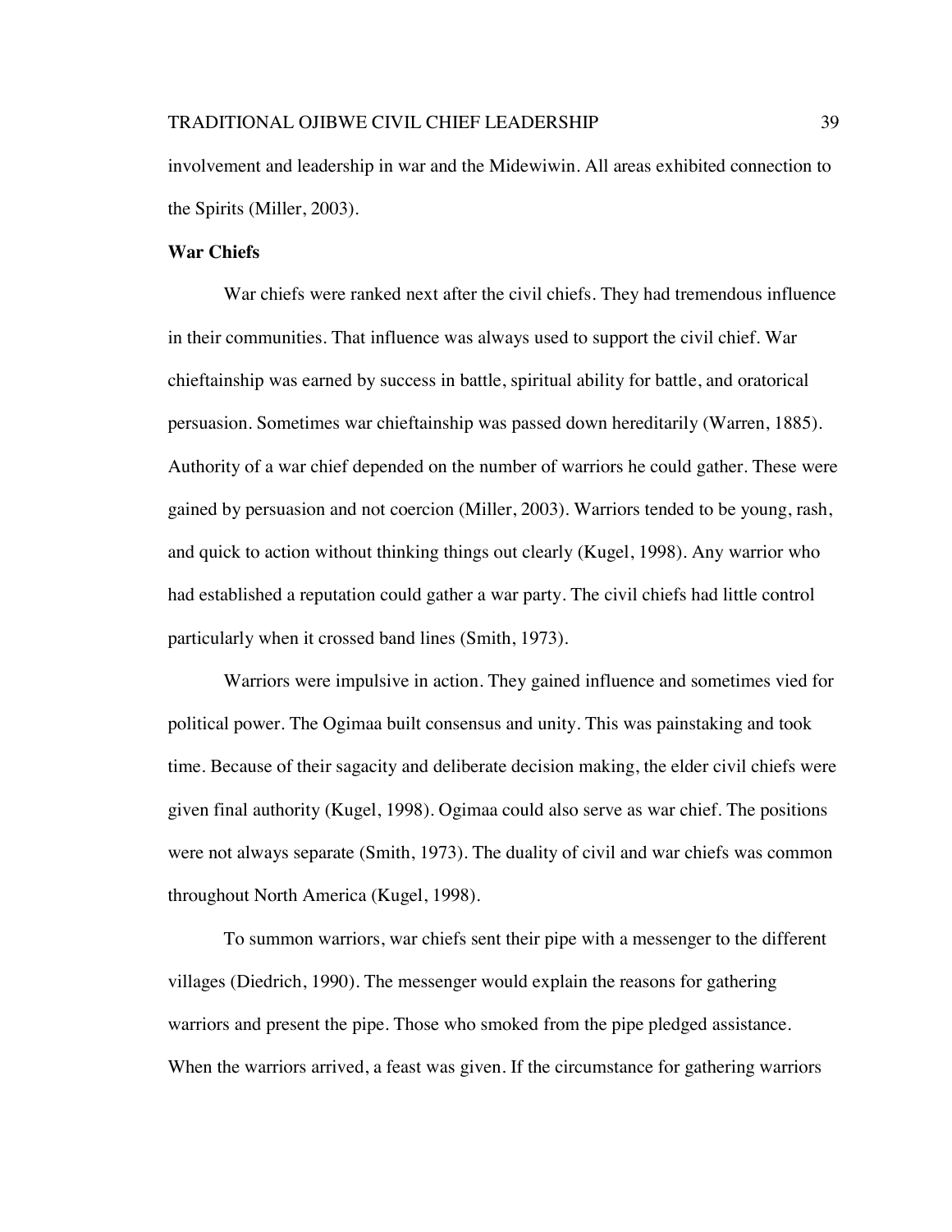involvement and leadership in war and the Midewiwin. All areas exhibited connection to the Spirits (Miller, 2003).

**War Chiefs**

War chiefs were ranked next after the civil chiefs. They had tremendous influence in their communities. That influence was always used to support the civil chief. War chieftainship was earned by success in battle, spiritual ability for battle, and oratorical persuasion. Sometimes war chieftainship was passed down hereditarily (Warren, 1885). Authority of a war chief depended on the number of warriors he could gather. These were gained by persuasion and not coercion (Miller, 2003). Warriors tended to be young, rash, and quick to action without thinking things out clearly (Kugel, 1998). Any warrior who had established a reputation could gather a war party. The civil chiefs had little control particularly when it crossed band lines (Smith, 1973).

Warriors were impulsive in action. They gained influence and sometimes vied for political power. The Ogimaa built consensus and unity. This was painstaking and took time. Because of their sagacity and deliberate decision making, the elder civil chiefs were given final authority (Kugel, 1998). Ogimaa could also serve as war chief. The positions were not always separate (Smith, 1973). The duality of civil and war chiefs was common throughout North America (Kugel, 1998).

To summon warriors, war chiefs sent their pipe with a messenger to the different villages (Diedrich, 1990). The messenger would explain the reasons for gathering warriors and present the pipe. Those who smoked from the pipe pledged assistance. When the warriors arrived, a feast was given. If the circumstance for gathering warriors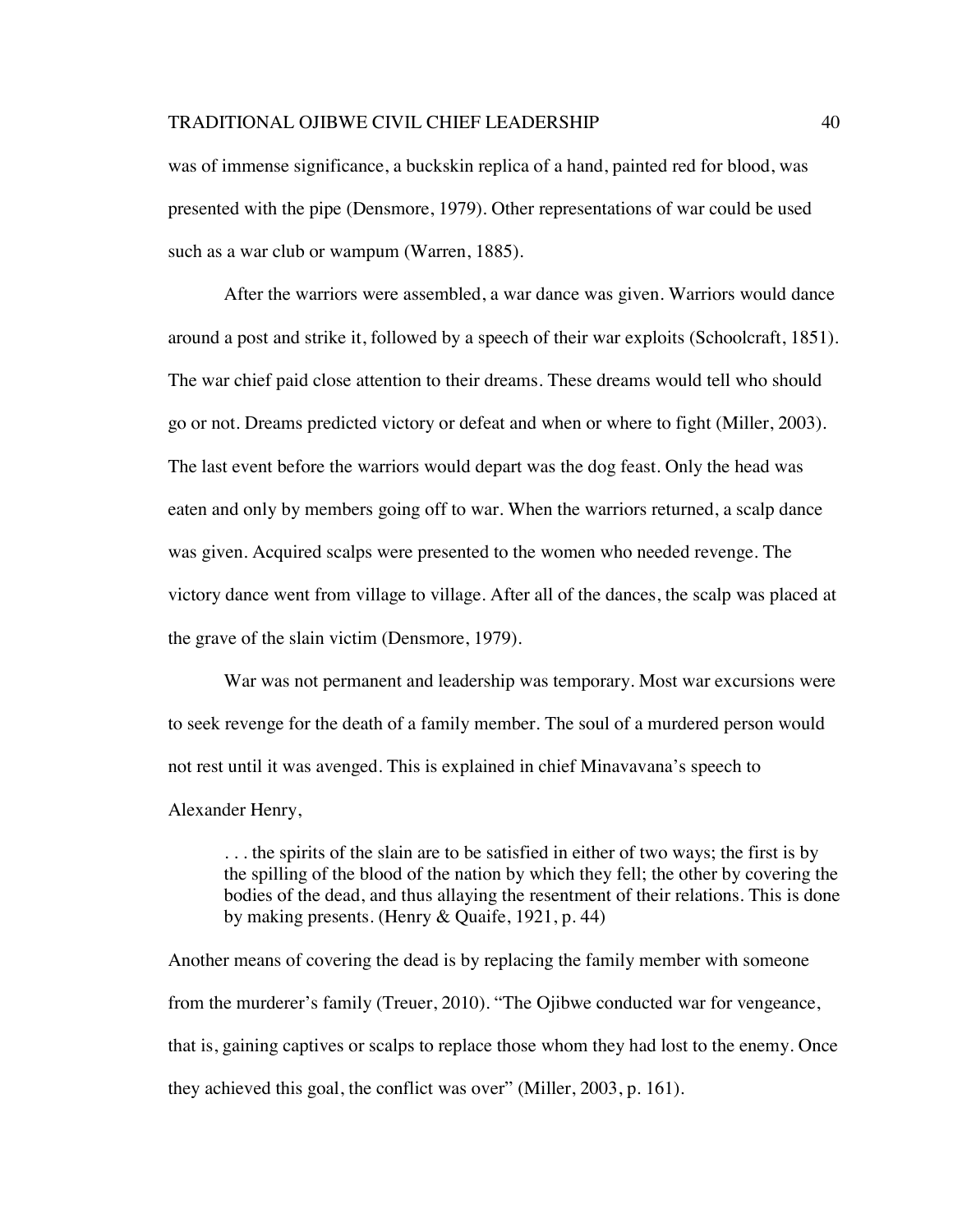was of immense significance, a buckskin replica of a hand, painted red for blood, was presented with the pipe (Densmore, 1979). Other representations of war could be used such as a war club or wampum (Warren, 1885).

After the warriors were assembled, a war dance was given. Warriors would dance around a post and strike it, followed by a speech of their war exploits (Schoolcraft, 1851). The war chief paid close attention to their dreams. These dreams would tell who should go or not. Dreams predicted victory or defeat and when or where to fight (Miller, 2003). The last event before the warriors would depart was the dog feast. Only the head was eaten and only by members going off to war. When the warriors returned, a scalp dance was given. Acquired scalps were presented to the women who needed revenge. The victory dance went from village to village. After all of the dances, the scalp was placed at the grave of the slain victim (Densmore, 1979).

War was not permanent and leadership was temporary. Most war excursions were to seek revenge for the death of a family member. The soul of a murdered person would not rest until it was avenged. This is explained in chief Minavavana's speech to Alexander Henry,

> . . . the spirits of the slain are to be satisfied in either of two ways; the first is by the spilling of the blood of the nation by which they fell; the other by covering the bodies of the dead, and thus allaying the resentment of their relations. This is done by making presents. (Henry & Quaife, 1921, p. 44)

Another means of covering the dead is by replacing the family member with someone from the murderer's family (Treuer, 2010). "The Ojibwe conducted war for vengeance, that is, gaining captives or scalps to replace those whom they had lost to the enemy. Once they achieved this goal, the conflict was over" (Miller, 2003, p. 161).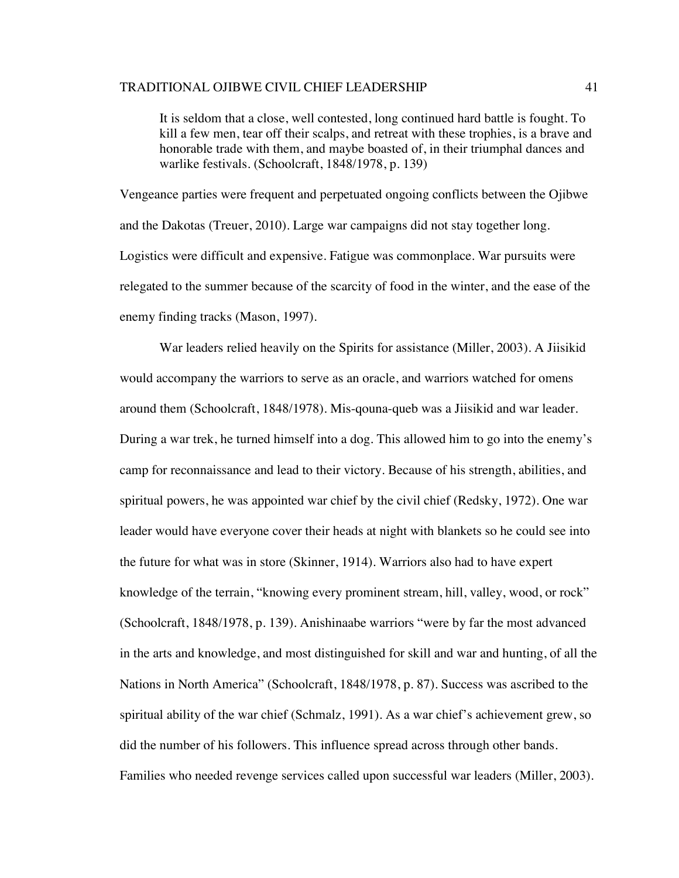> It is seldom that a close, well contested, long continued hard battle is fought. To kill a few men, tear off their scalps, and retreat with these trophies, is a brave and honorable trade with them, and maybe boasted of, in their triumphal dances and warlike festivals. (Schoolcraft, 1848/1978, p. 139)

Vengeance parties were frequent and perpetuated ongoing conflicts between the Ojibwe and the Dakotas (Treuer, 2010). Large war campaigns did not stay together long. Logistics were difficult and expensive. Fatigue was commonplace. War pursuits were relegated to the summer because of the scarcity of food in the winter, and the ease of the enemy finding tracks (Mason, 1997).

War leaders relied heavily on the Spirits for assistance (Miller, 2003). A Jiisikid would accompany the warriors to serve as an oracle, and warriors watched for omens around them (Schoolcraft, 1848/1978). Mis-qouna-queb was a Jiisikid and war leader. During a war trek, he turned himself into a dog. This allowed him to go into the enemy's camp for reconnaissance and lead to their victory. Because of his strength, abilities, and spiritual powers, he was appointed war chief by the civil chief (Redsky, 1972). One war leader would have everyone cover their heads at night with blankets so he could see into the future for what was in store (Skinner, 1914). Warriors also had to have expert knowledge of the terrain, "knowing every prominent stream, hill, valley, wood, or rock" (Schoolcraft, 1848/1978, p. 139). Anishinaabe warriors "were by far the most advanced in the arts and knowledge, and most distinguished for skill and war and hunting, of all the Nations in North America" (Schoolcraft, 1848/1978, p. 87). Success was ascribed to the spiritual ability of the war chief (Schmalz, 1991). As a war chief's achievement grew, so did the number of his followers. This influence spread across through other bands. Families who needed revenge services called upon successful war leaders (Miller, 2003).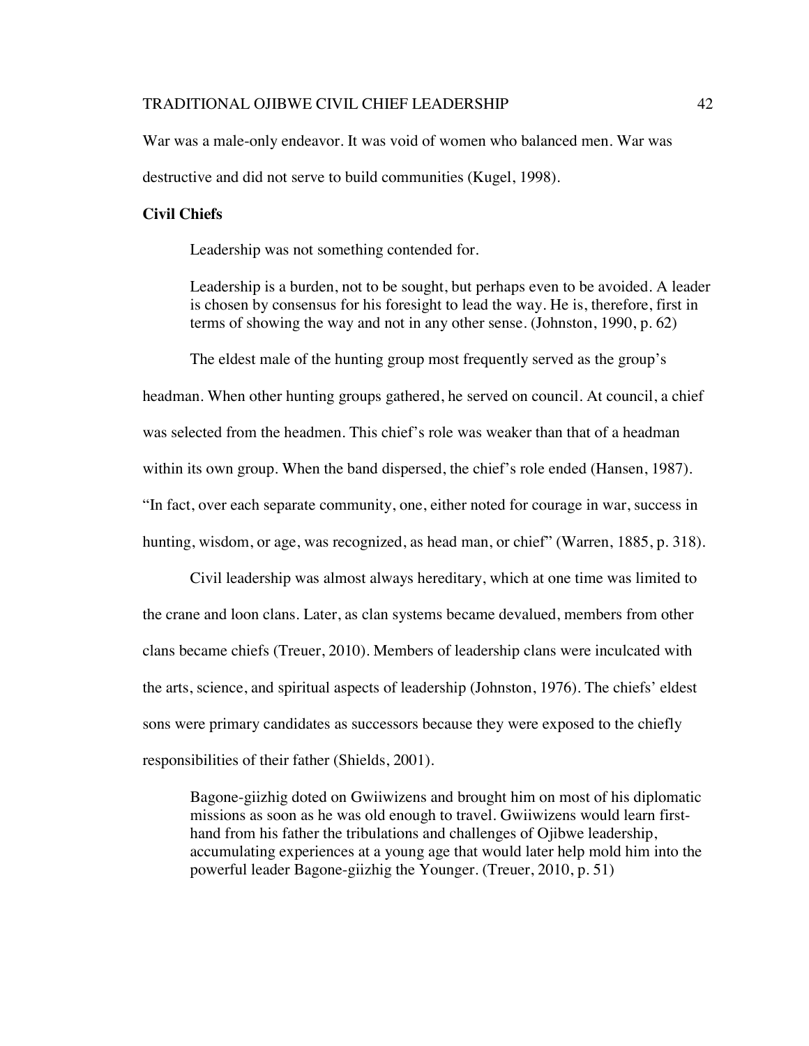War was a male-only endeavor. It was void of women who balanced men. War was destructive and did not serve to build communities (Kugel, 1998).

**Civil Chiefs**

Leadership was not something contended for.

> Leadership is a burden, not to be sought, but perhaps even to be avoided. A leader is chosen by consensus for his foresight to lead the way. He is, therefore, first in terms of showing the way and not in any other sense. (Johnston, 1990, p. 62)

The eldest male of the hunting group most frequently served as the group's headman. When other hunting groups gathered, he served on council. At council, a chief was selected from the headmen. This chief's role was weaker than that of a headman within its own group. When the band dispersed, the chief's role ended (Hansen, 1987). "In fact, over each separate community, one, either noted for courage in war, success in hunting, wisdom, or age, was recognized, as head man, or chief" (Warren, 1885, p. 318).

Civil leadership was almost always hereditary, which at one time was limited to the crane and loon clans. Later, as clan systems became devalued, members from other clans became chiefs (Treuer, 2010). Members of leadership clans were inculcated with the arts, science, and spiritual aspects of leadership (Johnston, 1976). The chiefs' eldest sons were primary candidates as successors because they were exposed to the chiefly responsibilities of their father (Shields, 2001).

> Bagone-giizhig doted on Gwiiwizens and brought him on most of his diplomatic missions as soon as he was old enough to travel. Gwiiwizens would learn first-hand from his father the tribulations and challenges of Ojibwe leadership, accumulating experiences at a young age that would later help mold him into the powerful leader Bagone-giizhig the Younger. (Treuer, 2010, p. 51)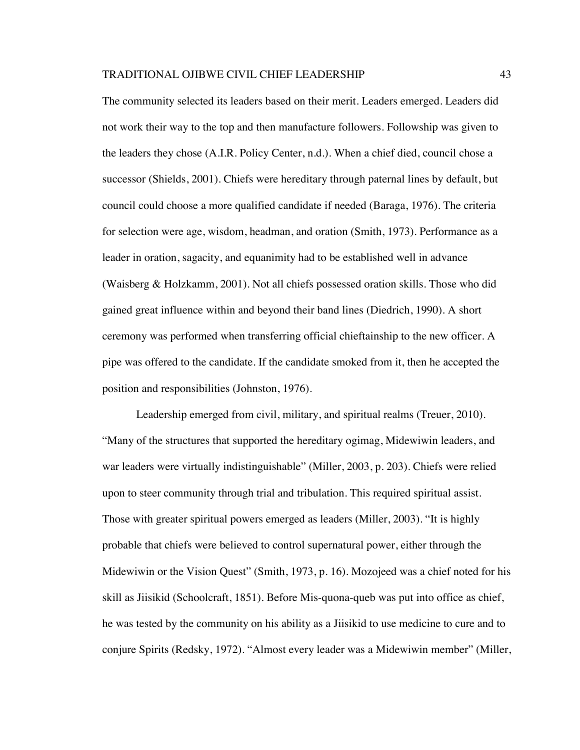The community selected its leaders based on their merit. Leaders emerged. Leaders did not work their way to the top and then manufacture followers. Followship was given to the leaders they chose (A.I.R. Policy Center, n.d.). When a chief died, council chose a successor (Shields, 2001). Chiefs were hereditary through paternal lines by default, but council could choose a more qualified candidate if needed (Baraga, 1976). The criteria for selection were age, wisdom, headman, and oration (Smith, 1973). Performance as a leader in oration, sagacity, and equanimity had to be established well in advance (Waisberg & Holzkamm, 2001). Not all chiefs possessed oration skills. Those who did gained great influence within and beyond their band lines (Diedrich, 1990). A short ceremony was performed when transferring official chieftainship to the new officer. A pipe was offered to the candidate. If the candidate smoked from it, then he accepted the position and responsibilities (Johnston, 1976).

Leadership emerged from civil, military, and spiritual realms (Treuer, 2010). "Many of the structures that supported the hereditary ogimag, Midewiwin leaders, and war leaders were virtually indistinguishable" (Miller, 2003, p. 203). Chiefs were relied upon to steer community through trial and tribulation. This required spiritual assist. Those with greater spiritual powers emerged as leaders (Miller, 2003). "It is highly probable that chiefs were believed to control supernatural power, either through the Midewiwin or the Vision Quest" (Smith, 1973, p. 16). Mozojeed was a chief noted for his skill as Jiisikid (Schoolcraft, 1851). Before Mis-quona-queb was put into office as chief, he was tested by the community on his ability as a Jiisikid to use medicine to cure and to conjure Spirits (Redsky, 1972). "Almost every leader was a Midewiwin member" (Miller,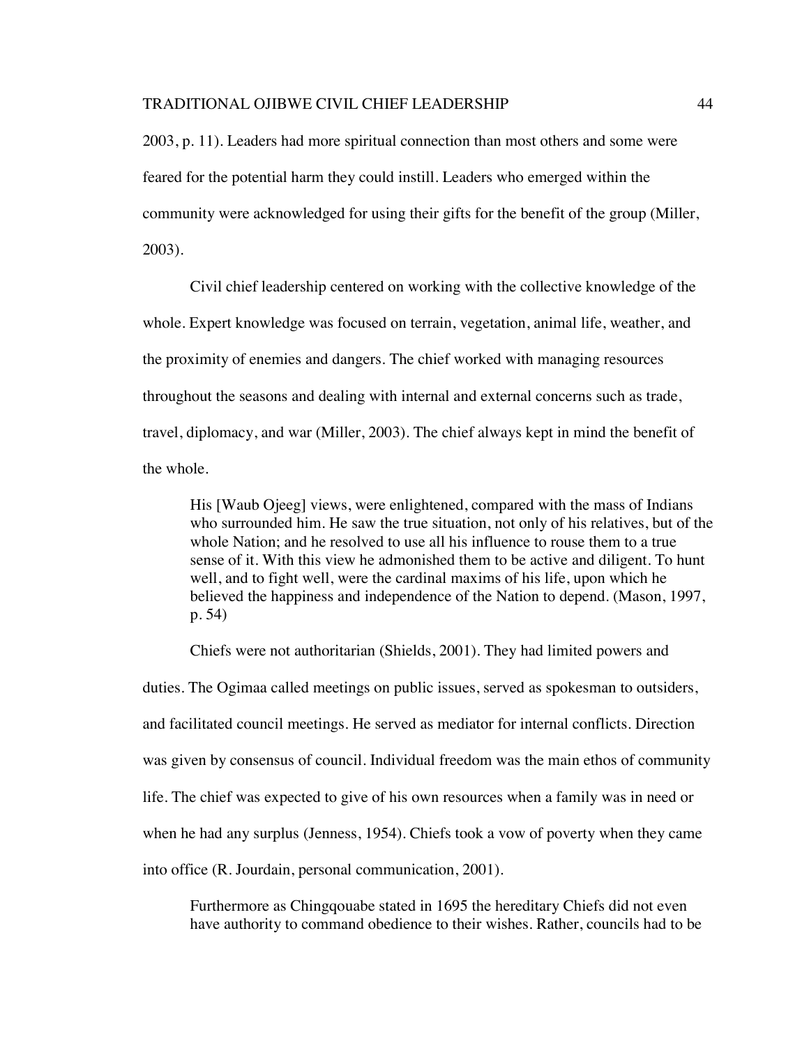2003, p. 11). Leaders had more spiritual connection than most others and some were feared for the potential harm they could instill. Leaders who emerged within the community were acknowledged for using their gifts for the benefit of the group (Miller, 2003).

Civil chief leadership centered on working with the collective knowledge of the whole. Expert knowledge was focused on terrain, vegetation, animal life, weather, and the proximity of enemies and dangers. The chief worked with managing resources throughout the seasons and dealing with internal and external concerns such as trade, travel, diplomacy, and war (Miller, 2003). The chief always kept in mind the benefit of the whole.

> His [Waub Ojeeg] views, were enlightened, compared with the mass of Indians who surrounded him. He saw the true situation, not only of his relatives, but of the whole Nation; and he resolved to use all his influence to rouse them to a true sense of it. With this view he admonished them to be active and diligent. To hunt well, and to fight well, were the cardinal maxims of his life, upon which he believed the happiness and independence of the Nation to depend. (Mason, 1997, p. 54)

Chiefs were not authoritarian (Shields, 2001). They had limited powers and duties. The Ogimaa called meetings on public issues, served as spokesman to outsiders, and facilitated council meetings. He served as mediator for internal conflicts. Direction was given by consensus of council. Individual freedom was the main ethos of community life. The chief was expected to give of his own resources when a family was in need or when he had any surplus (Jenness, 1954). Chiefs took a vow of poverty when they came into office (R. Jourdain, personal communication, 2001).

> Furthermore as Chingqouabe stated in 1695 the hereditary Chiefs did not even have authority to command obedience to their wishes. Rather, councils had to be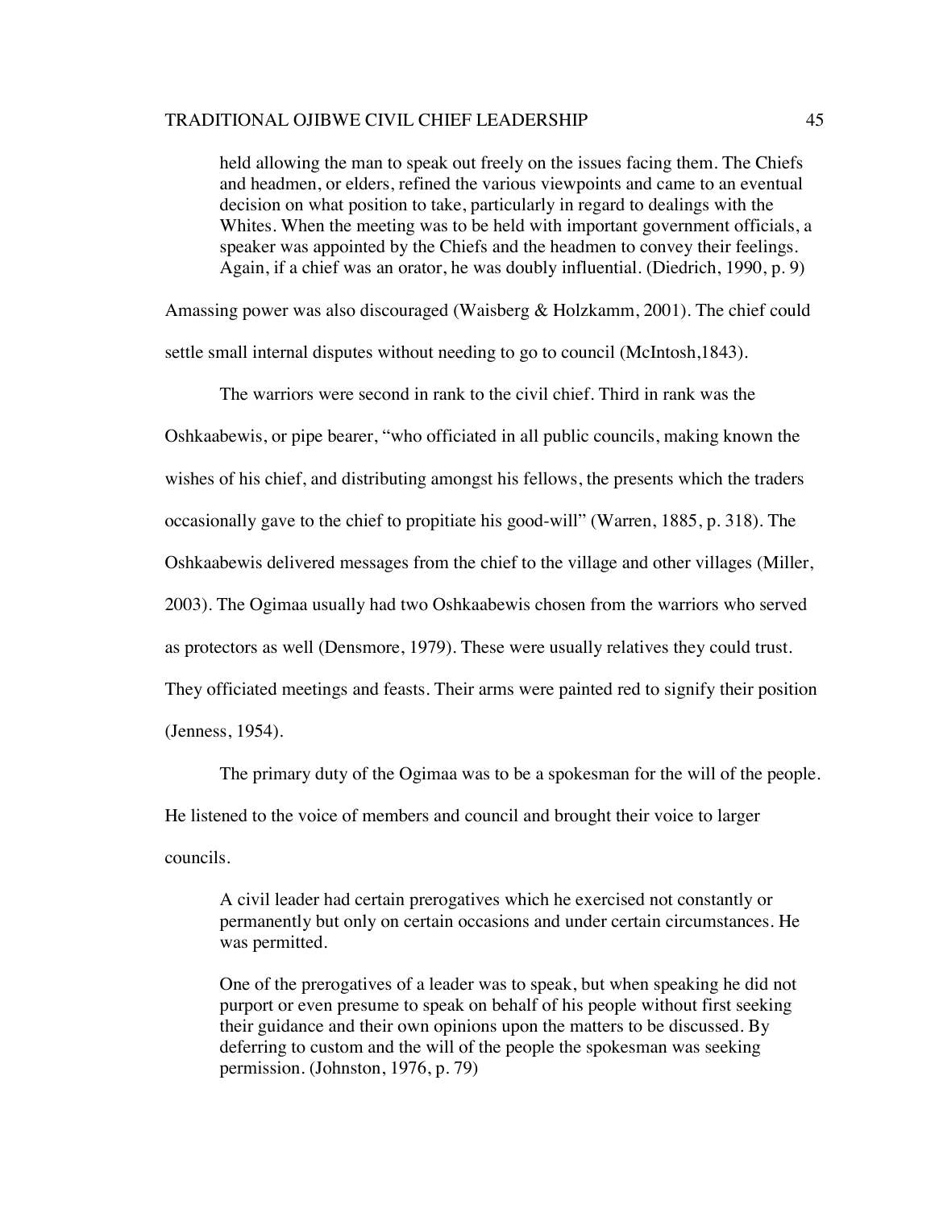> held allowing the man to speak out freely on the issues facing them. The Chiefs and headmen, or elders, refined the various viewpoints and came to an eventual decision on what position to take, particularly in regard to dealings with the Whites. When the meeting was to be held with important government officials, a speaker was appointed by the Chiefs and the headmen to convey their feelings. Again, if a chief was an orator, he was doubly influential. (Diedrich, 1990, p. 9)

Amassing power was also discouraged (Waisberg & Holzkamm, 2001). The chief could settle small internal disputes without needing to go to council (McIntosh,1843).

The warriors were second in rank to the civil chief. Third in rank was the Oshkaabewis, or pipe bearer, "who officiated in all public councils, making known the wishes of his chief, and distributing amongst his fellows, the presents which the traders occasionally gave to the chief to propitiate his good-will" (Warren, 1885, p. 318). The Oshkaabewis delivered messages from the chief to the village and other villages (Miller, 2003). The Ogimaa usually had two Oshkaabewis chosen from the warriors who served as protectors as well (Densmore, 1979). These were usually relatives they could trust. They officiated meetings and feasts. Their arms were painted red to signify their position (Jenness, 1954).

The primary duty of the Ogimaa was to be a spokesman for the will of the people. He listened to the voice of members and council and brought their voice to larger councils.

> A civil leader had certain prerogatives which he exercised not constantly or permanently but only on certain occasions and under certain circumstances. He was permitted.
>
> One of the prerogatives of a leader was to speak, but when speaking he did not purport or even presume to speak on behalf of his people without first seeking their guidance and their own opinions upon the matters to be discussed. By deferring to custom and the will of the people the spokesman was seeking permission. (Johnston, 1976, p. 79)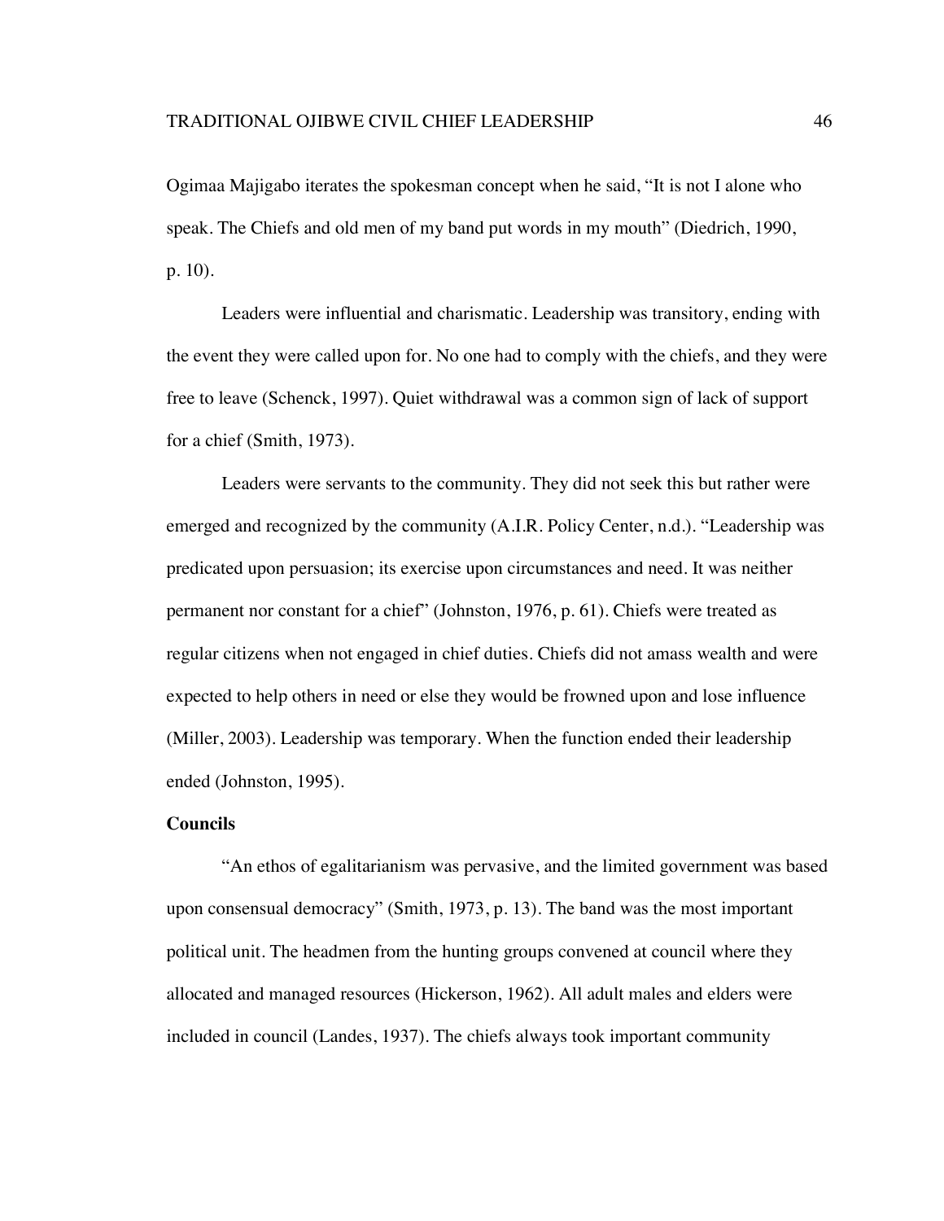Ogimaa Majigabo iterates the spokesman concept when he said, "It is not I alone who speak. The Chiefs and old men of my band put words in my mouth" (Diedrich, 1990, p. 10).

Leaders were influential and charismatic. Leadership was transitory, ending with the event they were called upon for. No one had to comply with the chiefs, and they were free to leave (Schenck, 1997). Quiet withdrawal was a common sign of lack of support for a chief (Smith, 1973).

Leaders were servants to the community. They did not seek this but rather were emerged and recognized by the community (A.I.R. Policy Center, n.d.). "Leadership was predicated upon persuasion; its exercise upon circumstances and need. It was neither permanent nor constant for a chief" (Johnston, 1976, p. 61). Chiefs were treated as regular citizens when not engaged in chief duties. Chiefs did not amass wealth and were expected to help others in need or else they would be frowned upon and lose influence (Miller, 2003). Leadership was temporary. When the function ended their leadership ended (Johnston, 1995).

**Councils**

"An ethos of egalitarianism was pervasive, and the limited government was based upon consensual democracy" (Smith, 1973, p. 13). The band was the most important political unit. The headmen from the hunting groups convened at council where they allocated and managed resources (Hickerson, 1962). All adult males and elders were included in council (Landes, 1937). The chiefs always took important community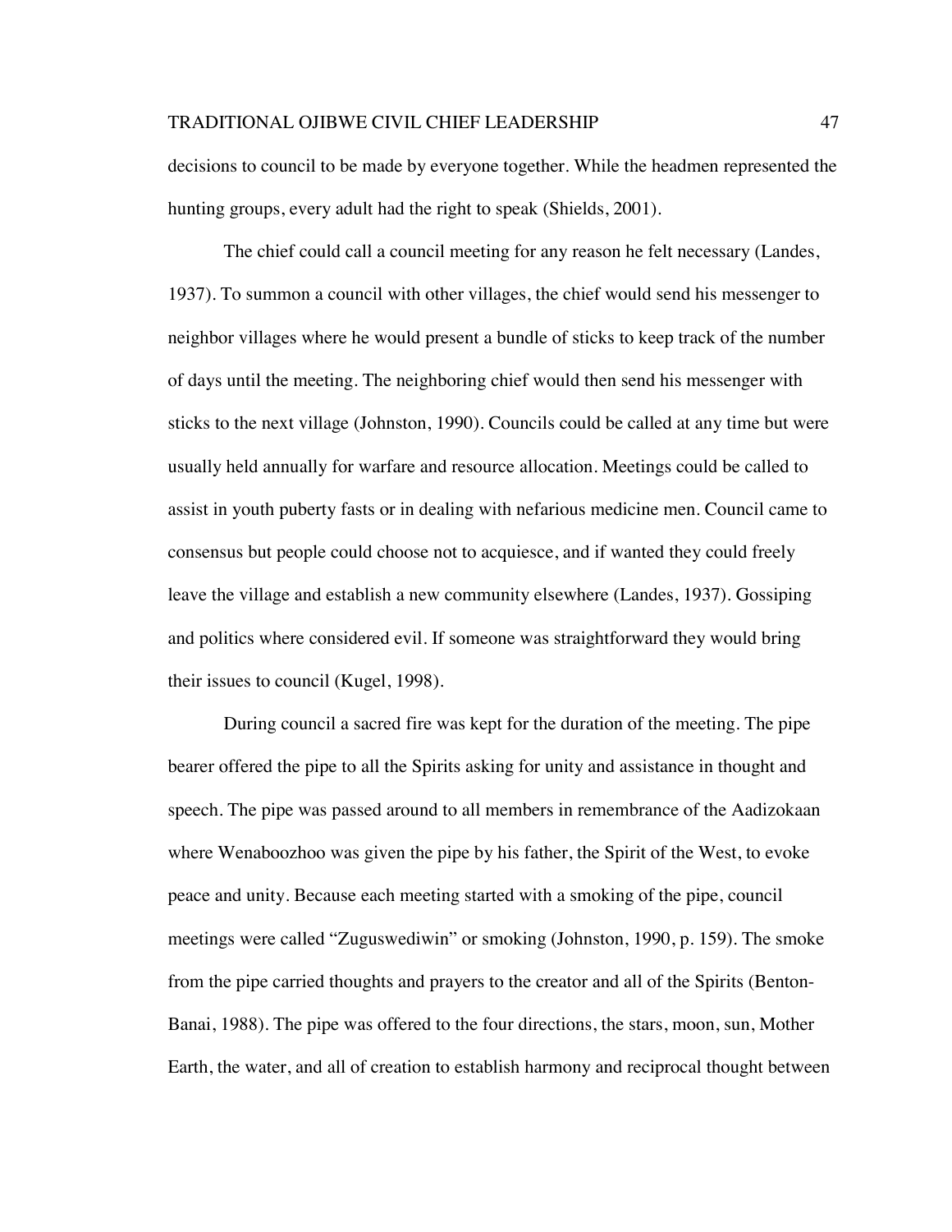decisions to council to be made by everyone together. While the headmen represented the hunting groups, every adult had the right to speak (Shields, 2001).

The chief could call a council meeting for any reason he felt necessary (Landes, 1937). To summon a council with other villages, the chief would send his messenger to neighbor villages where he would present a bundle of sticks to keep track of the number of days until the meeting. The neighboring chief would then send his messenger with sticks to the next village (Johnston, 1990). Councils could be called at any time but were usually held annually for warfare and resource allocation. Meetings could be called to assist in youth puberty fasts or in dealing with nefarious medicine men. Council came to consensus but people could choose not to acquiesce, and if wanted they could freely leave the village and establish a new community elsewhere (Landes, 1937). Gossiping and politics where considered evil. If someone was straightforward they would bring their issues to council (Kugel, 1998).

During council a sacred fire was kept for the duration of the meeting. The pipe bearer offered the pipe to all the Spirits asking for unity and assistance in thought and speech. The pipe was passed around to all members in remembrance of the Aadizokaan where Wenaboozhoo was given the pipe by his father, the Spirit of the West, to evoke peace and unity. Because each meeting started with a smoking of the pipe, council meetings were called "Zuguswediwin" or smoking (Johnston, 1990, p. 159). The smoke from the pipe carried thoughts and prayers to the creator and all of the Spirits (Benton-Banai, 1988). The pipe was offered to the four directions, the stars, moon, sun, Mother Earth, the water, and all of creation to establish harmony and reciprocal thought between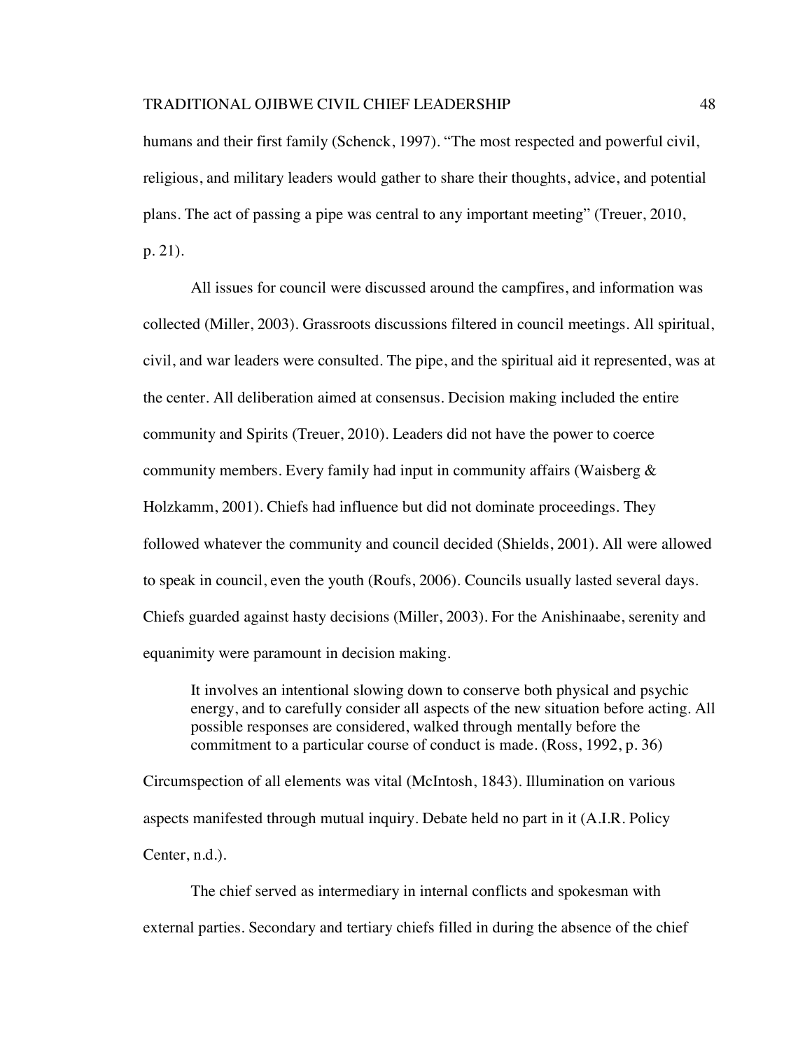humans and their first family (Schenck, 1997). "The most respected and powerful civil, religious, and military leaders would gather to share their thoughts, advice, and potential plans. The act of passing a pipe was central to any important meeting" (Treuer, 2010, p. 21).

All issues for council were discussed around the campfires, and information was collected (Miller, 2003). Grassroots discussions filtered in council meetings. All spiritual, civil, and war leaders were consulted. The pipe, and the spiritual aid it represented, was at the center. All deliberation aimed at consensus. Decision making included the entire community and Spirits (Treuer, 2010). Leaders did not have the power to coerce community members. Every family had input in community affairs (Waisberg & Holzkamm, 2001). Chiefs had influence but did not dominate proceedings. They followed whatever the community and council decided (Shields, 2001). All were allowed to speak in council, even the youth (Roufs, 2006). Councils usually lasted several days. Chiefs guarded against hasty decisions (Miller, 2003). For the Anishinaabe, serenity and equanimity were paramount in decision making.

> It involves an intentional slowing down to conserve both physical and psychic energy, and to carefully consider all aspects of the new situation before acting. All possible responses are considered, walked through mentally before the commitment to a particular course of conduct is made. (Ross, 1992, p. 36)

Circumspection of all elements was vital (McIntosh, 1843). Illumination on various aspects manifested through mutual inquiry. Debate held no part in it (A.I.R. Policy Center, n.d.).

The chief served as intermediary in internal conflicts and spokesman with external parties. Secondary and tertiary chiefs filled in during the absence of the chief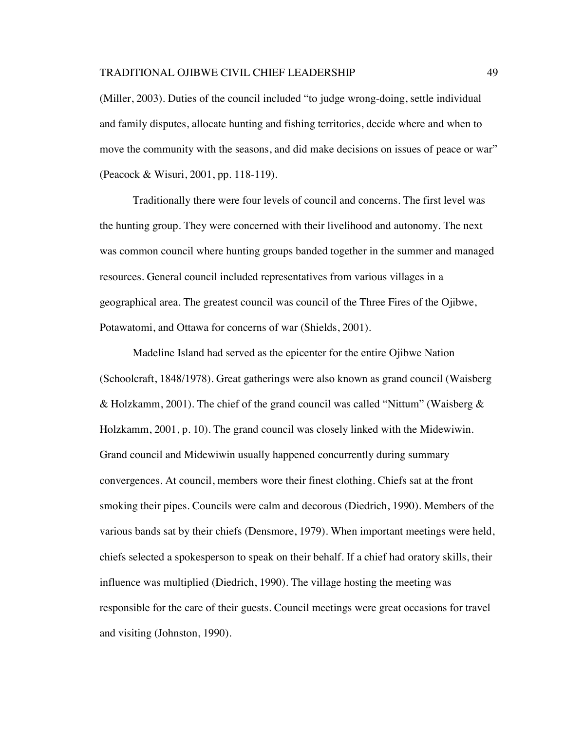(Miller, 2003). Duties of the council included "to judge wrong-doing, settle individual and family disputes, allocate hunting and fishing territories, decide where and when to move the community with the seasons, and did make decisions on issues of peace or war" (Peacock & Wisuri, 2001, pp. 118-119).

Traditionally there were four levels of council and concerns. The first level was the hunting group. They were concerned with their livelihood and autonomy. The next was common council where hunting groups banded together in the summer and managed resources. General council included representatives from various villages in a geographical area. The greatest council was council of the Three Fires of the Ojibwe, Potawatomi, and Ottawa for concerns of war (Shields, 2001).

Madeline Island had served as the epicenter for the entire Ojibwe Nation (Schoolcraft, 1848/1978). Great gatherings were also known as grand council (Waisberg & Holzkamm, 2001). The chief of the grand council was called "Nittum" (Waisberg & Holzkamm, 2001, p. 10). The grand council was closely linked with the Midewiwin. Grand council and Midewiwin usually happened concurrently during summary convergences. At council, members wore their finest clothing. Chiefs sat at the front smoking their pipes. Councils were calm and decorous (Diedrich, 1990). Members of the various bands sat by their chiefs (Densmore, 1979). When important meetings were held, chiefs selected a spokesperson to speak on their behalf. If a chief had oratory skills, their influence was multiplied (Diedrich, 1990). The village hosting the meeting was responsible for the care of their guests. Council meetings were great occasions for travel and visiting (Johnston, 1990).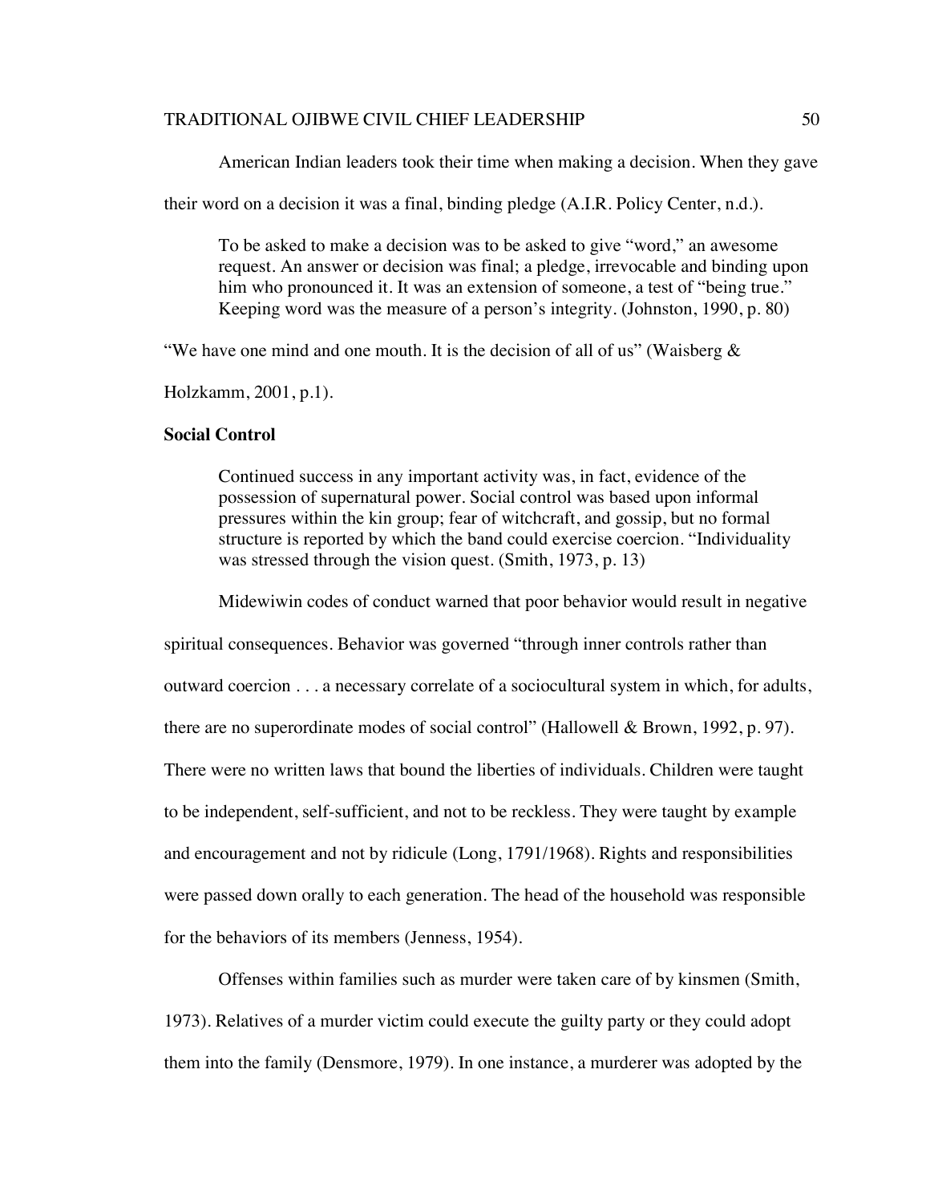American Indian leaders took their time when making a decision. When they gave their word on a decision it was a final, binding pledge (A.I.R. Policy Center, n.d.).

> To be asked to make a decision was to be asked to give "word," an awesome request. An answer or decision was final; a pledge, irrevocable and binding upon him who pronounced it. It was an extension of someone, a test of "being true." Keeping word was the measure of a person's integrity. (Johnston, 1990, p. 80)

"We have one mind and one mouth. It is the decision of all of us" (Waisberg & Holzkamm, 2001, p.1).

**Social Control**

> Continued success in any important activity was, in fact, evidence of the possession of supernatural power. Social control was based upon informal pressures within the kin group; fear of witchcraft, and gossip, but no formal structure is reported by which the band could exercise coercion. "Individuality was stressed through the vision quest. (Smith, 1973, p. 13)

Midewiwin codes of conduct warned that poor behavior would result in negative spiritual consequences. Behavior was governed "through inner controls rather than outward coercion . . . a necessary correlate of a sociocultural system in which, for adults, there are no superordinate modes of social control" (Hallowell & Brown, 1992, p. 97). There were no written laws that bound the liberties of individuals. Children were taught to be independent, self-sufficient, and not to be reckless. They were taught by example and encouragement and not by ridicule (Long, 1791/1968). Rights and responsibilities were passed down orally to each generation. The head of the household was responsible for the behaviors of its members (Jenness, 1954).

Offenses within families such as murder were taken care of by kinsmen (Smith, 1973). Relatives of a murder victim could execute the guilty party or they could adopt them into the family (Densmore, 1979). In one instance, a murderer was adopted by the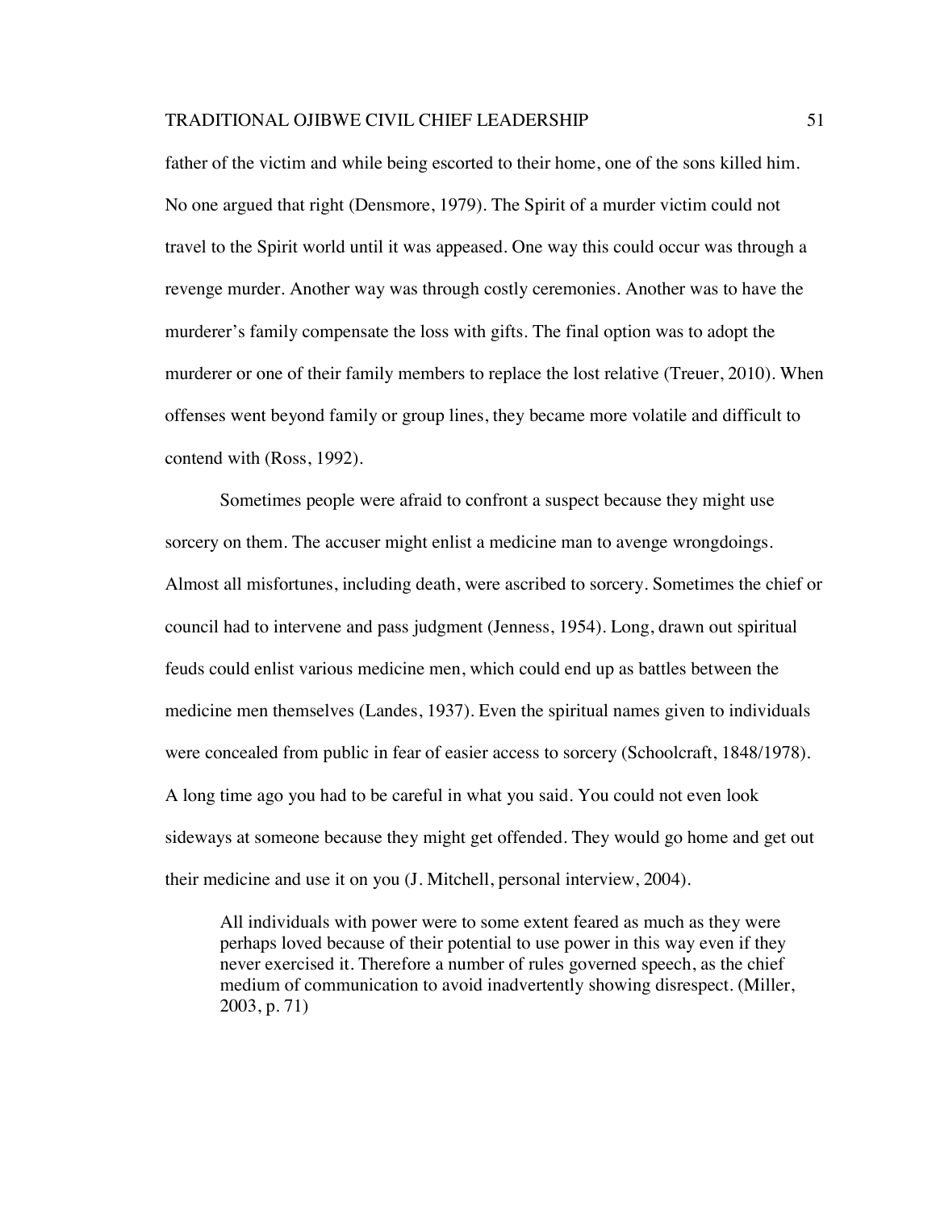father of the victim and while being escorted to their home, one of the sons killed him. No one argued that right (Densmore, 1979). The Spirit of a murder victim could not travel to the Spirit world until it was appeased. One way this could occur was through a revenge murder. Another way was through costly ceremonies. Another was to have the murderer's family compensate the loss with gifts. The final option was to adopt the murderer or one of their family members to replace the lost relative (Treuer, 2010). When offenses went beyond family or group lines, they became more volatile and difficult to contend with (Ross, 1992).

Sometimes people were afraid to confront a suspect because they might use sorcery on them. The accuser might enlist a medicine man to avenge wrongdoings. Almost all misfortunes, including death, were ascribed to sorcery. Sometimes the chief or council had to intervene and pass judgment (Jenness, 1954). Long, drawn out spiritual feuds could enlist various medicine men, which could end up as battles between the medicine men themselves (Landes, 1937). Even the spiritual names given to individuals were concealed from public in fear of easier access to sorcery (Schoolcraft, 1848/1978). A long time ago you had to be careful in what you said. You could not even look sideways at someone because they might get offended. They would go home and get out their medicine and use it on you (J. Mitchell, personal interview, 2004).

> All individuals with power were to some extent feared as much as they were perhaps loved because of their potential to use power in this way even if they never exercised it. Therefore a number of rules governed speech, as the chief medium of communication to avoid inadvertently showing disrespect. (Miller, 2003, p. 71)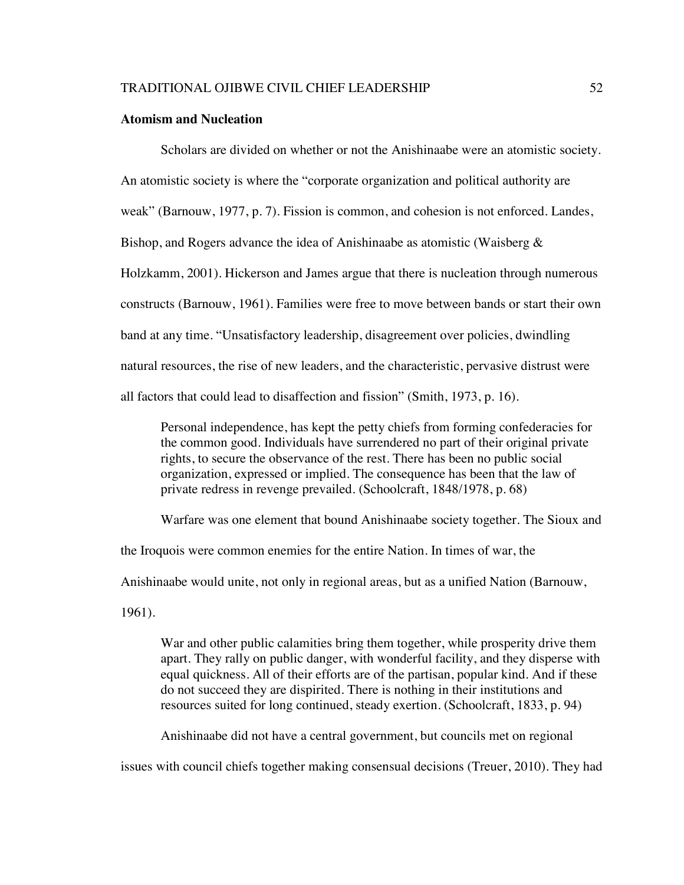**Atomism and Nucleation**

Scholars are divided on whether or not the Anishinaabe were an atomistic society. An atomistic society is where the "corporate organization and political authority are weak" (Barnouw, 1977, p. 7). Fission is common, and cohesion is not enforced. Landes, Bishop, and Rogers advance the idea of Anishinaabe as atomistic (Waisberg & Holzkamm, 2001). Hickerson and James argue that there is nucleation through numerous constructs (Barnouw, 1961). Families were free to move between bands or start their own band at any time. "Unsatisfactory leadership, disagreement over policies, dwindling natural resources, the rise of new leaders, and the characteristic, pervasive distrust were all factors that could lead to disaffection and fission" (Smith, 1973, p. 16).

> Personal independence, has kept the petty chiefs from forming confederacies for the common good. Individuals have surrendered no part of their original private rights, to secure the observance of the rest. There has been no public social organization, expressed or implied. The consequence has been that the law of private redress in revenge prevailed. (Schoolcraft, 1848/1978, p. 68)

Warfare was one element that bound Anishinaabe society together. The Sioux and the Iroquois were common enemies for the entire Nation. In times of war, the Anishinaabe would unite, not only in regional areas, but as a unified Nation (Barnouw, 1961).

> War and other public calamities bring them together, while prosperity drive them apart. They rally on public danger, with wonderful facility, and they disperse with equal quickness. All of their efforts are of the partisan, popular kind. And if these do not succeed they are dispirited. There is nothing in their institutions and resources suited for long continued, steady exertion. (Schoolcraft, 1833, p. 94)

Anishinaabe did not have a central government, but councils met on regional issues with council chiefs together making consensual decisions (Treuer, 2010). They had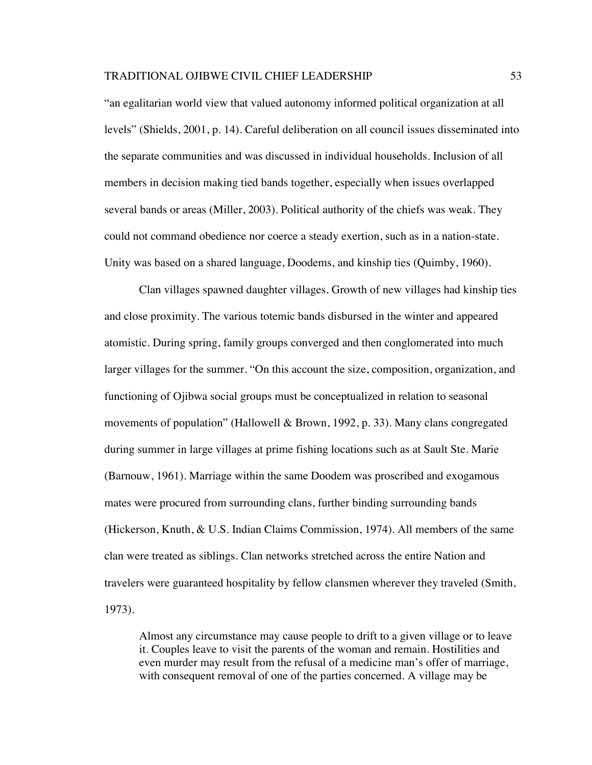"an egalitarian world view that valued autonomy informed political organization at all levels" (Shields, 2001, p. 14). Careful deliberation on all council issues disseminated into the separate communities and was discussed in individual households. Inclusion of all members in decision making tied bands together, especially when issues overlapped several bands or areas (Miller, 2003). Political authority of the chiefs was weak. They could not command obedience nor coerce a steady exertion, such as in a nation-state. Unity was based on a shared language, Doodems, and kinship ties (Quimby, 1960).

Clan villages spawned daughter villages. Growth of new villages had kinship ties and close proximity. The various totemic bands disbursed in the winter and appeared atomistic. During spring, family groups converged and then conglomerated into much larger villages for the summer. "On this account the size, composition, organization, and functioning of Ojibwa social groups must be conceptualized in relation to seasonal movements of population" (Hallowell & Brown, 1992, p. 33). Many clans congregated during summer in large villages at prime fishing locations such as at Sault Ste. Marie (Barnouw, 1961). Marriage within the same Doodem was proscribed and exogamous mates were procured from surrounding clans, further binding surrounding bands (Hickerson, Knuth, & U.S. Indian Claims Commission, 1974). All members of the same clan were treated as siblings. Clan networks stretched across the entire Nation and travelers were guaranteed hospitality by fellow clansmen wherever they traveled (Smith, 1973).

> Almost any circumstance may cause people to drift to a given village or to leave it. Couples leave to visit the parents of the woman and remain. Hostilities and even murder may result from the refusal of a medicine man's offer of marriage, with consequent removal of one of the parties concerned. A village may be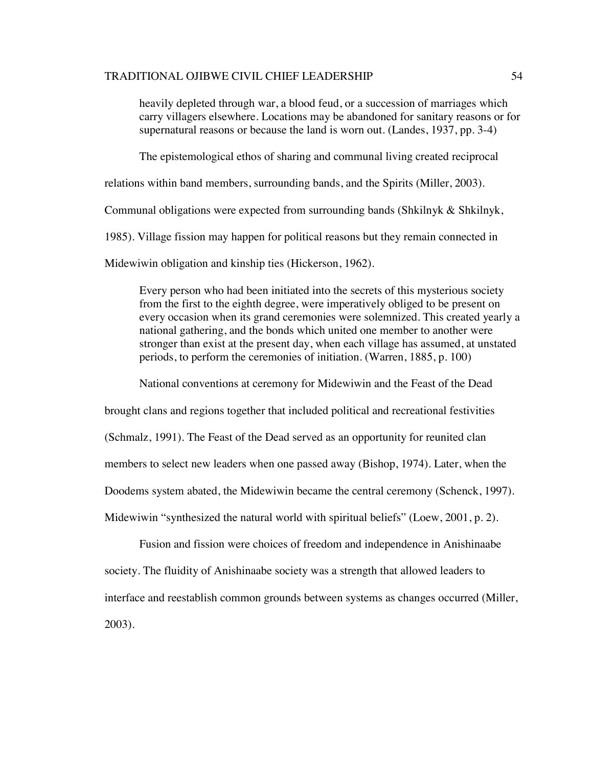> heavily depleted through war, a blood feud, or a succession of marriages which carry villagers elsewhere. Locations may be abandoned for sanitary reasons or for supernatural reasons or because the land is worn out. (Landes, 1937, pp. 3-4)

The epistemological ethos of sharing and communal living created reciprocal relations within band members, surrounding bands, and the Spirits (Miller, 2003). Communal obligations were expected from surrounding bands (Shkilnyk & Shkilnyk, 1985). Village fission may happen for political reasons but they remain connected in Midewiwin obligation and kinship ties (Hickerson, 1962).

> Every person who had been initiated into the secrets of this mysterious society from the first to the eighth degree, were imperatively obliged to be present on every occasion when its grand ceremonies were solemnized. This created yearly a national gathering, and the bonds which united one member to another were stronger than exist at the present day, when each village has assumed, at unstated periods, to perform the ceremonies of initiation. (Warren, 1885, p. 100)

National conventions at ceremony for Midewiwin and the Feast of the Dead brought clans and regions together that included political and recreational festivities (Schmalz, 1991). The Feast of the Dead served as an opportunity for reunited clan members to select new leaders when one passed away (Bishop, 1974). Later, when the Doodems system abated, the Midewiwin became the central ceremony (Schenck, 1997). Midewiwin "synthesized the natural world with spiritual beliefs" (Loew, 2001, p. 2).

Fusion and fission were choices of freedom and independence in Anishinaabe society. The fluidity of Anishinaabe society was a strength that allowed leaders to interface and reestablish common grounds between systems as changes occurred (Miller, 2003).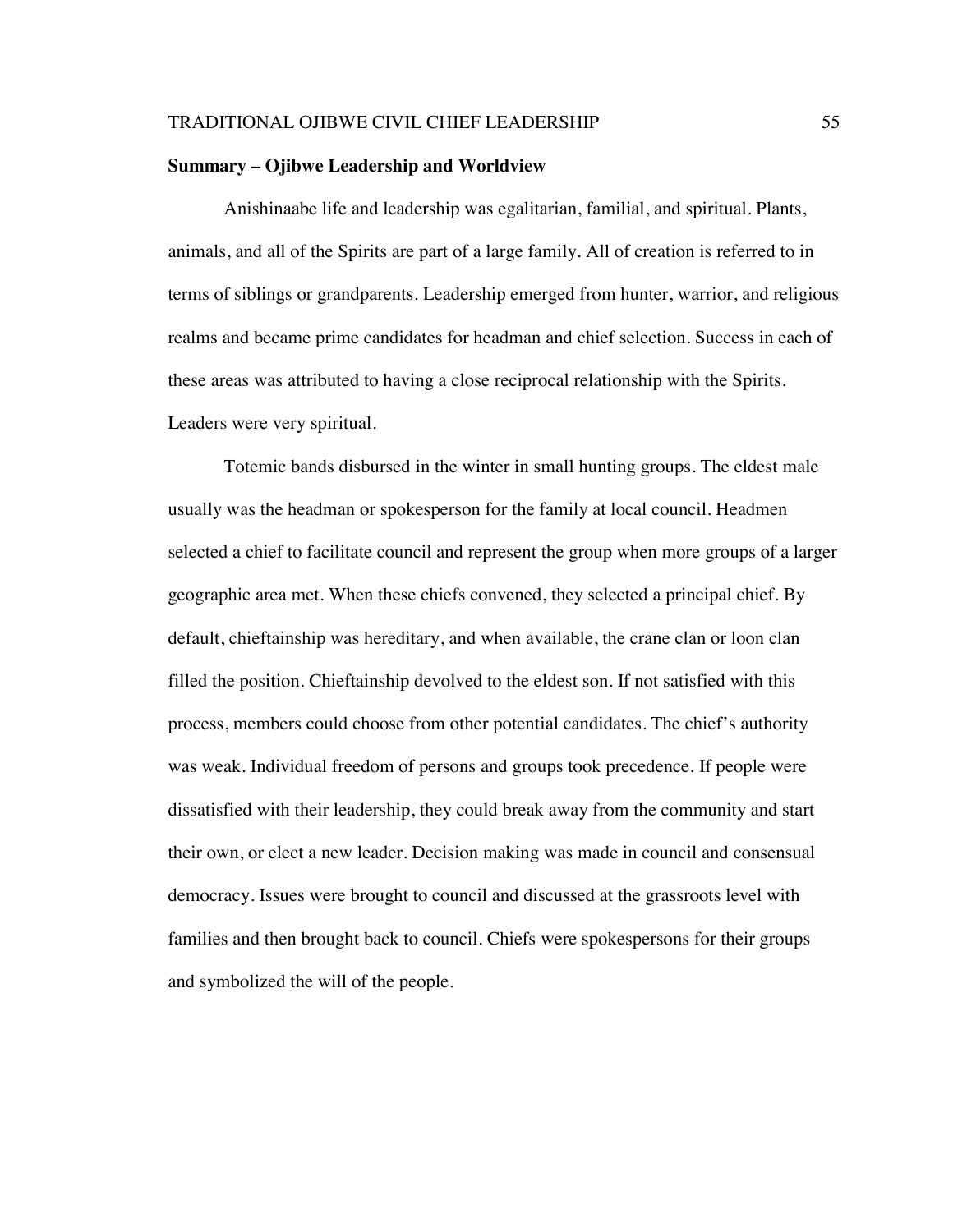**Summary – Ojibwe Leadership and Worldview**

Anishinaabe life and leadership was egalitarian, familial, and spiritual. Plants, animals, and all of the Spirits are part of a large family. All of creation is referred to in terms of siblings or grandparents. Leadership emerged from hunter, warrior, and religious realms and became prime candidates for headman and chief selection. Success in each of these areas was attributed to having a close reciprocal relationship with the Spirits. Leaders were very spiritual.

Totemic bands disbursed in the winter in small hunting groups. The eldest male usually was the headman or spokesperson for the family at local council. Headmen selected a chief to facilitate council and represent the group when more groups of a larger geographic area met. When these chiefs convened, they selected a principal chief. By default, chieftainship was hereditary, and when available, the crane clan or loon clan filled the position. Chieftainship devolved to the eldest son. If not satisfied with this process, members could choose from other potential candidates. The chief's authority was weak. Individual freedom of persons and groups took precedence. If people were dissatisfied with their leadership, they could break away from the community and start their own, or elect a new leader. Decision making was made in council and consensual democracy. Issues were brought to council and discussed at the grassroots level with families and then brought back to council. Chiefs were spokespersons for their groups and symbolized the will of the people.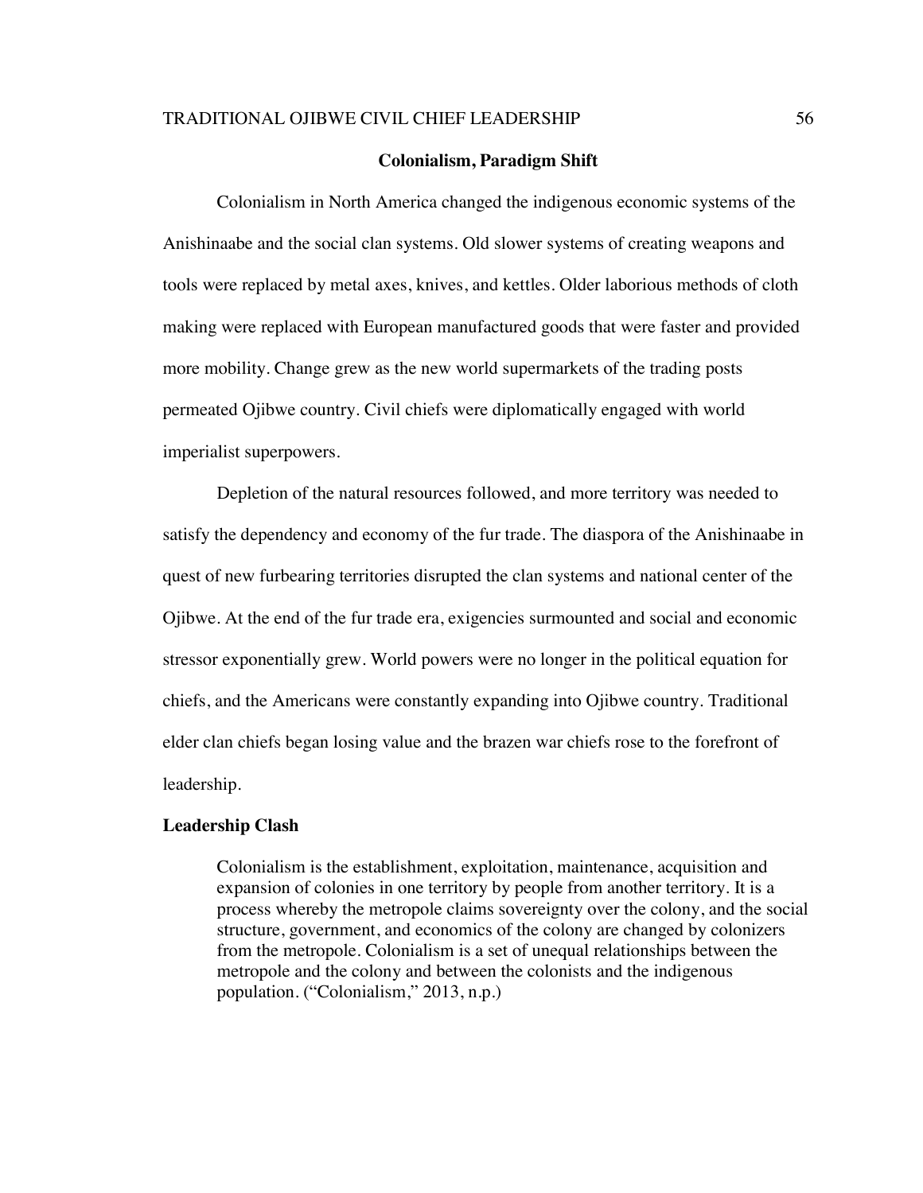## Colonialism, Paradigm Shift

Colonialism in North America changed the indigenous economic systems of the Anishinaabe and the social clan systems. Old slower systems of creating weapons and tools were replaced by metal axes, knives, and kettles. Older laborious methods of cloth making were replaced with European manufactured goods that were faster and provided more mobility. Change grew as the new world supermarkets of the trading posts permeated Ojibwe country. Civil chiefs were diplomatically engaged with world imperialist superpowers.

Depletion of the natural resources followed, and more territory was needed to satisfy the dependency and economy of the fur trade. The diaspora of the Anishinaabe in quest of new furbearing territories disrupted the clan systems and national center of the Ojibwe. At the end of the fur trade era, exigencies surmounted and social and economic stressor exponentially grew. World powers were no longer in the political equation for chiefs, and the Americans were constantly expanding into Ojibwe country. Traditional elder clan chiefs began losing value and the brazen war chiefs rose to the forefront of leadership.

### Leadership Clash

> Colonialism is the establishment, exploitation, maintenance, acquisition and expansion of colonies in one territory by people from another territory. It is a process whereby the metropole claims sovereignty over the colony, and the social structure, government, and economics of the colony are changed by colonizers from the metropole. Colonialism is a set of unequal relationships between the metropole and the colony and between the colonists and the indigenous population. ("Colonialism," 2013, n.p.)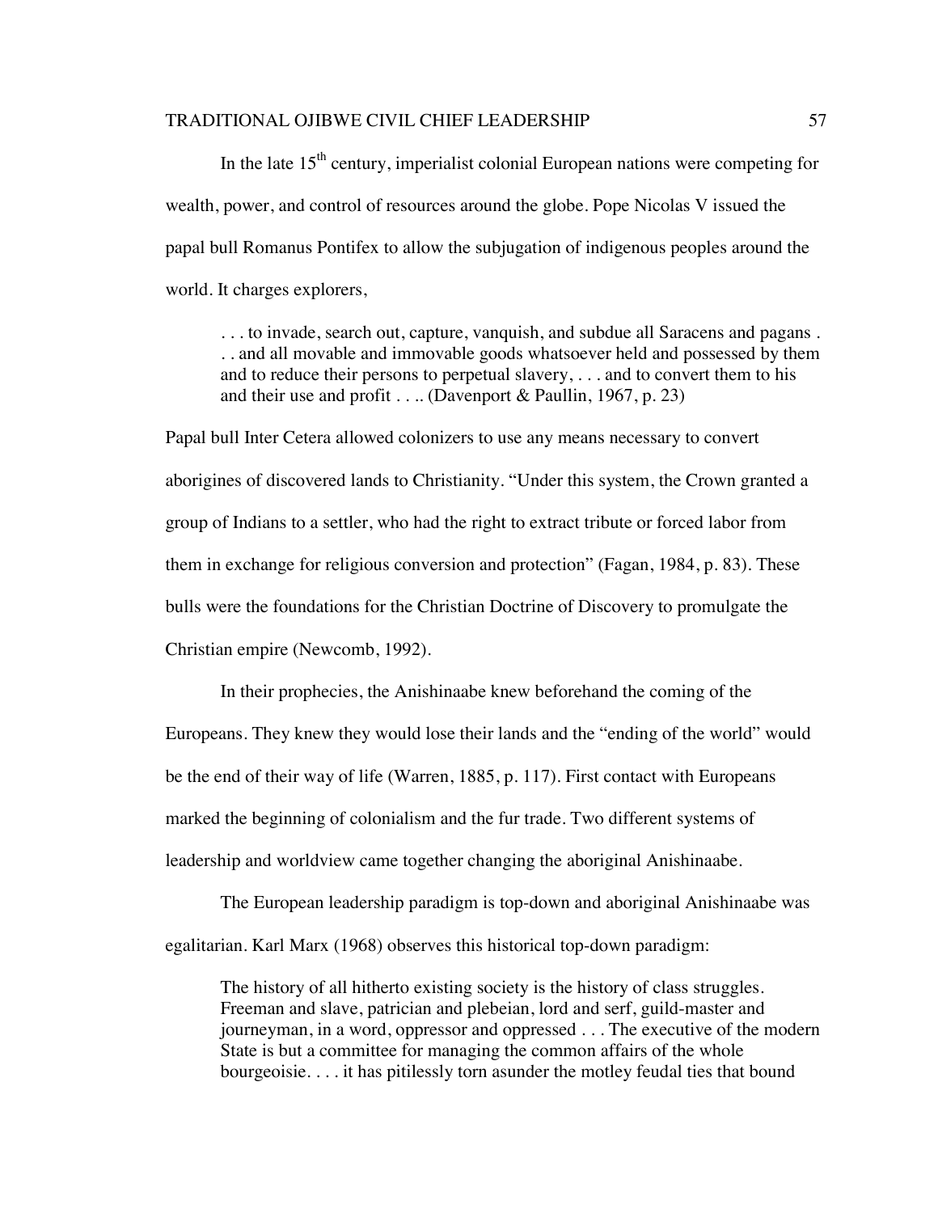In the late 15th century, imperialist colonial European nations were competing for wealth, power, and control of resources around the globe. Pope Nicolas V issued the papal bull Romanus Pontifex to allow the subjugation of indigenous peoples around the world. It charges explorers,

> . . . to invade, search out, capture, vanquish, and subdue all Saracens and pagans . . . and all movable and immovable goods whatsoever held and possessed by them and to reduce their persons to perpetual slavery, . . . and to convert them to his and their use and profit . . .. (Davenport & Paullin, 1967, p. 23)

Papal bull Inter Cetera allowed colonizers to use any means necessary to convert aborigines of discovered lands to Christianity. "Under this system, the Crown granted a group of Indians to a settler, who had the right to extract tribute or forced labor from them in exchange for religious conversion and protection" (Fagan, 1984, p. 83). These bulls were the foundations for the Christian Doctrine of Discovery to promulgate the Christian empire (Newcomb, 1992).

In their prophecies, the Anishinaabe knew beforehand the coming of the Europeans. They knew they would lose their lands and the "ending of the world" would be the end of their way of life (Warren, 1885, p. 117). First contact with Europeans marked the beginning of colonialism and the fur trade. Two different systems of leadership and worldview came together changing the aboriginal Anishinaabe.

The European leadership paradigm is top-down and aboriginal Anishinaabe was egalitarian. Karl Marx (1968) observes this historical top-down paradigm:

> The history of all hitherto existing society is the history of class struggles. Freeman and slave, patrician and plebeian, lord and serf, guild-master and journeyman, in a word, oppressor and oppressed . . . The executive of the modern State is but a committee for managing the common affairs of the whole bourgeoisie. . . . it has pitilessly torn asunder the motley feudal ties that bound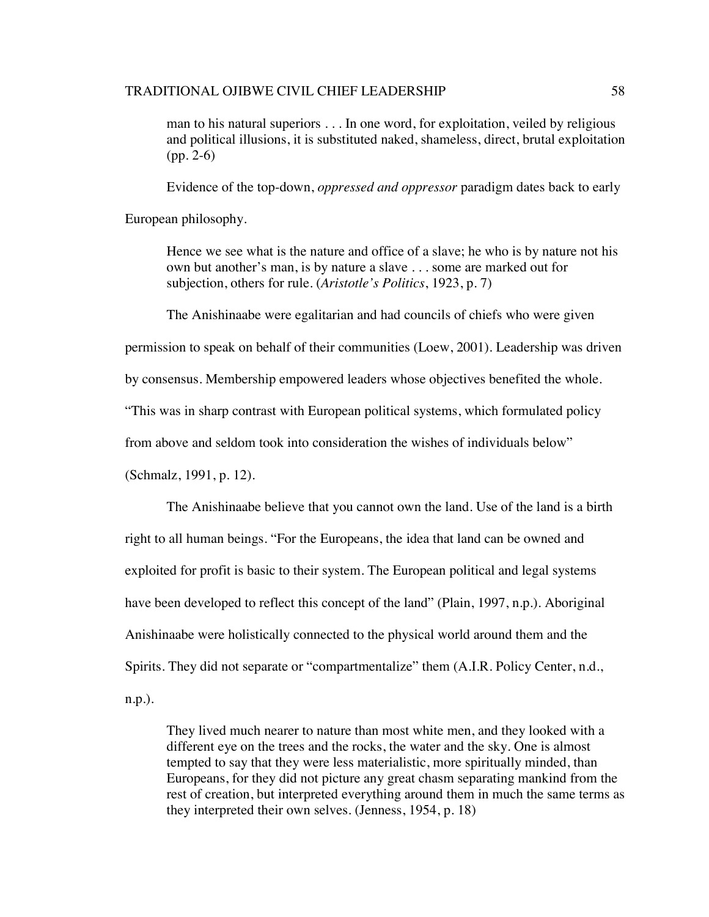> man to his natural superiors . . . In one word, for exploitation, veiled by religious and political illusions, it is substituted naked, shameless, direct, brutal exploitation (pp. 2-6)

Evidence of the top-down, *oppressed and oppressor* paradigm dates back to early European philosophy.

> Hence we see what is the nature and office of a slave; he who is by nature not his own but another's man, is by nature a slave . . . some are marked out for subjection, others for rule. (*Aristotle's Politics*, 1923, p. 7)

The Anishinaabe were egalitarian and had councils of chiefs who were given permission to speak on behalf of their communities (Loew, 2001). Leadership was driven by consensus. Membership empowered leaders whose objectives benefited the whole. "This was in sharp contrast with European political systems, which formulated policy from above and seldom took into consideration the wishes of individuals below" (Schmalz, 1991, p. 12).

The Anishinaabe believe that you cannot own the land. Use of the land is a birth right to all human beings. "For the Europeans, the idea that land can be owned and exploited for profit is basic to their system. The European political and legal systems have been developed to reflect this concept of the land" (Plain, 1997, n.p.). Aboriginal Anishinaabe were holistically connected to the physical world around them and the Spirits. They did not separate or "compartmentalize" them (A.I.R. Policy Center, n.d., n.p.).

> They lived much nearer to nature than most white men, and they looked with a different eye on the trees and the rocks, the water and the sky. One is almost tempted to say that they were less materialistic, more spiritually minded, than Europeans, for they did not picture any great chasm separating mankind from the rest of creation, but interpreted everything around them in much the same terms as they interpreted their own selves. (Jenness, 1954, p. 18)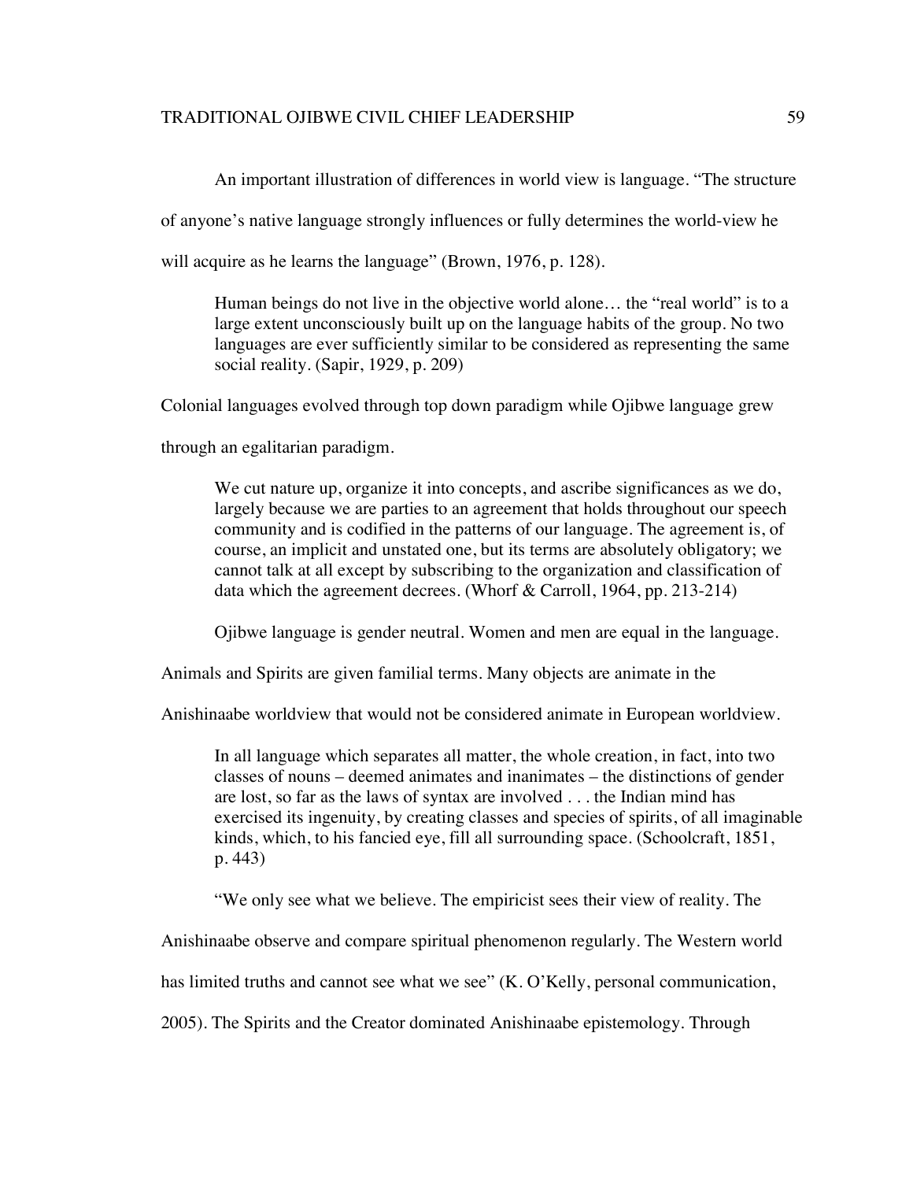An important illustration of differences in world view is language. "The structure of anyone's native language strongly influences or fully determines the world-view he will acquire as he learns the language" (Brown, 1976, p. 128).

> Human beings do not live in the objective world alone… the "real world" is to a large extent unconsciously built up on the language habits of the group. No two languages are ever sufficiently similar to be considered as representing the same social reality. (Sapir, 1929, p. 209)

Colonial languages evolved through top down paradigm while Ojibwe language grew through an egalitarian paradigm.

> We cut nature up, organize it into concepts, and ascribe significances as we do, largely because we are parties to an agreement that holds throughout our speech community and is codified in the patterns of our language. The agreement is, of course, an implicit and unstated one, but its terms are absolutely obligatory; we cannot talk at all except by subscribing to the organization and classification of data which the agreement decrees. (Whorf & Carroll, 1964, pp. 213-214)

Ojibwe language is gender neutral. Women and men are equal in the language. Animals and Spirits are given familial terms. Many objects are animate in the Anishinaabe worldview that would not be considered animate in European worldview.

> In all language which separates all matter, the whole creation, in fact, into two classes of nouns – deemed animates and inanimates – the distinctions of gender are lost, so far as the laws of syntax are involved . . . the Indian mind has exercised its ingenuity, by creating classes and species of spirits, of all imaginable kinds, which, to his fancied eye, fill all surrounding space. (Schoolcraft, 1851, p. 443)

"We only see what we believe. The empiricist sees their view of reality. The Anishinaabe observe and compare spiritual phenomenon regularly. The Western world has limited truths and cannot see what we see" (K. O'Kelly, personal communication, 2005). The Spirits and the Creator dominated Anishinaabe epistemology. Through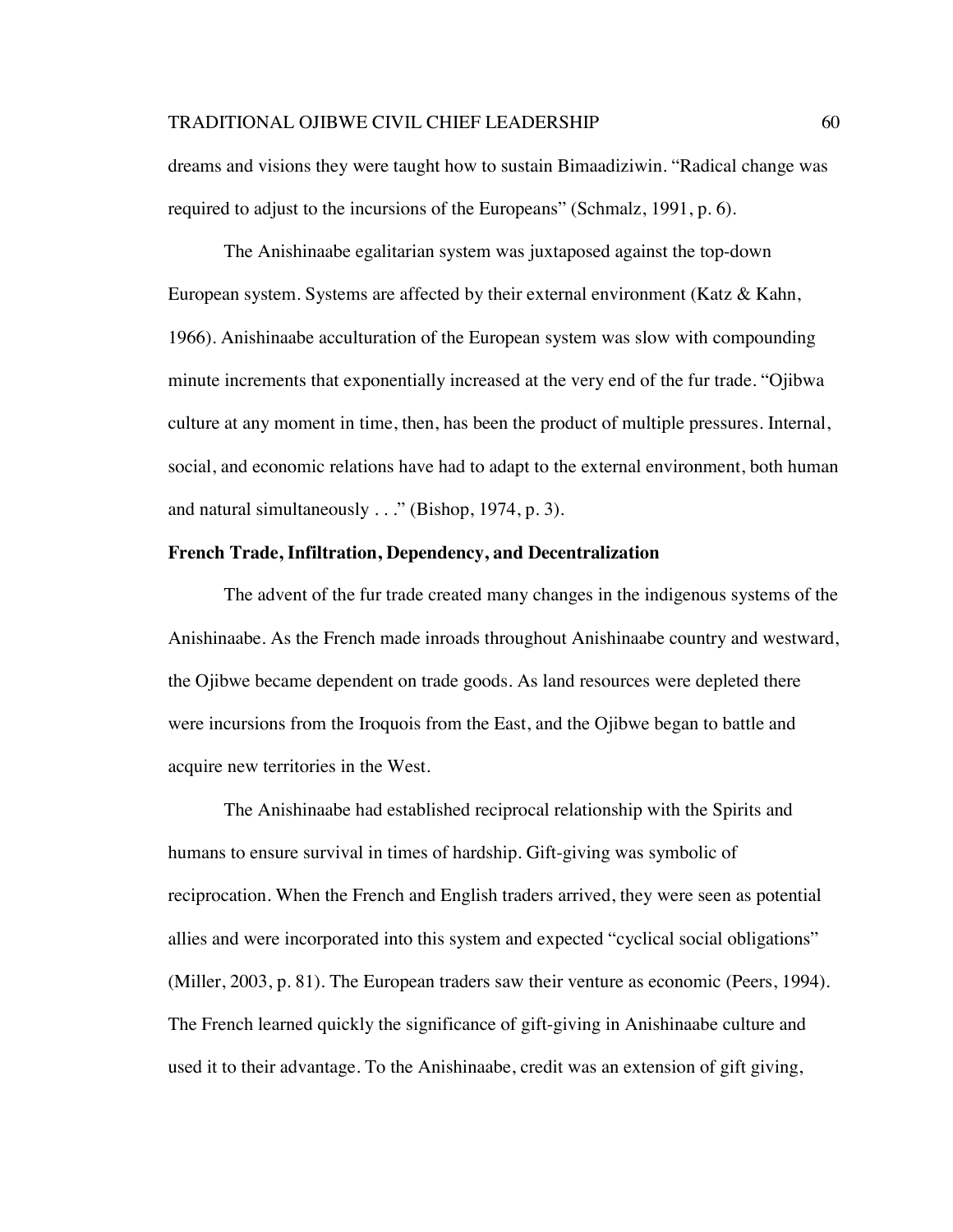dreams and visions they were taught how to sustain Bimaadiziwin. "Radical change was required to adjust to the incursions of the Europeans" (Schmalz, 1991, p. 6).

The Anishinaabe egalitarian system was juxtaposed against the top-down European system. Systems are affected by their external environment (Katz & Kahn, 1966). Anishinaabe acculturation of the European system was slow with compounding minute increments that exponentially increased at the very end of the fur trade. "Ojibwa culture at any moment in time, then, has been the product of multiple pressures. Internal, social, and economic relations have had to adapt to the external environment, both human and natural simultaneously . . ." (Bishop, 1974, p. 3).

**French Trade, Infiltration, Dependency, and Decentralization**

The advent of the fur trade created many changes in the indigenous systems of the Anishinaabe. As the French made inroads throughout Anishinaabe country and westward, the Ojibwe became dependent on trade goods. As land resources were depleted there were incursions from the Iroquois from the East, and the Ojibwe began to battle and acquire new territories in the West.

The Anishinaabe had established reciprocal relationship with the Spirits and humans to ensure survival in times of hardship. Gift-giving was symbolic of reciprocation. When the French and English traders arrived, they were seen as potential allies and were incorporated into this system and expected "cyclical social obligations" (Miller, 2003, p. 81). The European traders saw their venture as economic (Peers, 1994). The French learned quickly the significance of gift-giving in Anishinaabe culture and used it to their advantage. To the Anishinaabe, credit was an extension of gift giving,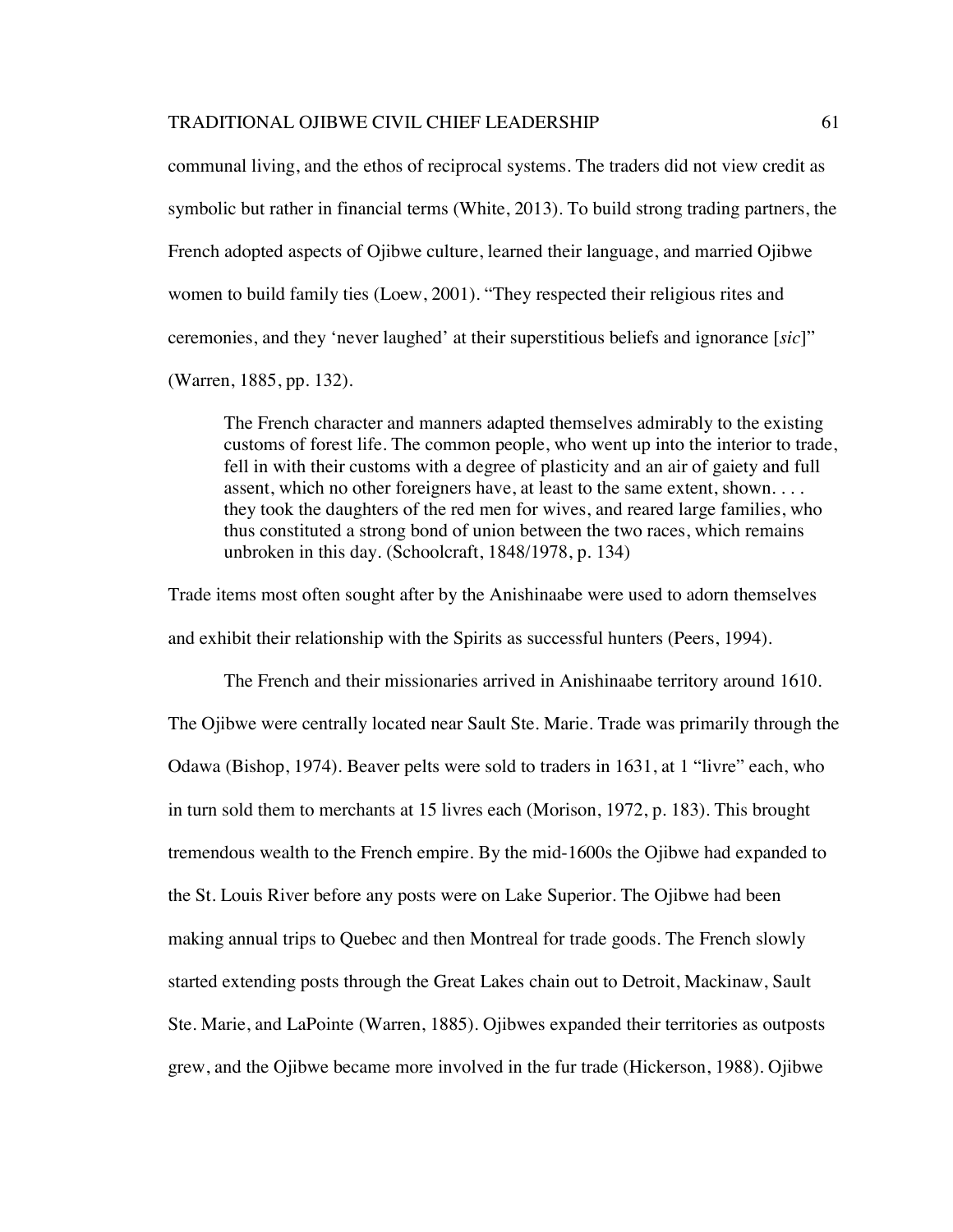communal living, and the ethos of reciprocal systems. The traders did not view credit as symbolic but rather in financial terms (White, 2013). To build strong trading partners, the French adopted aspects of Ojibwe culture, learned their language, and married Ojibwe women to build family ties (Loew, 2001). "They respected their religious rites and ceremonies, and they 'never laughed' at their superstitious beliefs and ignorance [*sic*]" (Warren, 1885, pp. 132).

> The French character and manners adapted themselves admirably to the existing customs of forest life. The common people, who went up into the interior to trade, fell in with their customs with a degree of plasticity and an air of gaiety and full assent, which no other foreigners have, at least to the same extent, shown. . . . they took the daughters of the red men for wives, and reared large families, who thus constituted a strong bond of union between the two races, which remains unbroken in this day. (Schoolcraft, 1848/1978, p. 134)

Trade items most often sought after by the Anishinaabe were used to adorn themselves and exhibit their relationship with the Spirits as successful hunters (Peers, 1994).

The French and their missionaries arrived in Anishinaabe territory around 1610. The Ojibwe were centrally located near Sault Ste. Marie. Trade was primarily through the Odawa (Bishop, 1974). Beaver pelts were sold to traders in 1631, at 1 "livre" each, who in turn sold them to merchants at 15 livres each (Morison, 1972, p. 183). This brought tremendous wealth to the French empire. By the mid-1600s the Ojibwe had expanded to the St. Louis River before any posts were on Lake Superior. The Ojibwe had been making annual trips to Quebec and then Montreal for trade goods. The French slowly started extending posts through the Great Lakes chain out to Detroit, Mackinaw, Sault Ste. Marie, and LaPointe (Warren, 1885). Ojibwes expanded their territories as outposts grew, and the Ojibwe became more involved in the fur trade (Hickerson, 1988). Ojibwe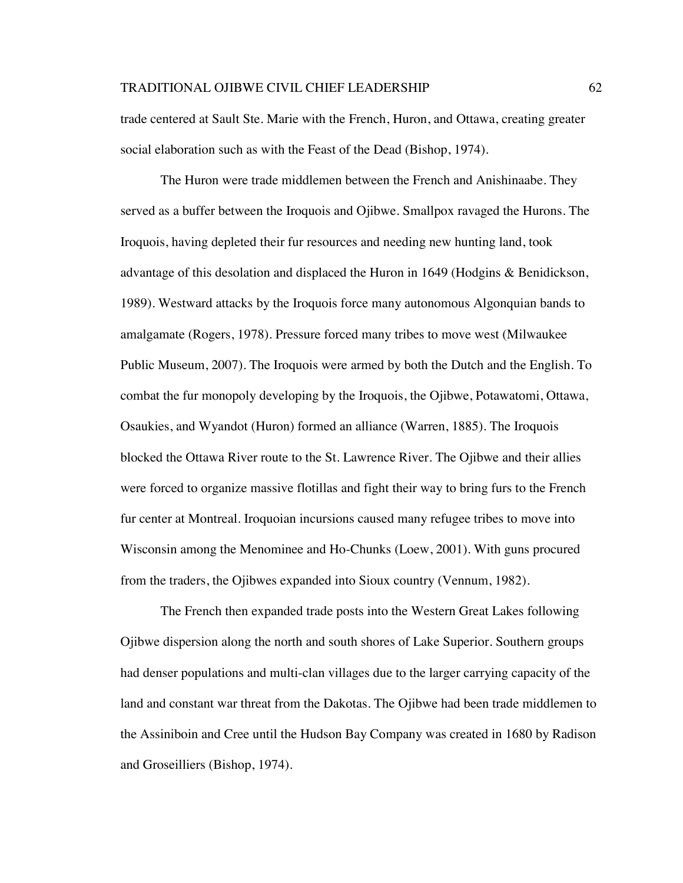trade centered at Sault Ste. Marie with the French, Huron, and Ottawa, creating greater social elaboration such as with the Feast of the Dead (Bishop, 1974).

The Huron were trade middlemen between the French and Anishinaabe. They served as a buffer between the Iroquois and Ojibwe. Smallpox ravaged the Hurons. The Iroquois, having depleted their fur resources and needing new hunting land, took advantage of this desolation and displaced the Huron in 1649 (Hodgins & Benidickson, 1989). Westward attacks by the Iroquois force many autonomous Algonquian bands to amalgamate (Rogers, 1978). Pressure forced many tribes to move west (Milwaukee Public Museum, 2007). The Iroquois were armed by both the Dutch and the English. To combat the fur monopoly developing by the Iroquois, the Ojibwe, Potawatomi, Ottawa, Osaukies, and Wyandot (Huron) formed an alliance (Warren, 1885). The Iroquois blocked the Ottawa River route to the St. Lawrence River. The Ojibwe and their allies were forced to organize massive flotillas and fight their way to bring furs to the French fur center at Montreal. Iroquoian incursions caused many refugee tribes to move into Wisconsin among the Menominee and Ho-Chunks (Loew, 2001). With guns procured from the traders, the Ojibwes expanded into Sioux country (Vennum, 1982).

The French then expanded trade posts into the Western Great Lakes following Ojibwe dispersion along the north and south shores of Lake Superior. Southern groups had denser populations and multi-clan villages due to the larger carrying capacity of the land and constant war threat from the Dakotas. The Ojibwe had been trade middlemen to the Assiniboin and Cree until the Hudson Bay Company was created in 1680 by Radison and Groseilliers (Bishop, 1974).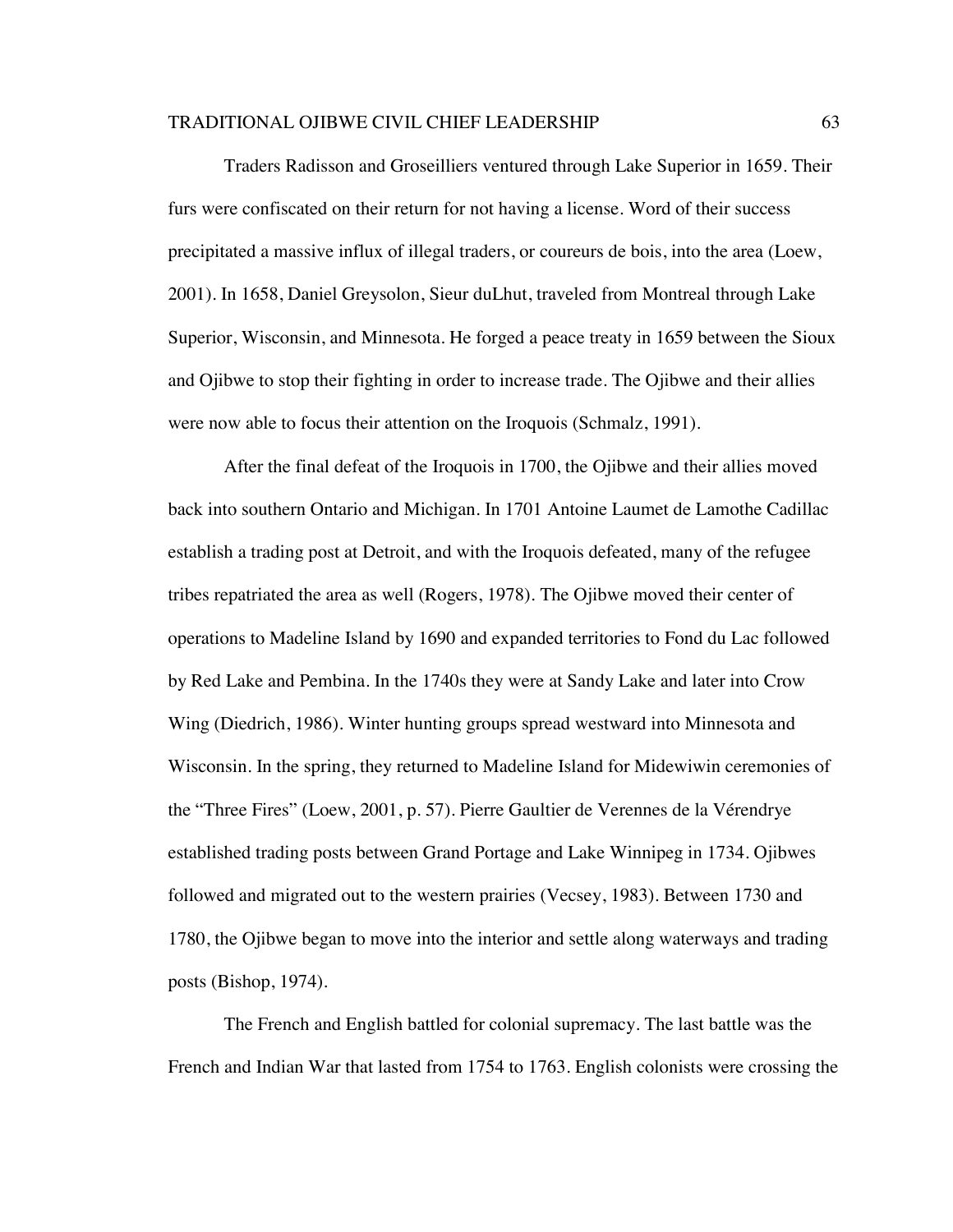Traders Radisson and Groseilliers ventured through Lake Superior in 1659. Their furs were confiscated on their return for not having a license. Word of their success precipitated a massive influx of illegal traders, or coureurs de bois, into the area (Loew, 2001). In 1658, Daniel Greysolon, Sieur duLhut, traveled from Montreal through Lake Superior, Wisconsin, and Minnesota. He forged a peace treaty in 1659 between the Sioux and Ojibwe to stop their fighting in order to increase trade. The Ojibwe and their allies were now able to focus their attention on the Iroquois (Schmalz, 1991).

After the final defeat of the Iroquois in 1700, the Ojibwe and their allies moved back into southern Ontario and Michigan. In 1701 Antoine Laumet de Lamothe Cadillac establish a trading post at Detroit, and with the Iroquois defeated, many of the refugee tribes repatriated the area as well (Rogers, 1978). The Ojibwe moved their center of operations to Madeline Island by 1690 and expanded territories to Fond du Lac followed by Red Lake and Pembina. In the 1740s they were at Sandy Lake and later into Crow Wing (Diedrich, 1986). Winter hunting groups spread westward into Minnesota and Wisconsin. In the spring, they returned to Madeline Island for Midewiwin ceremonies of the "Three Fires" (Loew, 2001, p. 57). Pierre Gaultier de Verennes de la Vérendrye established trading posts between Grand Portage and Lake Winnipeg in 1734. Ojibwes followed and migrated out to the western prairies (Vecsey, 1983). Between 1730 and 1780, the Ojibwe began to move into the interior and settle along waterways and trading posts (Bishop, 1974).

The French and English battled for colonial supremacy. The last battle was the French and Indian War that lasted from 1754 to 1763. English colonists were crossing the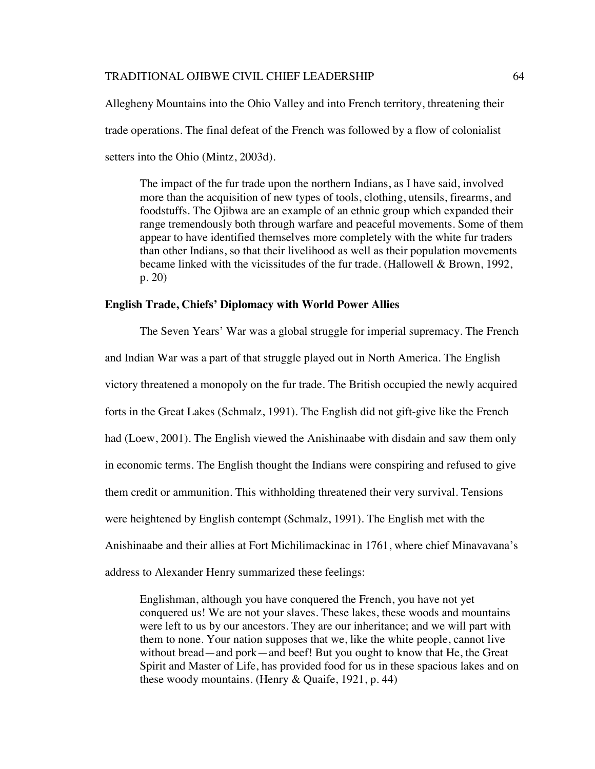Allegheny Mountains into the Ohio Valley and into French territory, threatening their trade operations. The final defeat of the French was followed by a flow of colonialist setters into the Ohio (Mintz, 2003d).

> The impact of the fur trade upon the northern Indians, as I have said, involved more than the acquisition of new types of tools, clothing, utensils, firearms, and foodstuffs. The Ojibwa are an example of an ethnic group which expanded their range tremendously both through warfare and peaceful movements. Some of them appear to have identified themselves more completely with the white fur traders than other Indians, so that their livelihood as well as their population movements became linked with the vicissitudes of the fur trade. (Hallowell & Brown, 1992, p. 20)

### English Trade, Chiefs' Diplomacy with World Power Allies

The Seven Years' War was a global struggle for imperial supremacy. The French and Indian War was a part of that struggle played out in North America. The English victory threatened a monopoly on the fur trade. The British occupied the newly acquired forts in the Great Lakes (Schmalz, 1991). The English did not gift-give like the French had (Loew, 2001). The English viewed the Anishinaabe with disdain and saw them only in economic terms. The English thought the Indians were conspiring and refused to give them credit or ammunition. This withholding threatened their very survival. Tensions were heightened by English contempt (Schmalz, 1991). The English met with the Anishinaabe and their allies at Fort Michilimackinac in 1761, where chief Minavavana's address to Alexander Henry summarized these feelings:

> Englishman, although you have conquered the French, you have not yet conquered us! We are not your slaves. These lakes, these woods and mountains were left to us by our ancestors. They are our inheritance; and we will part with them to none. Your nation supposes that we, like the white people, cannot live without bread—and pork—and beef! But you ought to know that He, the Great Spirit and Master of Life, has provided food for us in these spacious lakes and on these woody mountains. (Henry & Quaife, 1921, p. 44)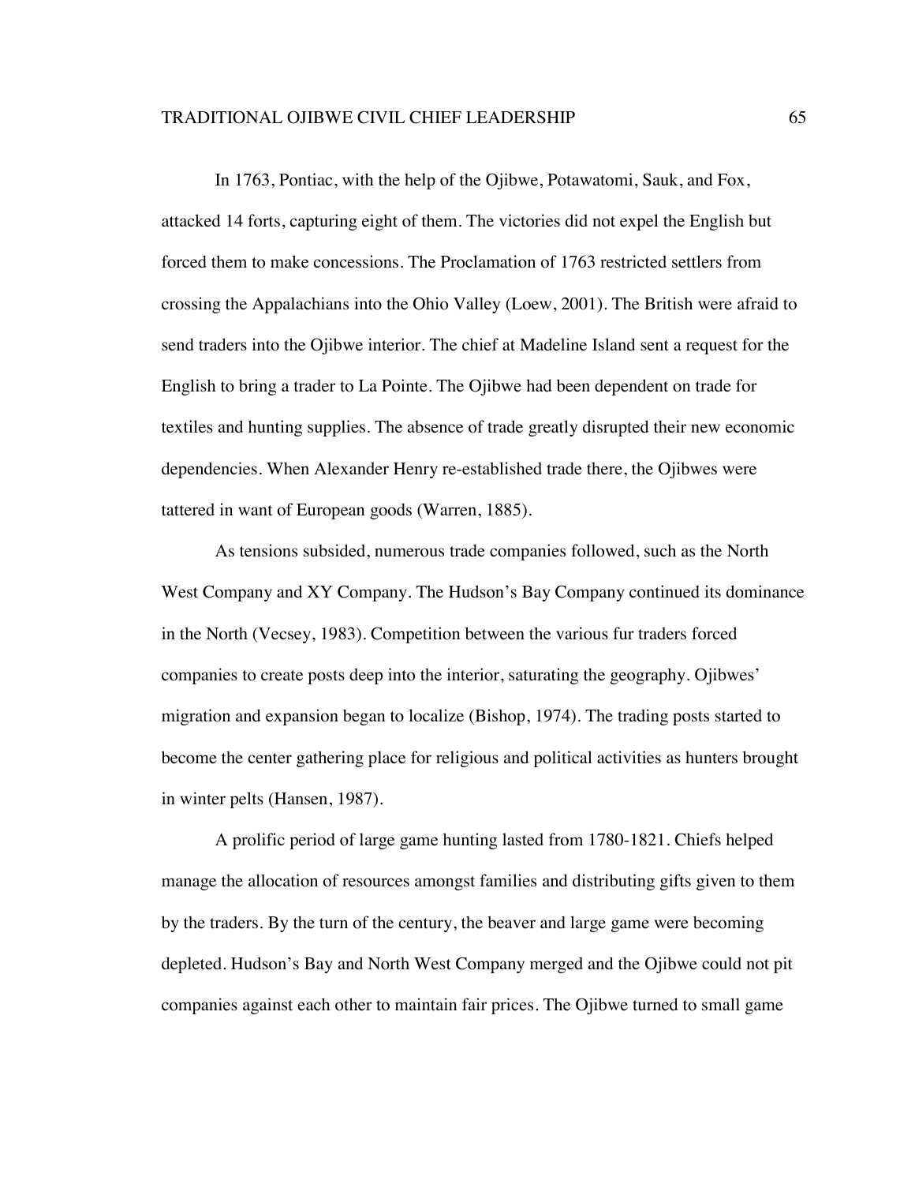In 1763, Pontiac, with the help of the Ojibwe, Potawatomi, Sauk, and Fox, attacked 14 forts, capturing eight of them. The victories did not expel the English but forced them to make concessions. The Proclamation of 1763 restricted settlers from crossing the Appalachians into the Ohio Valley (Loew, 2001). The British were afraid to send traders into the Ojibwe interior. The chief at Madeline Island sent a request for the English to bring a trader to La Pointe. The Ojibwe had been dependent on trade for textiles and hunting supplies. The absence of trade greatly disrupted their new economic dependencies. When Alexander Henry re-established trade there, the Ojibwes were tattered in want of European goods (Warren, 1885).

As tensions subsided, numerous trade companies followed, such as the North West Company and XY Company. The Hudson's Bay Company continued its dominance in the North (Vecsey, 1983). Competition between the various fur traders forced companies to create posts deep into the interior, saturating the geography. Ojibwes' migration and expansion began to localize (Bishop, 1974). The trading posts started to become the center gathering place for religious and political activities as hunters brought in winter pelts (Hansen, 1987).

A prolific period of large game hunting lasted from 1780-1821. Chiefs helped manage the allocation of resources amongst families and distributing gifts given to them by the traders. By the turn of the century, the beaver and large game were becoming depleted. Hudson's Bay and North West Company merged and the Ojibwe could not pit companies against each other to maintain fair prices. The Ojibwe turned to small game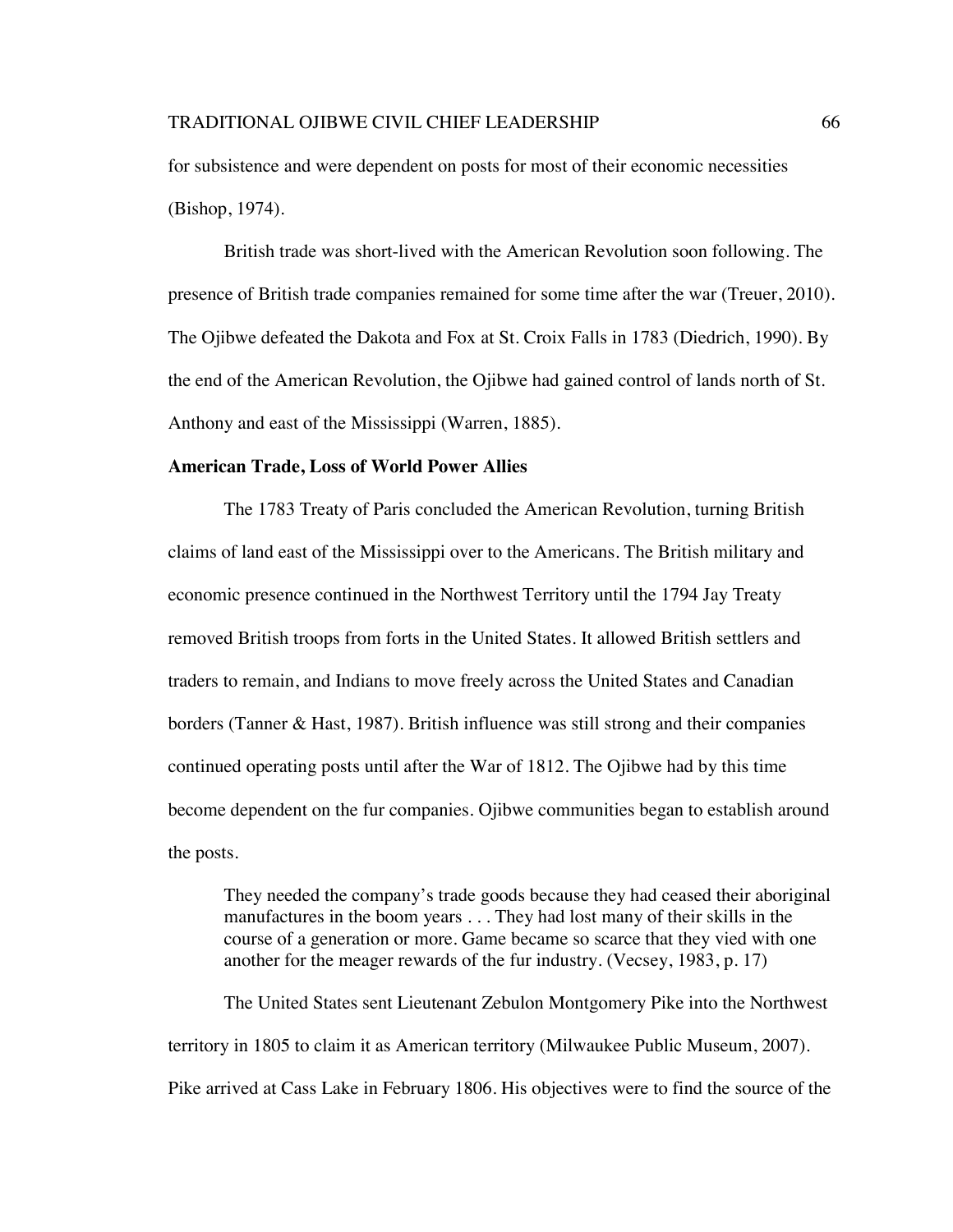for subsistence and were dependent on posts for most of their economic necessities (Bishop, 1974).

British trade was short-lived with the American Revolution soon following. The presence of British trade companies remained for some time after the war (Treuer, 2010). The Ojibwe defeated the Dakota and Fox at St. Croix Falls in 1783 (Diedrich, 1990). By the end of the American Revolution, the Ojibwe had gained control of lands north of St. Anthony and east of the Mississippi (Warren, 1885).

**American Trade, Loss of World Power Allies**

The 1783 Treaty of Paris concluded the American Revolution, turning British claims of land east of the Mississippi over to the Americans. The British military and economic presence continued in the Northwest Territory until the 1794 Jay Treaty removed British troops from forts in the United States. It allowed British settlers and traders to remain, and Indians to move freely across the United States and Canadian borders (Tanner & Hast, 1987). British influence was still strong and their companies continued operating posts until after the War of 1812. The Ojibwe had by this time become dependent on the fur companies. Ojibwe communities began to establish around the posts.

> They needed the company's trade goods because they had ceased their aboriginal manufactures in the boom years . . . They had lost many of their skills in the course of a generation or more. Game became so scarce that they vied with one another for the meager rewards of the fur industry. (Vecsey, 1983, p. 17)

The United States sent Lieutenant Zebulon Montgomery Pike into the Northwest territory in 1805 to claim it as American territory (Milwaukee Public Museum, 2007). Pike arrived at Cass Lake in February 1806. His objectives were to find the source of the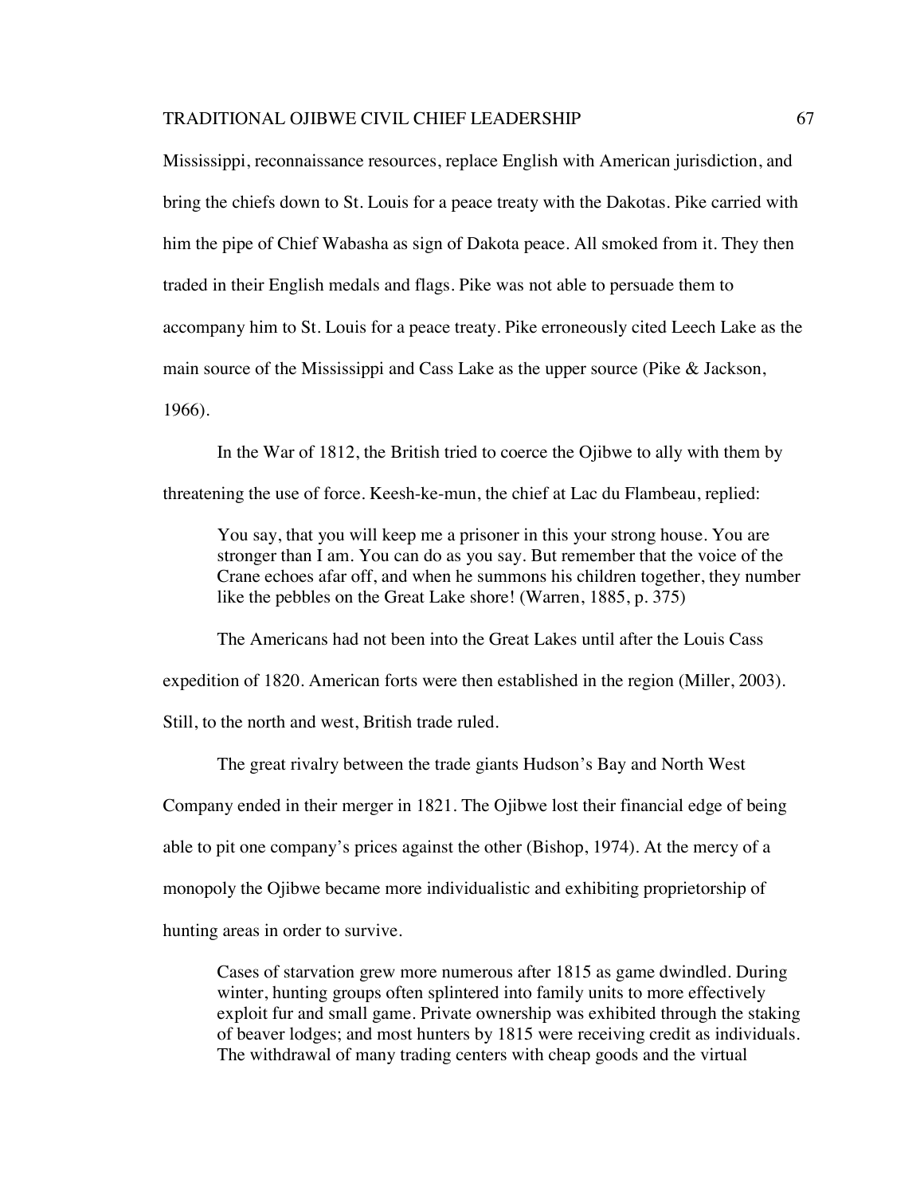Mississippi, reconnaissance resources, replace English with American jurisdiction, and bring the chiefs down to St. Louis for a peace treaty with the Dakotas. Pike carried with him the pipe of Chief Wabasha as sign of Dakota peace. All smoked from it. They then traded in their English medals and flags. Pike was not able to persuade them to accompany him to St. Louis for a peace treaty. Pike erroneously cited Leech Lake as the main source of the Mississippi and Cass Lake as the upper source (Pike & Jackson, 1966).

In the War of 1812, the British tried to coerce the Ojibwe to ally with them by threatening the use of force. Keesh-ke-mun, the chief at Lac du Flambeau, replied:

> You say, that you will keep me a prisoner in this your strong house. You are stronger than I am. You can do as you say. But remember that the voice of the Crane echoes afar off, and when he summons his children together, they number like the pebbles on the Great Lake shore! (Warren, 1885, p. 375)

The Americans had not been into the Great Lakes until after the Louis Cass expedition of 1820. American forts were then established in the region (Miller, 2003). Still, to the north and west, British trade ruled.

The great rivalry between the trade giants Hudson's Bay and North West Company ended in their merger in 1821. The Ojibwe lost their financial edge of being able to pit one company's prices against the other (Bishop, 1974). At the mercy of a monopoly the Ojibwe became more individualistic and exhibiting proprietorship of hunting areas in order to survive.

> Cases of starvation grew more numerous after 1815 as game dwindled. During winter, hunting groups often splintered into family units to more effectively exploit fur and small game. Private ownership was exhibited through the staking of beaver lodges; and most hunters by 1815 were receiving credit as individuals. The withdrawal of many trading centers with cheap goods and the virtual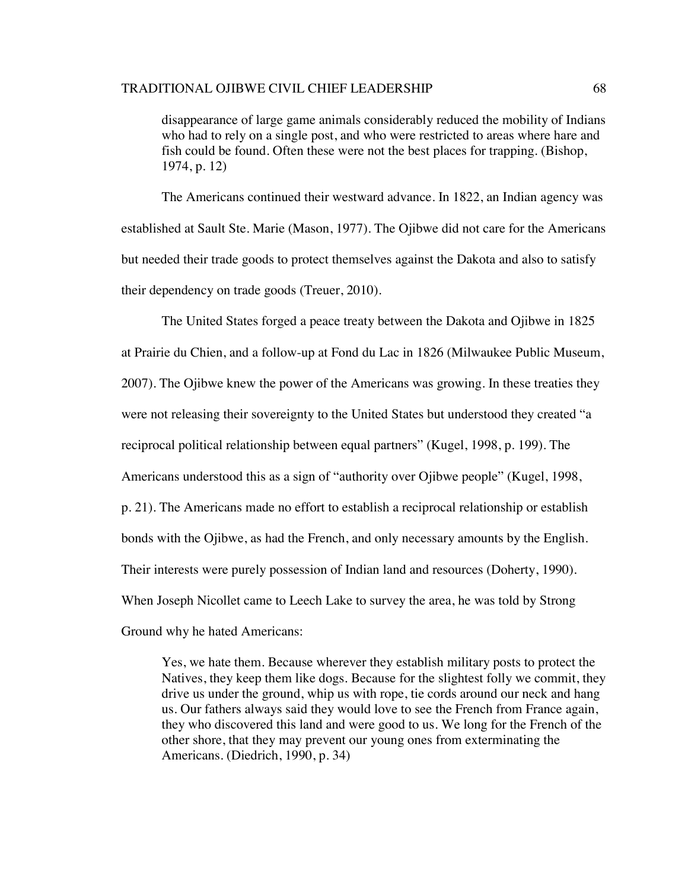> disappearance of large game animals considerably reduced the mobility of Indians who had to rely on a single post, and who were restricted to areas where hare and fish could be found. Often these were not the best places for trapping. (Bishop, 1974, p. 12)

The Americans continued their westward advance. In 1822, an Indian agency was established at Sault Ste. Marie (Mason, 1977). The Ojibwe did not care for the Americans but needed their trade goods to protect themselves against the Dakota and also to satisfy their dependency on trade goods (Treuer, 2010).

The United States forged a peace treaty between the Dakota and Ojibwe in 1825 at Prairie du Chien, and a follow-up at Fond du Lac in 1826 (Milwaukee Public Museum, 2007). The Ojibwe knew the power of the Americans was growing. In these treaties they were not releasing their sovereignty to the United States but understood they created "a reciprocal political relationship between equal partners" (Kugel, 1998, p. 199). The Americans understood this as a sign of "authority over Ojibwe people" (Kugel, 1998, p. 21). The Americans made no effort to establish a reciprocal relationship or establish bonds with the Ojibwe, as had the French, and only necessary amounts by the English. Their interests were purely possession of Indian land and resources (Doherty, 1990). When Joseph Nicollet came to Leech Lake to survey the area, he was told by Strong Ground why he hated Americans:

> Yes, we hate them. Because wherever they establish military posts to protect the Natives, they keep them like dogs. Because for the slightest folly we commit, they drive us under the ground, whip us with rope, tie cords around our neck and hang us. Our fathers always said they would love to see the French from France again, they who discovered this land and were good to us. We long for the French of the other shore, that they may prevent our young ones from exterminating the Americans. (Diedrich, 1990, p. 34)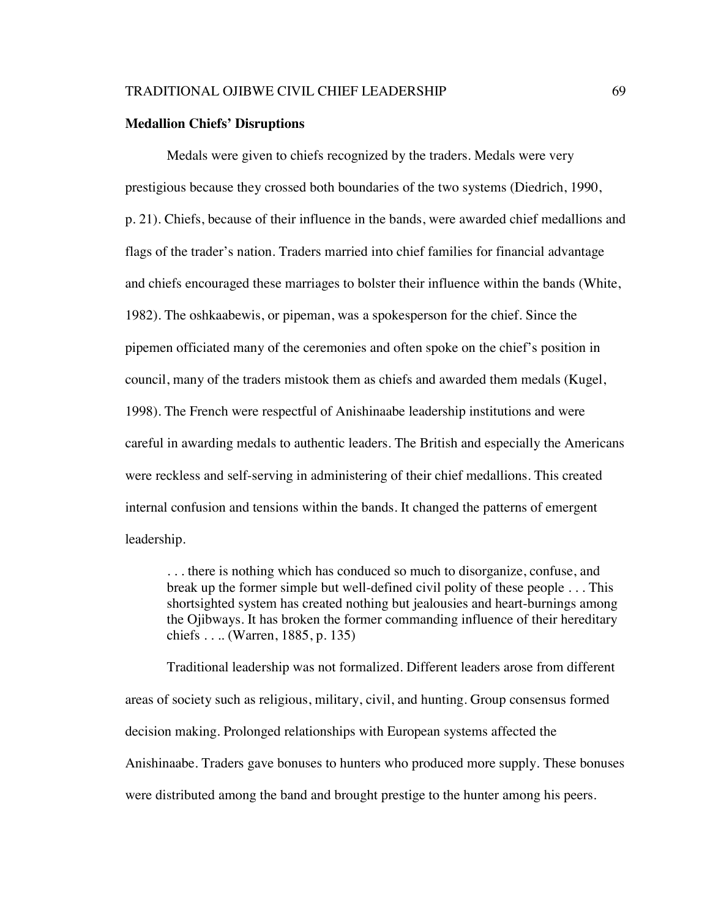**Medallion Chiefs' Disruptions**

Medals were given to chiefs recognized by the traders. Medals were very prestigious because they crossed both boundaries of the two systems (Diedrich, 1990, p. 21). Chiefs, because of their influence in the bands, were awarded chief medallions and flags of the trader's nation. Traders married into chief families for financial advantage and chiefs encouraged these marriages to bolster their influence within the bands (White, 1982). The oshkaabewis, or pipeman, was a spokesperson for the chief. Since the pipemen officiated many of the ceremonies and often spoke on the chief's position in council, many of the traders mistook them as chiefs and awarded them medals (Kugel, 1998). The French were respectful of Anishinaabe leadership institutions and were careful in awarding medals to authentic leaders. The British and especially the Americans were reckless and self-serving in administering of their chief medallions. This created internal confusion and tensions within the bands. It changed the patterns of emergent leadership.

> . . . there is nothing which has conduced so much to disorganize, confuse, and break up the former simple but well-defined civil polity of these people . . . This shortsighted system has created nothing but jealousies and heart-burnings among the Ojibways. It has broken the former commanding influence of their hereditary chiefs . . .. (Warren, 1885, p. 135)

Traditional leadership was not formalized. Different leaders arose from different areas of society such as religious, military, civil, and hunting. Group consensus formed decision making. Prolonged relationships with European systems affected the Anishinaabe. Traders gave bonuses to hunters who produced more supply. These bonuses were distributed among the band and brought prestige to the hunter among his peers.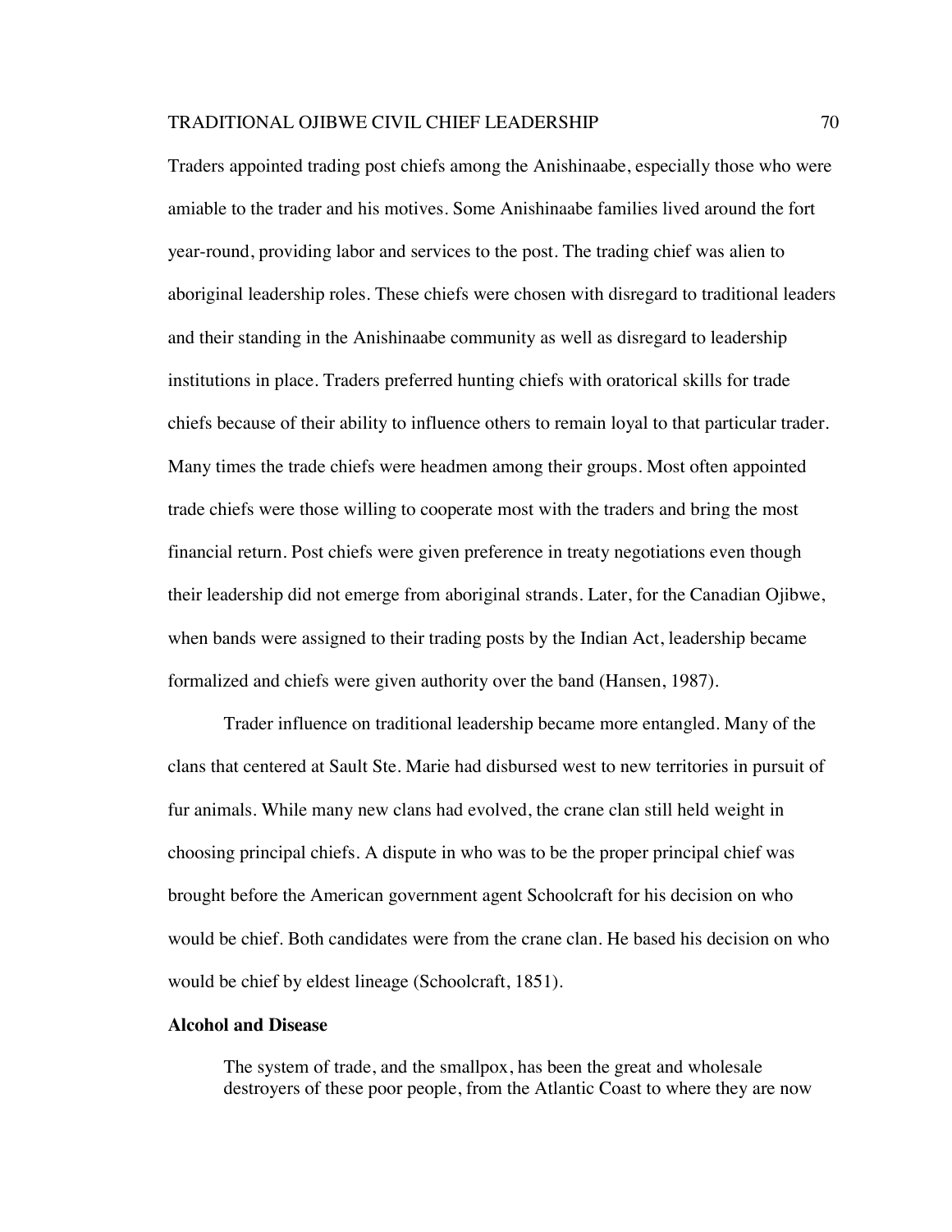Traders appointed trading post chiefs among the Anishinaabe, especially those who were amiable to the trader and his motives. Some Anishinaabe families lived around the fort year-round, providing labor and services to the post. The trading chief was alien to aboriginal leadership roles. These chiefs were chosen with disregard to traditional leaders and their standing in the Anishinaabe community as well as disregard to leadership institutions in place. Traders preferred hunting chiefs with oratorical skills for trade chiefs because of their ability to influence others to remain loyal to that particular trader. Many times the trade chiefs were headmen among their groups. Most often appointed trade chiefs were those willing to cooperate most with the traders and bring the most financial return. Post chiefs were given preference in treaty negotiations even though their leadership did not emerge from aboriginal strands. Later, for the Canadian Ojibwe, when bands were assigned to their trading posts by the Indian Act, leadership became formalized and chiefs were given authority over the band (Hansen, 1987).

Trader influence on traditional leadership became more entangled. Many of the clans that centered at Sault Ste. Marie had disbursed west to new territories in pursuit of fur animals. While many new clans had evolved, the crane clan still held weight in choosing principal chiefs. A dispute in who was to be the proper principal chief was brought before the American government agent Schoolcraft for his decision on who would be chief. Both candidates were from the crane clan. He based his decision on who would be chief by eldest lineage (Schoolcraft, 1851).

**Alcohol and Disease**

> The system of trade, and the smallpox, has been the great and wholesale destroyers of these poor people, from the Atlantic Coast to where they are now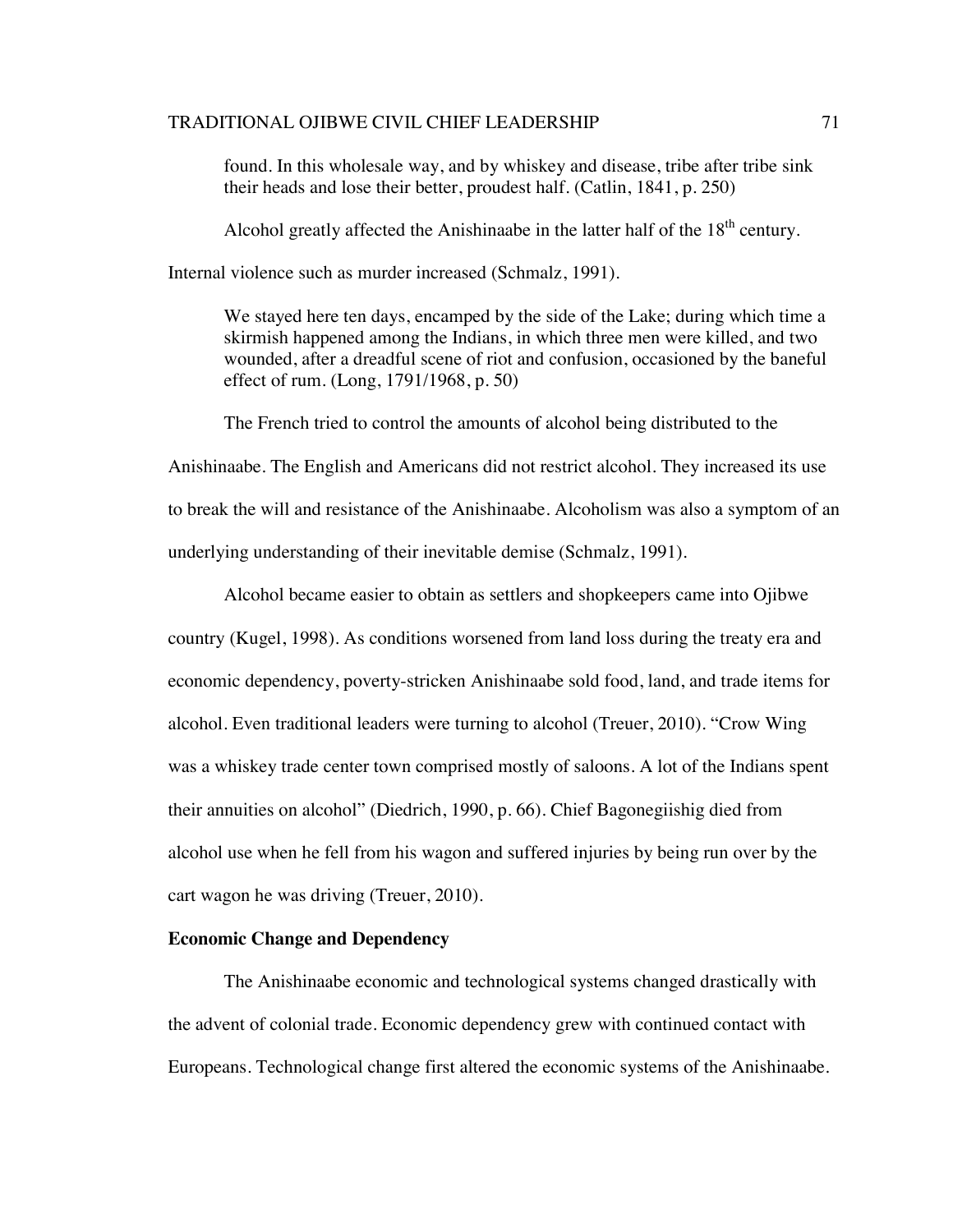> found. In this wholesale way, and by whiskey and disease, tribe after tribe sink their heads and lose their better, proudest half. (Catlin, 1841, p. 250)

Alcohol greatly affected the Anishinaabe in the latter half of the 18th century. Internal violence such as murder increased (Schmalz, 1991).

> We stayed here ten days, encamped by the side of the Lake; during which time a skirmish happened among the Indians, in which three men were killed, and two wounded, after a dreadful scene of riot and confusion, occasioned by the baneful effect of rum. (Long, 1791/1968, p. 50)

The French tried to control the amounts of alcohol being distributed to the Anishinaabe. The English and Americans did not restrict alcohol. They increased its use to break the will and resistance of the Anishinaabe. Alcoholism was also a symptom of an underlying understanding of their inevitable demise (Schmalz, 1991).

Alcohol became easier to obtain as settlers and shopkeepers came into Ojibwe country (Kugel, 1998). As conditions worsened from land loss during the treaty era and economic dependency, poverty-stricken Anishinaabe sold food, land, and trade items for alcohol. Even traditional leaders were turning to alcohol (Treuer, 2010). "Crow Wing was a whiskey trade center town comprised mostly of saloons. A lot of the Indians spent their annuities on alcohol" (Diedrich, 1990, p. 66). Chief Bagonegiishig died from alcohol use when he fell from his wagon and suffered injuries by being run over by the cart wagon he was driving (Treuer, 2010).

**Economic Change and Dependency**

The Anishinaabe economic and technological systems changed drastically with the advent of colonial trade. Economic dependency grew with continued contact with Europeans. Technological change first altered the economic systems of the Anishinaabe.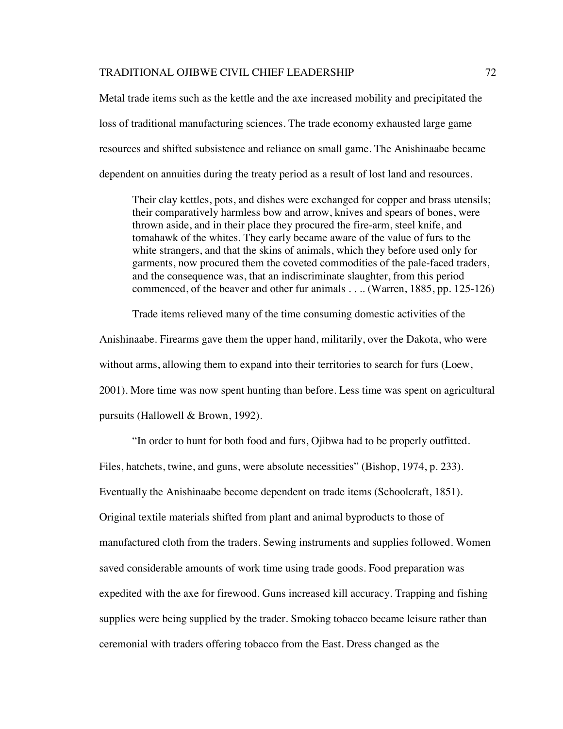Metal trade items such as the kettle and the axe increased mobility and precipitated the loss of traditional manufacturing sciences. The trade economy exhausted large game resources and shifted subsistence and reliance on small game. The Anishinaabe became dependent on annuities during the treaty period as a result of lost land and resources.

> Their clay kettles, pots, and dishes were exchanged for copper and brass utensils; their comparatively harmless bow and arrow, knives and spears of bones, were thrown aside, and in their place they procured the fire-arm, steel knife, and tomahawk of the whites. They early became aware of the value of furs to the white strangers, and that the skins of animals, which they before used only for garments, now procured them the coveted commodities of the pale-faced traders, and the consequence was, that an indiscriminate slaughter, from this period commenced, of the beaver and other fur animals . . .. (Warren, 1885, pp. 125-126)

Trade items relieved many of the time consuming domestic activities of the Anishinaabe. Firearms gave them the upper hand, militarily, over the Dakota, who were without arms, allowing them to expand into their territories to search for furs (Loew, 2001). More time was now spent hunting than before. Less time was spent on agricultural pursuits (Hallowell & Brown, 1992).

"In order to hunt for both food and furs, Ojibwa had to be properly outfitted. Files, hatchets, twine, and guns, were absolute necessities" (Bishop, 1974, p. 233). Eventually the Anishinaabe become dependent on trade items (Schoolcraft, 1851). Original textile materials shifted from plant and animal byproducts to those of manufactured cloth from the traders. Sewing instruments and supplies followed. Women saved considerable amounts of work time using trade goods. Food preparation was expedited with the axe for firewood. Guns increased kill accuracy. Trapping and fishing supplies were being supplied by the trader. Smoking tobacco became leisure rather than ceremonial with traders offering tobacco from the East. Dress changed as the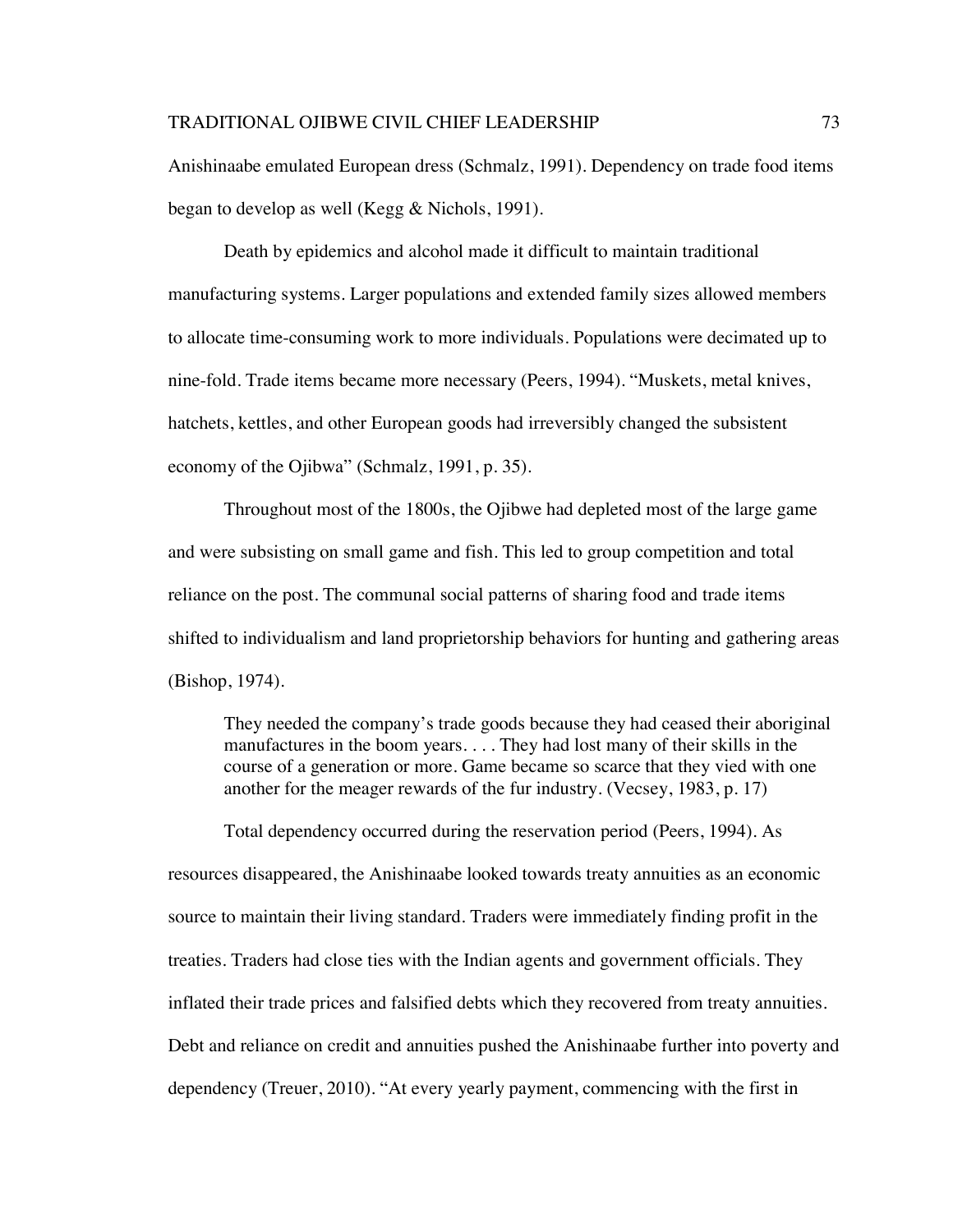Anishinaabe emulated European dress (Schmalz, 1991). Dependency on trade food items began to develop as well (Kegg & Nichols, 1991).

Death by epidemics and alcohol made it difficult to maintain traditional manufacturing systems. Larger populations and extended family sizes allowed members to allocate time-consuming work to more individuals. Populations were decimated up to nine-fold. Trade items became more necessary (Peers, 1994). "Muskets, metal knives, hatchets, kettles, and other European goods had irreversibly changed the subsistent economy of the Ojibwa" (Schmalz, 1991, p. 35).

Throughout most of the 1800s, the Ojibwe had depleted most of the large game and were subsisting on small game and fish. This led to group competition and total reliance on the post. The communal social patterns of sharing food and trade items shifted to individualism and land proprietorship behaviors for hunting and gathering areas (Bishop, 1974).

> They needed the company's trade goods because they had ceased their aboriginal manufactures in the boom years. . . . They had lost many of their skills in the course of a generation or more. Game became so scarce that they vied with one another for the meager rewards of the fur industry. (Vecsey, 1983, p. 17)

Total dependency occurred during the reservation period (Peers, 1994). As resources disappeared, the Anishinaabe looked towards treaty annuities as an economic source to maintain their living standard. Traders were immediately finding profit in the treaties. Traders had close ties with the Indian agents and government officials. They inflated their trade prices and falsified debts which they recovered from treaty annuities. Debt and reliance on credit and annuities pushed the Anishinaabe further into poverty and dependency (Treuer, 2010). "At every yearly payment, commencing with the first in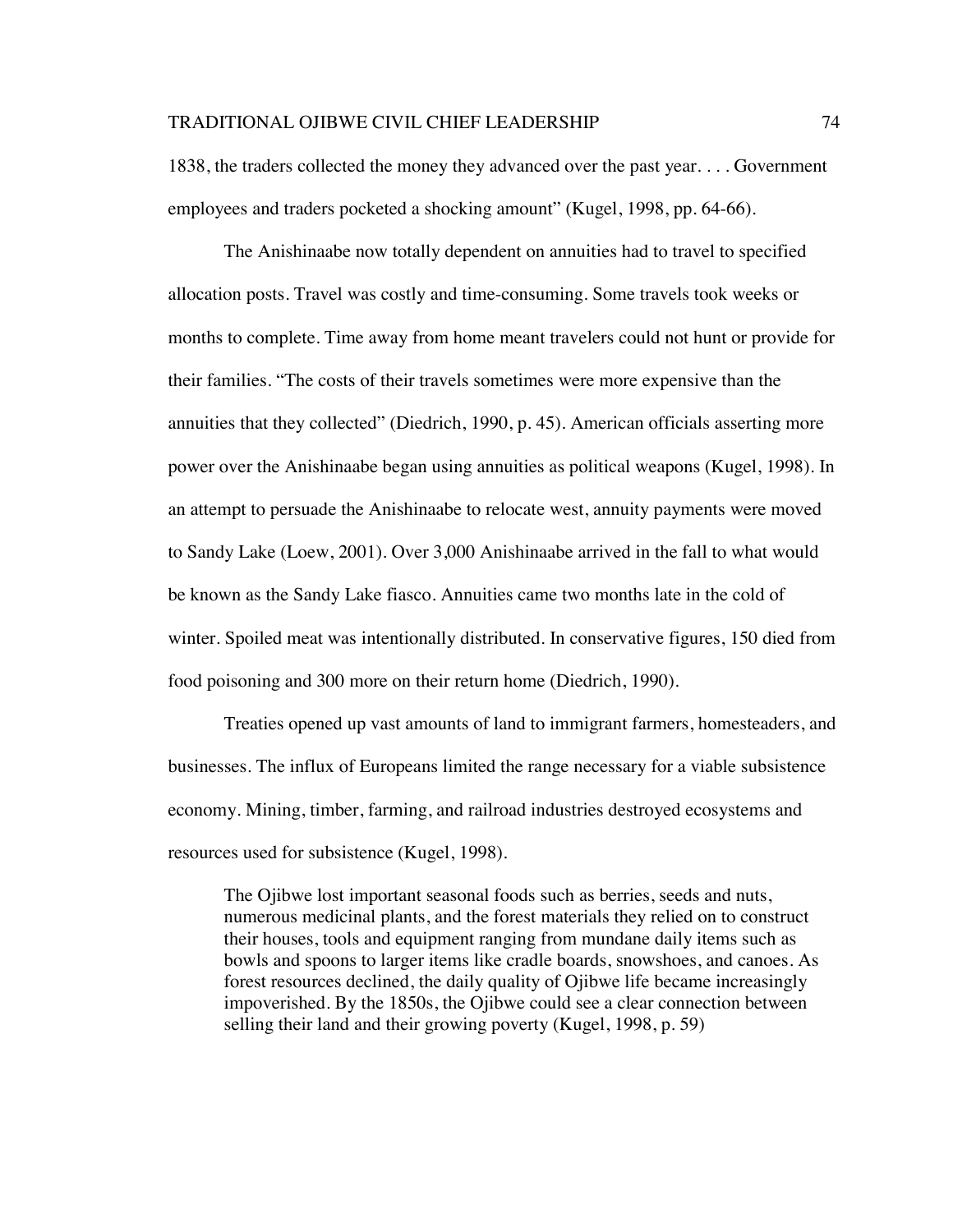1838, the traders collected the money they advanced over the past year. . . . Government employees and traders pocketed a shocking amount" (Kugel, 1998, pp. 64-66).

The Anishinaabe now totally dependent on annuities had to travel to specified allocation posts. Travel was costly and time-consuming. Some travels took weeks or months to complete. Time away from home meant travelers could not hunt or provide for their families. "The costs of their travels sometimes were more expensive than the annuities that they collected" (Diedrich, 1990, p. 45). American officials asserting more power over the Anishinaabe began using annuities as political weapons (Kugel, 1998). In an attempt to persuade the Anishinaabe to relocate west, annuity payments were moved to Sandy Lake (Loew, 2001). Over 3,000 Anishinaabe arrived in the fall to what would be known as the Sandy Lake fiasco. Annuities came two months late in the cold of winter. Spoiled meat was intentionally distributed. In conservative figures, 150 died from food poisoning and 300 more on their return home (Diedrich, 1990).

Treaties opened up vast amounts of land to immigrant farmers, homesteaders, and businesses. The influx of Europeans limited the range necessary for a viable subsistence economy. Mining, timber, farming, and railroad industries destroyed ecosystems and resources used for subsistence (Kugel, 1998).

> The Ojibwe lost important seasonal foods such as berries, seeds and nuts, numerous medicinal plants, and the forest materials they relied on to construct their houses, tools and equipment ranging from mundane daily items such as bowls and spoons to larger items like cradle boards, snowshoes, and canoes. As forest resources declined, the daily quality of Ojibwe life became increasingly impoverished. By the 1850s, the Ojibwe could see a clear connection between selling their land and their growing poverty (Kugel, 1998, p. 59)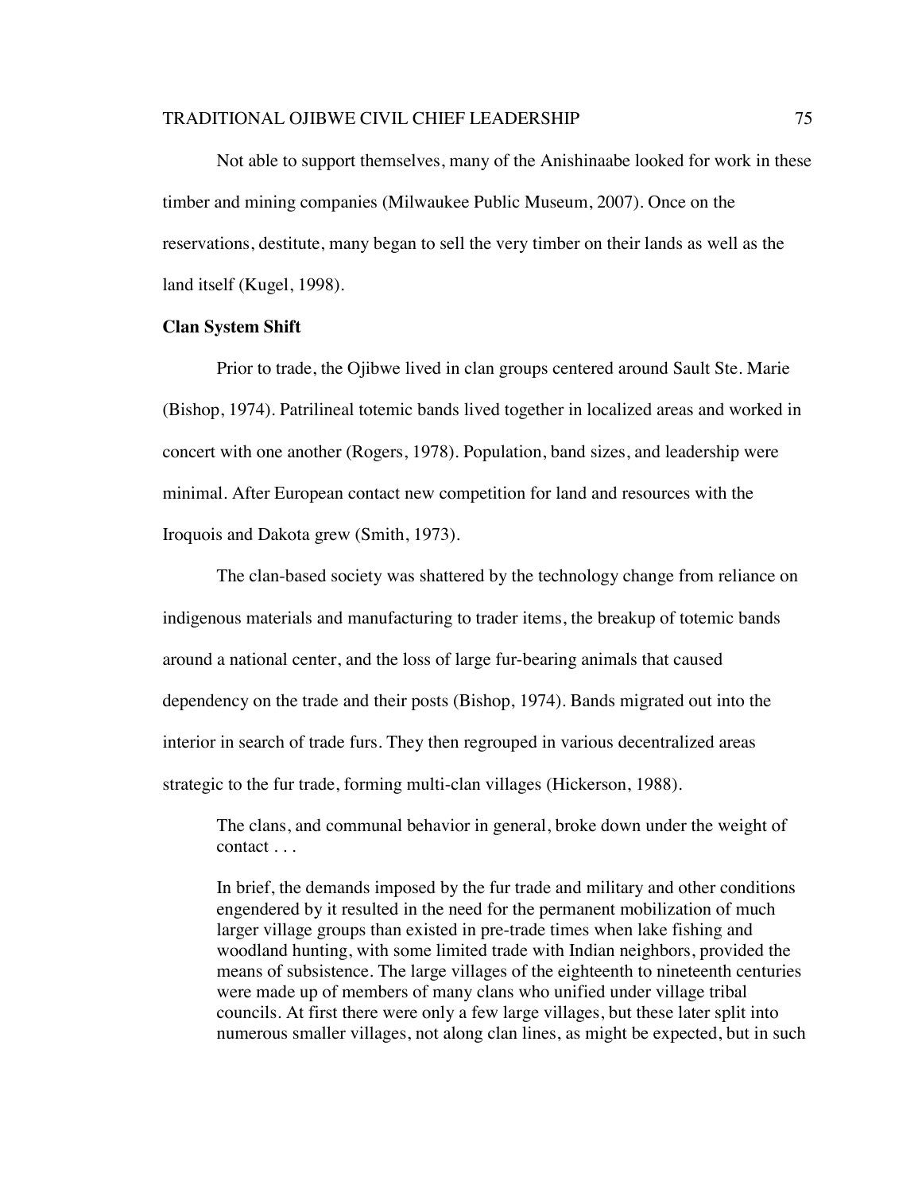Not able to support themselves, many of the Anishinaabe looked for work in these timber and mining companies (Milwaukee Public Museum, 2007). Once on the reservations, destitute, many began to sell the very timber on their lands as well as the land itself (Kugel, 1998).

### Clan System Shift

Prior to trade, the Ojibwe lived in clan groups centered around Sault Ste. Marie (Bishop, 1974). Patrilineal totemic bands lived together in localized areas and worked in concert with one another (Rogers, 1978). Population, band sizes, and leadership were minimal. After European contact new competition for land and resources with the Iroquois and Dakota grew (Smith, 1973).

The clan-based society was shattered by the technology change from reliance on indigenous materials and manufacturing to trader items, the breakup of totemic bands around a national center, and the loss of large fur-bearing animals that caused dependency on the trade and their posts (Bishop, 1974). Bands migrated out into the interior in search of trade furs. They then regrouped in various decentralized areas strategic to the fur trade, forming multi-clan villages (Hickerson, 1988).

> The clans, and communal behavior in general, broke down under the weight of contact . . .
>
> In brief, the demands imposed by the fur trade and military and other conditions engendered by it resulted in the need for the permanent mobilization of much larger village groups than existed in pre-trade times when lake fishing and woodland hunting, with some limited trade with Indian neighbors, provided the means of subsistence. The large villages of the eighteenth to nineteenth centuries were made up of members of many clans who unified under village tribal councils. At first there were only a few large villages, but these later split into numerous smaller villages, not along clan lines, as might be expected, but in such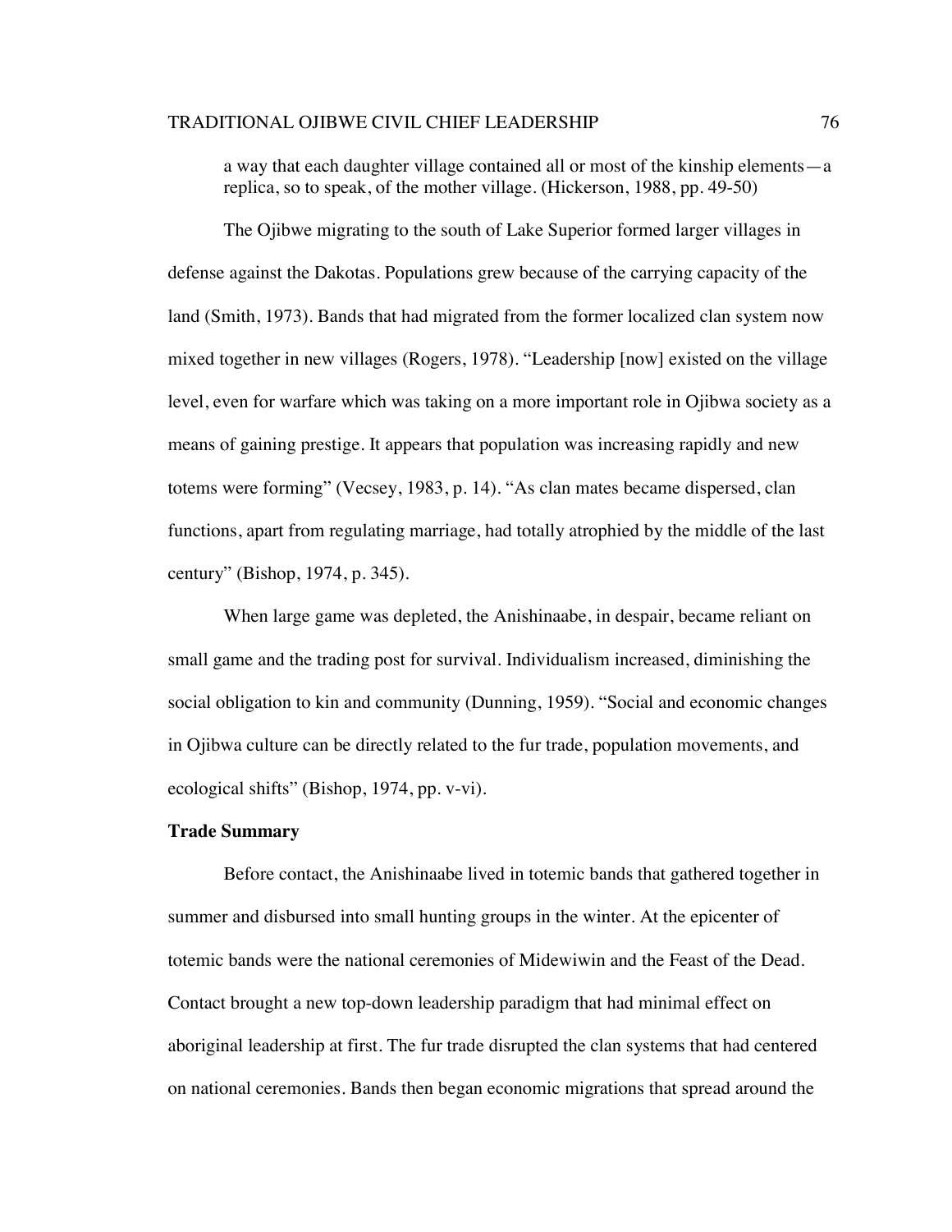> a way that each daughter village contained all or most of the kinship elements—a replica, so to speak, of the mother village. (Hickerson, 1988, pp. 49-50)

The Ojibwe migrating to the south of Lake Superior formed larger villages in defense against the Dakotas. Populations grew because of the carrying capacity of the land (Smith, 1973). Bands that had migrated from the former localized clan system now mixed together in new villages (Rogers, 1978). "Leadership [now] existed on the village level, even for warfare which was taking on a more important role in Ojibwa society as a means of gaining prestige. It appears that population was increasing rapidly and new totems were forming" (Vecsey, 1983, p. 14). "As clan mates became dispersed, clan functions, apart from regulating marriage, had totally atrophied by the middle of the last century" (Bishop, 1974, p. 345).

When large game was depleted, the Anishinaabe, in despair, became reliant on small game and the trading post for survival. Individualism increased, diminishing the social obligation to kin and community (Dunning, 1959). "Social and economic changes in Ojibwa culture can be directly related to the fur trade, population movements, and ecological shifts" (Bishop, 1974, pp. v-vi).

**Trade Summary**

Before contact, the Anishinaabe lived in totemic bands that gathered together in summer and disbursed into small hunting groups in the winter. At the epicenter of totemic bands were the national ceremonies of Midewiwin and the Feast of the Dead. Contact brought a new top-down leadership paradigm that had minimal effect on aboriginal leadership at first. The fur trade disrupted the clan systems that had centered on national ceremonies. Bands then began economic migrations that spread around the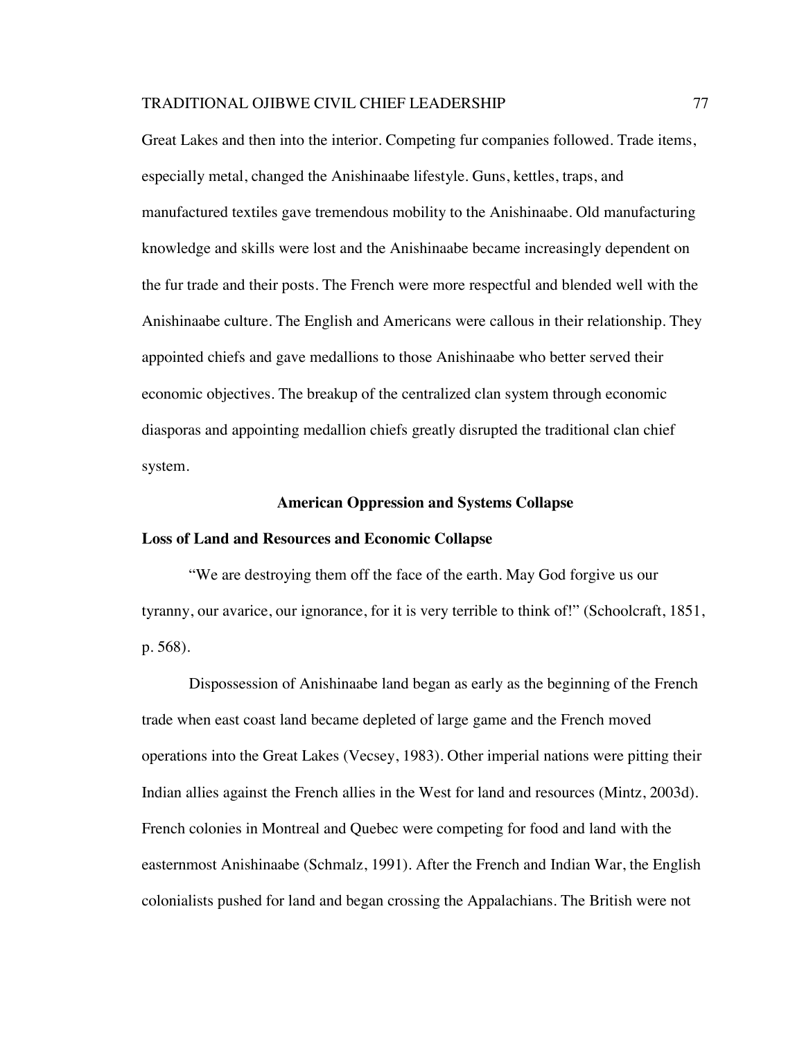Great Lakes and then into the interior. Competing fur companies followed. Trade items, especially metal, changed the Anishinaabe lifestyle. Guns, kettles, traps, and manufactured textiles gave tremendous mobility to the Anishinaabe. Old manufacturing knowledge and skills were lost and the Anishinaabe became increasingly dependent on the fur trade and their posts. The French were more respectful and blended well with the Anishinaabe culture. The English and Americans were callous in their relationship. They appointed chiefs and gave medallions to those Anishinaabe who better served their economic objectives. The breakup of the centralized clan system through economic diasporas and appointing medallion chiefs greatly disrupted the traditional clan chief system.

## American Oppression and Systems Collapse

### Loss of Land and Resources and Economic Collapse

"We are destroying them off the face of the earth. May God forgive us our tyranny, our avarice, our ignorance, for it is very terrible to think of!" (Schoolcraft, 1851, p. 568).

Dispossession of Anishinaabe land began as early as the beginning of the French trade when east coast land became depleted of large game and the French moved operations into the Great Lakes (Vecsey, 1983). Other imperial nations were pitting their Indian allies against the French allies in the West for land and resources (Mintz, 2003d). French colonies in Montreal and Quebec were competing for food and land with the easternmost Anishinaabe (Schmalz, 1991). After the French and Indian War, the English colonialists pushed for land and began crossing the Appalachians. The British were not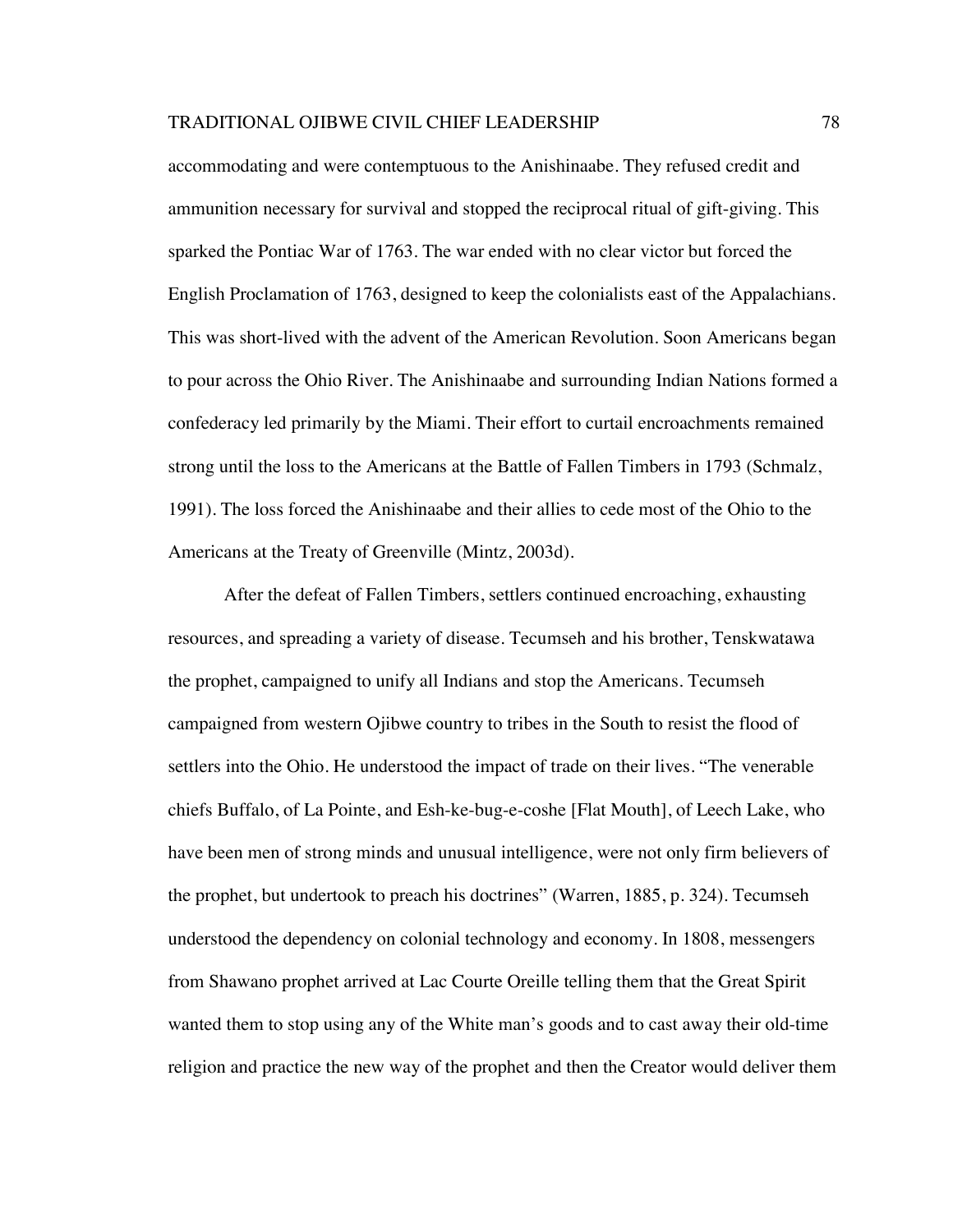accommodating and were contemptuous to the Anishinaabe. They refused credit and ammunition necessary for survival and stopped the reciprocal ritual of gift-giving. This sparked the Pontiac War of 1763. The war ended with no clear victor but forced the English Proclamation of 1763, designed to keep the colonialists east of the Appalachians. This was short-lived with the advent of the American Revolution. Soon Americans began to pour across the Ohio River. The Anishinaabe and surrounding Indian Nations formed a confederacy led primarily by the Miami. Their effort to curtail encroachments remained strong until the loss to the Americans at the Battle of Fallen Timbers in 1793 (Schmalz, 1991). The loss forced the Anishinaabe and their allies to cede most of the Ohio to the Americans at the Treaty of Greenville (Mintz, 2003d).

After the defeat of Fallen Timbers, settlers continued encroaching, exhausting resources, and spreading a variety of disease. Tecumseh and his brother, Tenskwatawa the prophet, campaigned to unify all Indians and stop the Americans. Tecumseh campaigned from western Ojibwe country to tribes in the South to resist the flood of settlers into the Ohio. He understood the impact of trade on their lives. "The venerable chiefs Buffalo, of La Pointe, and Esh-ke-bug-e-coshe [Flat Mouth], of Leech Lake, who have been men of strong minds and unusual intelligence, were not only firm believers of the prophet, but undertook to preach his doctrines" (Warren, 1885, p. 324). Tecumseh understood the dependency on colonial technology and economy. In 1808, messengers from Shawano prophet arrived at Lac Courte Oreille telling them that the Great Spirit wanted them to stop using any of the White man's goods and to cast away their old-time religion and practice the new way of the prophet and then the Creator would deliver them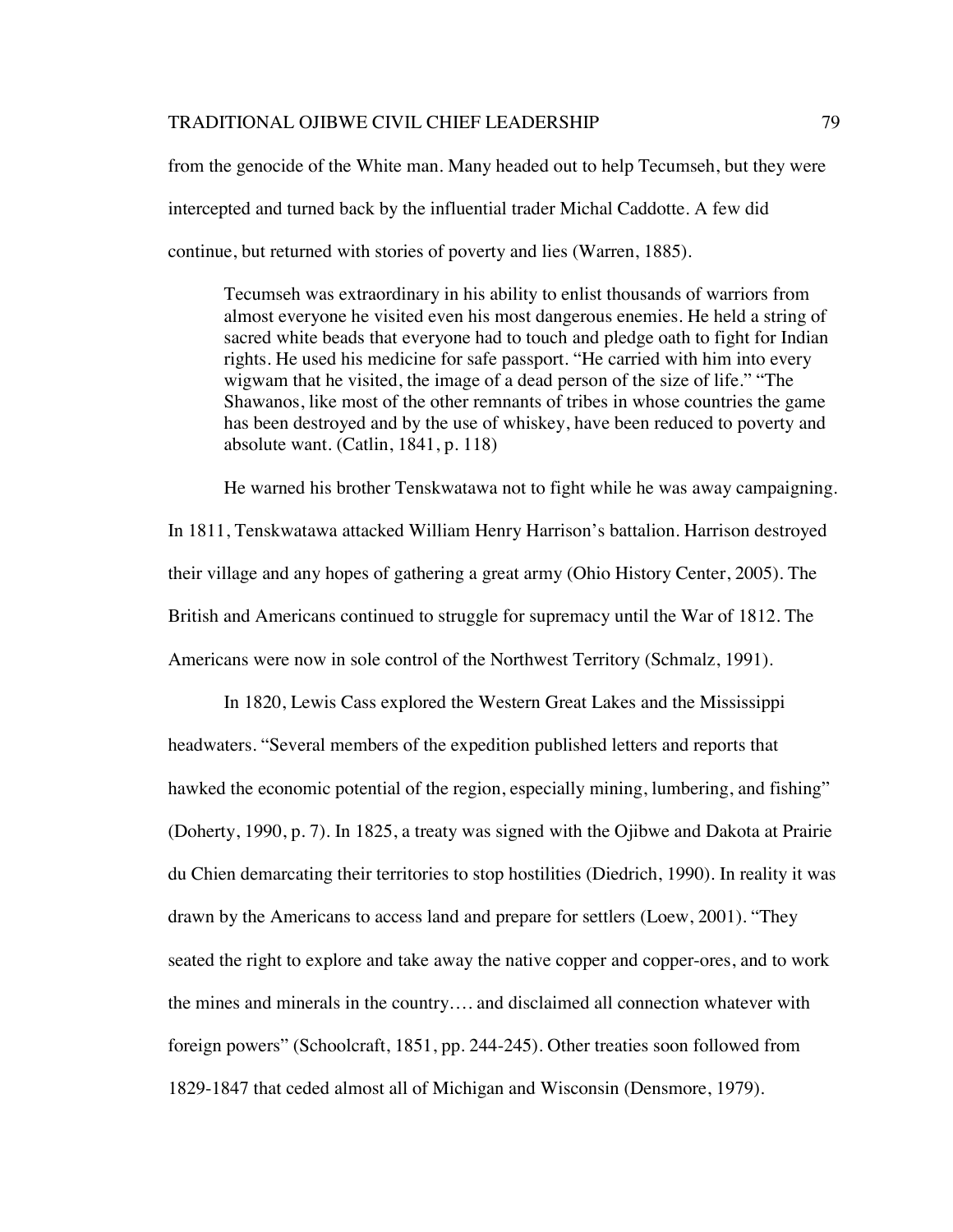from the genocide of the White man. Many headed out to help Tecumseh, but they were intercepted and turned back by the influential trader Michal Caddotte. A few did continue, but returned with stories of poverty and lies (Warren, 1885).

> Tecumseh was extraordinary in his ability to enlist thousands of warriors from almost everyone he visited even his most dangerous enemies. He held a string of sacred white beads that everyone had to touch and pledge oath to fight for Indian rights. He used his medicine for safe passport. "He carried with him into every wigwam that he visited, the image of a dead person of the size of life." "The Shawanos, like most of the other remnants of tribes in whose countries the game has been destroyed and by the use of whiskey, have been reduced to poverty and absolute want. (Catlin, 1841, p. 118)

He warned his brother Tenskwatawa not to fight while he was away campaigning. In 1811, Tenskwatawa attacked William Henry Harrison's battalion. Harrison destroyed their village and any hopes of gathering a great army (Ohio History Center, 2005). The British and Americans continued to struggle for supremacy until the War of 1812. The Americans were now in sole control of the Northwest Territory (Schmalz, 1991).

In 1820, Lewis Cass explored the Western Great Lakes and the Mississippi headwaters. "Several members of the expedition published letters and reports that hawked the economic potential of the region, especially mining, lumbering, and fishing" (Doherty, 1990, p. 7). In 1825, a treaty was signed with the Ojibwe and Dakota at Prairie du Chien demarcating their territories to stop hostilities (Diedrich, 1990). In reality it was drawn by the Americans to access land and prepare for settlers (Loew, 2001). "They seated the right to explore and take away the native copper and copper-ores, and to work the mines and minerals in the country…. and disclaimed all connection whatever with foreign powers" (Schoolcraft, 1851, pp. 244-245). Other treaties soon followed from 1829-1847 that ceded almost all of Michigan and Wisconsin (Densmore, 1979).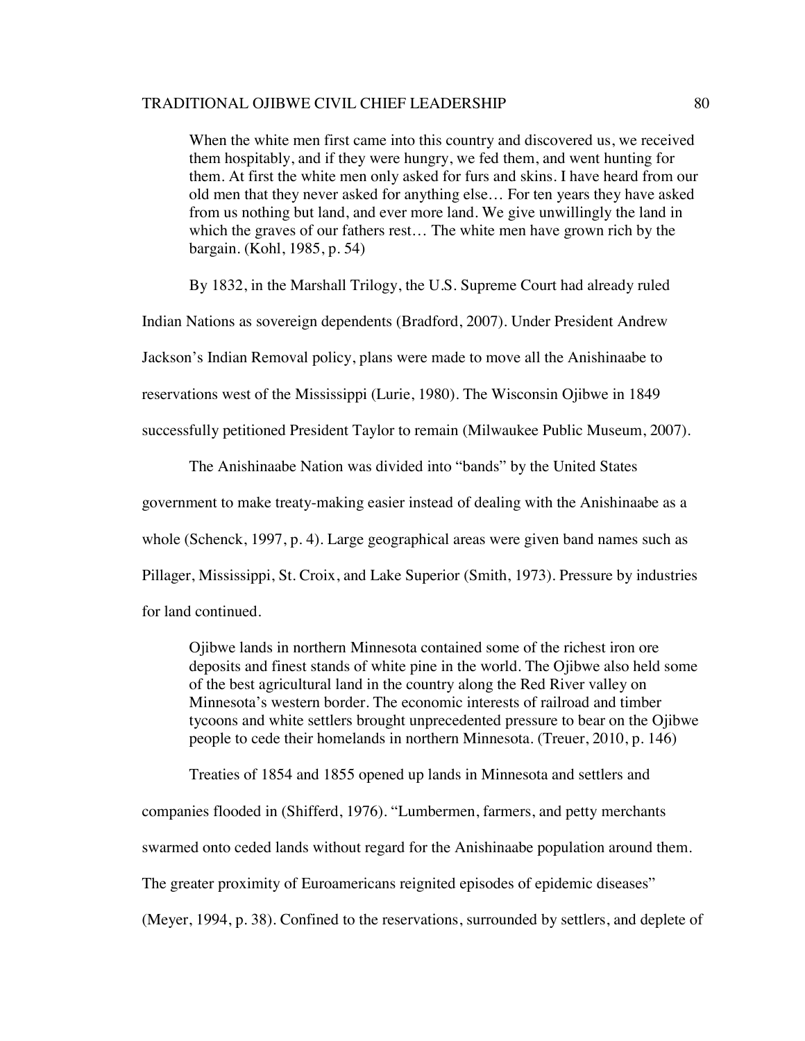> When the white men first came into this country and discovered us, we received them hospitably, and if they were hungry, we fed them, and went hunting for them. At first the white men only asked for furs and skins. I have heard from our old men that they never asked for anything else… For ten years they have asked from us nothing but land, and ever more land. We give unwillingly the land in which the graves of our fathers rest… The white men have grown rich by the bargain. (Kohl, 1985, p. 54)

By 1832, in the Marshall Trilogy, the U.S. Supreme Court had already ruled Indian Nations as sovereign dependents (Bradford, 2007). Under President Andrew Jackson's Indian Removal policy, plans were made to move all the Anishinaabe to reservations west of the Mississippi (Lurie, 1980). The Wisconsin Ojibwe in 1849 successfully petitioned President Taylor to remain (Milwaukee Public Museum, 2007).

The Anishinaabe Nation was divided into "bands" by the United States government to make treaty-making easier instead of dealing with the Anishinaabe as a whole (Schenck, 1997, p. 4). Large geographical areas were given band names such as Pillager, Mississippi, St. Croix, and Lake Superior (Smith, 1973). Pressure by industries for land continued.

> Ojibwe lands in northern Minnesota contained some of the richest iron ore deposits and finest stands of white pine in the world. The Ojibwe also held some of the best agricultural land in the country along the Red River valley on Minnesota's western border. The economic interests of railroad and timber tycoons and white settlers brought unprecedented pressure to bear on the Ojibwe people to cede their homelands in northern Minnesota. (Treuer, 2010, p. 146)

Treaties of 1854 and 1855 opened up lands in Minnesota and settlers and companies flooded in (Shifferd, 1976). "Lumbermen, farmers, and petty merchants swarmed onto ceded lands without regard for the Anishinaabe population around them. The greater proximity of Euroamericans reignited episodes of epidemic diseases" (Meyer, 1994, p. 38). Confined to the reservations, surrounded by settlers, and deplete of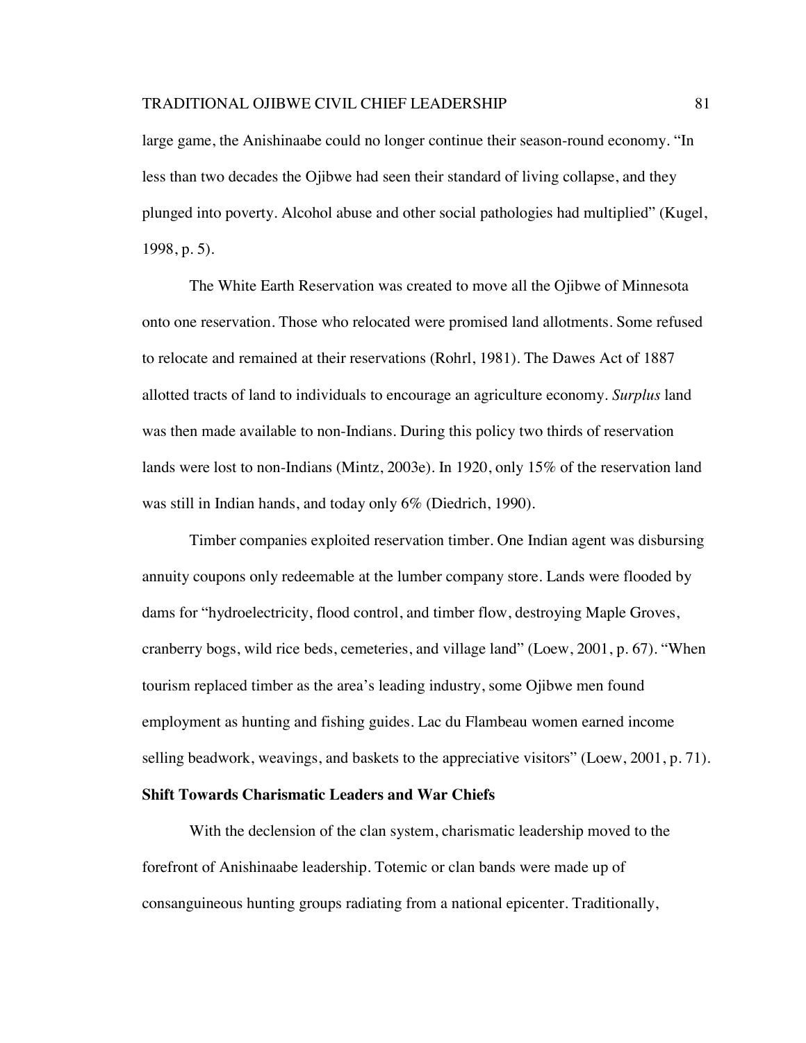large game, the Anishinaabe could no longer continue their season-round economy. "In less than two decades the Ojibwe had seen their standard of living collapse, and they plunged into poverty. Alcohol abuse and other social pathologies had multiplied" (Kugel, 1998, p. 5).

The White Earth Reservation was created to move all the Ojibwe of Minnesota onto one reservation. Those who relocated were promised land allotments. Some refused to relocate and remained at their reservations (Rohrl, 1981). The Dawes Act of 1887 allotted tracts of land to individuals to encourage an agriculture economy. *Surplus* land was then made available to non-Indians. During this policy two thirds of reservation lands were lost to non-Indians (Mintz, 2003e). In 1920, only 15% of the reservation land was still in Indian hands, and today only 6% (Diedrich, 1990).

Timber companies exploited reservation timber. One Indian agent was disbursing annuity coupons only redeemable at the lumber company store. Lands were flooded by dams for "hydroelectricity, flood control, and timber flow, destroying Maple Groves, cranberry bogs, wild rice beds, cemeteries, and village land" (Loew, 2001, p. 67). "When tourism replaced timber as the area's leading industry, some Ojibwe men found employment as hunting and fishing guides. Lac du Flambeau women earned income selling beadwork, weavings, and baskets to the appreciative visitors" (Loew, 2001, p. 71).

**Shift Towards Charismatic Leaders and War Chiefs**

With the declension of the clan system, charismatic leadership moved to the forefront of Anishinaabe leadership. Totemic or clan bands were made up of consanguineous hunting groups radiating from a national epicenter. Traditionally,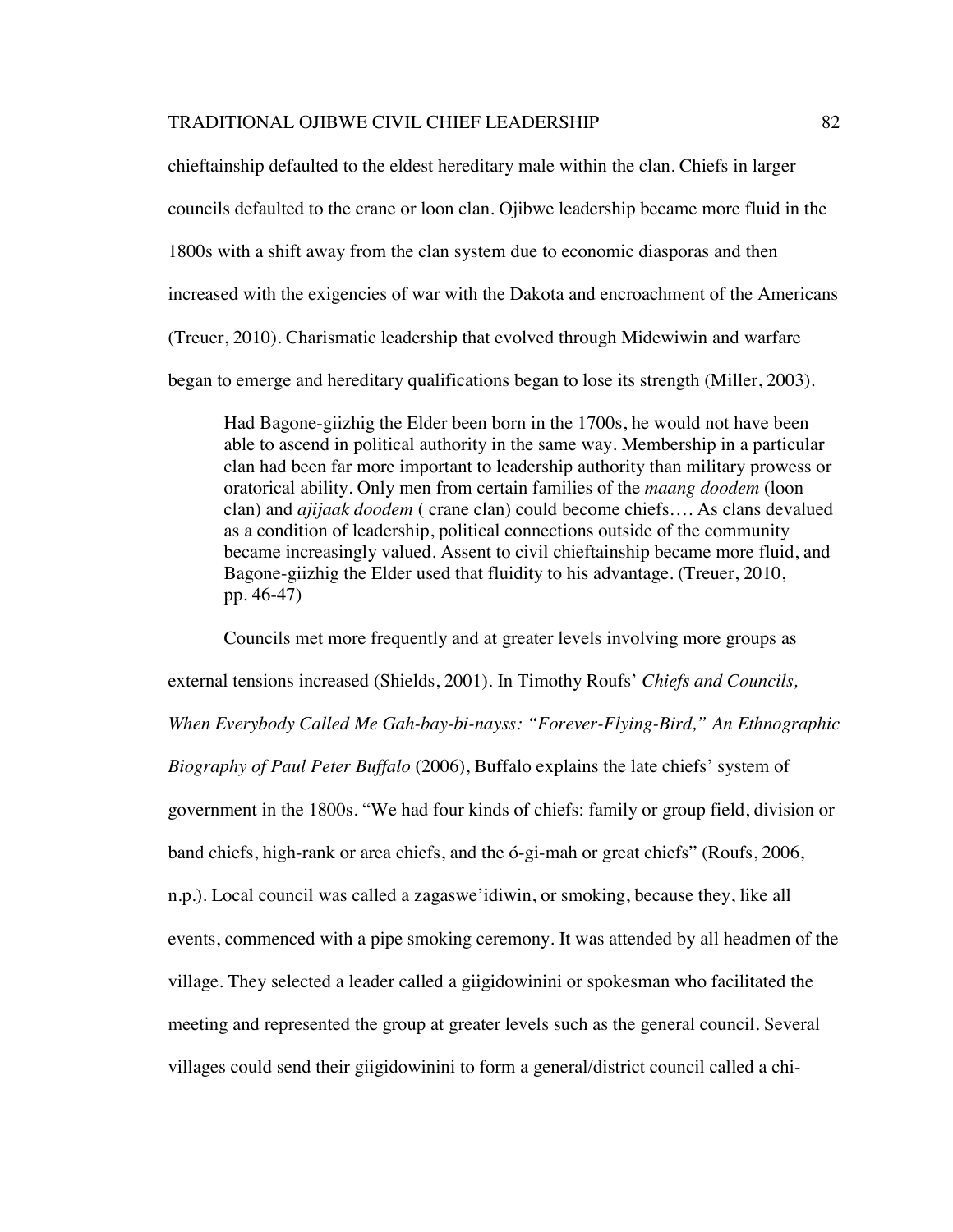chieftainship defaulted to the eldest hereditary male within the clan. Chiefs in larger councils defaulted to the crane or loon clan. Ojibwe leadership became more fluid in the 1800s with a shift away from the clan system due to economic diasporas and then increased with the exigencies of war with the Dakota and encroachment of the Americans (Treuer, 2010). Charismatic leadership that evolved through Midewiwin and warfare began to emerge and hereditary qualifications began to lose its strength (Miller, 2003).

> Had Bagone-giizhig the Elder been born in the 1700s, he would not have been able to ascend in political authority in the same way. Membership in a particular clan had been far more important to leadership authority than military prowess or oratorical ability. Only men from certain families of the *maang doodem* (loon clan) and *ajijaak doodem* ( crane clan) could become chiefs…. As clans devalued as a condition of leadership, political connections outside of the community became increasingly valued. Assent to civil chieftainship became more fluid, and Bagone-giizhig the Elder used that fluidity to his advantage. (Treuer, 2010, pp. 46-47)

Councils met more frequently and at greater levels involving more groups as external tensions increased (Shields, 2001). In Timothy Roufs' *Chiefs and Councils, When Everybody Called Me Gah-bay-bi-nayss: "Forever-Flying-Bird," An Ethnographic Biography of Paul Peter Buffalo* (2006), Buffalo explains the late chiefs' system of government in the 1800s. "We had four kinds of chiefs: family or group field, division or band chiefs, high-rank or area chiefs, and the ó-gi-mah or great chiefs" (Roufs, 2006, n.p.). Local council was called a zagaswe'idiwin, or smoking, because they, like all events, commenced with a pipe smoking ceremony. It was attended by all headmen of the village. They selected a leader called a giigidowinini or spokesman who facilitated the meeting and represented the group at greater levels such as the general council. Several villages could send their giigidowinini to form a general/district council called a chi-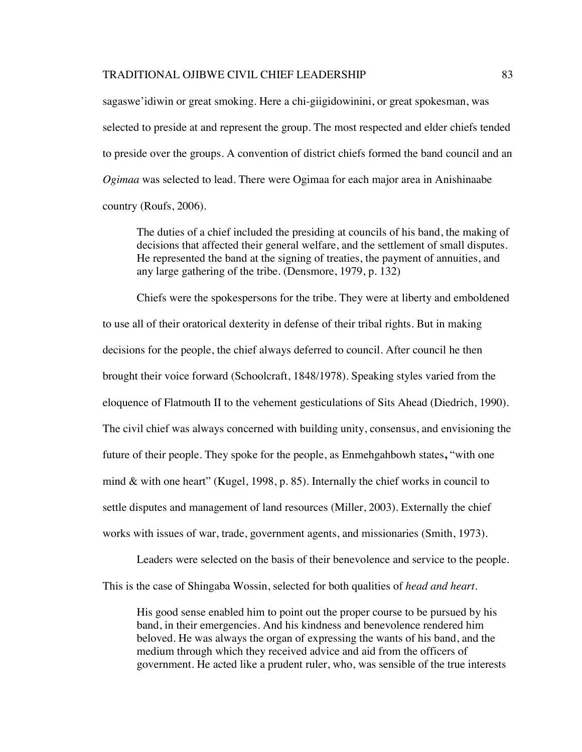sagaswe'idiwin or great smoking. Here a chi-giigidowinini, or great spokesman, was selected to preside at and represent the group. The most respected and elder chiefs tended to preside over the groups. A convention of district chiefs formed the band council and an *Ogimaa* was selected to lead. There were Ogimaa for each major area in Anishinaabe country (Roufs, 2006).

> The duties of a chief included the presiding at councils of his band, the making of decisions that affected their general welfare, and the settlement of small disputes. He represented the band at the signing of treaties, the payment of annuities, and any large gathering of the tribe. (Densmore, 1979, p. 132)

Chiefs were the spokespersons for the tribe. They were at liberty and emboldened to use all of their oratorical dexterity in defense of their tribal rights. But in making decisions for the people, the chief always deferred to council. After council he then brought their voice forward (Schoolcraft, 1848/1978). Speaking styles varied from the eloquence of Flatmouth II to the vehement gesticulations of Sits Ahead (Diedrich, 1990). The civil chief was always concerned with building unity, consensus, and envisioning the future of their people. They spoke for the people, as Enmehgahbowh states**,** "with one mind & with one heart" (Kugel, 1998, p. 85). Internally the chief works in council to settle disputes and management of land resources (Miller, 2003). Externally the chief works with issues of war, trade, government agents, and missionaries (Smith, 1973).

Leaders were selected on the basis of their benevolence and service to the people. This is the case of Shingaba Wossin, selected for both qualities of *head and heart*.

> His good sense enabled him to point out the proper course to be pursued by his band, in their emergencies. And his kindness and benevolence rendered him beloved. He was always the organ of expressing the wants of his band, and the medium through which they received advice and aid from the officers of government. He acted like a prudent ruler, who, was sensible of the true interests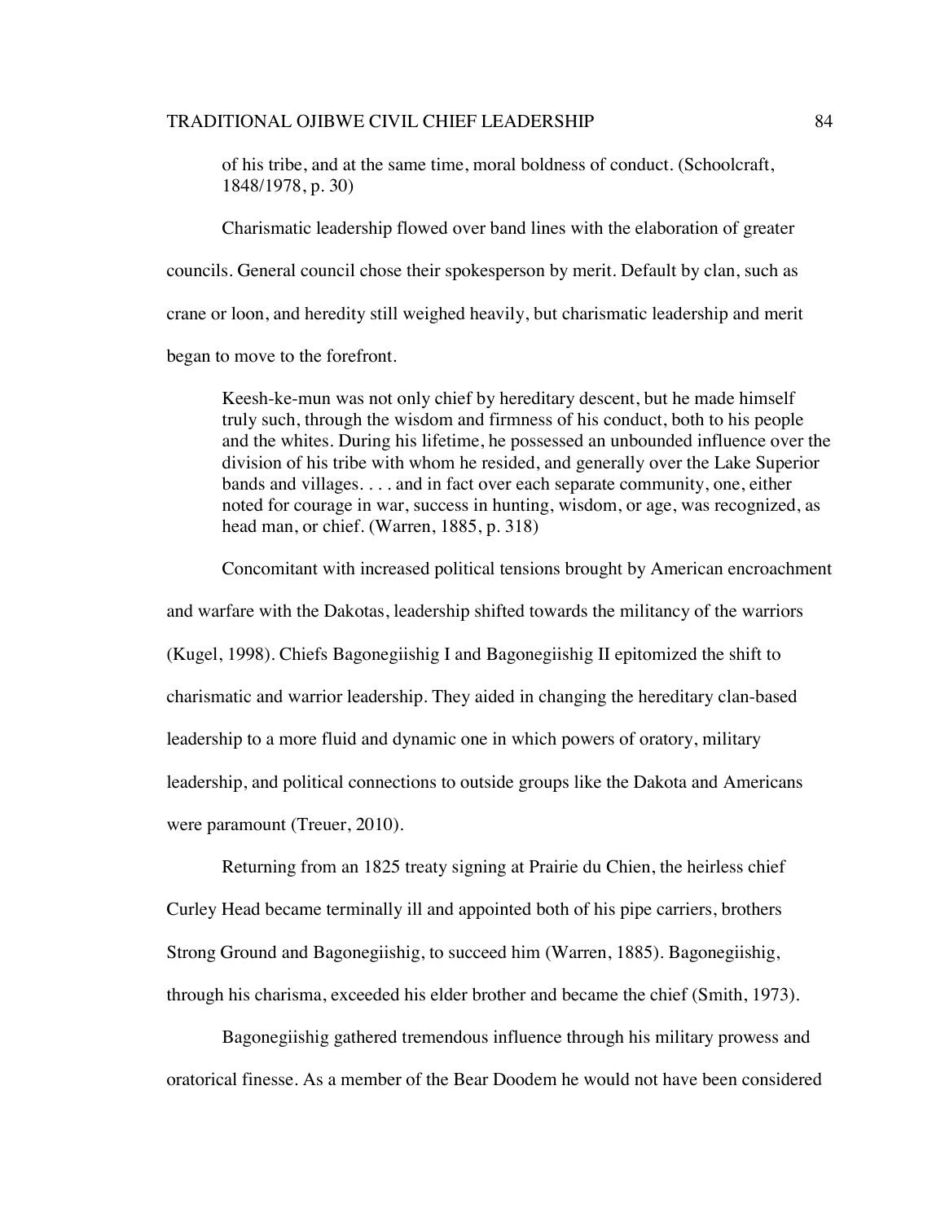> of his tribe, and at the same time, moral boldness of conduct. (Schoolcraft, 1848/1978, p. 30)

Charismatic leadership flowed over band lines with the elaboration of greater councils. General council chose their spokesperson by merit. Default by clan, such as crane or loon, and heredity still weighed heavily, but charismatic leadership and merit began to move to the forefront.

> Keesh-ke-mun was not only chief by hereditary descent, but he made himself truly such, through the wisdom and firmness of his conduct, both to his people and the whites. During his lifetime, he possessed an unbounded influence over the division of his tribe with whom he resided, and generally over the Lake Superior bands and villages. . . . and in fact over each separate community, one, either noted for courage in war, success in hunting, wisdom, or age, was recognized, as head man, or chief. (Warren, 1885, p. 318)

Concomitant with increased political tensions brought by American encroachment and warfare with the Dakotas, leadership shifted towards the militancy of the warriors (Kugel, 1998). Chiefs Bagonegiishig I and Bagonegiishig II epitomized the shift to charismatic and warrior leadership. They aided in changing the hereditary clan-based leadership to a more fluid and dynamic one in which powers of oratory, military leadership, and political connections to outside groups like the Dakota and Americans were paramount (Treuer, 2010).

Returning from an 1825 treaty signing at Prairie du Chien, the heirless chief Curley Head became terminally ill and appointed both of his pipe carriers, brothers Strong Ground and Bagonegiishig, to succeed him (Warren, 1885). Bagonegiishig, through his charisma, exceeded his elder brother and became the chief (Smith, 1973).

Bagonegiishig gathered tremendous influence through his military prowess and oratorical finesse. As a member of the Bear Doodem he would not have been considered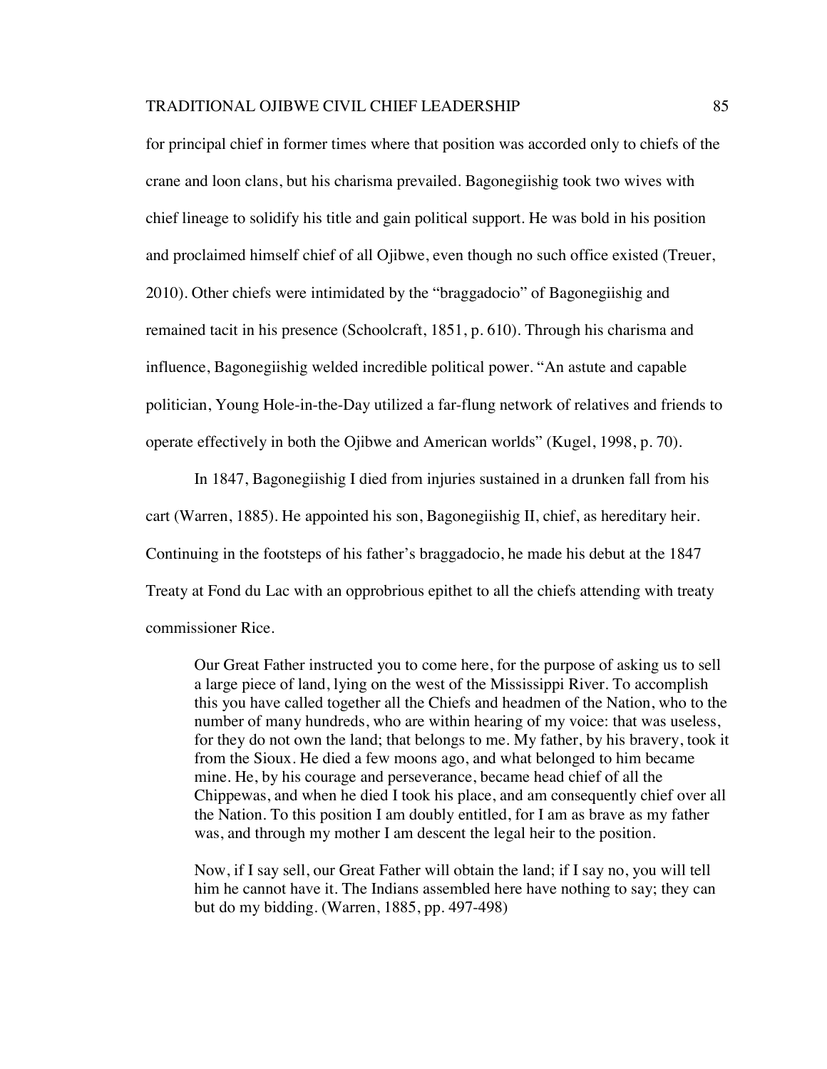for principal chief in former times where that position was accorded only to chiefs of the crane and loon clans, but his charisma prevailed. Bagonegiishig took two wives with chief lineage to solidify his title and gain political support. He was bold in his position and proclaimed himself chief of all Ojibwe, even though no such office existed (Treuer, 2010). Other chiefs were intimidated by the "braggadocio" of Bagonegiishig and remained tacit in his presence (Schoolcraft, 1851, p. 610). Through his charisma and influence, Bagonegiishig welded incredible political power. "An astute and capable politician, Young Hole-in-the-Day utilized a far-flung network of relatives and friends to operate effectively in both the Ojibwe and American worlds" (Kugel, 1998, p. 70).

In 1847, Bagonegiishig I died from injuries sustained in a drunken fall from his cart (Warren, 1885). He appointed his son, Bagonegiishig II, chief, as hereditary heir. Continuing in the footsteps of his father's braggadocio, he made his debut at the 1847 Treaty at Fond du Lac with an opprobrious epithet to all the chiefs attending with treaty commissioner Rice.

> Our Great Father instructed you to come here, for the purpose of asking us to sell a large piece of land, lying on the west of the Mississippi River. To accomplish this you have called together all the Chiefs and headmen of the Nation, who to the number of many hundreds, who are within hearing of my voice: that was useless, for they do not own the land; that belongs to me. My father, by his bravery, took it from the Sioux. He died a few moons ago, and what belonged to him became mine. He, by his courage and perseverance, became head chief of all the Chippewas, and when he died I took his place, and am consequently chief over all the Nation. To this position I am doubly entitled, for I am as brave as my father was, and through my mother I am descent the legal heir to the position.
>
> Now, if I say sell, our Great Father will obtain the land; if I say no, you will tell him he cannot have it. The Indians assembled here have nothing to say; they can but do my bidding. (Warren, 1885, pp. 497-498)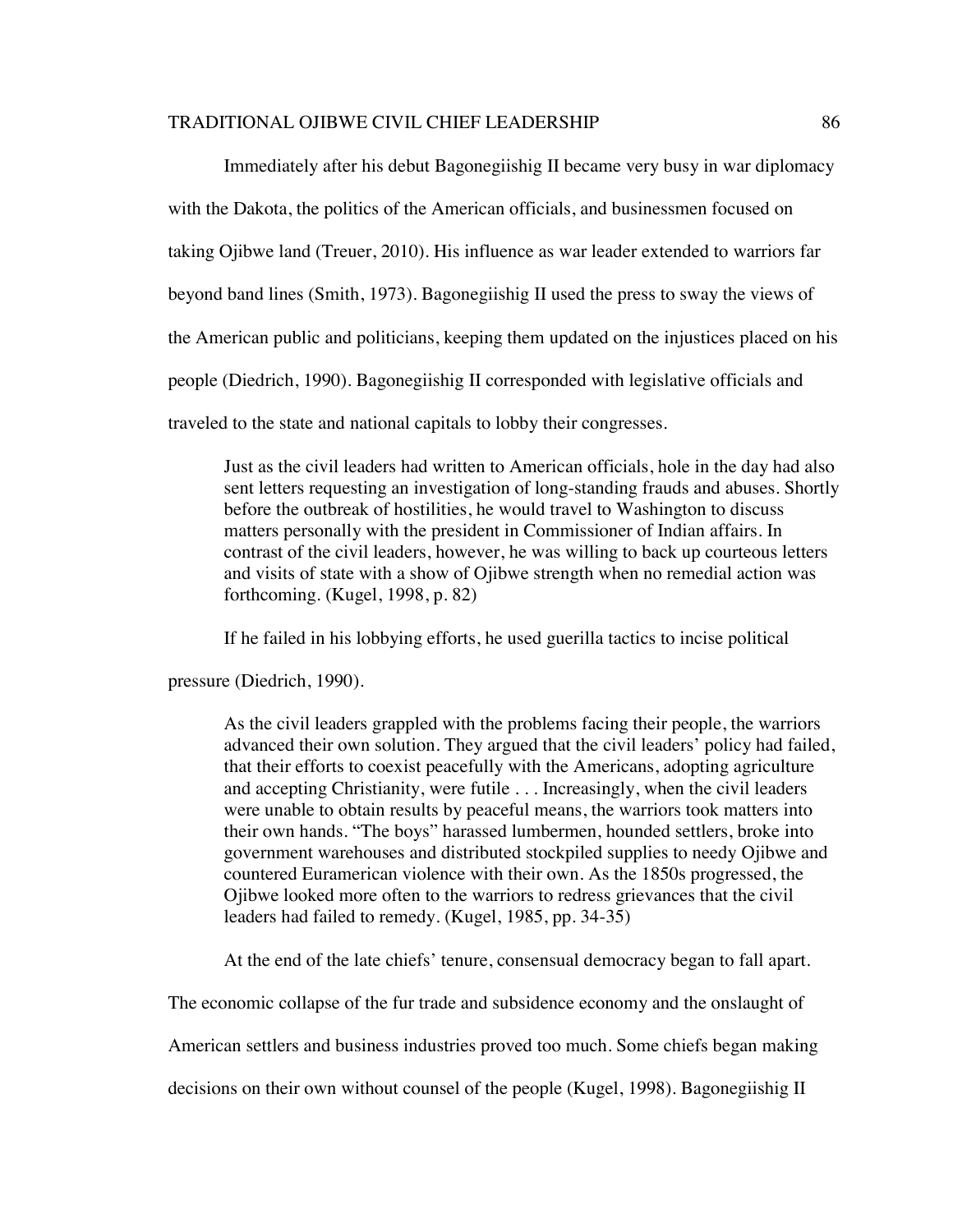Immediately after his debut Bagonegiishig II became very busy in war diplomacy with the Dakota, the politics of the American officials, and businessmen focused on taking Ojibwe land (Treuer, 2010). His influence as war leader extended to warriors far beyond band lines (Smith, 1973). Bagonegiishig II used the press to sway the views of the American public and politicians, keeping them updated on the injustices placed on his people (Diedrich, 1990). Bagonegiishig II corresponded with legislative officials and traveled to the state and national capitals to lobby their congresses.

> Just as the civil leaders had written to American officials, hole in the day had also sent letters requesting an investigation of long-standing frauds and abuses. Shortly before the outbreak of hostilities, he would travel to Washington to discuss matters personally with the president in Commissioner of Indian affairs. In contrast of the civil leaders, however, he was willing to back up courteous letters and visits of state with a show of Ojibwe strength when no remedial action was forthcoming. (Kugel, 1998, p. 82)

If he failed in his lobbying efforts, he used guerilla tactics to incise political pressure (Diedrich, 1990).

> As the civil leaders grappled with the problems facing their people, the warriors advanced their own solution. They argued that the civil leaders' policy had failed, that their efforts to coexist peacefully with the Americans, adopting agriculture and accepting Christianity, were futile . . . Increasingly, when the civil leaders were unable to obtain results by peaceful means, the warriors took matters into their own hands. "The boys" harassed lumbermen, hounded settlers, broke into government warehouses and distributed stockpiled supplies to needy Ojibwe and countered Euramerican violence with their own. As the 1850s progressed, the Ojibwe looked more often to the warriors to redress grievances that the civil leaders had failed to remedy. (Kugel, 1985, pp. 34-35)

At the end of the late chiefs' tenure, consensual democracy began to fall apart. The economic collapse of the fur trade and subsidence economy and the onslaught of American settlers and business industries proved too much. Some chiefs began making decisions on their own without counsel of the people (Kugel, 1998). Bagonegiishig II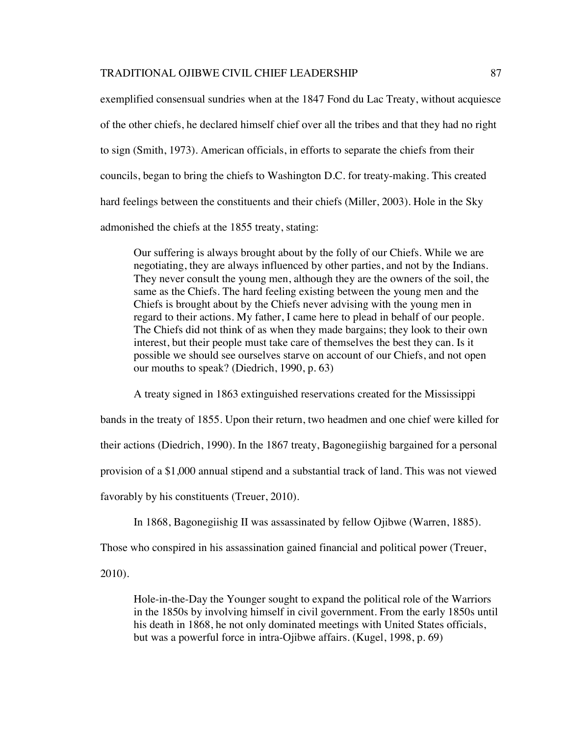exemplified consensual sundries when at the 1847 Fond du Lac Treaty, without acquiesce of the other chiefs, he declared himself chief over all the tribes and that they had no right to sign (Smith, 1973). American officials, in efforts to separate the chiefs from their councils, began to bring the chiefs to Washington D.C. for treaty-making. This created hard feelings between the constituents and their chiefs (Miller, 2003). Hole in the Sky admonished the chiefs at the 1855 treaty, stating:

> Our suffering is always brought about by the folly of our Chiefs. While we are negotiating, they are always influenced by other parties, and not by the Indians. They never consult the young men, although they are the owners of the soil, the same as the Chiefs. The hard feeling existing between the young men and the Chiefs is brought about by the Chiefs never advising with the young men in regard to their actions. My father, I came here to plead in behalf of our people. The Chiefs did not think of as when they made bargains; they look to their own interest, but their people must take care of themselves the best they can. Is it possible we should see ourselves starve on account of our Chiefs, and not open our mouths to speak? (Diedrich, 1990, p. 63)

A treaty signed in 1863 extinguished reservations created for the Mississippi bands in the treaty of 1855. Upon their return, two headmen and one chief were killed for their actions (Diedrich, 1990). In the 1867 treaty, Bagonegiishig bargained for a personal provision of a $1,000 annual stipend and a substantial track of land. This was not viewed favorably by his constituents (Treuer, 2010).

In 1868, Bagonegiishig II was assassinated by fellow Ojibwe (Warren, 1885). Those who conspired in his assassination gained financial and political power (Treuer, 2010).

> Hole-in-the-Day the Younger sought to expand the political role of the Warriors in the 1850s by involving himself in civil government. From the early 1850s until his death in 1868, he not only dominated meetings with United States officials, but was a powerful force in intra-Ojibwe affairs. (Kugel, 1998, p. 69)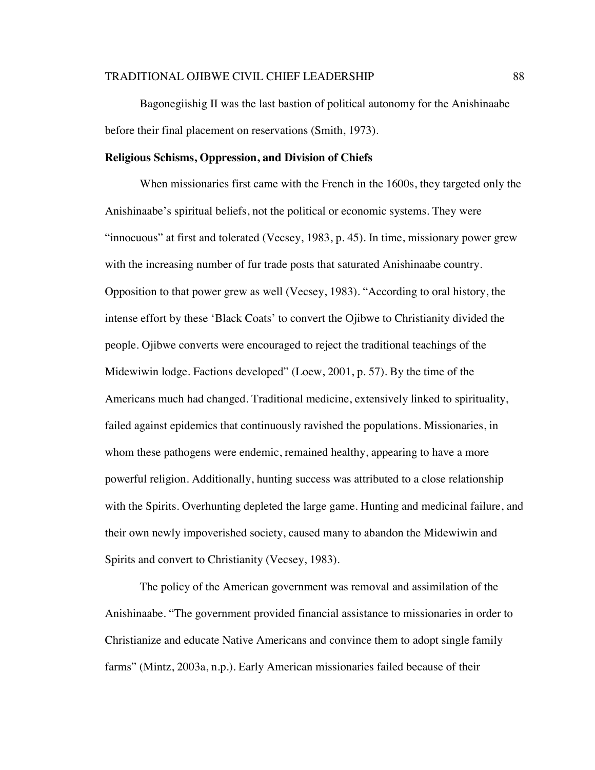Bagonegiishig II was the last bastion of political autonomy for the Anishinaabe before their final placement on reservations (Smith, 1973).

**Religious Schisms, Oppression, and Division of Chiefs**

When missionaries first came with the French in the 1600s, they targeted only the Anishinaabe's spiritual beliefs, not the political or economic systems. They were "innocuous" at first and tolerated (Vecsey, 1983, p. 45). In time, missionary power grew with the increasing number of fur trade posts that saturated Anishinaabe country. Opposition to that power grew as well (Vecsey, 1983). "According to oral history, the intense effort by these 'Black Coats' to convert the Ojibwe to Christianity divided the people. Ojibwe converts were encouraged to reject the traditional teachings of the Midewiwin lodge. Factions developed" (Loew, 2001, p. 57). By the time of the Americans much had changed. Traditional medicine, extensively linked to spirituality, failed against epidemics that continuously ravished the populations. Missionaries, in whom these pathogens were endemic, remained healthy, appearing to have a more powerful religion. Additionally, hunting success was attributed to a close relationship with the Spirits. Overhunting depleted the large game. Hunting and medicinal failure, and their own newly impoverished society, caused many to abandon the Midewiwin and Spirits and convert to Christianity (Vecsey, 1983).

The policy of the American government was removal and assimilation of the Anishinaabe. "The government provided financial assistance to missionaries in order to Christianize and educate Native Americans and convince them to adopt single family farms" (Mintz, 2003a, n.p.). Early American missionaries failed because of their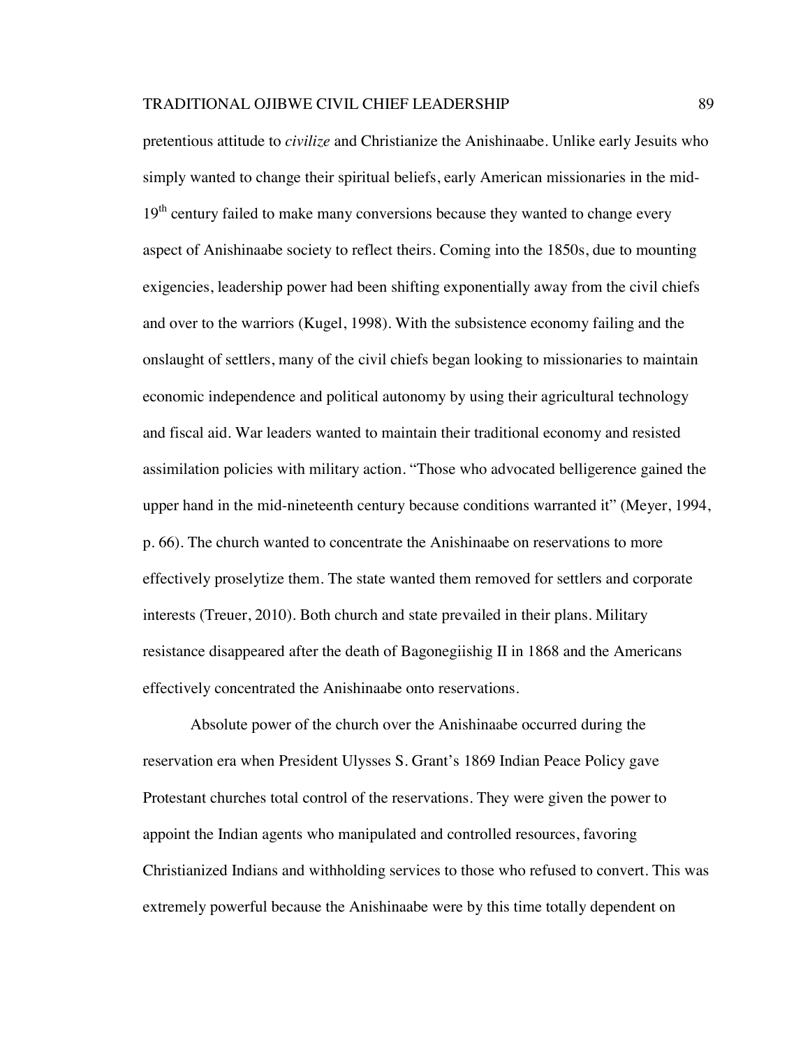pretentious attitude to *civilize* and Christianize the Anishinaabe. Unlike early Jesuits who simply wanted to change their spiritual beliefs, early American missionaries in the mid-19th century failed to make many conversions because they wanted to change every aspect of Anishinaabe society to reflect theirs. Coming into the 1850s, due to mounting exigencies, leadership power had been shifting exponentially away from the civil chiefs and over to the warriors (Kugel, 1998). With the subsistence economy failing and the onslaught of settlers, many of the civil chiefs began looking to missionaries to maintain economic independence and political autonomy by using their agricultural technology and fiscal aid. War leaders wanted to maintain their traditional economy and resisted assimilation policies with military action. "Those who advocated belligerence gained the upper hand in the mid-nineteenth century because conditions warranted it" (Meyer, 1994, p. 66). The church wanted to concentrate the Anishinaabe on reservations to more effectively proselytize them. The state wanted them removed for settlers and corporate interests (Treuer, 2010). Both church and state prevailed in their plans. Military resistance disappeared after the death of Bagonegiishig II in 1868 and the Americans effectively concentrated the Anishinaabe onto reservations.

Absolute power of the church over the Anishinaabe occurred during the reservation era when President Ulysses S. Grant's 1869 Indian Peace Policy gave Protestant churches total control of the reservations. They were given the power to appoint the Indian agents who manipulated and controlled resources, favoring Christianized Indians and withholding services to those who refused to convert. This was extremely powerful because the Anishinaabe were by this time totally dependent on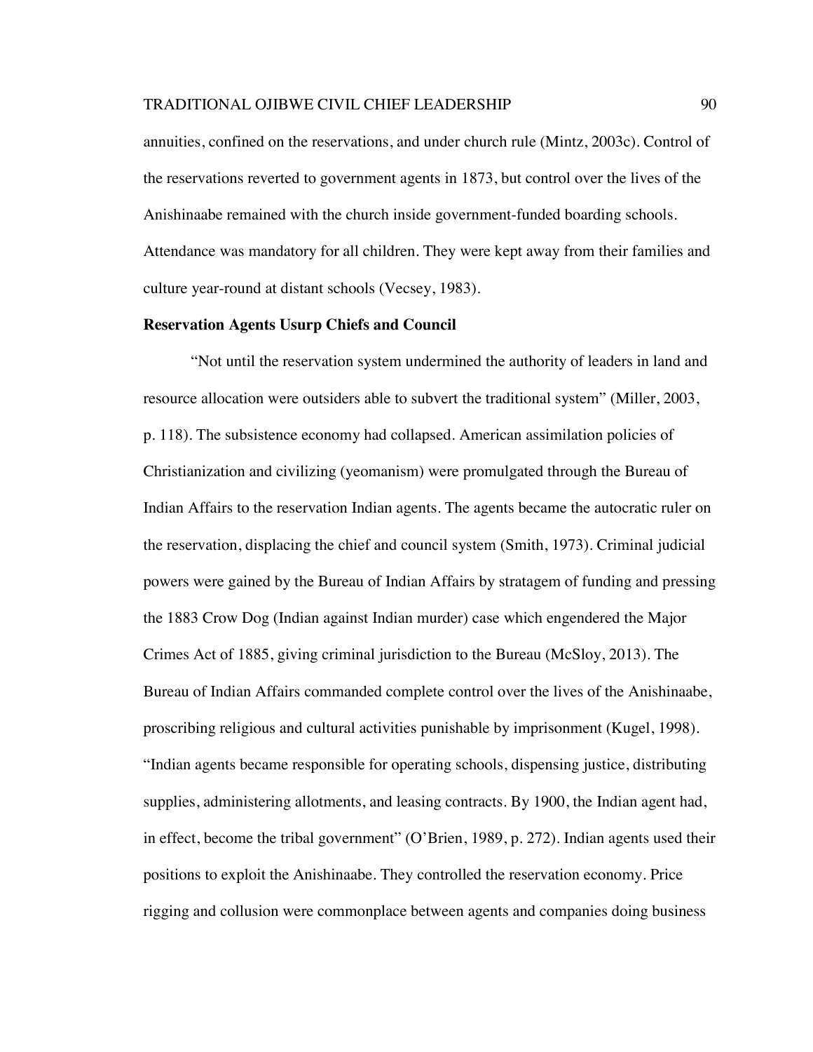annuities, confined on the reservations, and under church rule (Mintz, 2003c). Control of the reservations reverted to government agents in 1873, but control over the lives of the Anishinaabe remained with the church inside government-funded boarding schools. Attendance was mandatory for all children. They were kept away from their families and culture year-round at distant schools (Vecsey, 1983).

**Reservation Agents Usurp Chiefs and Council**

"Not until the reservation system undermined the authority of leaders in land and resource allocation were outsiders able to subvert the traditional system" (Miller, 2003, p. 118). The subsistence economy had collapsed. American assimilation policies of Christianization and civilizing (yeomanism) were promulgated through the Bureau of Indian Affairs to the reservation Indian agents. The agents became the autocratic ruler on the reservation, displacing the chief and council system (Smith, 1973). Criminal judicial powers were gained by the Bureau of Indian Affairs by stratagem of funding and pressing the 1883 Crow Dog (Indian against Indian murder) case which engendered the Major Crimes Act of 1885, giving criminal jurisdiction to the Bureau (McSloy, 2013). The Bureau of Indian Affairs commanded complete control over the lives of the Anishinaabe, proscribing religious and cultural activities punishable by imprisonment (Kugel, 1998). "Indian agents became responsible for operating schools, dispensing justice, distributing supplies, administering allotments, and leasing contracts. By 1900, the Indian agent had, in effect, become the tribal government" (O'Brien, 1989, p. 272). Indian agents used their positions to exploit the Anishinaabe. They controlled the reservation economy. Price rigging and collusion were commonplace between agents and companies doing business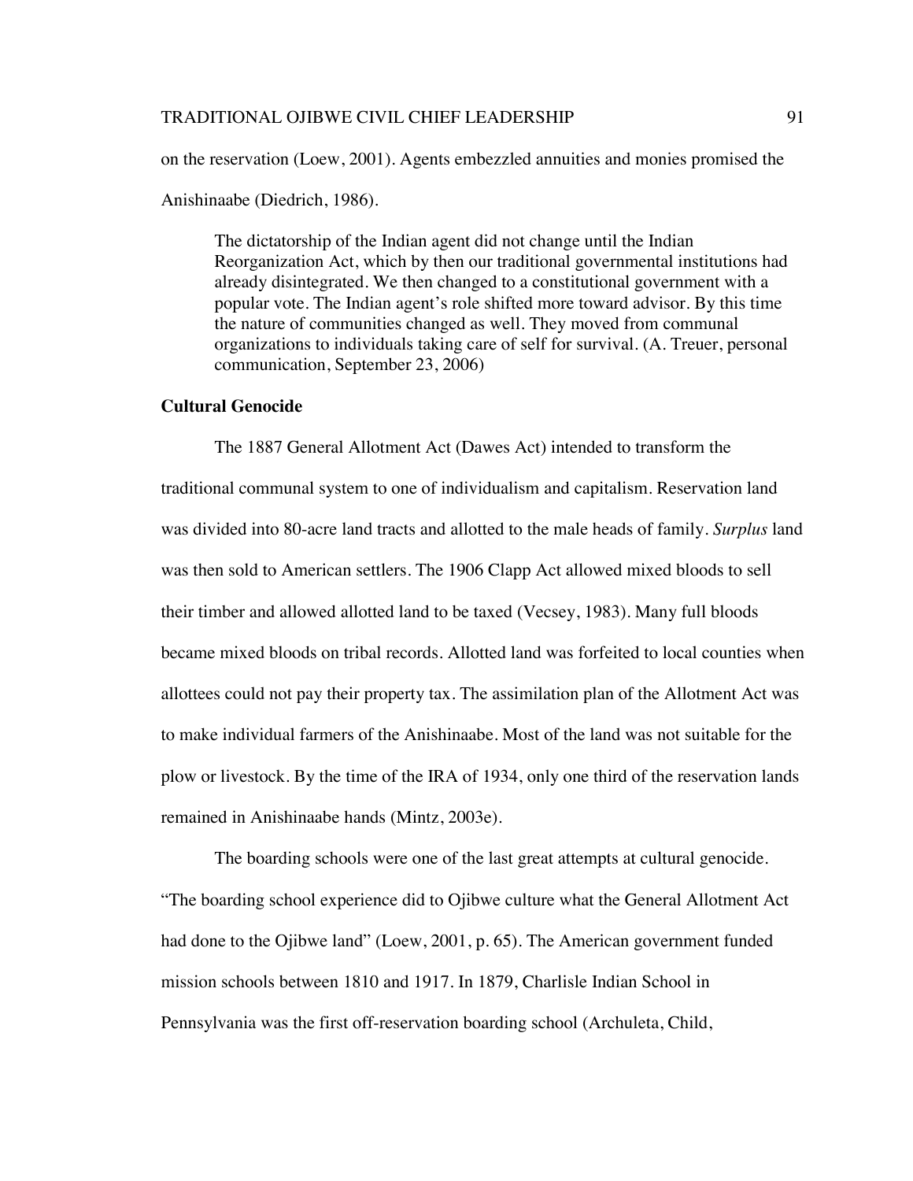on the reservation (Loew, 2001). Agents embezzled annuities and monies promised the Anishinaabe (Diedrich, 1986).

> The dictatorship of the Indian agent did not change until the Indian Reorganization Act, which by then our traditional governmental institutions had already disintegrated. We then changed to a constitutional government with a popular vote. The Indian agent's role shifted more toward advisor. By this time the nature of communities changed as well. They moved from communal organizations to individuals taking care of self for survival. (A. Treuer, personal communication, September 23, 2006)

**Cultural Genocide**

The 1887 General Allotment Act (Dawes Act) intended to transform the traditional communal system to one of individualism and capitalism. Reservation land was divided into 80-acre land tracts and allotted to the male heads of family. *Surplus* land was then sold to American settlers. The 1906 Clapp Act allowed mixed bloods to sell their timber and allowed allotted land to be taxed (Vecsey, 1983). Many full bloods became mixed bloods on tribal records. Allotted land was forfeited to local counties when allottees could not pay their property tax. The assimilation plan of the Allotment Act was to make individual farmers of the Anishinaabe. Most of the land was not suitable for the plow or livestock. By the time of the IRA of 1934, only one third of the reservation lands remained in Anishinaabe hands (Mintz, 2003e).

The boarding schools were one of the last great attempts at cultural genocide. "The boarding school experience did to Ojibwe culture what the General Allotment Act had done to the Ojibwe land" (Loew, 2001, p. 65). The American government funded mission schools between 1810 and 1917. In 1879, Charlisle Indian School in Pennsylvania was the first off-reservation boarding school (Archuleta, Child,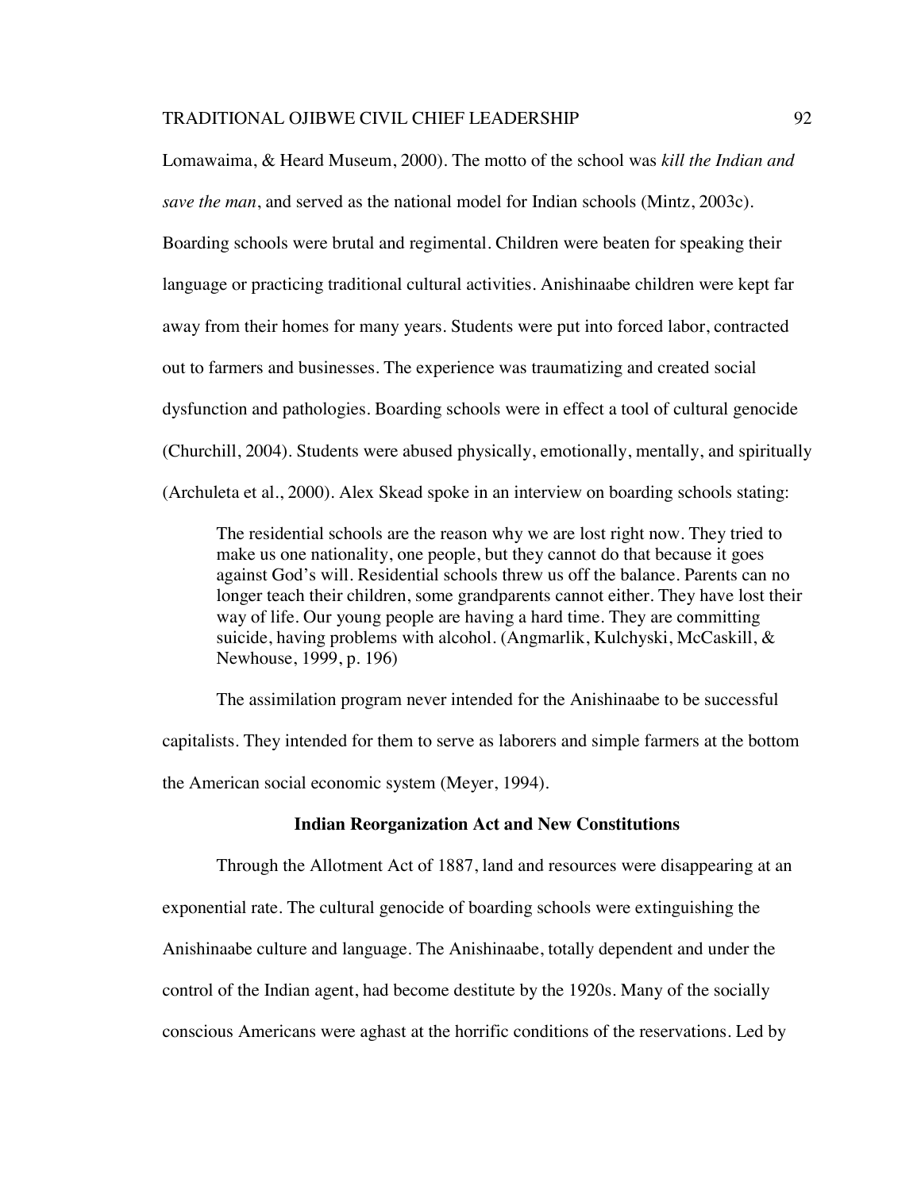Lomawaima, & Heard Museum, 2000). The motto of the school was *kill the Indian and save the man*, and served as the national model for Indian schools (Mintz, 2003c). Boarding schools were brutal and regimental. Children were beaten for speaking their language or practicing traditional cultural activities. Anishinaabe children were kept far away from their homes for many years. Students were put into forced labor, contracted out to farmers and businesses. The experience was traumatizing and created social dysfunction and pathologies. Boarding schools were in effect a tool of cultural genocide (Churchill, 2004). Students were abused physically, emotionally, mentally, and spiritually (Archuleta et al., 2000). Alex Skead spoke in an interview on boarding schools stating:

> The residential schools are the reason why we are lost right now. They tried to make us one nationality, one people, but they cannot do that because it goes against God's will. Residential schools threw us off the balance. Parents can no longer teach their children, some grandparents cannot either. They have lost their way of life. Our young people are having a hard time. They are committing suicide, having problems with alcohol. (Angmarlik, Kulchyski, McCaskill, & Newhouse, 1999, p. 196)

The assimilation program never intended for the Anishinaabe to be successful capitalists. They intended for them to serve as laborers and simple farmers at the bottom the American social economic system (Meyer, 1994).

**Indian Reorganization Act and New Constitutions**

Through the Allotment Act of 1887, land and resources were disappearing at an exponential rate. The cultural genocide of boarding schools were extinguishing the Anishinaabe culture and language. The Anishinaabe, totally dependent and under the control of the Indian agent, had become destitute by the 1920s. Many of the socially conscious Americans were aghast at the horrific conditions of the reservations. Led by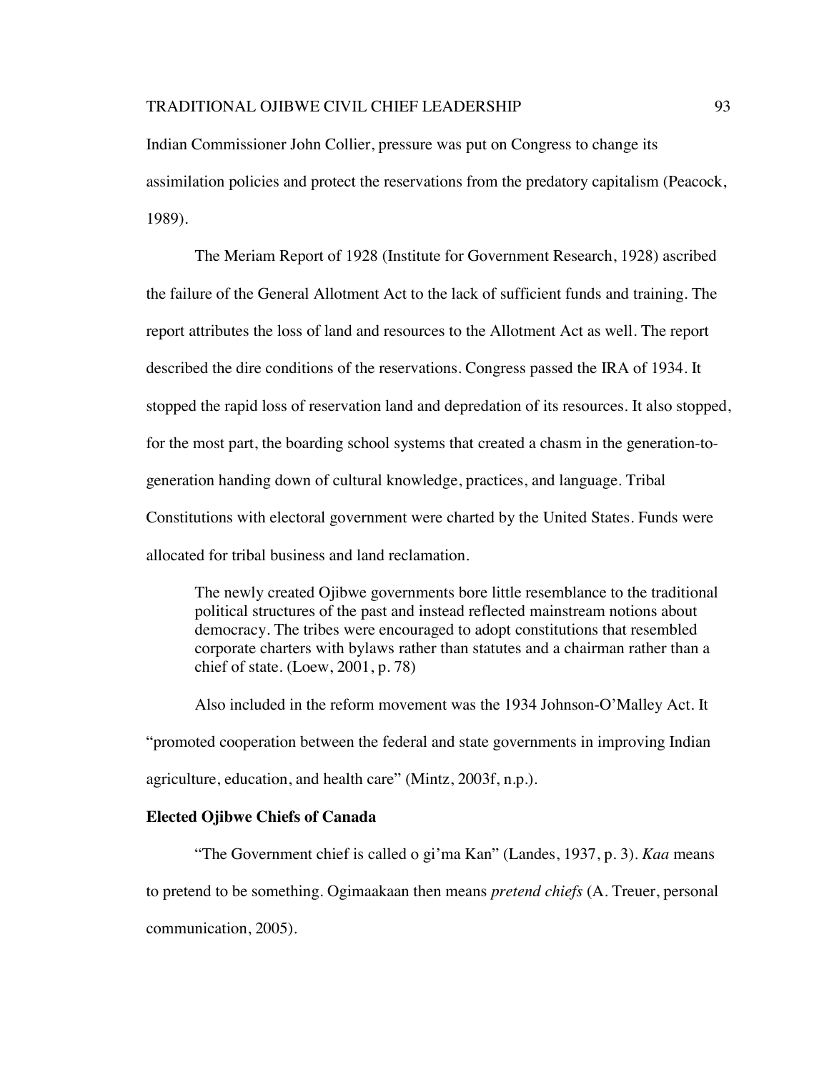Indian Commissioner John Collier, pressure was put on Congress to change its assimilation policies and protect the reservations from the predatory capitalism (Peacock, 1989).

The Meriam Report of 1928 (Institute for Government Research, 1928) ascribed the failure of the General Allotment Act to the lack of sufficient funds and training. The report attributes the loss of land and resources to the Allotment Act as well. The report described the dire conditions of the reservations. Congress passed the IRA of 1934. It stopped the rapid loss of reservation land and depredation of its resources. It also stopped, for the most part, the boarding school systems that created a chasm in the generation-to-generation handing down of cultural knowledge, practices, and language. Tribal Constitutions with electoral government were charted by the United States. Funds were allocated for tribal business and land reclamation.

> The newly created Ojibwe governments bore little resemblance to the traditional political structures of the past and instead reflected mainstream notions about democracy. The tribes were encouraged to adopt constitutions that resembled corporate charters with bylaws rather than statutes and a chairman rather than a chief of state. (Loew, 2001, p. 78)

Also included in the reform movement was the 1934 Johnson-O'Malley Act. It "promoted cooperation between the federal and state governments in improving Indian agriculture, education, and health care" (Mintz, 2003f, n.p.).

**Elected Ojibwe Chiefs of Canada**

"The Government chief is called o gi'ma Kan" (Landes, 1937, p. 3). *Kaa* means to pretend to be something. Ogimaakaan then means *pretend chiefs* (A. Treuer, personal communication, 2005).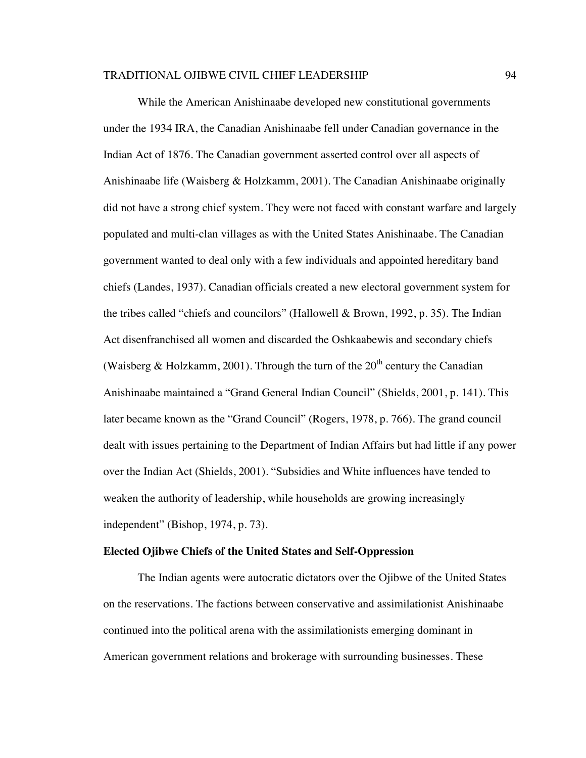While the American Anishinaabe developed new constitutional governments under the 1934 IRA, the Canadian Anishinaabe fell under Canadian governance in the Indian Act of 1876. The Canadian government asserted control over all aspects of Anishinaabe life (Waisberg & Holzkamm, 2001). The Canadian Anishinaabe originally did not have a strong chief system. They were not faced with constant warfare and largely populated and multi-clan villages as with the United States Anishinaabe. The Canadian government wanted to deal only with a few individuals and appointed hereditary band chiefs (Landes, 1937). Canadian officials created a new electoral government system for the tribes called "chiefs and councilors" (Hallowell & Brown, 1992, p. 35). The Indian Act disenfranchised all women and discarded the Oshkaabewis and secondary chiefs (Waisberg & Holzkamm, 2001). Through the turn of the 20th century the Canadian Anishinaabe maintained a "Grand General Indian Council" (Shields, 2001, p. 141). This later became known as the "Grand Council" (Rogers, 1978, p. 766). The grand council dealt with issues pertaining to the Department of Indian Affairs but had little if any power over the Indian Act (Shields, 2001). "Subsidies and White influences have tended to weaken the authority of leadership, while households are growing increasingly independent" (Bishop, 1974, p. 73).

**Elected Ojibwe Chiefs of the United States and Self-Oppression**

The Indian agents were autocratic dictators over the Ojibwe of the United States on the reservations. The factions between conservative and assimilationist Anishinaabe continued into the political arena with the assimilationists emerging dominant in American government relations and brokerage with surrounding businesses. These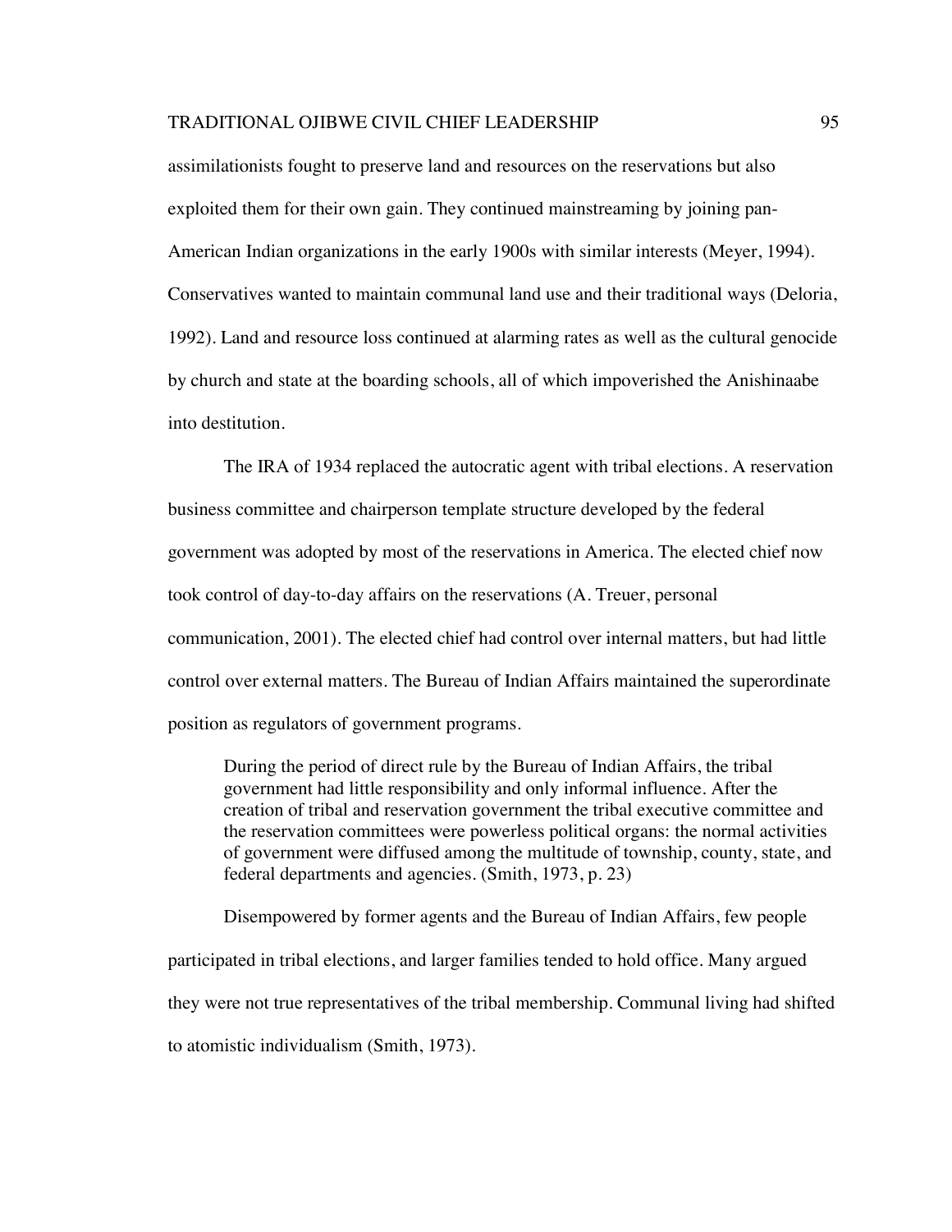assimilationists fought to preserve land and resources on the reservations but also exploited them for their own gain. They continued mainstreaming by joining pan-American Indian organizations in the early 1900s with similar interests (Meyer, 1994). Conservatives wanted to maintain communal land use and their traditional ways (Deloria, 1992). Land and resource loss continued at alarming rates as well as the cultural genocide by church and state at the boarding schools, all of which impoverished the Anishinaabe into destitution.

The IRA of 1934 replaced the autocratic agent with tribal elections. A reservation business committee and chairperson template structure developed by the federal government was adopted by most of the reservations in America. The elected chief now took control of day-to-day affairs on the reservations (A. Treuer, personal communication, 2001). The elected chief had control over internal matters, but had little control over external matters. The Bureau of Indian Affairs maintained the superordinate position as regulators of government programs.

> During the period of direct rule by the Bureau of Indian Affairs, the tribal government had little responsibility and only informal influence. After the creation of tribal and reservation government the tribal executive committee and the reservation committees were powerless political organs: the normal activities of government were diffused among the multitude of township, county, state, and federal departments and agencies. (Smith, 1973, p. 23)

Disempowered by former agents and the Bureau of Indian Affairs, few people participated in tribal elections, and larger families tended to hold office. Many argued they were not true representatives of the tribal membership. Communal living had shifted to atomistic individualism (Smith, 1973).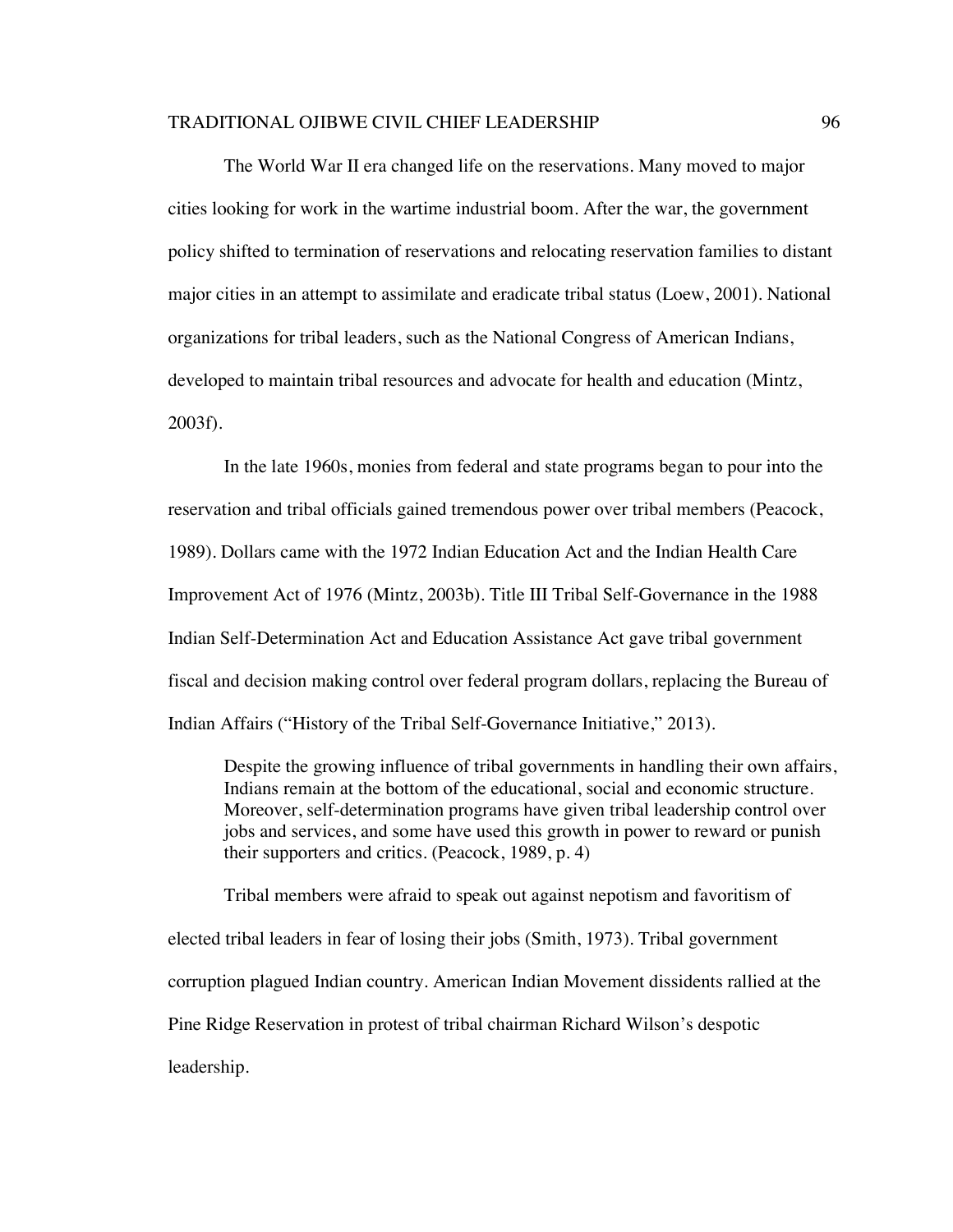The World War II era changed life on the reservations. Many moved to major cities looking for work in the wartime industrial boom. After the war, the government policy shifted to termination of reservations and relocating reservation families to distant major cities in an attempt to assimilate and eradicate tribal status (Loew, 2001). National organizations for tribal leaders, such as the National Congress of American Indians, developed to maintain tribal resources and advocate for health and education (Mintz, 2003f).

In the late 1960s, monies from federal and state programs began to pour into the reservation and tribal officials gained tremendous power over tribal members (Peacock, 1989). Dollars came with the 1972 Indian Education Act and the Indian Health Care Improvement Act of 1976 (Mintz, 2003b). Title III Tribal Self-Governance in the 1988 Indian Self-Determination Act and Education Assistance Act gave tribal government fiscal and decision making control over federal program dollars, replacing the Bureau of Indian Affairs ("History of the Tribal Self-Governance Initiative," 2013).

> Despite the growing influence of tribal governments in handling their own affairs, Indians remain at the bottom of the educational, social and economic structure. Moreover, self-determination programs have given tribal leadership control over jobs and services, and some have used this growth in power to reward or punish their supporters and critics. (Peacock, 1989, p. 4)

Tribal members were afraid to speak out against nepotism and favoritism of elected tribal leaders in fear of losing their jobs (Smith, 1973). Tribal government corruption plagued Indian country. American Indian Movement dissidents rallied at the Pine Ridge Reservation in protest of tribal chairman Richard Wilson's despotic leadership.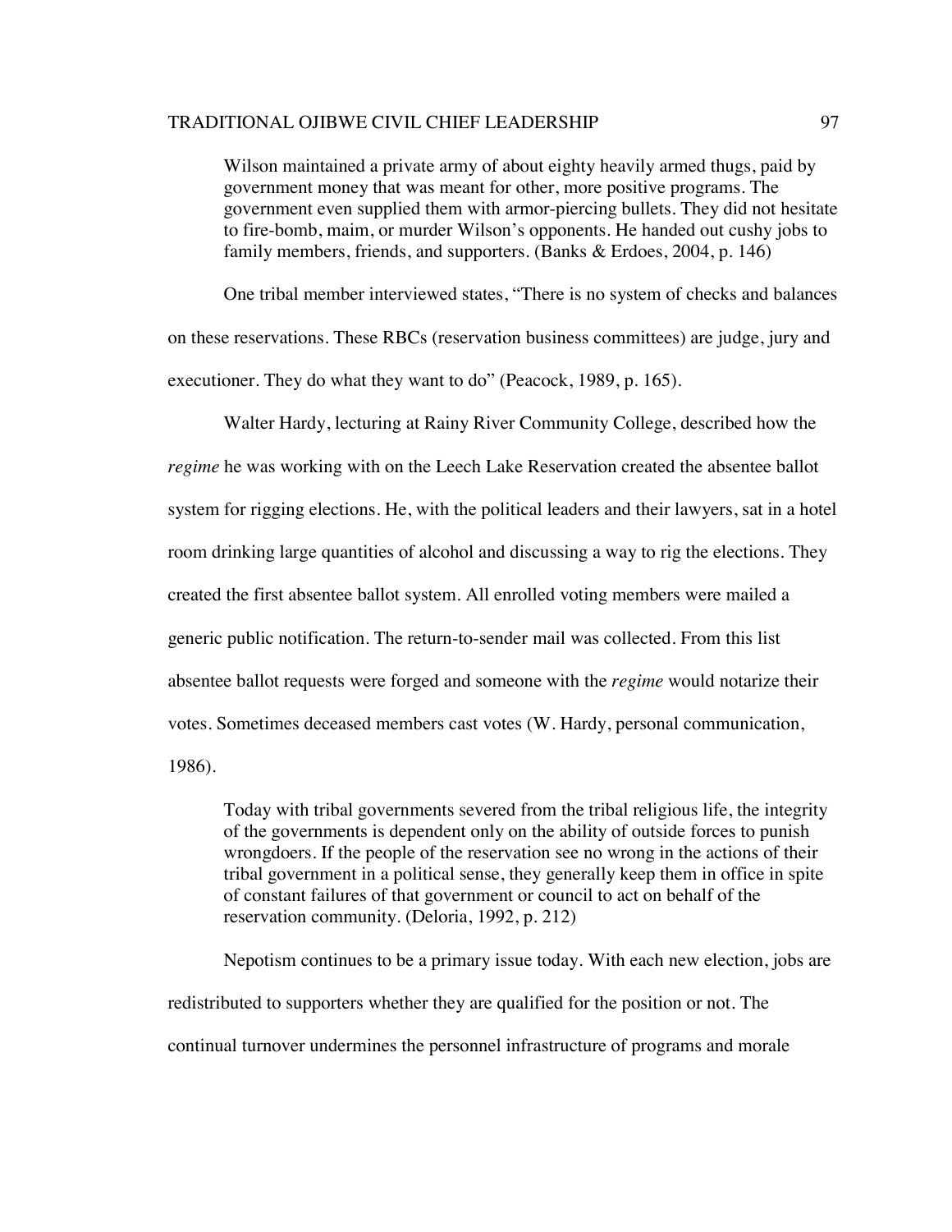> Wilson maintained a private army of about eighty heavily armed thugs, paid by government money that was meant for other, more positive programs. The government even supplied them with armor-piercing bullets. They did not hesitate to fire-bomb, maim, or murder Wilson's opponents. He handed out cushy jobs to family members, friends, and supporters. (Banks & Erdoes, 2004, p. 146)

One tribal member interviewed states, "There is no system of checks and balances on these reservations. These RBCs (reservation business committees) are judge, jury and executioner. They do what they want to do" (Peacock, 1989, p. 165).

Walter Hardy, lecturing at Rainy River Community College, described how the *regime* he was working with on the Leech Lake Reservation created the absentee ballot system for rigging elections. He, with the political leaders and their lawyers, sat in a hotel room drinking large quantities of alcohol and discussing a way to rig the elections. They created the first absentee ballot system. All enrolled voting members were mailed a generic public notification. The return-to-sender mail was collected. From this list absentee ballot requests were forged and someone with the *regime* would notarize their votes. Sometimes deceased members cast votes (W. Hardy, personal communication, 1986).

> Today with tribal governments severed from the tribal religious life, the integrity of the governments is dependent only on the ability of outside forces to punish wrongdoers. If the people of the reservation see no wrong in the actions of their tribal government in a political sense, they generally keep them in office in spite of constant failures of that government or council to act on behalf of the reservation community. (Deloria, 1992, p. 212)

Nepotism continues to be a primary issue today. With each new election, jobs are redistributed to supporters whether they are qualified for the position or not. The continual turnover undermines the personnel infrastructure of programs and morale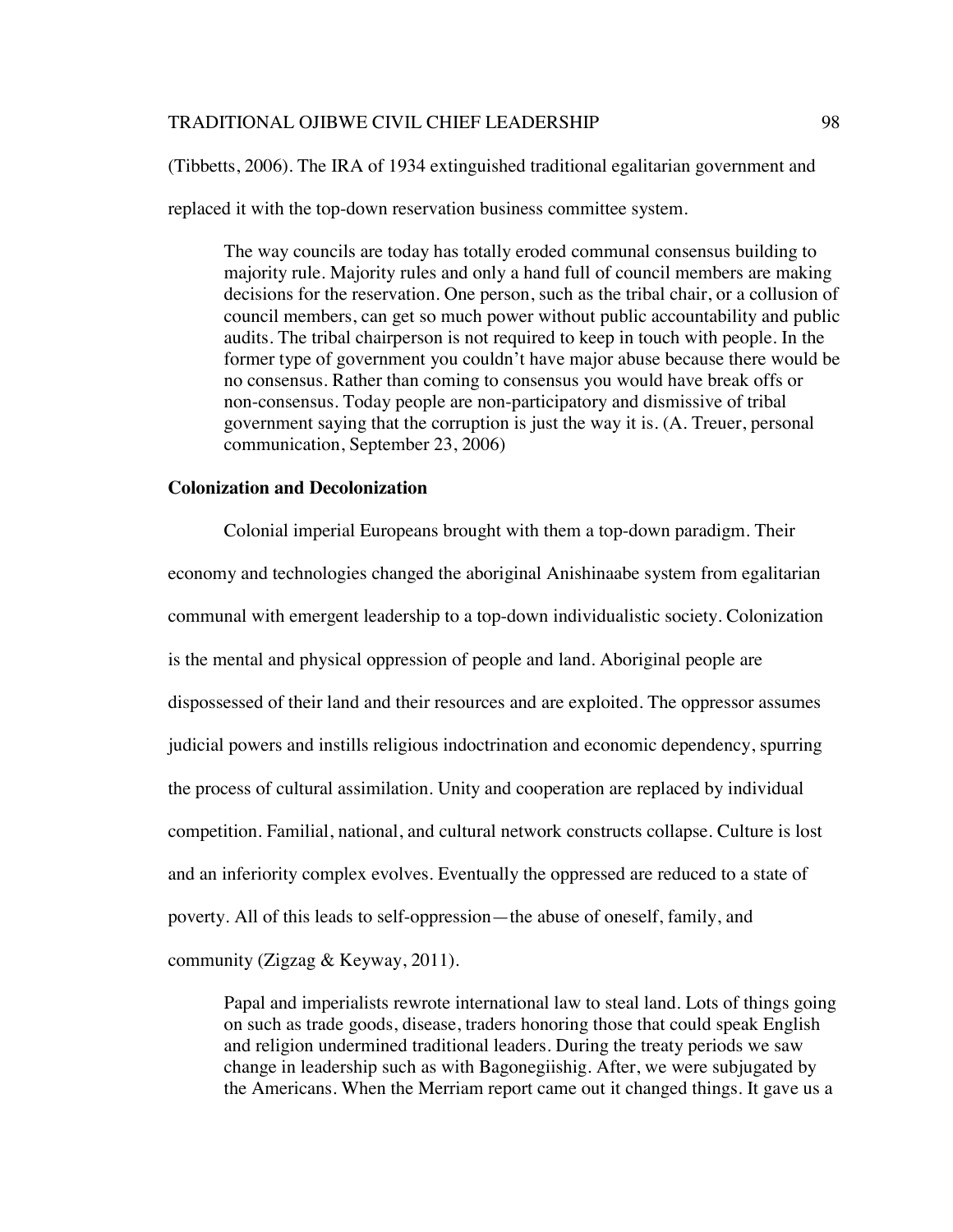(Tibbetts, 2006). The IRA of 1934 extinguished traditional egalitarian government and replaced it with the top-down reservation business committee system.

> The way councils are today has totally eroded communal consensus building to majority rule. Majority rules and only a hand full of council members are making decisions for the reservation. One person, such as the tribal chair, or a collusion of council members, can get so much power without public accountability and public audits. The tribal chairperson is not required to keep in touch with people. In the former type of government you couldn't have major abuse because there would be no consensus. Rather than coming to consensus you would have break offs or non-consensus. Today people are non-participatory and dismissive of tribal government saying that the corruption is just the way it is. (A. Treuer, personal communication, September 23, 2006)

## Colonization and Decolonization

Colonial imperial Europeans brought with them a top-down paradigm. Their economy and technologies changed the aboriginal Anishinaabe system from egalitarian communal with emergent leadership to a top-down individualistic society. Colonization is the mental and physical oppression of people and land. Aboriginal people are dispossessed of their land and their resources and are exploited. The oppressor assumes judicial powers and instills religious indoctrination and economic dependency, spurring the process of cultural assimilation. Unity and cooperation are replaced by individual competition. Familial, national, and cultural network constructs collapse. Culture is lost and an inferiority complex evolves. Eventually the oppressed are reduced to a state of poverty. All of this leads to self-oppression—the abuse of oneself, family, and community (Zigzag & Keyway, 2011).

> Papal and imperialists rewrote international law to steal land. Lots of things going on such as trade goods, disease, traders honoring those that could speak English and religion undermined traditional leaders. During the treaty periods we saw change in leadership such as with Bagonegiishig. After, we were subjugated by the Americans. When the Merriam report came out it changed things. It gave us a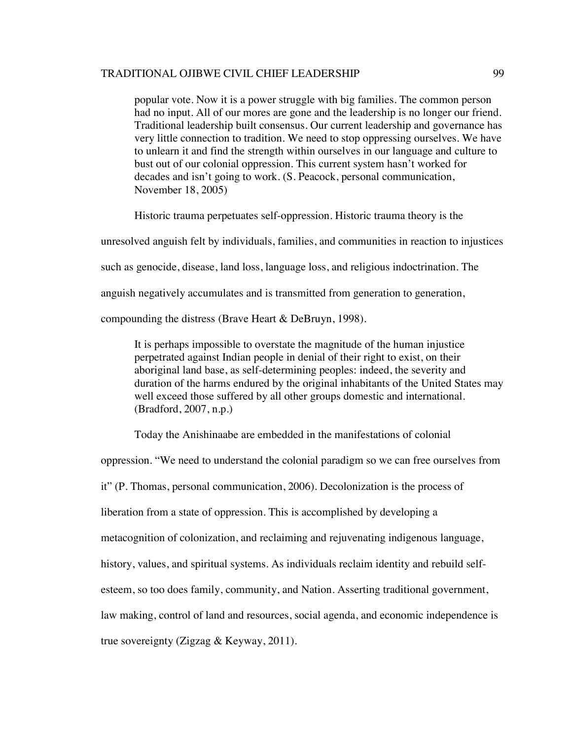> popular vote. Now it is a power struggle with big families. The common person had no input. All of our mores are gone and the leadership is no longer our friend. Traditional leadership built consensus. Our current leadership and governance has very little connection to tradition. We need to stop oppressing ourselves. We have to unlearn it and find the strength within ourselves in our language and culture to bust out of our colonial oppression. This current system hasn't worked for decades and isn't going to work. (S. Peacock, personal communication, November 18, 2005)

Historic trauma perpetuates self-oppression. Historic trauma theory is the unresolved anguish felt by individuals, families, and communities in reaction to injustices such as genocide, disease, land loss, language loss, and religious indoctrination. The anguish negatively accumulates and is transmitted from generation to generation, compounding the distress (Brave Heart & DeBruyn, 1998).

> It is perhaps impossible to overstate the magnitude of the human injustice perpetrated against Indian people in denial of their right to exist, on their aboriginal land base, as self-determining peoples: indeed, the severity and duration of the harms endured by the original inhabitants of the United States may well exceed those suffered by all other groups domestic and international. (Bradford, 2007, n.p.)

Today the Anishinaabe are embedded in the manifestations of colonial oppression. "We need to understand the colonial paradigm so we can free ourselves from it" (P. Thomas, personal communication, 2006). Decolonization is the process of liberation from a state of oppression. This is accomplished by developing a metacognition of colonization, and reclaiming and rejuvenating indigenous language, history, values, and spiritual systems. As individuals reclaim identity and rebuild self-esteem, so too does family, community, and Nation. Asserting traditional government, law making, control of land and resources, social agenda, and economic independence is true sovereignty (Zigzag & Keyway, 2011).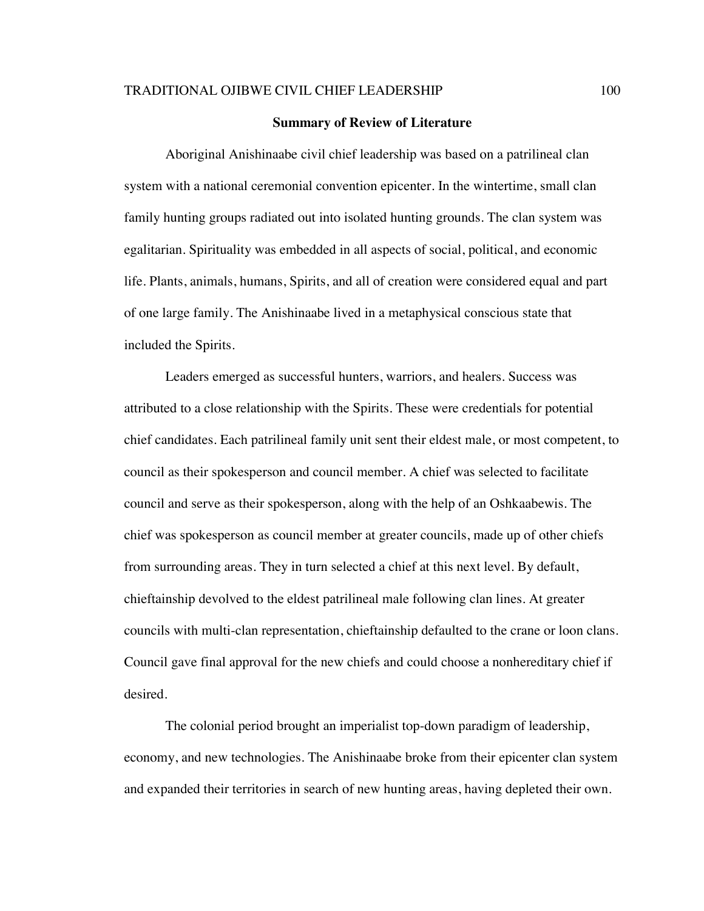## Summary of Review of Literature

Aboriginal Anishinaabe civil chief leadership was based on a patrilineal clan system with a national ceremonial convention epicenter. In the wintertime, small clan family hunting groups radiated out into isolated hunting grounds. The clan system was egalitarian. Spirituality was embedded in all aspects of social, political, and economic life. Plants, animals, humans, Spirits, and all of creation were considered equal and part of one large family. The Anishinaabe lived in a metaphysical conscious state that included the Spirits.

Leaders emerged as successful hunters, warriors, and healers. Success was attributed to a close relationship with the Spirits. These were credentials for potential chief candidates. Each patrilineal family unit sent their eldest male, or most competent, to council as their spokesperson and council member. A chief was selected to facilitate council and serve as their spokesperson, along with the help of an Oshkaabewis. The chief was spokesperson as council member at greater councils, made up of other chiefs from surrounding areas. They in turn selected a chief at this next level. By default, chieftainship devolved to the eldest patrilineal male following clan lines. At greater councils with multi-clan representation, chieftainship defaulted to the crane or loon clans. Council gave final approval for the new chiefs and could choose a nonhereditary chief if desired.

The colonial period brought an imperialist top-down paradigm of leadership, economy, and new technologies. The Anishinaabe broke from their epicenter clan system and expanded their territories in search of new hunting areas, having depleted their own.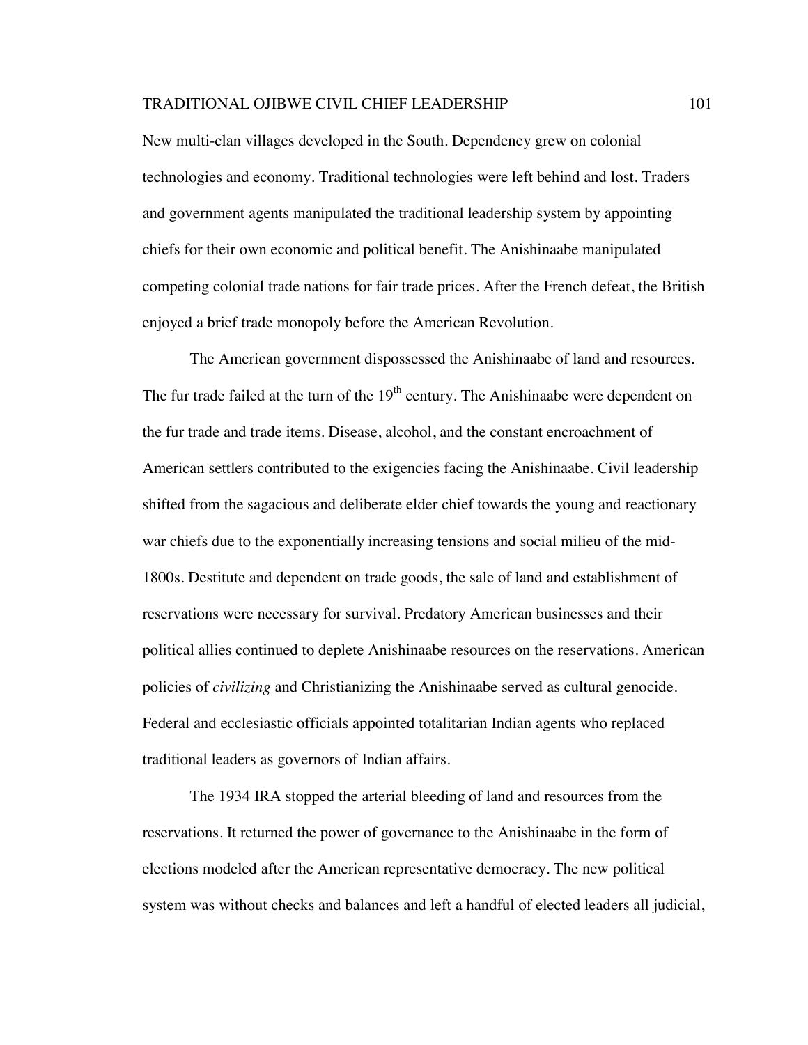New multi-clan villages developed in the South. Dependency grew on colonial technologies and economy. Traditional technologies were left behind and lost. Traders and government agents manipulated the traditional leadership system by appointing chiefs for their own economic and political benefit. The Anishinaabe manipulated competing colonial trade nations for fair trade prices. After the French defeat, the British enjoyed a brief trade monopoly before the American Revolution.

The American government dispossessed the Anishinaabe of land and resources. The fur trade failed at the turn of the 19th century. The Anishinaabe were dependent on the fur trade and trade items. Disease, alcohol, and the constant encroachment of American settlers contributed to the exigencies facing the Anishinaabe. Civil leadership shifted from the sagacious and deliberate elder chief towards the young and reactionary war chiefs due to the exponentially increasing tensions and social milieu of the mid-1800s. Destitute and dependent on trade goods, the sale of land and establishment of reservations were necessary for survival. Predatory American businesses and their political allies continued to deplete Anishinaabe resources on the reservations. American policies of *civilizing* and Christianizing the Anishinaabe served as cultural genocide. Federal and ecclesiastic officials appointed totalitarian Indian agents who replaced traditional leaders as governors of Indian affairs.

The 1934 IRA stopped the arterial bleeding of land and resources from the reservations. It returned the power of governance to the Anishinaabe in the form of elections modeled after the American representative democracy. The new political system was without checks and balances and left a handful of elected leaders all judicial,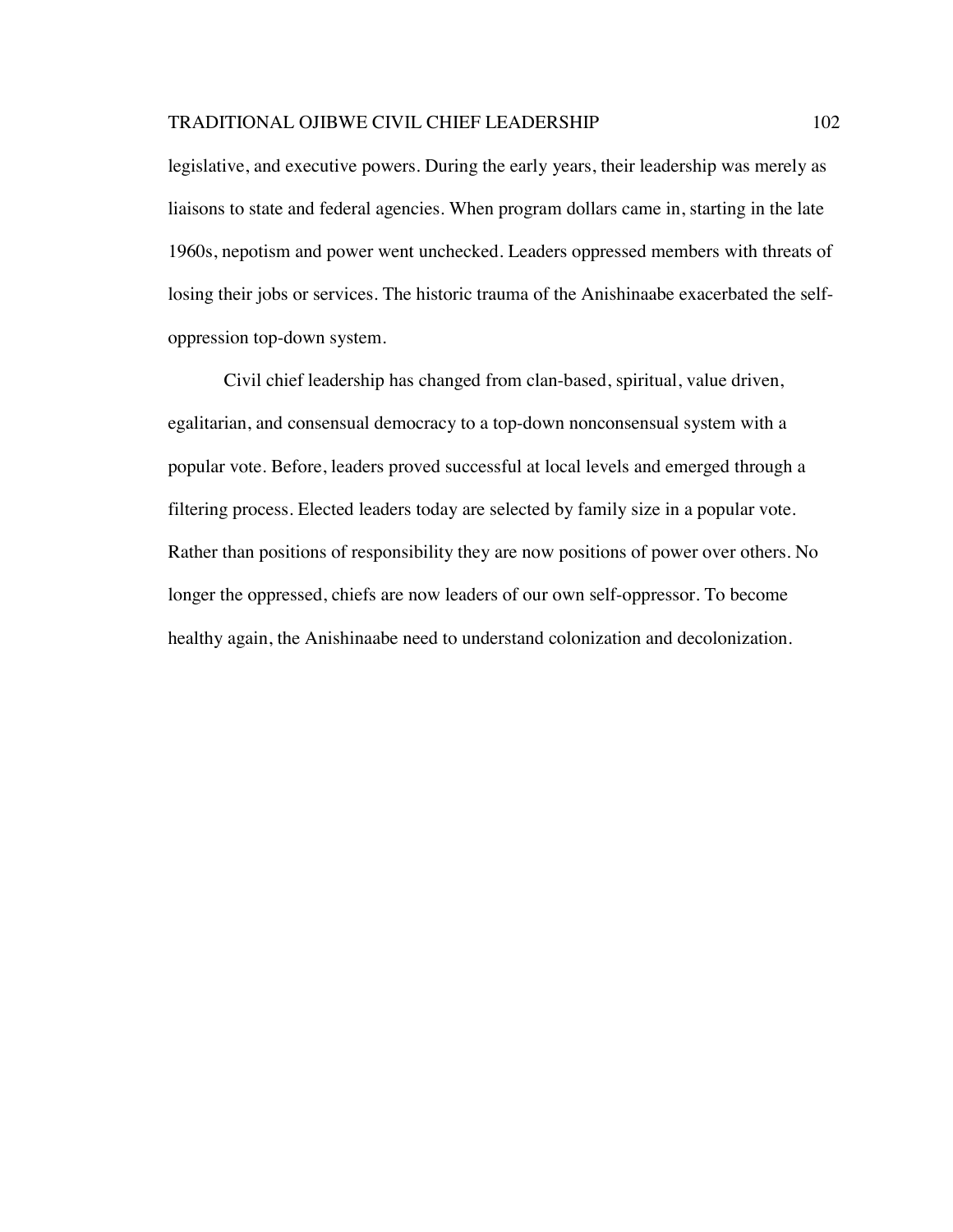legislative, and executive powers. During the early years, their leadership was merely as liaisons to state and federal agencies. When program dollars came in, starting in the late 1960s, nepotism and power went unchecked. Leaders oppressed members with threats of losing their jobs or services. The historic trauma of the Anishinaabe exacerbated the self-oppression top-down system.

Civil chief leadership has changed from clan-based, spiritual, value driven, egalitarian, and consensual democracy to a top-down nonconsensual system with a popular vote. Before, leaders proved successful at local levels and emerged through a filtering process. Elected leaders today are selected by family size in a popular vote. Rather than positions of responsibility they are now positions of power over others. No longer the oppressed, chiefs are now leaders of our own self-oppressor. To become healthy again, the Anishinaabe need to understand colonization and decolonization.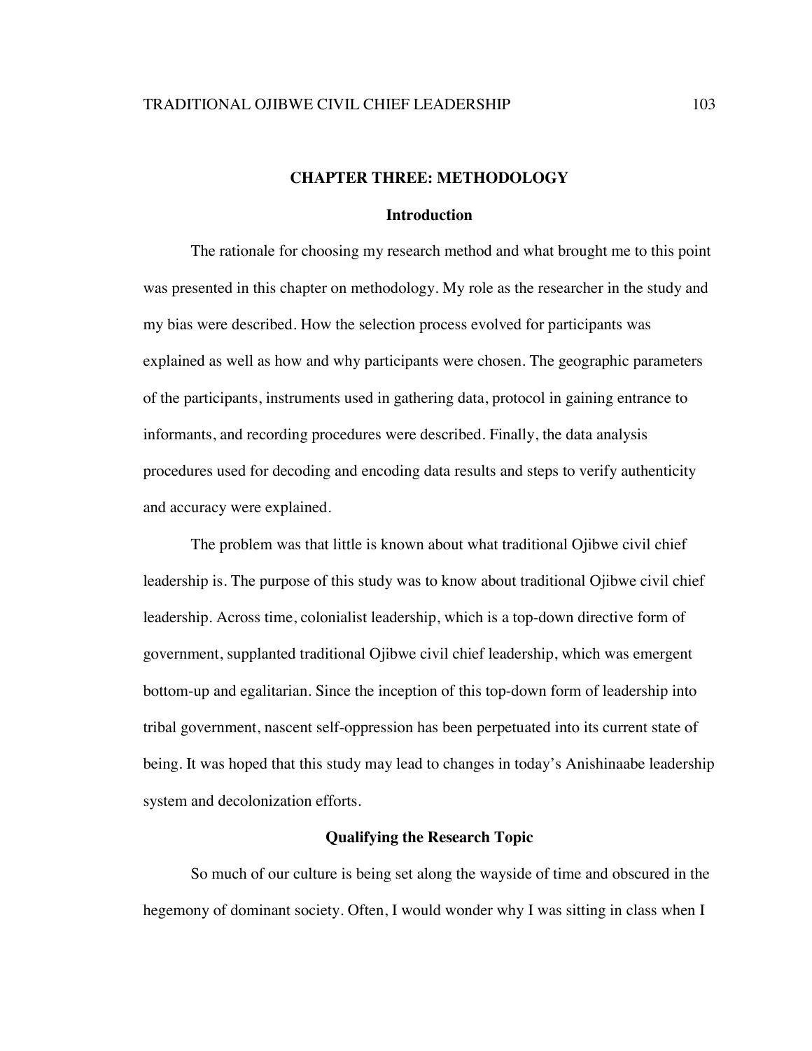# CHAPTER THREE: METHODOLOGY

## Introduction

The rationale for choosing my research method and what brought me to this point was presented in this chapter on methodology. My role as the researcher in the study and my bias were described. How the selection process evolved for participants was explained as well as how and why participants were chosen. The geographic parameters of the participants, instruments used in gathering data, protocol in gaining entrance to informants, and recording procedures were described. Finally, the data analysis procedures used for decoding and encoding data results and steps to verify authenticity and accuracy were explained.

The problem was that little is known about what traditional Ojibwe civil chief leadership is. The purpose of this study was to know about traditional Ojibwe civil chief leadership. Across time, colonialist leadership, which is a top-down directive form of government, supplanted traditional Ojibwe civil chief leadership, which was emergent bottom-up and egalitarian. Since the inception of this top-down form of leadership into tribal government, nascent self-oppression has been perpetuated into its current state of being. It was hoped that this study may lead to changes in today's Anishinaabe leadership system and decolonization efforts.

## Qualifying the Research Topic

So much of our culture is being set along the wayside of time and obscured in the hegemony of dominant society. Often, I would wonder why I was sitting in class when I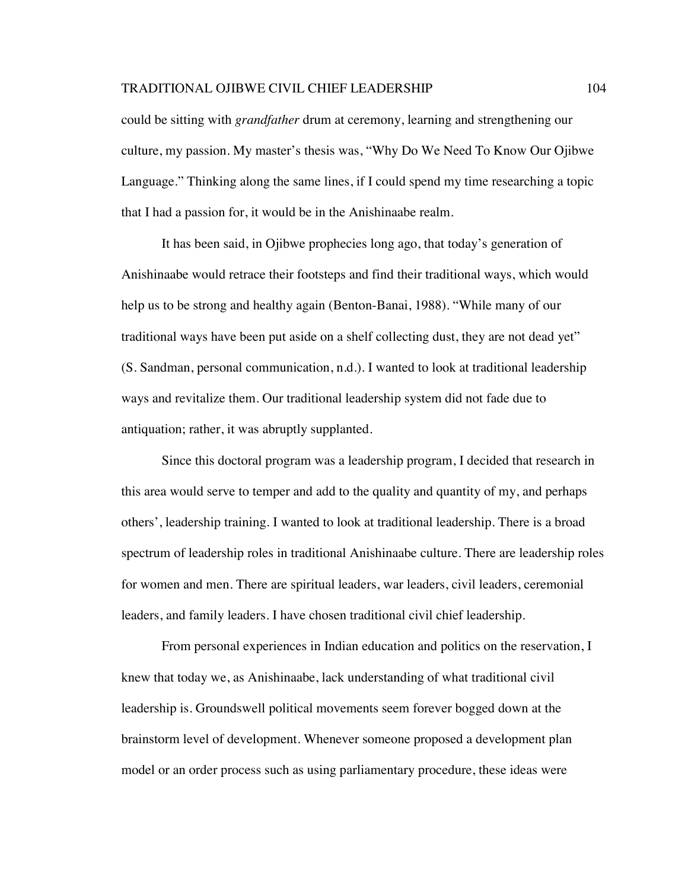could be sitting with *grandfather* drum at ceremony, learning and strengthening our culture, my passion. My master's thesis was, "Why Do We Need To Know Our Ojibwe Language." Thinking along the same lines, if I could spend my time researching a topic that I had a passion for, it would be in the Anishinaabe realm.

It has been said, in Ojibwe prophecies long ago, that today's generation of Anishinaabe would retrace their footsteps and find their traditional ways, which would help us to be strong and healthy again (Benton-Banai, 1988). "While many of our traditional ways have been put aside on a shelf collecting dust, they are not dead yet" (S. Sandman, personal communication, n.d.). I wanted to look at traditional leadership ways and revitalize them. Our traditional leadership system did not fade due to antiquation; rather, it was abruptly supplanted.

Since this doctoral program was a leadership program, I decided that research in this area would serve to temper and add to the quality and quantity of my, and perhaps others', leadership training. I wanted to look at traditional leadership. There is a broad spectrum of leadership roles in traditional Anishinaabe culture. There are leadership roles for women and men. There are spiritual leaders, war leaders, civil leaders, ceremonial leaders, and family leaders. I have chosen traditional civil chief leadership.

From personal experiences in Indian education and politics on the reservation, I knew that today we, as Anishinaabe, lack understanding of what traditional civil leadership is. Groundswell political movements seem forever bogged down at the brainstorm level of development. Whenever someone proposed a development plan model or an order process such as using parliamentary procedure, these ideas were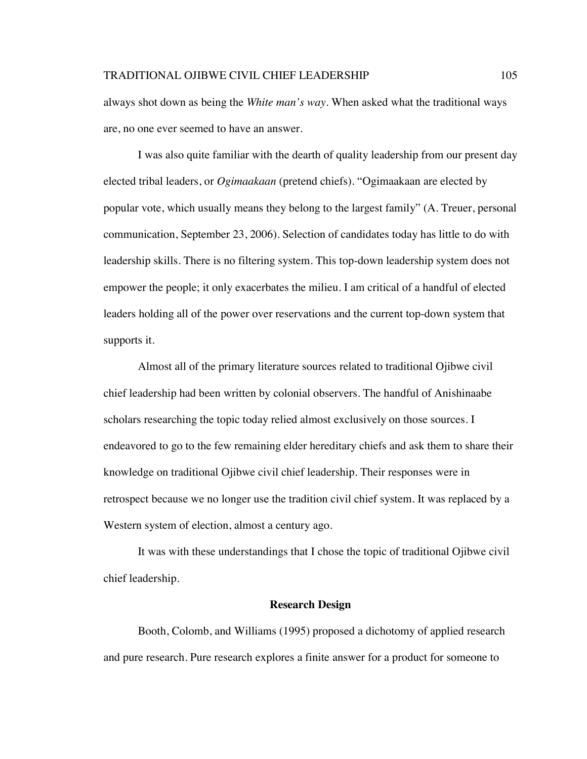always shot down as being the *White man's way*. When asked what the traditional ways are, no one ever seemed to have an answer.

I was also quite familiar with the dearth of quality leadership from our present day elected tribal leaders, or *Ogimaakaan* (pretend chiefs). "Ogimaakaan are elected by popular vote, which usually means they belong to the largest family" (A. Treuer, personal communication, September 23, 2006). Selection of candidates today has little to do with leadership skills. There is no filtering system. This top-down leadership system does not empower the people; it only exacerbates the milieu. I am critical of a handful of elected leaders holding all of the power over reservations and the current top-down system that supports it.

Almost all of the primary literature sources related to traditional Ojibwe civil chief leadership had been written by colonial observers. The handful of Anishinaabe scholars researching the topic today relied almost exclusively on those sources. I endeavored to go to the few remaining elder hereditary chiefs and ask them to share their knowledge on traditional Ojibwe civil chief leadership. Their responses were in retrospect because we no longer use the tradition civil chief system. It was replaced by a Western system of election, almost a century ago.

It was with these understandings that I chose the topic of traditional Ojibwe civil chief leadership.

## Research Design

Booth, Colomb, and Williams (1995) proposed a dichotomy of applied research and pure research. Pure research explores a finite answer for a product for someone to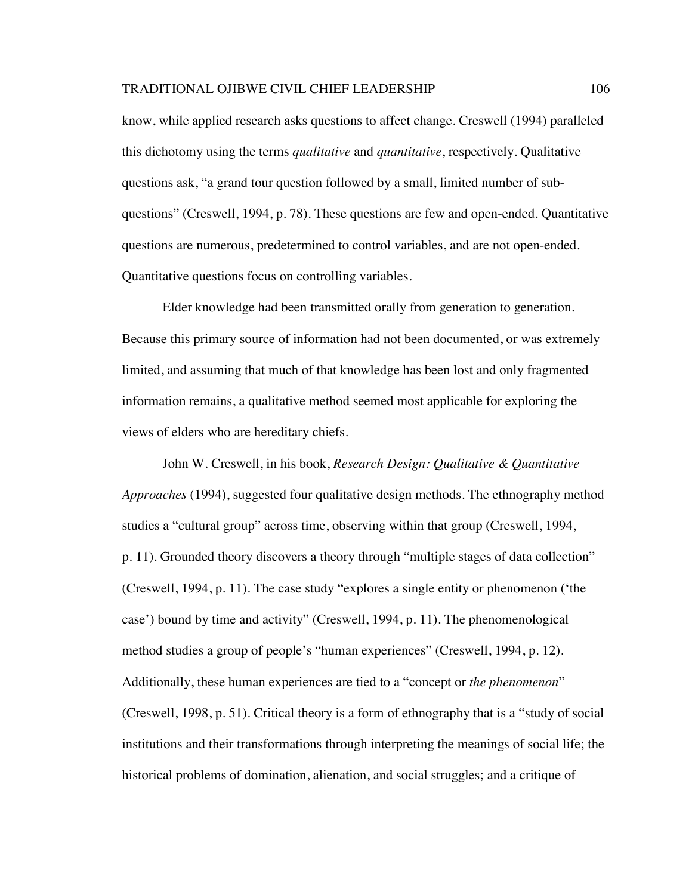know, while applied research asks questions to affect change. Creswell (1994) paralleled this dichotomy using the terms *qualitative* and *quantitative*, respectively. Qualitative questions ask, "a grand tour question followed by a small, limited number of sub-questions" (Creswell, 1994, p. 78). These questions are few and open-ended. Quantitative questions are numerous, predetermined to control variables, and are not open-ended. Quantitative questions focus on controlling variables.

Elder knowledge had been transmitted orally from generation to generation. Because this primary source of information had not been documented, or was extremely limited, and assuming that much of that knowledge has been lost and only fragmented information remains, a qualitative method seemed most applicable for exploring the views of elders who are hereditary chiefs.

John W. Creswell, in his book, *Research Design: Qualitative & Quantitative Approaches* (1994), suggested four qualitative design methods. The ethnography method studies a "cultural group" across time, observing within that group (Creswell, 1994, p. 11). Grounded theory discovers a theory through "multiple stages of data collection" (Creswell, 1994, p. 11). The case study "explores a single entity or phenomenon ('the case') bound by time and activity" (Creswell, 1994, p. 11). The phenomenological method studies a group of people's "human experiences" (Creswell, 1994, p. 12). Additionally, these human experiences are tied to a "concept or *the phenomenon*" (Creswell, 1998, p. 51). Critical theory is a form of ethnography that is a "study of social institutions and their transformations through interpreting the meanings of social life; the historical problems of domination, alienation, and social struggles; and a critique of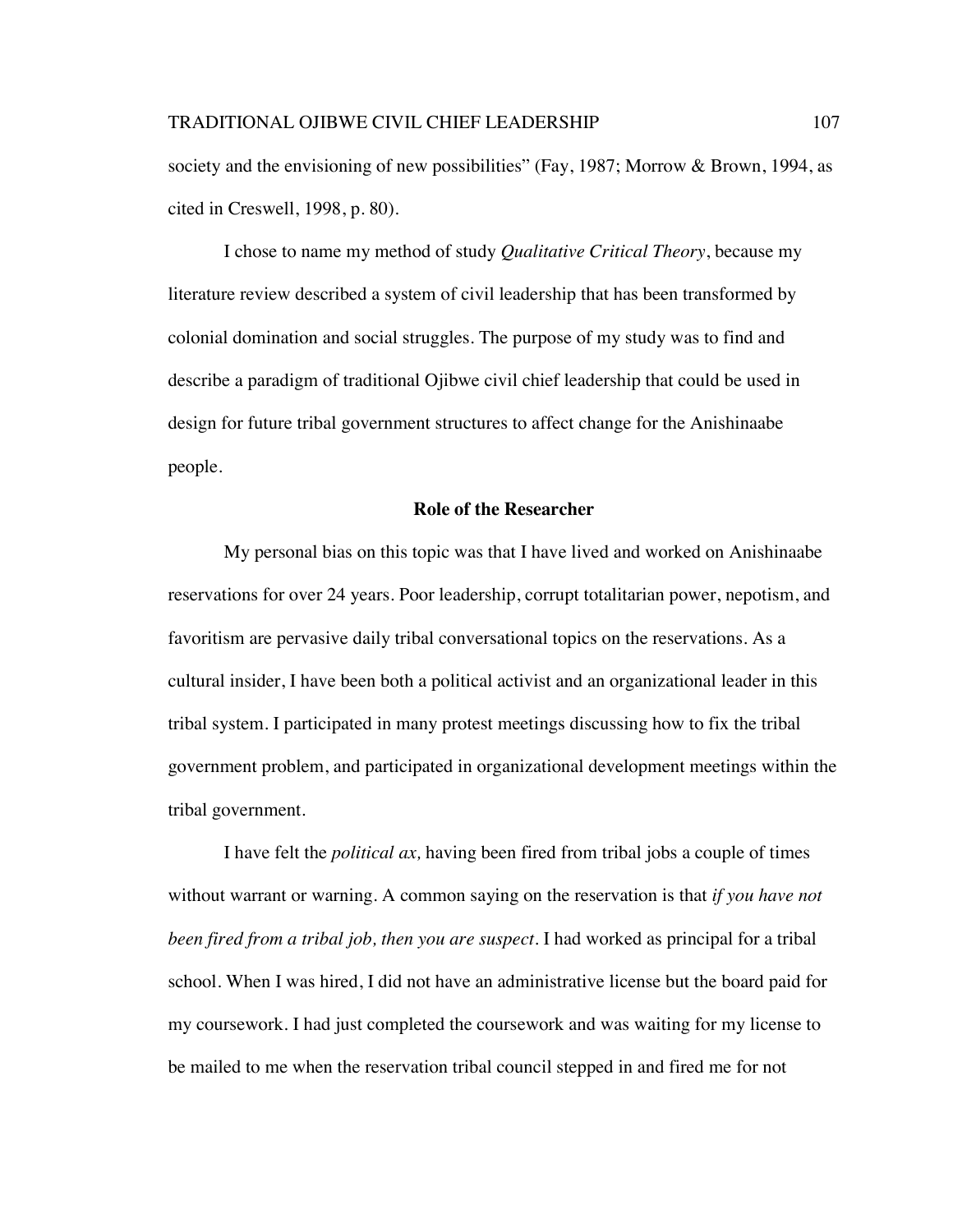society and the envisioning of new possibilities" (Fay, 1987; Morrow & Brown, 1994, as cited in Creswell, 1998, p. 80).

I chose to name my method of study *Qualitative Critical Theory*, because my literature review described a system of civil leadership that has been transformed by colonial domination and social struggles. The purpose of my study was to find and describe a paradigm of traditional Ojibwe civil chief leadership that could be used in design for future tribal government structures to affect change for the Anishinaabe people.

## Role of the Researcher

My personal bias on this topic was that I have lived and worked on Anishinaabe reservations for over 24 years. Poor leadership, corrupt totalitarian power, nepotism, and favoritism are pervasive daily tribal conversational topics on the reservations. As a cultural insider, I have been both a political activist and an organizational leader in this tribal system. I participated in many protest meetings discussing how to fix the tribal government problem, and participated in organizational development meetings within the tribal government.

I have felt the *political ax,* having been fired from tribal jobs a couple of times without warrant or warning. A common saying on the reservation is that *if you have not been fired from a tribal job, then you are suspect*. I had worked as principal for a tribal school. When I was hired, I did not have an administrative license but the board paid for my coursework. I had just completed the coursework and was waiting for my license to be mailed to me when the reservation tribal council stepped in and fired me for not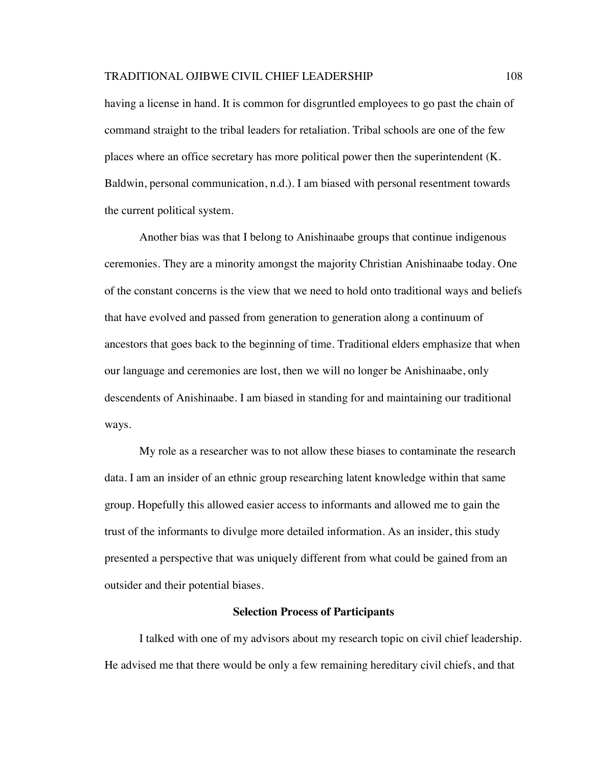having a license in hand. It is common for disgruntled employees to go past the chain of command straight to the tribal leaders for retaliation. Tribal schools are one of the few places where an office secretary has more political power then the superintendent (K. Baldwin, personal communication, n.d.). I am biased with personal resentment towards the current political system.

Another bias was that I belong to Anishinaabe groups that continue indigenous ceremonies. They are a minority amongst the majority Christian Anishinaabe today. One of the constant concerns is the view that we need to hold onto traditional ways and beliefs that have evolved and passed from generation to generation along a continuum of ancestors that goes back to the beginning of time. Traditional elders emphasize that when our language and ceremonies are lost, then we will no longer be Anishinaabe, only descendents of Anishinaabe. I am biased in standing for and maintaining our traditional ways.

My role as a researcher was to not allow these biases to contaminate the research data. I am an insider of an ethnic group researching latent knowledge within that same group. Hopefully this allowed easier access to informants and allowed me to gain the trust of the informants to divulge more detailed information. As an insider, this study presented a perspective that was uniquely different from what could be gained from an outsider and their potential biases.

## Selection Process of Participants

I talked with one of my advisors about my research topic on civil chief leadership. He advised me that there would be only a few remaining hereditary civil chiefs, and that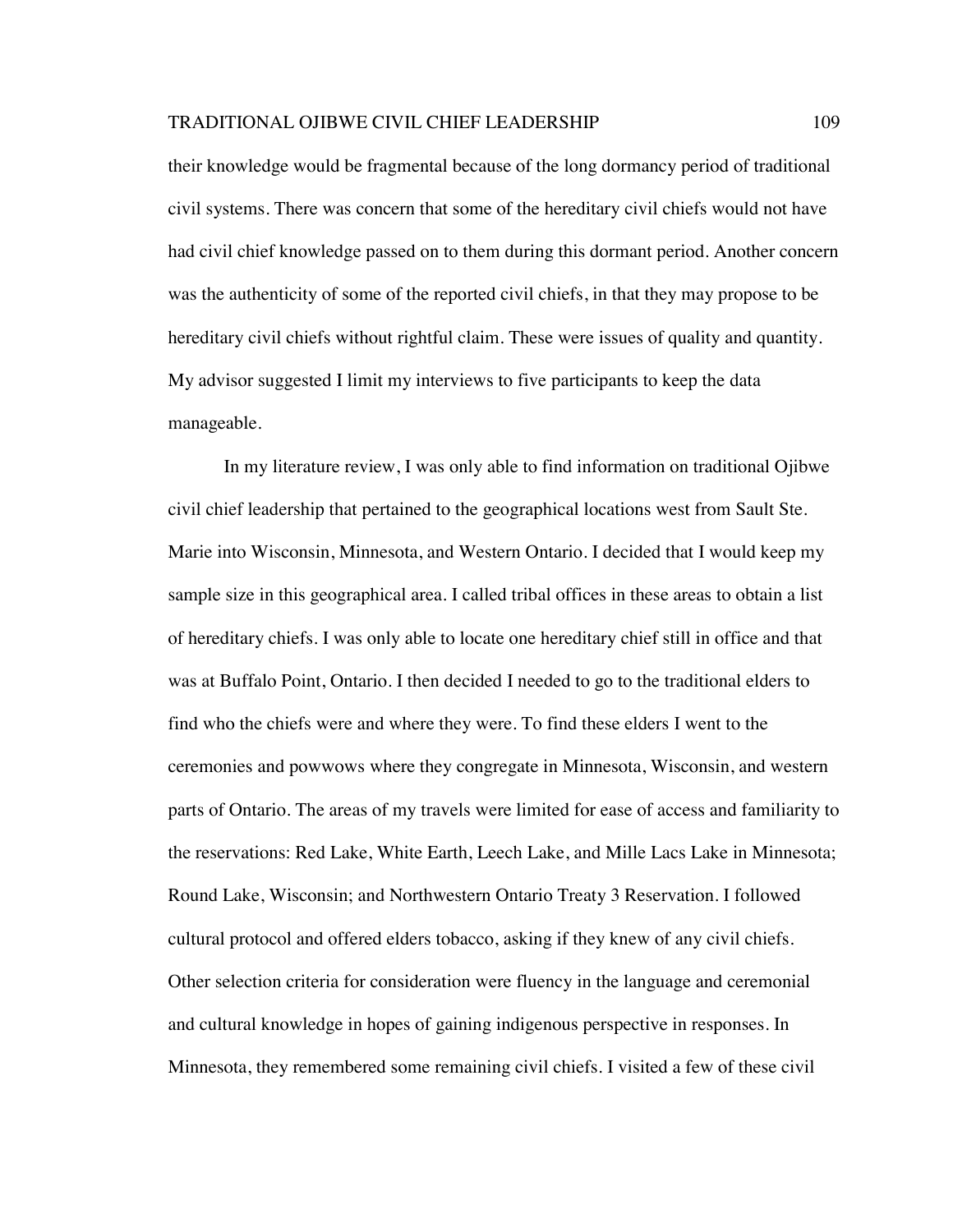their knowledge would be fragmental because of the long dormancy period of traditional civil systems. There was concern that some of the hereditary civil chiefs would not have had civil chief knowledge passed on to them during this dormant period. Another concern was the authenticity of some of the reported civil chiefs, in that they may propose to be hereditary civil chiefs without rightful claim. These were issues of quality and quantity. My advisor suggested I limit my interviews to five participants to keep the data manageable.

In my literature review, I was only able to find information on traditional Ojibwe civil chief leadership that pertained to the geographical locations west from Sault Ste. Marie into Wisconsin, Minnesota, and Western Ontario. I decided that I would keep my sample size in this geographical area. I called tribal offices in these areas to obtain a list of hereditary chiefs. I was only able to locate one hereditary chief still in office and that was at Buffalo Point, Ontario. I then decided I needed to go to the traditional elders to find who the chiefs were and where they were. To find these elders I went to the ceremonies and powwows where they congregate in Minnesota, Wisconsin, and western parts of Ontario. The areas of my travels were limited for ease of access and familiarity to the reservations: Red Lake, White Earth, Leech Lake, and Mille Lacs Lake in Minnesota; Round Lake, Wisconsin; and Northwestern Ontario Treaty 3 Reservation. I followed cultural protocol and offered elders tobacco, asking if they knew of any civil chiefs. Other selection criteria for consideration were fluency in the language and ceremonial and cultural knowledge in hopes of gaining indigenous perspective in responses. In Minnesota, they remembered some remaining civil chiefs. I visited a few of these civil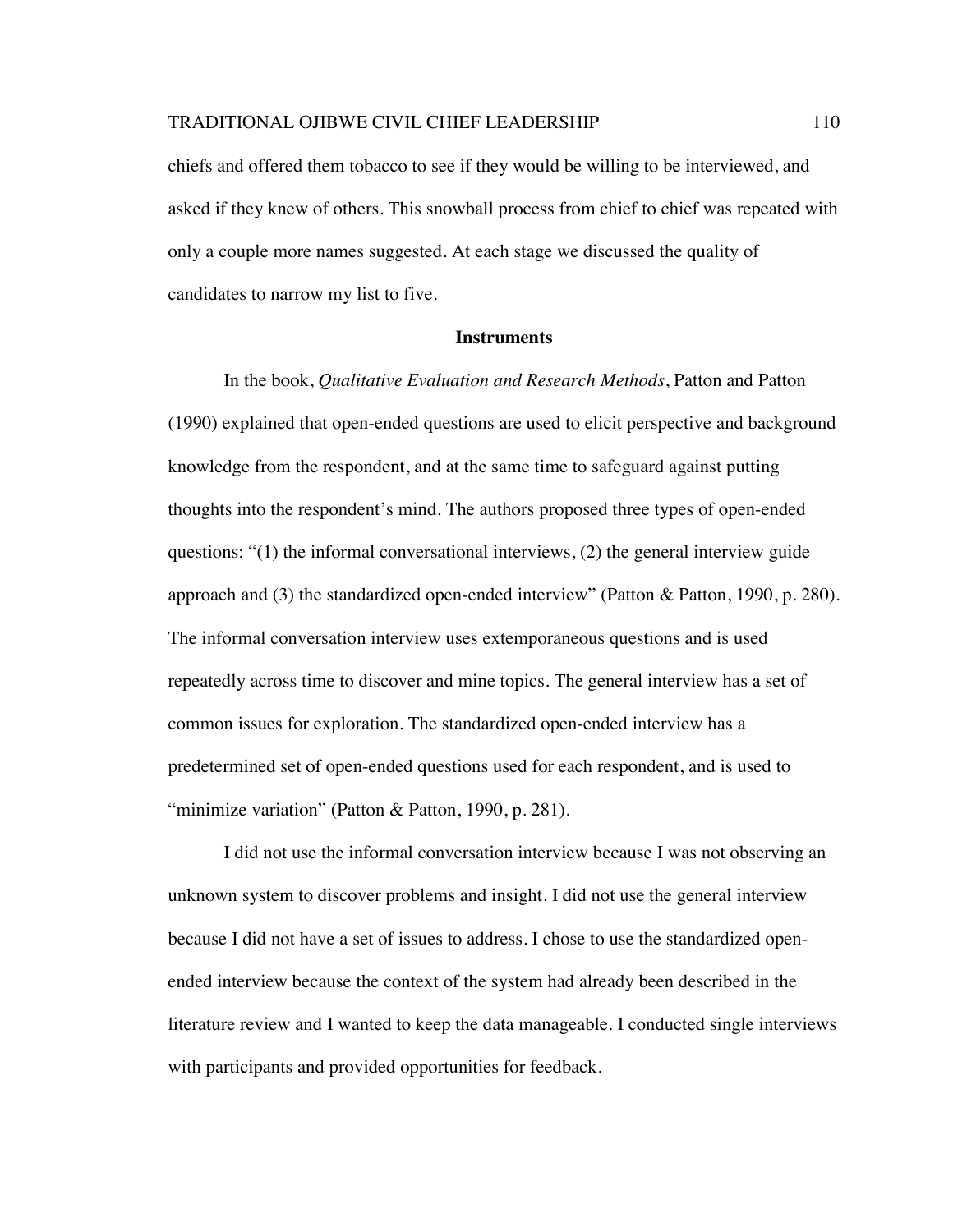chiefs and offered them tobacco to see if they would be willing to be interviewed, and asked if they knew of others. This snowball process from chief to chief was repeated with only a couple more names suggested. At each stage we discussed the quality of candidates to narrow my list to five.

## Instruments

In the book, *Qualitative Evaluation and Research Methods*, Patton and Patton (1990) explained that open-ended questions are used to elicit perspective and background knowledge from the respondent, and at the same time to safeguard against putting thoughts into the respondent's mind. The authors proposed three types of open-ended questions: "(1) the informal conversational interviews, (2) the general interview guide approach and (3) the standardized open-ended interview" (Patton & Patton, 1990, p. 280). The informal conversation interview uses extemporaneous questions and is used repeatedly across time to discover and mine topics. The general interview has a set of common issues for exploration. The standardized open-ended interview has a predetermined set of open-ended questions used for each respondent, and is used to "minimize variation" (Patton & Patton, 1990, p. 281).

I did not use the informal conversation interview because I was not observing an unknown system to discover problems and insight. I did not use the general interview because I did not have a set of issues to address. I chose to use the standardized open-ended interview because the context of the system had already been described in the literature review and I wanted to keep the data manageable. I conducted single interviews with participants and provided opportunities for feedback.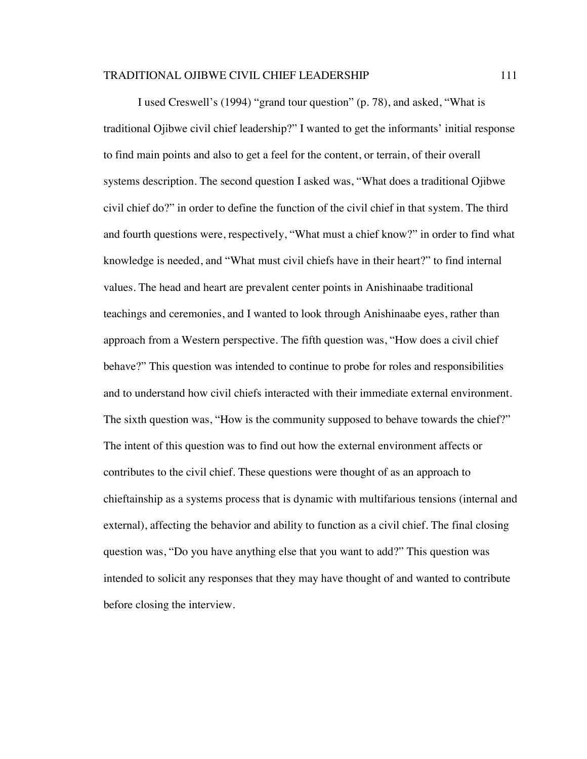I used Creswell's (1994) "grand tour question" (p. 78), and asked, "What is traditional Ojibwe civil chief leadership?" I wanted to get the informants' initial response to find main points and also to get a feel for the content, or terrain, of their overall systems description. The second question I asked was, "What does a traditional Ojibwe civil chief do?" in order to define the function of the civil chief in that system. The third and fourth questions were, respectively, "What must a chief know?" in order to find what knowledge is needed, and "What must civil chiefs have in their heart?" to find internal values. The head and heart are prevalent center points in Anishinaabe traditional teachings and ceremonies, and I wanted to look through Anishinaabe eyes, rather than approach from a Western perspective. The fifth question was, "How does a civil chief behave?" This question was intended to continue to probe for roles and responsibilities and to understand how civil chiefs interacted with their immediate external environment. The sixth question was, "How is the community supposed to behave towards the chief?" The intent of this question was to find out how the external environment affects or contributes to the civil chief. These questions were thought of as an approach to chieftainship as a systems process that is dynamic with multifarious tensions (internal and external), affecting the behavior and ability to function as a civil chief. The final closing question was, "Do you have anything else that you want to add?" This question was intended to solicit any responses that they may have thought of and wanted to contribute before closing the interview.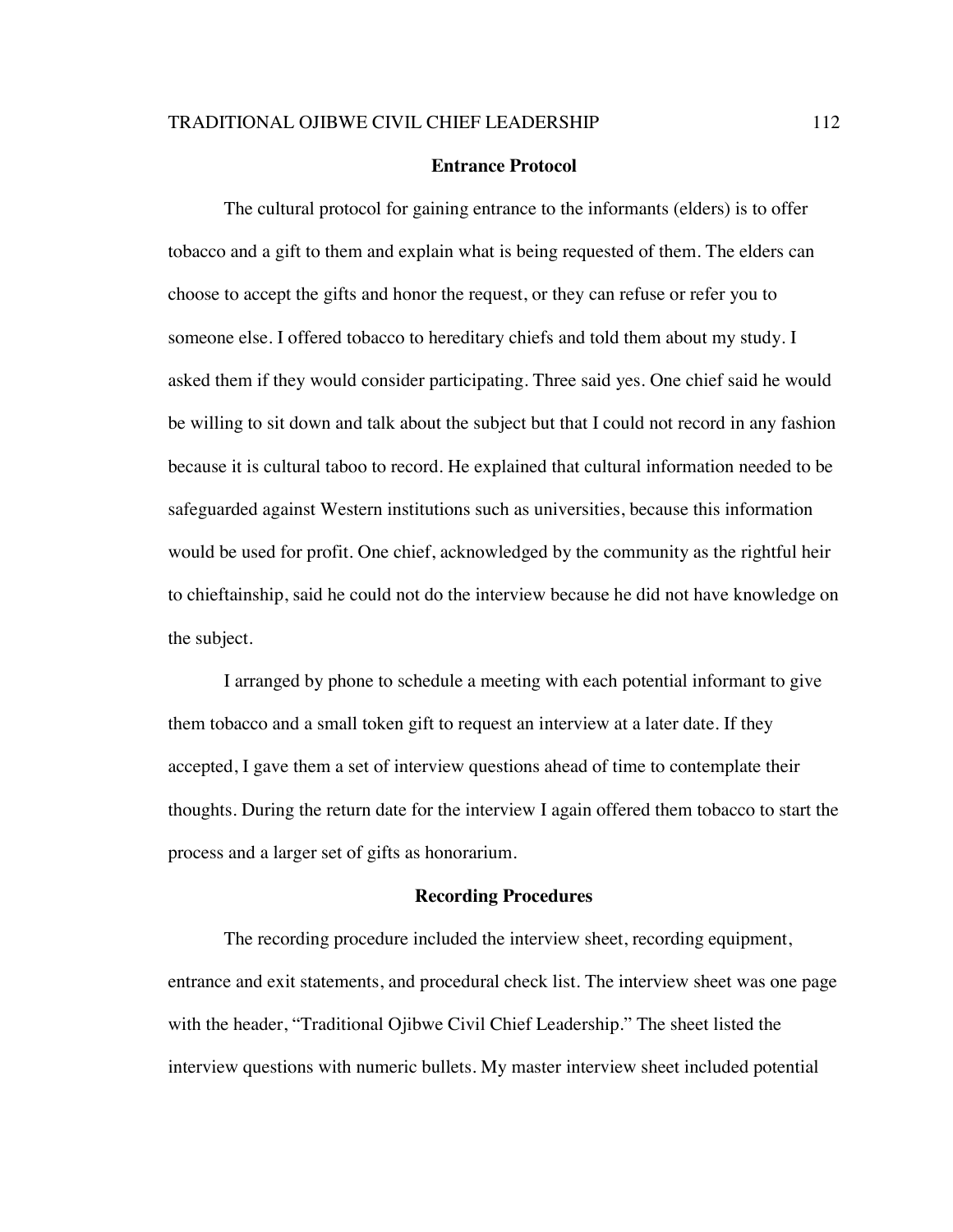## Entrance Protocol

The cultural protocol for gaining entrance to the informants (elders) is to offer tobacco and a gift to them and explain what is being requested of them. The elders can choose to accept the gifts and honor the request, or they can refuse or refer you to someone else. I offered tobacco to hereditary chiefs and told them about my study. I asked them if they would consider participating. Three said yes. One chief said he would be willing to sit down and talk about the subject but that I could not record in any fashion because it is cultural taboo to record. He explained that cultural information needed to be safeguarded against Western institutions such as universities, because this information would be used for profit. One chief, acknowledged by the community as the rightful heir to chieftainship, said he could not do the interview because he did not have knowledge on the subject.

I arranged by phone to schedule a meeting with each potential informant to give them tobacco and a small token gift to request an interview at a later date. If they accepted, I gave them a set of interview questions ahead of time to contemplate their thoughts. During the return date for the interview I again offered them tobacco to start the process and a larger set of gifts as honorarium.

## Recording Procedures

The recording procedure included the interview sheet, recording equipment, entrance and exit statements, and procedural check list. The interview sheet was one page with the header, "Traditional Ojibwe Civil Chief Leadership." The sheet listed the interview questions with numeric bullets. My master interview sheet included potential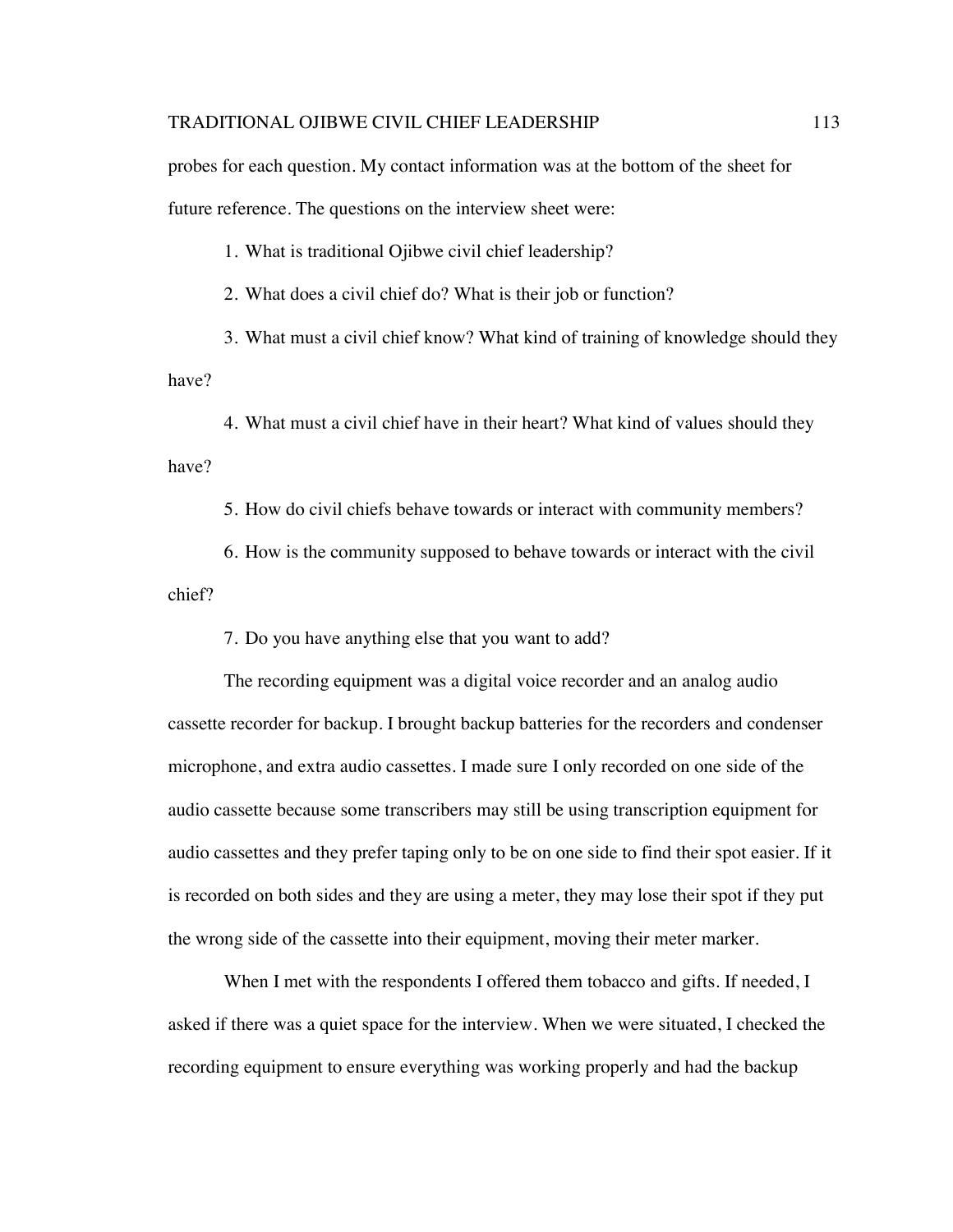probes for each question. My contact information was at the bottom of the sheet for future reference. The questions on the interview sheet were:

1. What is traditional Ojibwe civil chief leadership?
2. What does a civil chief do? What is their job or function?
3. What must a civil chief know? What kind of training of knowledge should they have?
4. What must a civil chief have in their heart? What kind of values should they have?
5. How do civil chiefs behave towards or interact with community members?
6. How is the community supposed to behave towards or interact with the civil chief?
7. Do you have anything else that you want to add?

The recording equipment was a digital voice recorder and an analog audio cassette recorder for backup. I brought backup batteries for the recorders and condenser microphone, and extra audio cassettes. I made sure I only recorded on one side of the audio cassette because some transcribers may still be using transcription equipment for audio cassettes and they prefer taping only to be on one side to find their spot easier. If it is recorded on both sides and they are using a meter, they may lose their spot if they put the wrong side of the cassette into their equipment, moving their meter marker.

When I met with the respondents I offered them tobacco and gifts. If needed, I asked if there was a quiet space for the interview. When we were situated, I checked the recording equipment to ensure everything was working properly and had the backup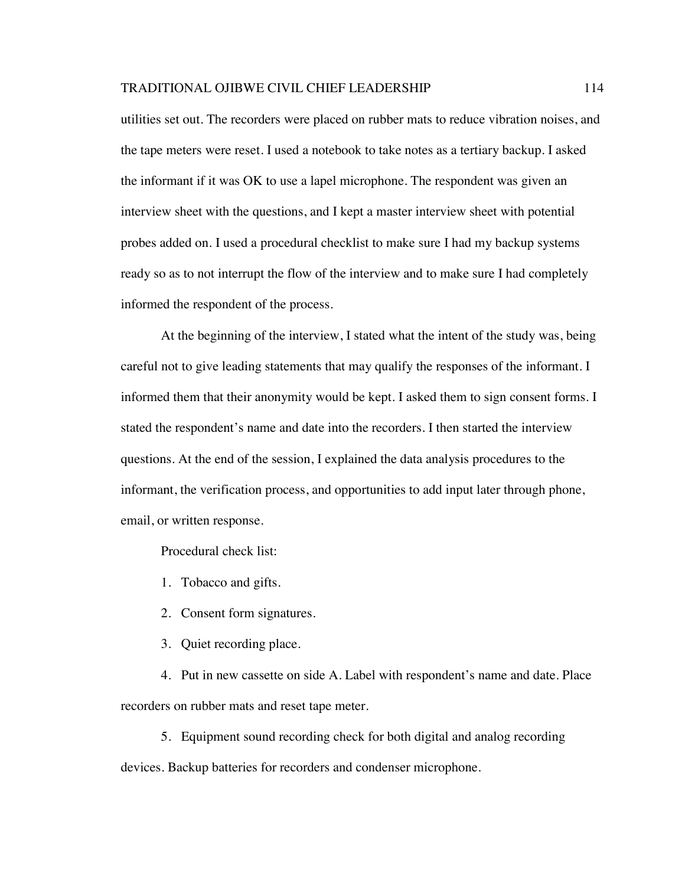utilities set out. The recorders were placed on rubber mats to reduce vibration noises, and the tape meters were reset. I used a notebook to take notes as a tertiary backup. I asked the informant if it was OK to use a lapel microphone. The respondent was given an interview sheet with the questions, and I kept a master interview sheet with potential probes added on. I used a procedural checklist to make sure I had my backup systems ready so as to not interrupt the flow of the interview and to make sure I had completely informed the respondent of the process.

At the beginning of the interview, I stated what the intent of the study was, being careful not to give leading statements that may qualify the responses of the informant. I informed them that their anonymity would be kept. I asked them to sign consent forms. I stated the respondent's name and date into the recorders. I then started the interview questions. At the end of the session, I explained the data analysis procedures to the informant, the verification process, and opportunities to add input later through phone, email, or written response.

Procedural check list:

1. Tobacco and gifts.
2. Consent form signatures.
3. Quiet recording place.
4. Put in new cassette on side A. Label with respondent's name and date. Place recorders on rubber mats and reset tape meter.
5. Equipment sound recording check for both digital and analog recording devices. Backup batteries for recorders and condenser microphone.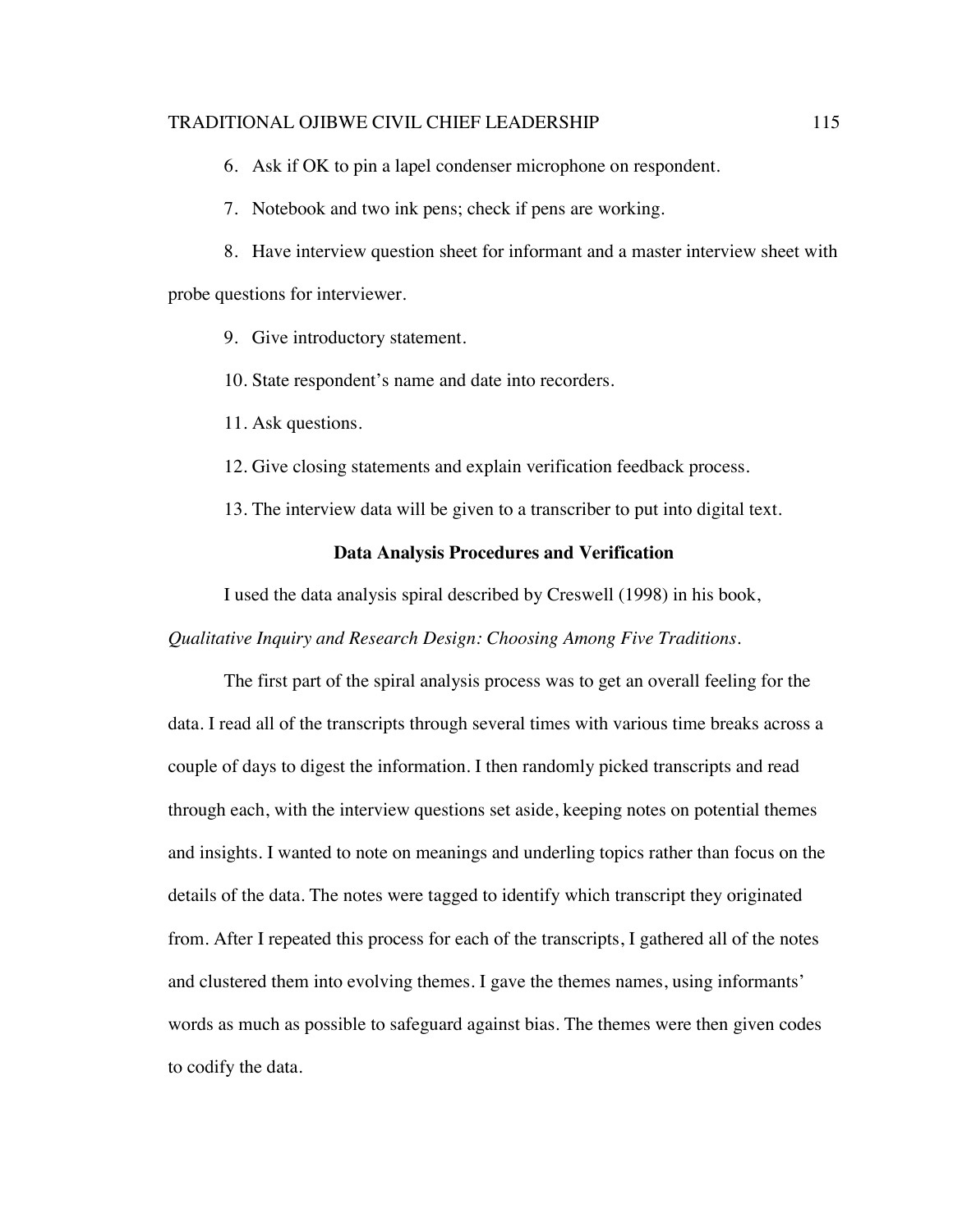6. Ask if OK to pin a lapel condenser microphone on respondent.
7. Notebook and two ink pens; check if pens are working.
8. Have interview question sheet for informant and a master interview sheet with probe questions for interviewer.
9. Give introductory statement.
10. State respondent's name and date into recorders.
11. Ask questions.
12. Give closing statements and explain verification feedback process.
13. The interview data will be given to a transcriber to put into digital text.

## Data Analysis Procedures and Verification

I used the data analysis spiral described by Creswell (1998) in his book, *Qualitative Inquiry and Research Design: Choosing Among Five Traditions*.

The first part of the spiral analysis process was to get an overall feeling for the data. I read all of the transcripts through several times with various time breaks across a couple of days to digest the information. I then randomly picked transcripts and read through each, with the interview questions set aside, keeping notes on potential themes and insights. I wanted to note on meanings and underling topics rather than focus on the details of the data. The notes were tagged to identify which transcript they originated from. After I repeated this process for each of the transcripts, I gathered all of the notes and clustered them into evolving themes. I gave the themes names, using informants' words as much as possible to safeguard against bias. The themes were then given codes to codify the data.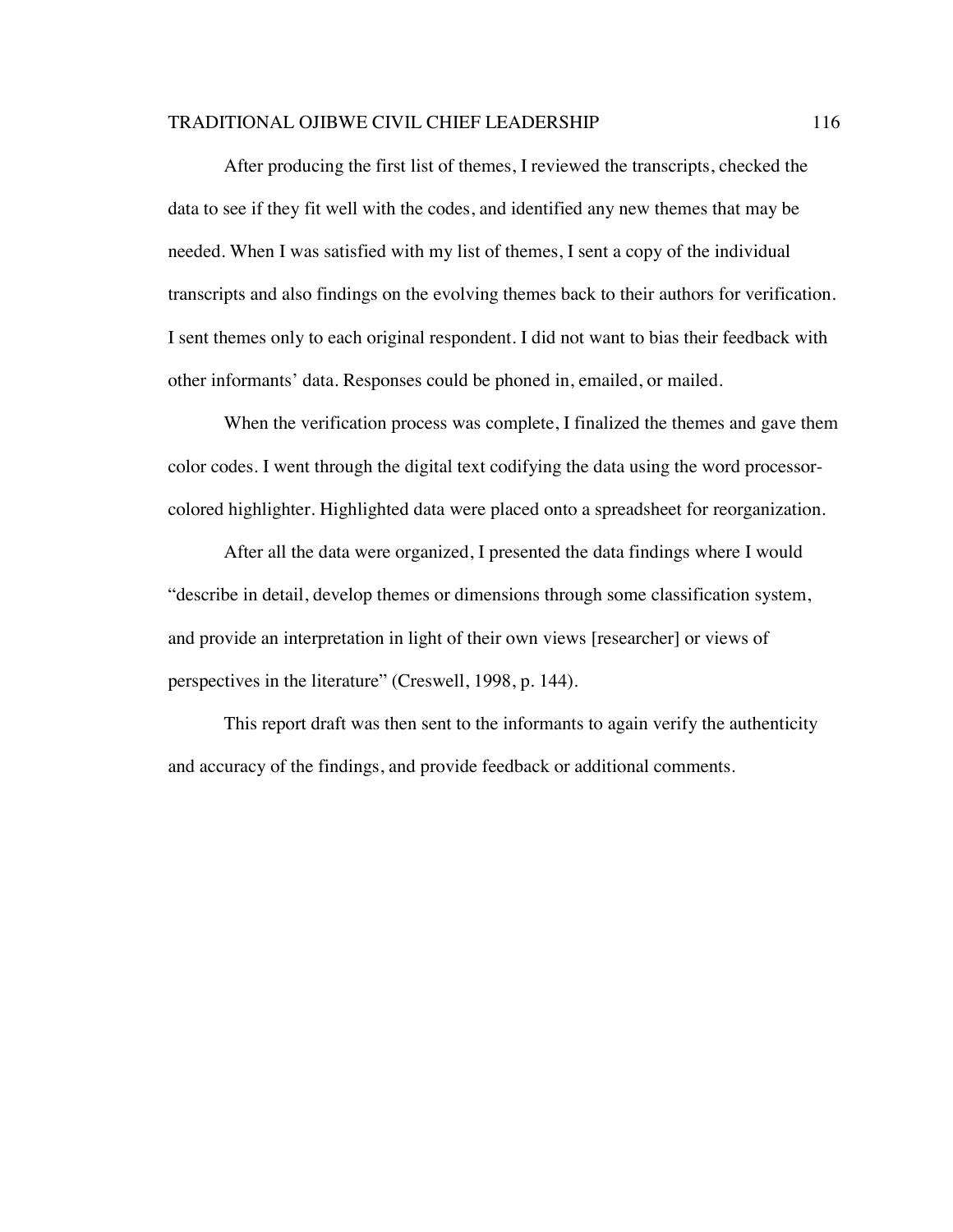After producing the first list of themes, I reviewed the transcripts, checked the data to see if they fit well with the codes, and identified any new themes that may be needed. When I was satisfied with my list of themes, I sent a copy of the individual transcripts and also findings on the evolving themes back to their authors for verification. I sent themes only to each original respondent. I did not want to bias their feedback with other informants' data. Responses could be phoned in, emailed, or mailed.

When the verification process was complete, I finalized the themes and gave them color codes. I went through the digital text codifying the data using the word processor-colored highlighter. Highlighted data were placed onto a spreadsheet for reorganization.

After all the data were organized, I presented the data findings where I would "describe in detail, develop themes or dimensions through some classification system, and provide an interpretation in light of their own views [researcher] or views of perspectives in the literature" (Creswell, 1998, p. 144).

This report draft was then sent to the informants to again verify the authenticity and accuracy of the findings, and provide feedback or additional comments.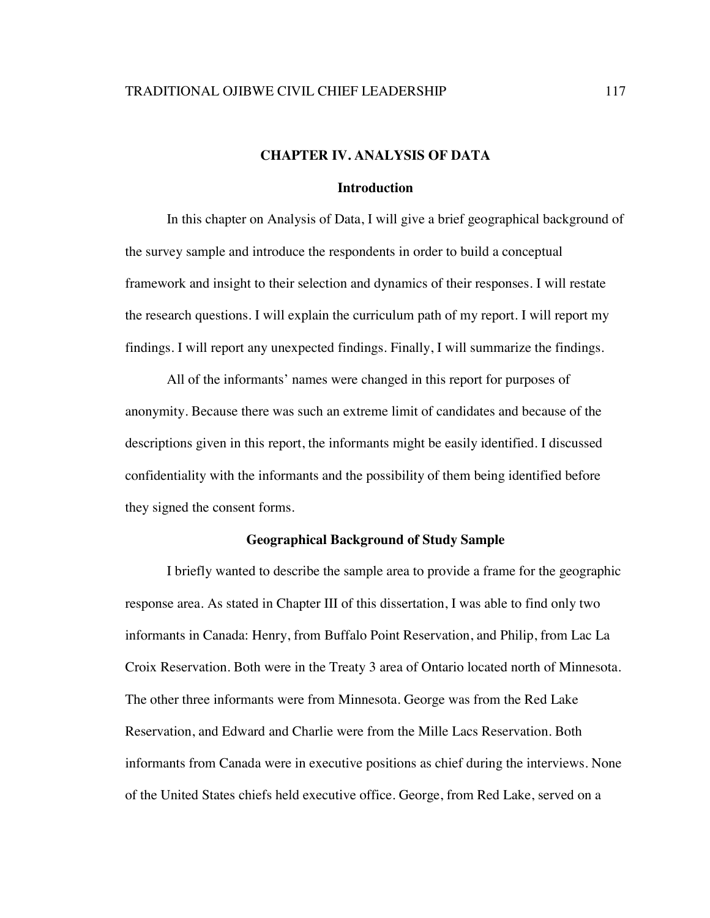# CHAPTER IV. ANALYSIS OF DATA

## Introduction

In this chapter on Analysis of Data, I will give a brief geographical background of the survey sample and introduce the respondents in order to build a conceptual framework and insight to their selection and dynamics of their responses. I will restate the research questions. I will explain the curriculum path of my report. I will report my findings. I will report any unexpected findings. Finally, I will summarize the findings.

All of the informants' names were changed in this report for purposes of anonymity. Because there was such an extreme limit of candidates and because of the descriptions given in this report, the informants might be easily identified. I discussed confidentiality with the informants and the possibility of them being identified before they signed the consent forms.

## Geographical Background of Study Sample

I briefly wanted to describe the sample area to provide a frame for the geographic response area. As stated in Chapter III of this dissertation, I was able to find only two informants in Canada: Henry, from Buffalo Point Reservation, and Philip, from Lac La Croix Reservation. Both were in the Treaty 3 area of Ontario located north of Minnesota. The other three informants were from Minnesota. George was from the Red Lake Reservation, and Edward and Charlie were from the Mille Lacs Reservation. Both informants from Canada were in executive positions as chief during the interviews. None of the United States chiefs held executive office. George, from Red Lake, served on a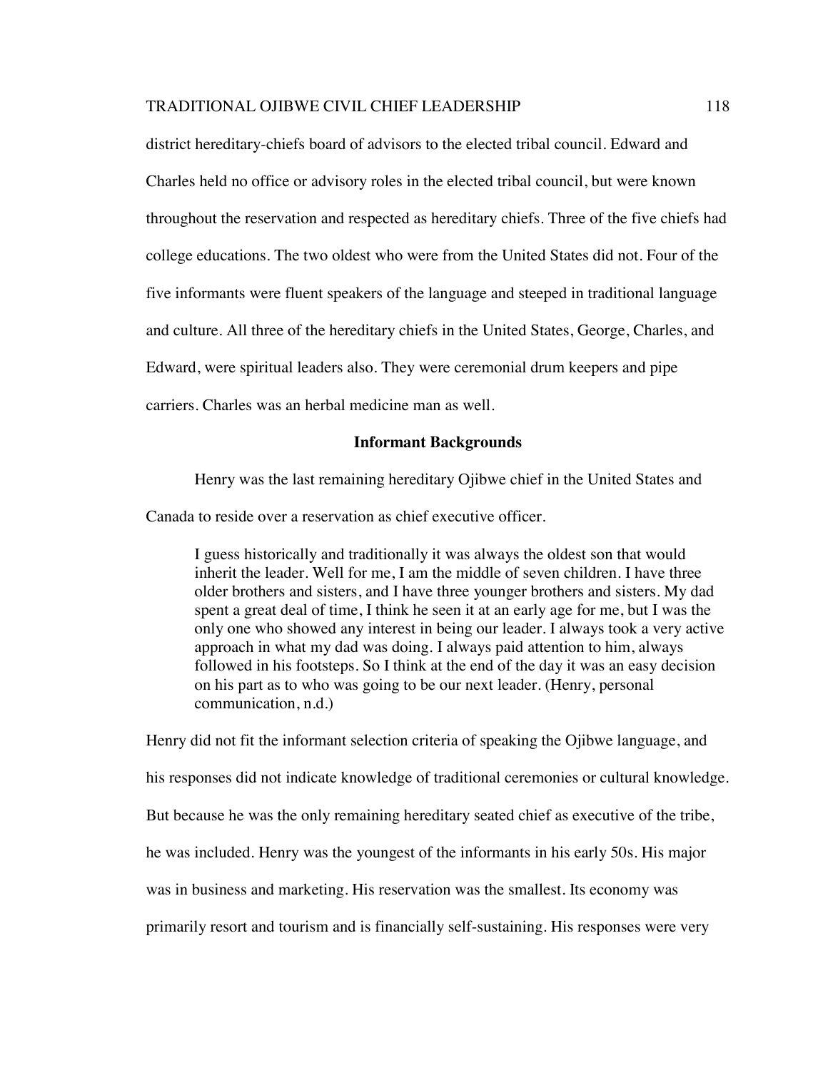district hereditary-chiefs board of advisors to the elected tribal council. Edward and Charles held no office or advisory roles in the elected tribal council, but were known throughout the reservation and respected as hereditary chiefs. Three of the five chiefs had college educations. The two oldest who were from the United States did not. Four of the five informants were fluent speakers of the language and steeped in traditional language and culture. All three of the hereditary chiefs in the United States, George, Charles, and Edward, were spiritual leaders also. They were ceremonial drum keepers and pipe carriers. Charles was an herbal medicine man as well.

## Informant Backgrounds

Henry was the last remaining hereditary Ojibwe chief in the United States and Canada to reside over a reservation as chief executive officer.

> I guess historically and traditionally it was always the oldest son that would inherit the leader. Well for me, I am the middle of seven children. I have three older brothers and sisters, and I have three younger brothers and sisters. My dad spent a great deal of time, I think he seen it at an early age for me, but I was the only one who showed any interest in being our leader. I always took a very active approach in what my dad was doing. I always paid attention to him, always followed in his footsteps. So I think at the end of the day it was an easy decision on his part as to who was going to be our next leader. (Henry, personal communication, n.d.)

Henry did not fit the informant selection criteria of speaking the Ojibwe language, and his responses did not indicate knowledge of traditional ceremonies or cultural knowledge. But because he was the only remaining hereditary seated chief as executive of the tribe, he was included. Henry was the youngest of the informants in his early 50s. His major was in business and marketing. His reservation was the smallest. Its economy was primarily resort and tourism and is financially self-sustaining. His responses were very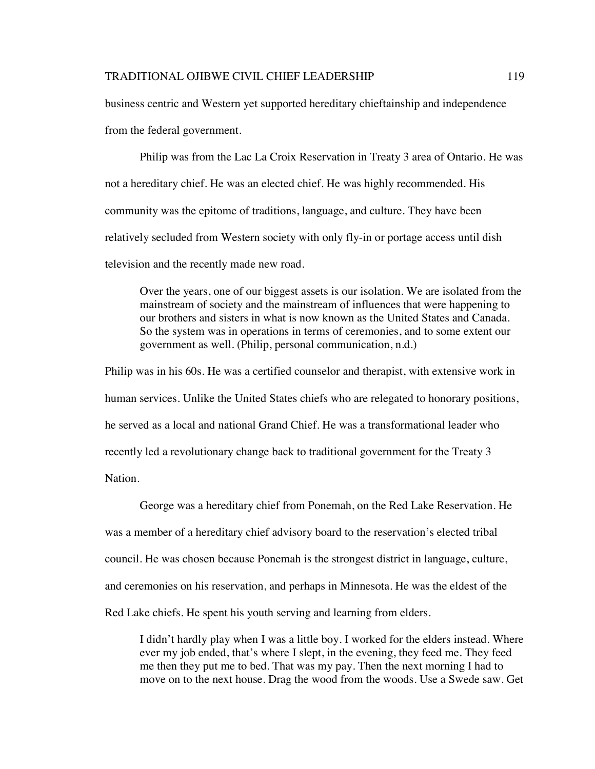business centric and Western yet supported hereditary chieftainship and independence from the federal government.

Philip was from the Lac La Croix Reservation in Treaty 3 area of Ontario. He was not a hereditary chief. He was an elected chief. He was highly recommended. His community was the epitome of traditions, language, and culture. They have been relatively secluded from Western society with only fly-in or portage access until dish television and the recently made new road.

> Over the years, one of our biggest assets is our isolation. We are isolated from the mainstream of society and the mainstream of influences that were happening to our brothers and sisters in what is now known as the United States and Canada. So the system was in operations in terms of ceremonies, and to some extent our government as well. (Philip, personal communication, n.d.)

Philip was in his 60s. He was a certified counselor and therapist, with extensive work in human services. Unlike the United States chiefs who are relegated to honorary positions, he served as a local and national Grand Chief. He was a transformational leader who recently led a revolutionary change back to traditional government for the Treaty 3 Nation.

George was a hereditary chief from Ponemah, on the Red Lake Reservation. He was a member of a hereditary chief advisory board to the reservation's elected tribal council. He was chosen because Ponemah is the strongest district in language, culture, and ceremonies on his reservation, and perhaps in Minnesota. He was the eldest of the Red Lake chiefs. He spent his youth serving and learning from elders.

> I didn't hardly play when I was a little boy. I worked for the elders instead. Where ever my job ended, that's where I slept, in the evening, they feed me. They feed me then they put me to bed. That was my pay. Then the next morning I had to move on to the next house. Drag the wood from the woods. Use a Swede saw. Get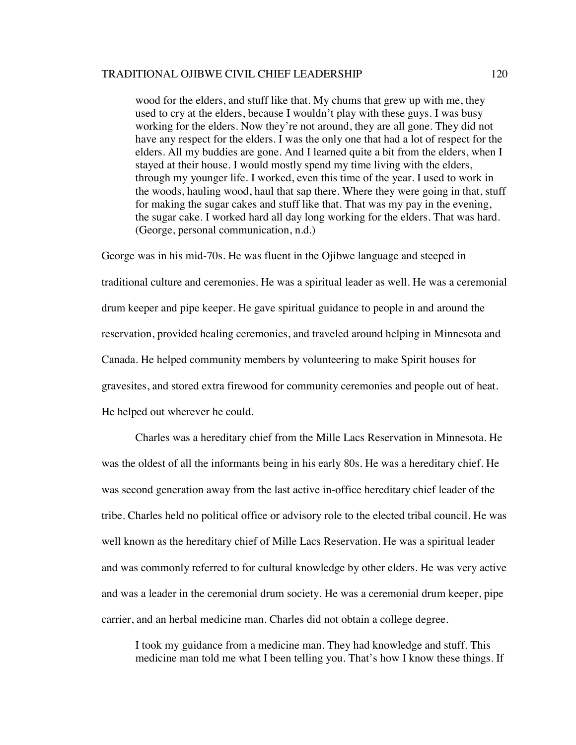> wood for the elders, and stuff like that. My chums that grew up with me, they used to cry at the elders, because I wouldn't play with these guys. I was busy working for the elders. Now they're not around, they are all gone. They did not have any respect for the elders. I was the only one that had a lot of respect for the elders. All my buddies are gone. And I learned quite a bit from the elders, when I stayed at their house. I would mostly spend my time living with the elders, through my younger life. I worked, even this time of the year. I used to work in the woods, hauling wood, haul that sap there. Where they were going in that, stuff for making the sugar cakes and stuff like that. That was my pay in the evening, the sugar cake. I worked hard all day long working for the elders. That was hard. (George, personal communication, n.d.)

George was in his mid-70s. He was fluent in the Ojibwe language and steeped in traditional culture and ceremonies. He was a spiritual leader as well. He was a ceremonial drum keeper and pipe keeper. He gave spiritual guidance to people in and around the reservation, provided healing ceremonies, and traveled around helping in Minnesota and Canada. He helped community members by volunteering to make Spirit houses for gravesites, and stored extra firewood for community ceremonies and people out of heat. He helped out wherever he could.

Charles was a hereditary chief from the Mille Lacs Reservation in Minnesota. He was the oldest of all the informants being in his early 80s. He was a hereditary chief. He was second generation away from the last active in-office hereditary chief leader of the tribe. Charles held no political office or advisory role to the elected tribal council. He was well known as the hereditary chief of Mille Lacs Reservation. He was a spiritual leader and was commonly referred to for cultural knowledge by other elders. He was very active and was a leader in the ceremonial drum society. He was a ceremonial drum keeper, pipe carrier, and an herbal medicine man. Charles did not obtain a college degree.

> I took my guidance from a medicine man. They had knowledge and stuff. This medicine man told me what I been telling you. That's how I know these things. If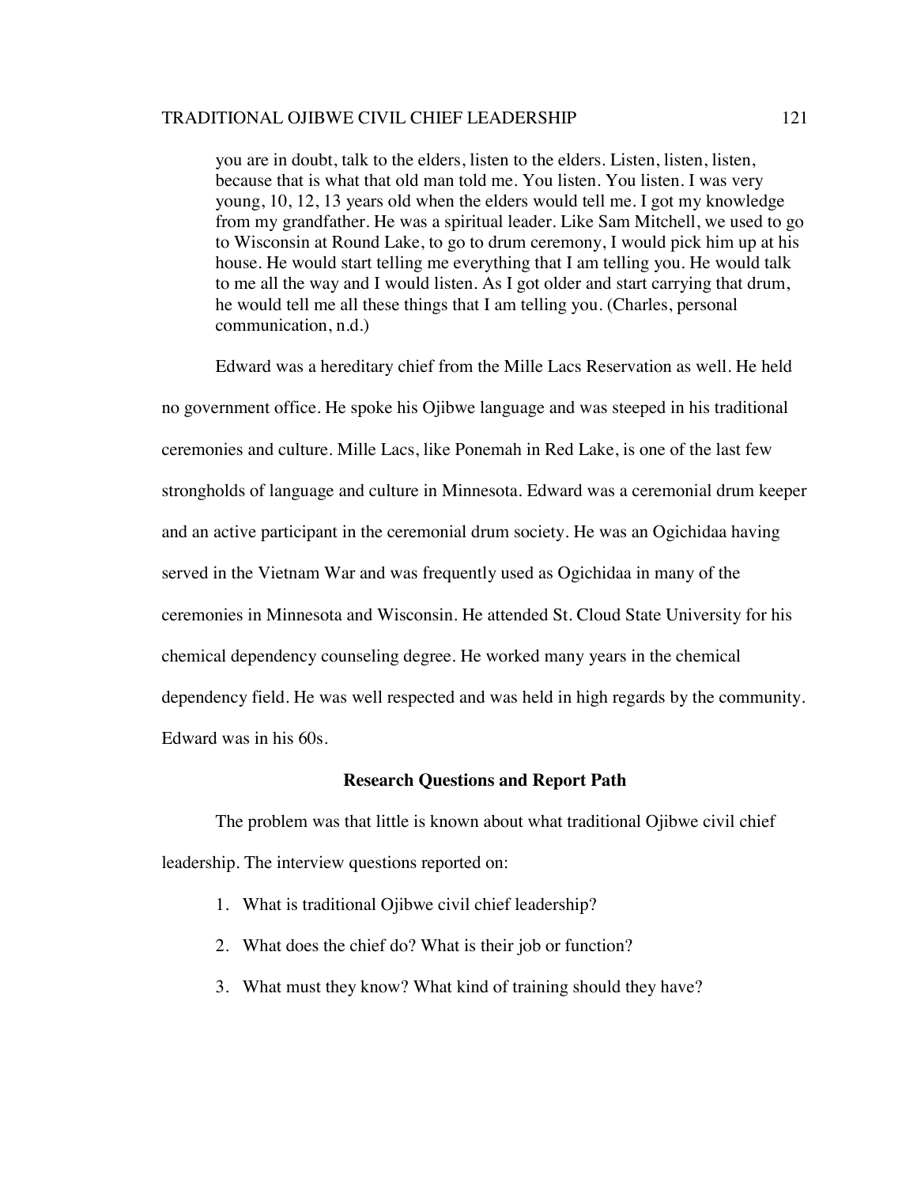> you are in doubt, talk to the elders, listen to the elders. Listen, listen, listen, because that is what that old man told me. You listen. You listen. I was very young, 10, 12, 13 years old when the elders would tell me. I got my knowledge from my grandfather. He was a spiritual leader. Like Sam Mitchell, we used to go to Wisconsin at Round Lake, to go to drum ceremony, I would pick him up at his house. He would start telling me everything that I am telling you. He would talk to me all the way and I would listen. As I got older and start carrying that drum, he would tell me all these things that I am telling you. (Charles, personal communication, n.d.)

Edward was a hereditary chief from the Mille Lacs Reservation as well. He held no government office. He spoke his Ojibwe language and was steeped in his traditional ceremonies and culture. Mille Lacs, like Ponemah in Red Lake, is one of the last few strongholds of language and culture in Minnesota. Edward was a ceremonial drum keeper and an active participant in the ceremonial drum society. He was an Ogichidaa having served in the Vietnam War and was frequently used as Ogichidaa in many of the ceremonies in Minnesota and Wisconsin. He attended St. Cloud State University for his chemical dependency counseling degree. He worked many years in the chemical dependency field. He was well respected and was held in high regards by the community. Edward was in his 60s.

## Research Questions and Report Path

The problem was that little is known about what traditional Ojibwe civil chief leadership. The interview questions reported on:

1. What is traditional Ojibwe civil chief leadership?
2. What does the chief do? What is their job or function?
3. What must they know? What kind of training should they have?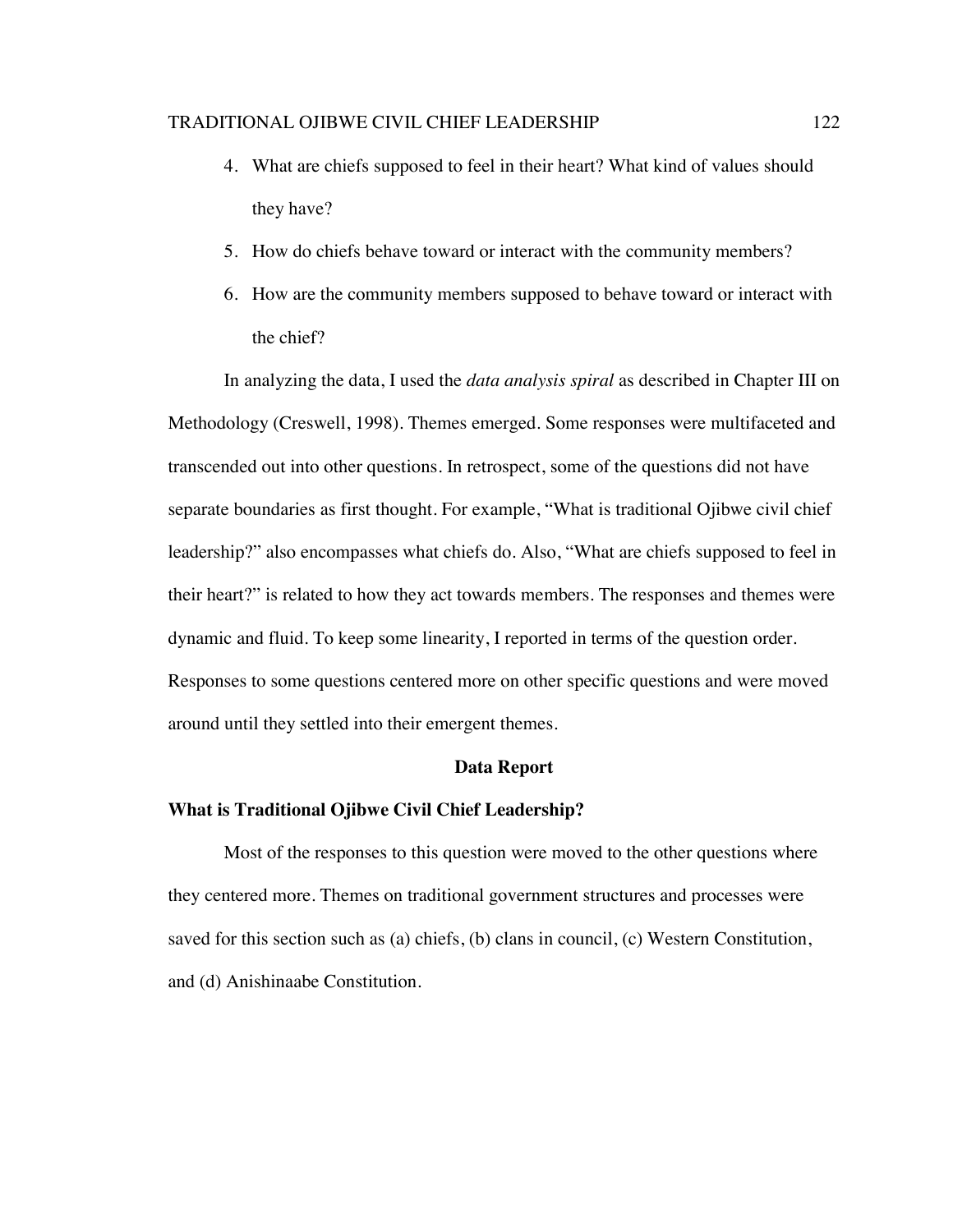4. What are chiefs supposed to feel in their heart? What kind of values should they have?
5. How do chiefs behave toward or interact with the community members?
6. How are the community members supposed to behave toward or interact with the chief?

In analyzing the data, I used the *data analysis spiral* as described in Chapter III on Methodology (Creswell, 1998). Themes emerged. Some responses were multifaceted and transcended out into other questions. In retrospect, some of the questions did not have separate boundaries as first thought. For example, "What is traditional Ojibwe civil chief leadership?" also encompasses what chiefs do. Also, "What are chiefs supposed to feel in their heart?" is related to how they act towards members. The responses and themes were dynamic and fluid. To keep some linearity, I reported in terms of the question order. Responses to some questions centered more on other specific questions and were moved around until they settled into their emergent themes.

## Data Report

### What is Traditional Ojibwe Civil Chief Leadership?

Most of the responses to this question were moved to the other questions where they centered more. Themes on traditional government structures and processes were saved for this section such as (a) chiefs, (b) clans in council, (c) Western Constitution, and (d) Anishinaabe Constitution.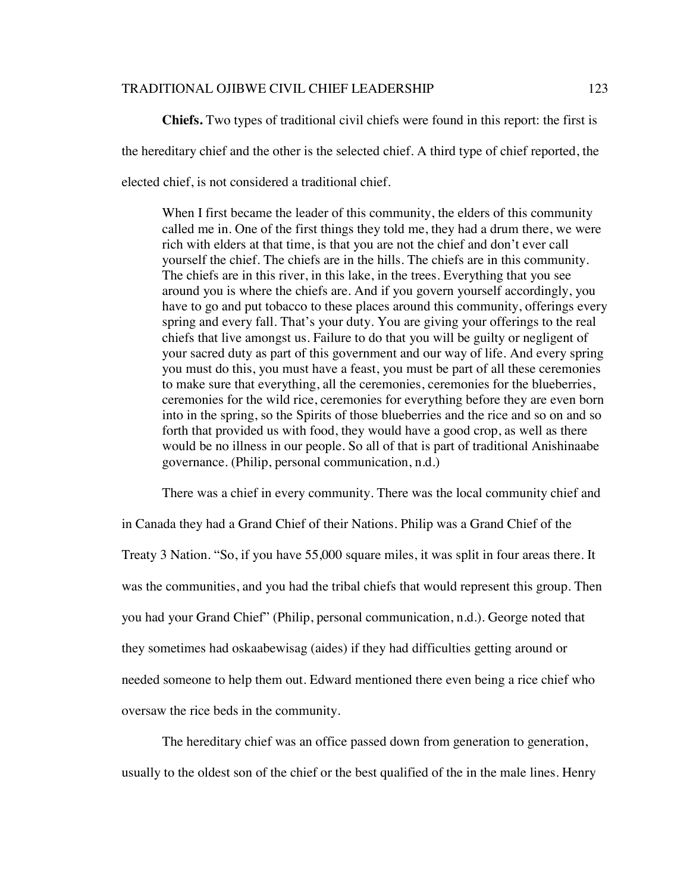**Chiefs.** Two types of traditional civil chiefs were found in this report: the first is the hereditary chief and the other is the selected chief. A third type of chief reported, the elected chief, is not considered a traditional chief.

> When I first became the leader of this community, the elders of this community called me in. One of the first things they told me, they had a drum there, we were rich with elders at that time, is that you are not the chief and don't ever call yourself the chief. The chiefs are in the hills. The chiefs are in this community. The chiefs are in this river, in this lake, in the trees. Everything that you see around you is where the chiefs are. And if you govern yourself accordingly, you have to go and put tobacco to these places around this community, offerings every spring and every fall. That's your duty. You are giving your offerings to the real chiefs that live amongst us. Failure to do that you will be guilty or negligent of your sacred duty as part of this government and our way of life. And every spring you must do this, you must have a feast, you must be part of all these ceremonies to make sure that everything, all the ceremonies, ceremonies for the blueberries, ceremonies for the wild rice, ceremonies for everything before they are even born into in the spring, so the Spirits of those blueberries and the rice and so on and so forth that provided us with food, they would have a good crop, as well as there would be no illness in our people. So all of that is part of traditional Anishinaabe governance. (Philip, personal communication, n.d.)

There was a chief in every community. There was the local community chief and in Canada they had a Grand Chief of their Nations. Philip was a Grand Chief of the Treaty 3 Nation. "So, if you have 55,000 square miles, it was split in four areas there. It was the communities, and you had the tribal chiefs that would represent this group. Then you had your Grand Chief" (Philip, personal communication, n.d.). George noted that they sometimes had oskaabewisag (aides) if they had difficulties getting around or needed someone to help them out. Edward mentioned there even being a rice chief who oversaw the rice beds in the community.

The hereditary chief was an office passed down from generation to generation, usually to the oldest son of the chief or the best qualified of the in the male lines. Henry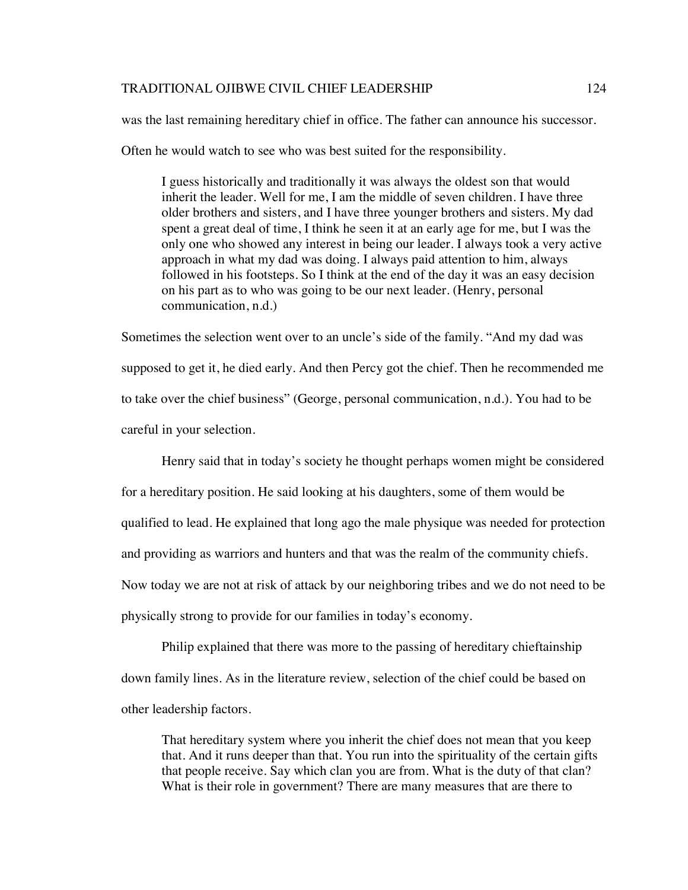was the last remaining hereditary chief in office. The father can announce his successor. Often he would watch to see who was best suited for the responsibility.

> I guess historically and traditionally it was always the oldest son that would inherit the leader. Well for me, I am the middle of seven children. I have three older brothers and sisters, and I have three younger brothers and sisters. My dad spent a great deal of time, I think he seen it at an early age for me, but I was the only one who showed any interest in being our leader. I always took a very active approach in what my dad was doing. I always paid attention to him, always followed in his footsteps. So I think at the end of the day it was an easy decision on his part as to who was going to be our next leader. (Henry, personal communication, n.d.)

Sometimes the selection went over to an uncle's side of the family. "And my dad was supposed to get it, he died early. And then Percy got the chief. Then he recommended me to take over the chief business" (George, personal communication, n.d.). You had to be careful in your selection.

Henry said that in today's society he thought perhaps women might be considered for a hereditary position. He said looking at his daughters, some of them would be qualified to lead. He explained that long ago the male physique was needed for protection and providing as warriors and hunters and that was the realm of the community chiefs. Now today we are not at risk of attack by our neighboring tribes and we do not need to be physically strong to provide for our families in today's economy.

Philip explained that there was more to the passing of hereditary chieftainship down family lines. As in the literature review, selection of the chief could be based on other leadership factors.

> That hereditary system where you inherit the chief does not mean that you keep that. And it runs deeper than that. You run into the spirituality of the certain gifts that people receive. Say which clan you are from. What is the duty of that clan? What is their role in government? There are many measures that are there to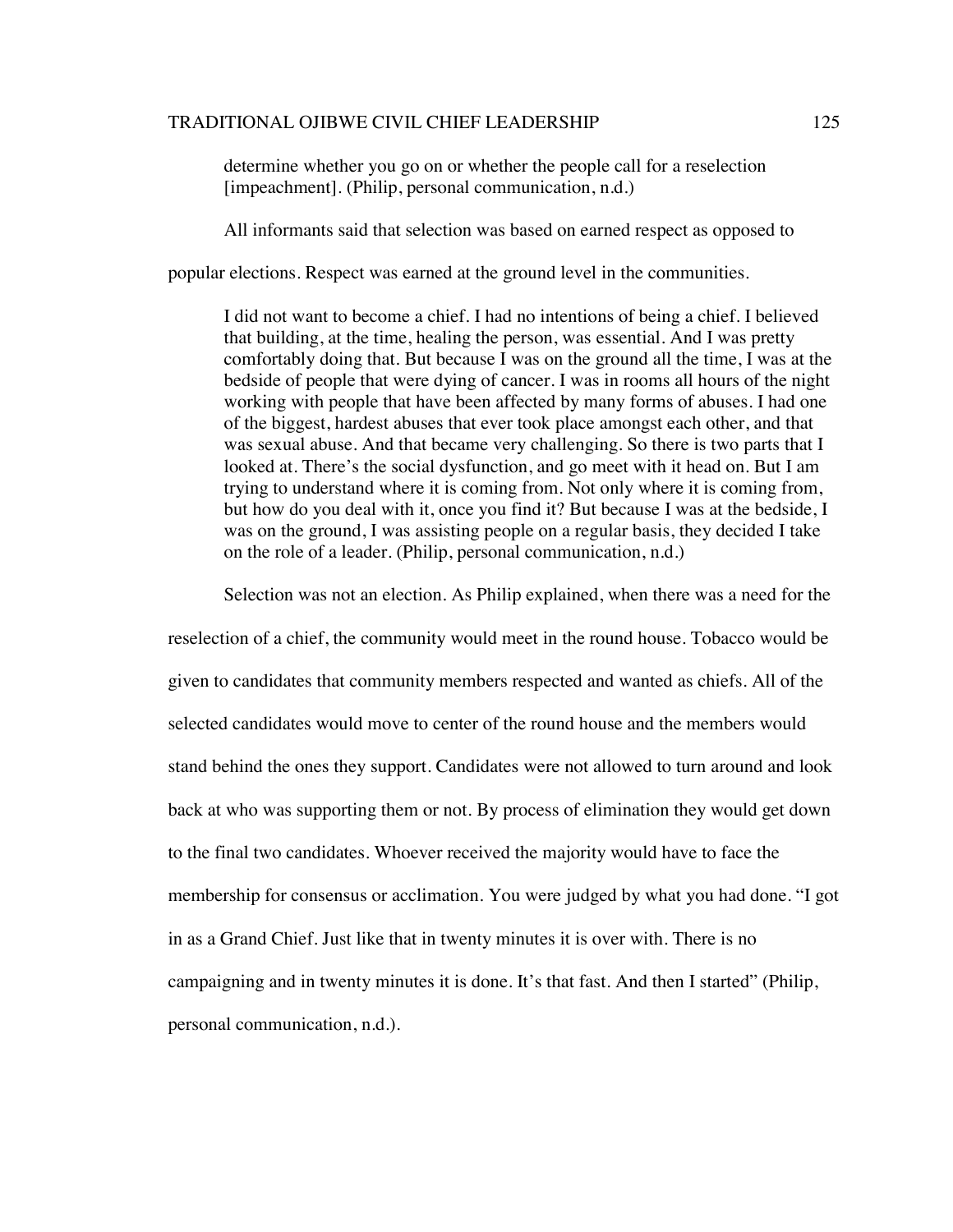> determine whether you go on or whether the people call for a reselection [impeachment]. (Philip, personal communication, n.d.)

All informants said that selection was based on earned respect as opposed to popular elections. Respect was earned at the ground level in the communities.

> I did not want to become a chief. I had no intentions of being a chief. I believed that building, at the time, healing the person, was essential. And I was pretty comfortably doing that. But because I was on the ground all the time, I was at the bedside of people that were dying of cancer. I was in rooms all hours of the night working with people that have been affected by many forms of abuses. I had one of the biggest, hardest abuses that ever took place amongst each other, and that was sexual abuse. And that became very challenging. So there is two parts that I looked at. There's the social dysfunction, and go meet with it head on. But I am trying to understand where it is coming from. Not only where it is coming from, but how do you deal with it, once you find it? But because I was at the bedside, I was on the ground, I was assisting people on a regular basis, they decided I take on the role of a leader. (Philip, personal communication, n.d.)

Selection was not an election. As Philip explained, when there was a need for the reselection of a chief, the community would meet in the round house. Tobacco would be given to candidates that community members respected and wanted as chiefs. All of the selected candidates would move to center of the round house and the members would stand behind the ones they support. Candidates were not allowed to turn around and look back at who was supporting them or not. By process of elimination they would get down to the final two candidates. Whoever received the majority would have to face the membership for consensus or acclimation. You were judged by what you had done. "I got in as a Grand Chief. Just like that in twenty minutes it is over with. There is no campaigning and in twenty minutes it is done. It's that fast. And then I started" (Philip, personal communication, n.d.).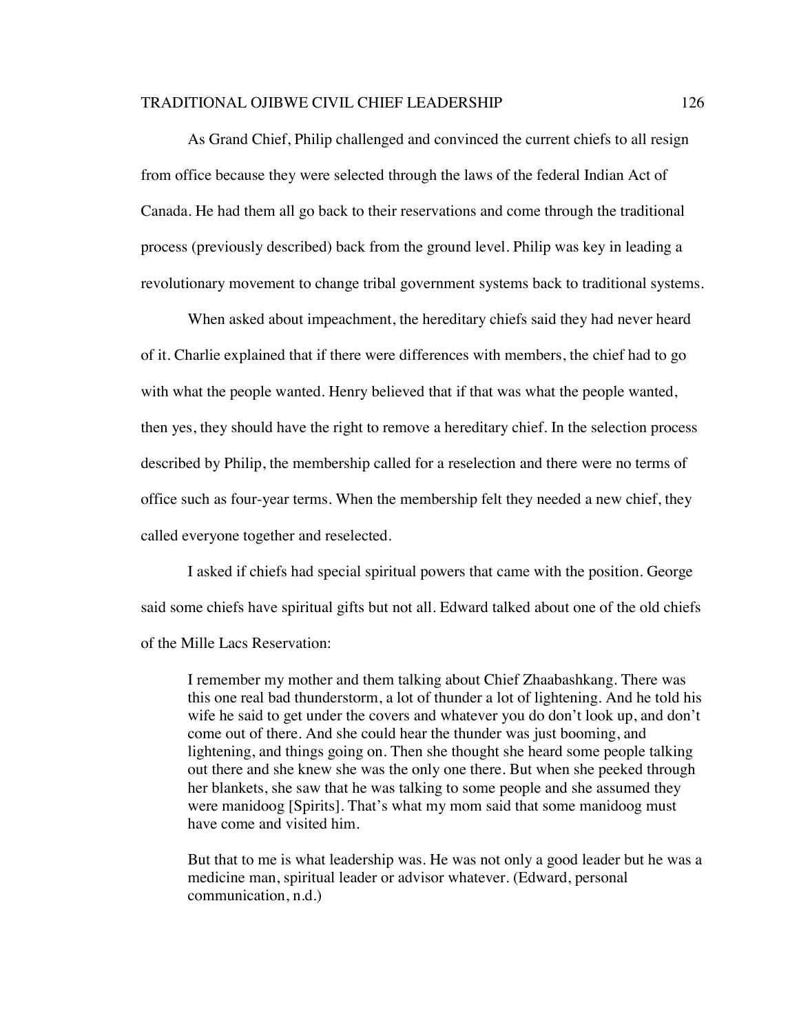As Grand Chief, Philip challenged and convinced the current chiefs to all resign from office because they were selected through the laws of the federal Indian Act of Canada. He had them all go back to their reservations and come through the traditional process (previously described) back from the ground level. Philip was key in leading a revolutionary movement to change tribal government systems back to traditional systems.

When asked about impeachment, the hereditary chiefs said they had never heard of it. Charlie explained that if there were differences with members, the chief had to go with what the people wanted. Henry believed that if that was what the people wanted, then yes, they should have the right to remove a hereditary chief. In the selection process described by Philip, the membership called for a reselection and there were no terms of office such as four-year terms. When the membership felt they needed a new chief, they called everyone together and reselected.

I asked if chiefs had special spiritual powers that came with the position. George said some chiefs have spiritual gifts but not all. Edward talked about one of the old chiefs of the Mille Lacs Reservation:

> I remember my mother and them talking about Chief Zhaabashkang. There was this one real bad thunderstorm, a lot of thunder a lot of lightening. And he told his wife he said to get under the covers and whatever you do don't look up, and don't come out of there. And she could hear the thunder was just booming, and lightening, and things going on. Then she thought she heard some people talking out there and she knew she was the only one there. But when she peeked through her blankets, she saw that he was talking to some people and she assumed they were manidoog [Spirits]. That's what my mom said that some manidoog must have come and visited him.
>
> But that to me is what leadership was. He was not only a good leader but he was a medicine man, spiritual leader or advisor whatever. (Edward, personal communication, n.d.)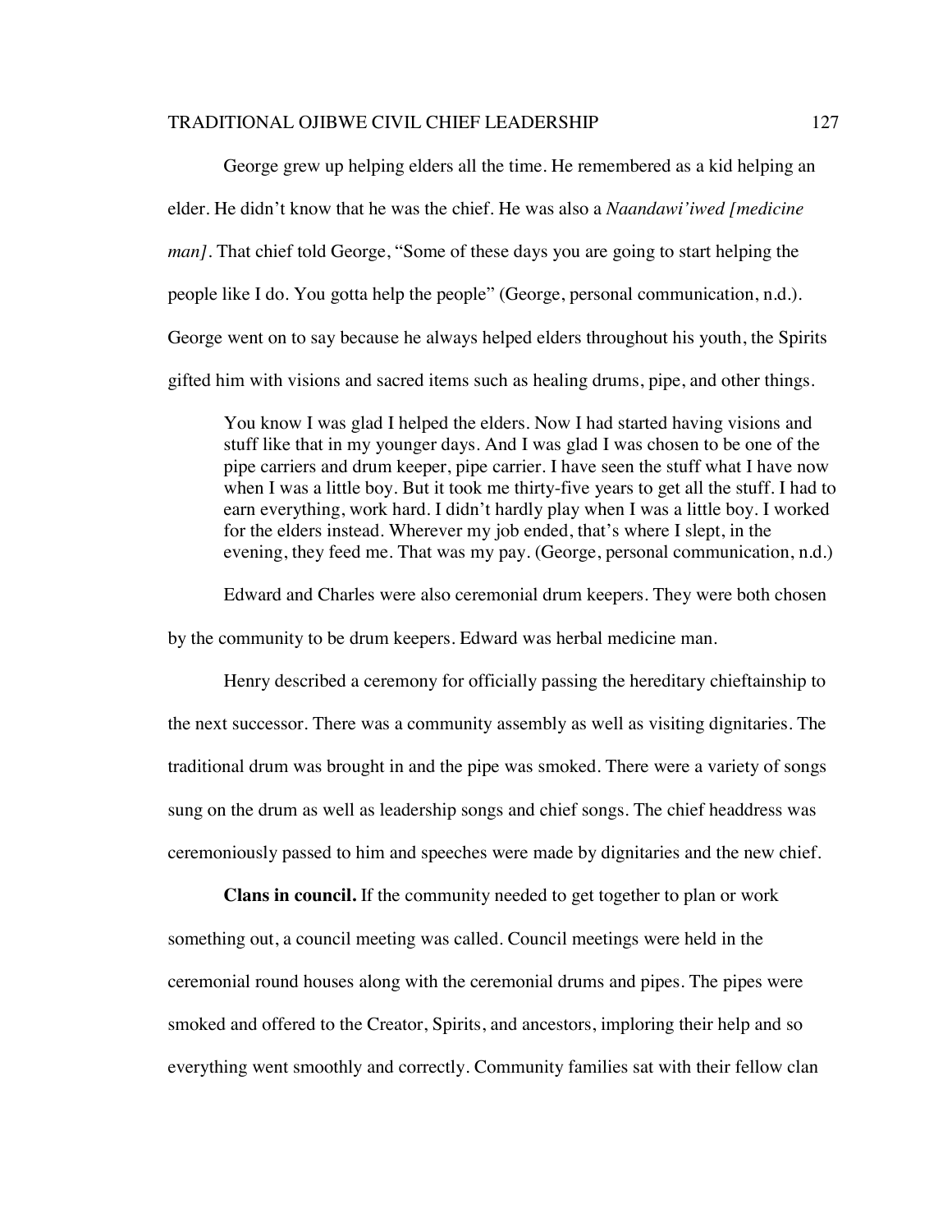George grew up helping elders all the time. He remembered as a kid helping an elder. He didn't know that he was the chief. He was also a *Naandawi'iwed [medicine man]*. That chief told George, "Some of these days you are going to start helping the people like I do. You gotta help the people" (George, personal communication, n.d.). George went on to say because he always helped elders throughout his youth, the Spirits gifted him with visions and sacred items such as healing drums, pipe, and other things.

> You know I was glad I helped the elders. Now I had started having visions and stuff like that in my younger days. And I was glad I was chosen to be one of the pipe carriers and drum keeper, pipe carrier. I have seen the stuff what I have now when I was a little boy. But it took me thirty-five years to get all the stuff. I had to earn everything, work hard. I didn't hardly play when I was a little boy. I worked for the elders instead. Wherever my job ended, that's where I slept, in the evening, they feed me. That was my pay. (George, personal communication, n.d.)

Edward and Charles were also ceremonial drum keepers. They were both chosen by the community to be drum keepers. Edward was herbal medicine man.

Henry described a ceremony for officially passing the hereditary chieftainship to the next successor. There was a community assembly as well as visiting dignitaries. The traditional drum was brought in and the pipe was smoked. There were a variety of songs sung on the drum as well as leadership songs and chief songs. The chief headdress was ceremoniously passed to him and speeches were made by dignitaries and the new chief.

**Clans in council.** If the community needed to get together to plan or work something out, a council meeting was called. Council meetings were held in the ceremonial round houses along with the ceremonial drums and pipes. The pipes were smoked and offered to the Creator, Spirits, and ancestors, imploring their help and so everything went smoothly and correctly. Community families sat with their fellow clan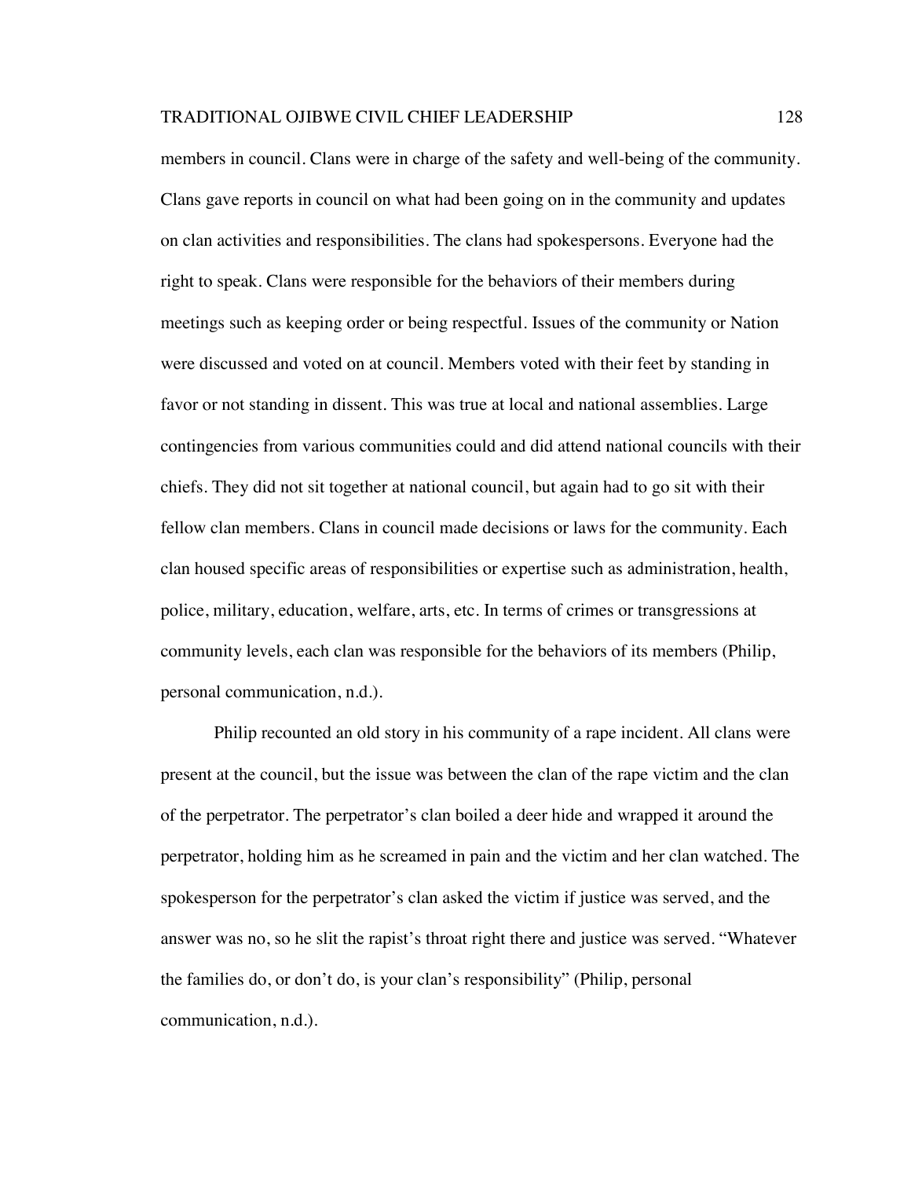members in council. Clans were in charge of the safety and well-being of the community. Clans gave reports in council on what had been going on in the community and updates on clan activities and responsibilities. The clans had spokespersons. Everyone had the right to speak. Clans were responsible for the behaviors of their members during meetings such as keeping order or being respectful. Issues of the community or Nation were discussed and voted on at council. Members voted with their feet by standing in favor or not standing in dissent. This was true at local and national assemblies. Large contingencies from various communities could and did attend national councils with their chiefs. They did not sit together at national council, but again had to go sit with their fellow clan members. Clans in council made decisions or laws for the community. Each clan housed specific areas of responsibilities or expertise such as administration, health, police, military, education, welfare, arts, etc. In terms of crimes or transgressions at community levels, each clan was responsible for the behaviors of its members (Philip, personal communication, n.d.).

Philip recounted an old story in his community of a rape incident. All clans were present at the council, but the issue was between the clan of the rape victim and the clan of the perpetrator. The perpetrator's clan boiled a deer hide and wrapped it around the perpetrator, holding him as he screamed in pain and the victim and her clan watched. The spokesperson for the perpetrator's clan asked the victim if justice was served, and the answer was no, so he slit the rapist's throat right there and justice was served. "Whatever the families do, or don't do, is your clan's responsibility" (Philip, personal communication, n.d.).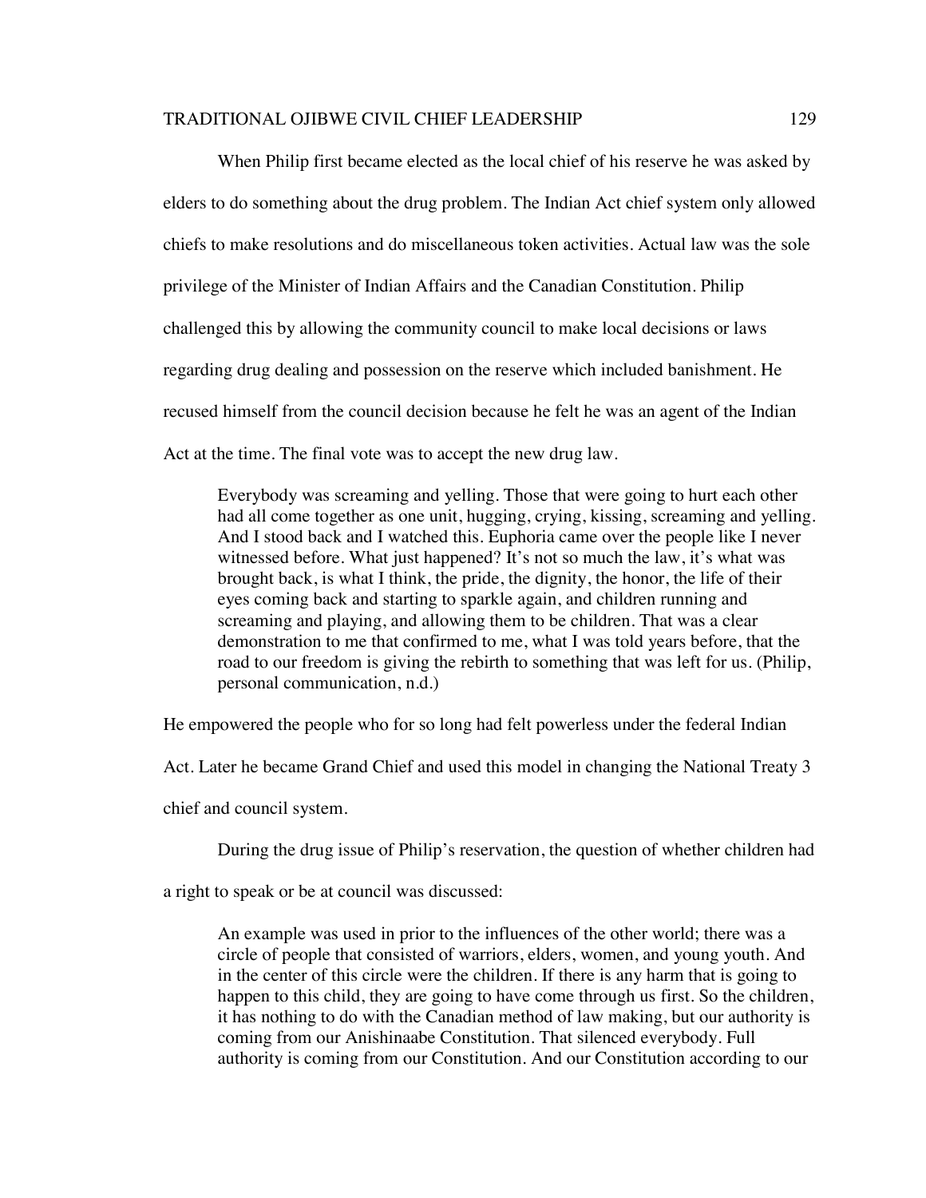When Philip first became elected as the local chief of his reserve he was asked by elders to do something about the drug problem. The Indian Act chief system only allowed chiefs to make resolutions and do miscellaneous token activities. Actual law was the sole privilege of the Minister of Indian Affairs and the Canadian Constitution. Philip challenged this by allowing the community council to make local decisions or laws regarding drug dealing and possession on the reserve which included banishment. He recused himself from the council decision because he felt he was an agent of the Indian Act at the time. The final vote was to accept the new drug law.

> Everybody was screaming and yelling. Those that were going to hurt each other had all come together as one unit, hugging, crying, kissing, screaming and yelling. And I stood back and I watched this. Euphoria came over the people like I never witnessed before. What just happened? It's not so much the law, it's what was brought back, is what I think, the pride, the dignity, the honor, the life of their eyes coming back and starting to sparkle again, and children running and screaming and playing, and allowing them to be children. That was a clear demonstration to me that confirmed to me, what I was told years before, that the road to our freedom is giving the rebirth to something that was left for us. (Philip, personal communication, n.d.)

He empowered the people who for so long had felt powerless under the federal Indian Act. Later he became Grand Chief and used this model in changing the National Treaty 3 chief and council system.

During the drug issue of Philip's reservation, the question of whether children had a right to speak or be at council was discussed:

> An example was used in prior to the influences of the other world; there was a circle of people that consisted of warriors, elders, women, and young youth. And in the center of this circle were the children. If there is any harm that is going to happen to this child, they are going to have come through us first. So the children, it has nothing to do with the Canadian method of law making, but our authority is coming from our Anishinaabe Constitution. That silenced everybody. Full authority is coming from our Constitution. And our Constitution according to our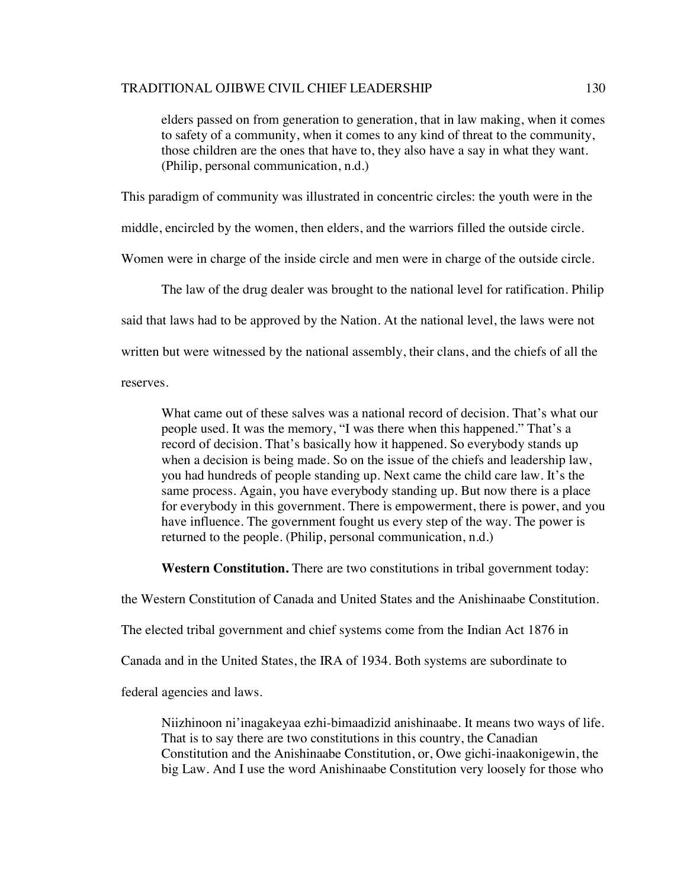> elders passed on from generation to generation, that in law making, when it comes to safety of a community, when it comes to any kind of threat to the community, those children are the ones that have to, they also have a say in what they want. (Philip, personal communication, n.d.)

This paradigm of community was illustrated in concentric circles: the youth were in the middle, encircled by the women, then elders, and the warriors filled the outside circle. Women were in charge of the inside circle and men were in charge of the outside circle.

The law of the drug dealer was brought to the national level for ratification. Philip said that laws had to be approved by the Nation. At the national level, the laws were not written but were witnessed by the national assembly, their clans, and the chiefs of all the reserves.

> What came out of these salves was a national record of decision. That's what our people used. It was the memory, "I was there when this happened." That's a record of decision. That's basically how it happened. So everybody stands up when a decision is being made. So on the issue of the chiefs and leadership law, you had hundreds of people standing up. Next came the child care law. It's the same process. Again, you have everybody standing up. But now there is a place for everybody in this government. There is empowerment, there is power, and you have influence. The government fought us every step of the way. The power is returned to the people. (Philip, personal communication, n.d.)

**Western Constitution.** There are two constitutions in tribal government today: the Western Constitution of Canada and United States and the Anishinaabe Constitution. The elected tribal government and chief systems come from the Indian Act 1876 in Canada and in the United States, the IRA of 1934. Both systems are subordinate to federal agencies and laws.

> Niizhinoon ni'inagakeyaa ezhi-bimaadizid anishinaabe. It means two ways of life. That is to say there are two constitutions in this country, the Canadian Constitution and the Anishinaabe Constitution, or, Owe gichi-inaakonigewin, the big Law. And I use the word Anishinaabe Constitution very loosely for those who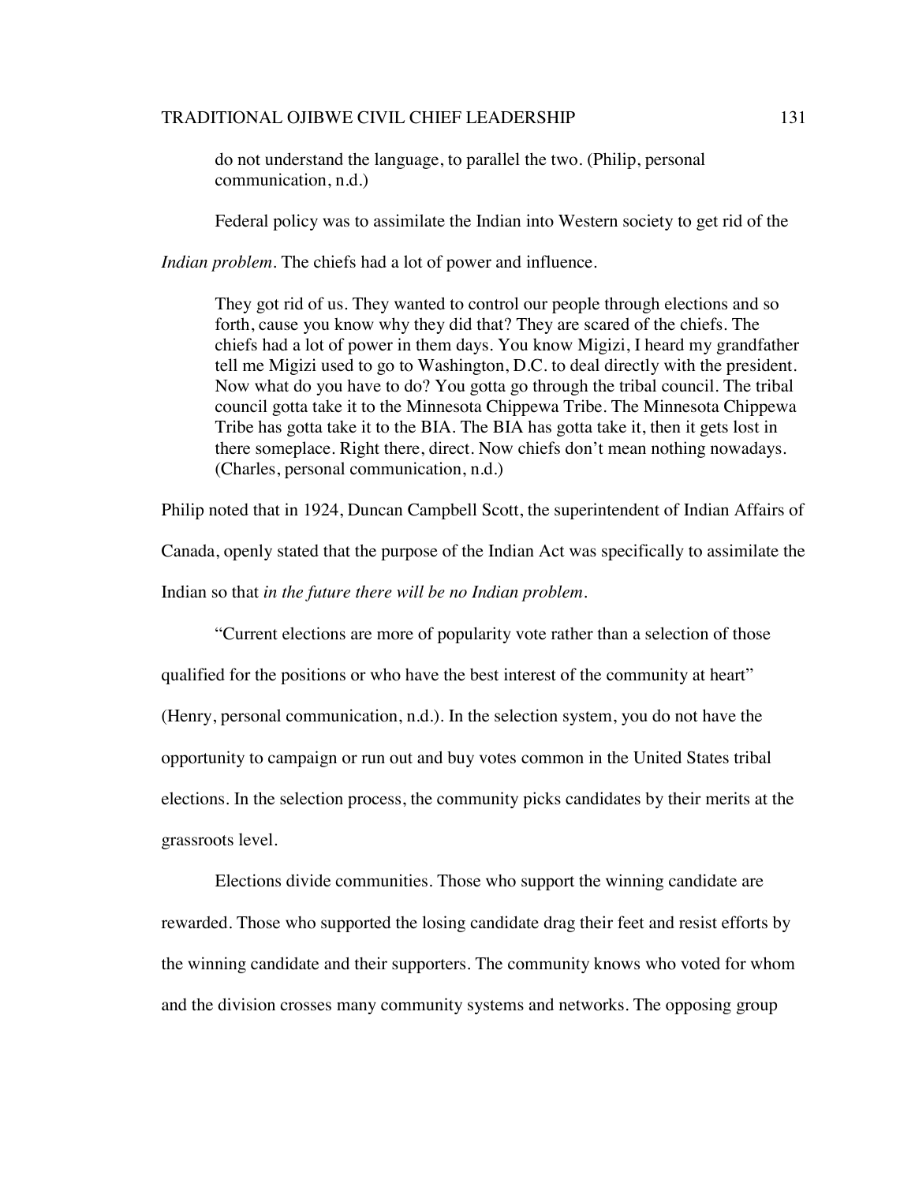> do not understand the language, to parallel the two. (Philip, personal communication, n.d.)

Federal policy was to assimilate the Indian into Western society to get rid of the *Indian problem*. The chiefs had a lot of power and influence.

> They got rid of us. They wanted to control our people through elections and so forth, cause you know why they did that? They are scared of the chiefs. The chiefs had a lot of power in them days. You know Migizi, I heard my grandfather tell me Migizi used to go to Washington, D.C. to deal directly with the president. Now what do you have to do? You gotta go through the tribal council. The tribal council gotta take it to the Minnesota Chippewa Tribe. The Minnesota Chippewa Tribe has gotta take it to the BIA. The BIA has gotta take it, then it gets lost in there someplace. Right there, direct. Now chiefs don't mean nothing nowadays. (Charles, personal communication, n.d.)

Philip noted that in 1924, Duncan Campbell Scott, the superintendent of Indian Affairs of Canada, openly stated that the purpose of the Indian Act was specifically to assimilate the Indian so that *in the future there will be no Indian problem*.

"Current elections are more of popularity vote rather than a selection of those qualified for the positions or who have the best interest of the community at heart" (Henry, personal communication, n.d.). In the selection system, you do not have the opportunity to campaign or run out and buy votes common in the United States tribal elections. In the selection process, the community picks candidates by their merits at the grassroots level.

Elections divide communities. Those who support the winning candidate are rewarded. Those who supported the losing candidate drag their feet and resist efforts by the winning candidate and their supporters. The community knows who voted for whom and the division crosses many community systems and networks. The opposing group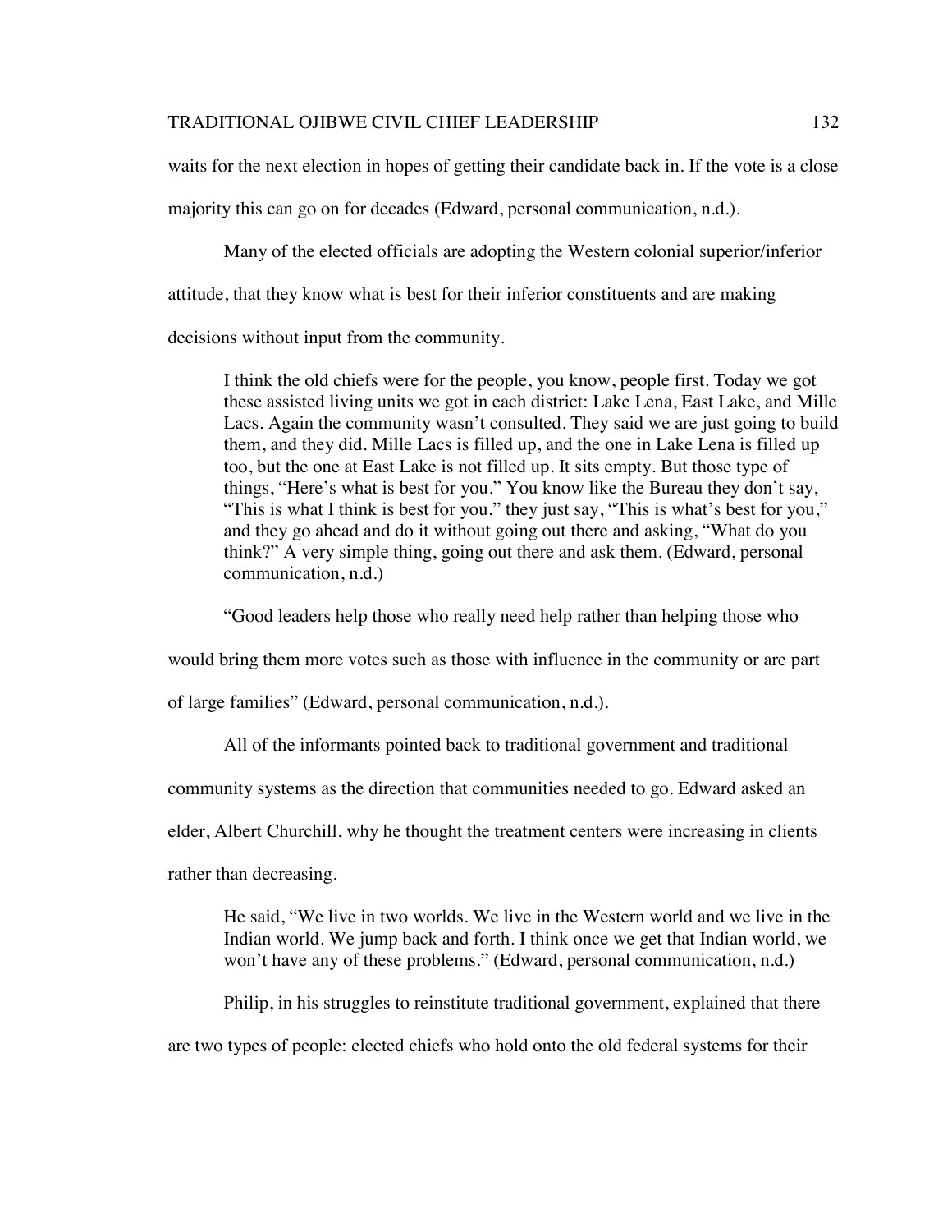waits for the next election in hopes of getting their candidate back in. If the vote is a close majority this can go on for decades (Edward, personal communication, n.d.).

Many of the elected officials are adopting the Western colonial superior/inferior attitude, that they know what is best for their inferior constituents and are making decisions without input from the community.

> I think the old chiefs were for the people, you know, people first. Today we got these assisted living units we got in each district: Lake Lena, East Lake, and Mille Lacs. Again the community wasn't consulted. They said we are just going to build them, and they did. Mille Lacs is filled up, and the one in Lake Lena is filled up too, but the one at East Lake is not filled up. It sits empty. But those type of things, "Here's what is best for you." You know like the Bureau they don't say, "This is what I think is best for you," they just say, "This is what's best for you," and they go ahead and do it without going out there and asking, "What do you think?" A very simple thing, going out there and ask them. (Edward, personal communication, n.d.)

"Good leaders help those who really need help rather than helping those who would bring them more votes such as those with influence in the community or are part of large families" (Edward, personal communication, n.d.).

All of the informants pointed back to traditional government and traditional community systems as the direction that communities needed to go. Edward asked an elder, Albert Churchill, why he thought the treatment centers were increasing in clients rather than decreasing.

> He said, "We live in two worlds. We live in the Western world and we live in the Indian world. We jump back and forth. I think once we get that Indian world, we won't have any of these problems." (Edward, personal communication, n.d.)

Philip, in his struggles to reinstitute traditional government, explained that there are two types of people: elected chiefs who hold onto the old federal systems for their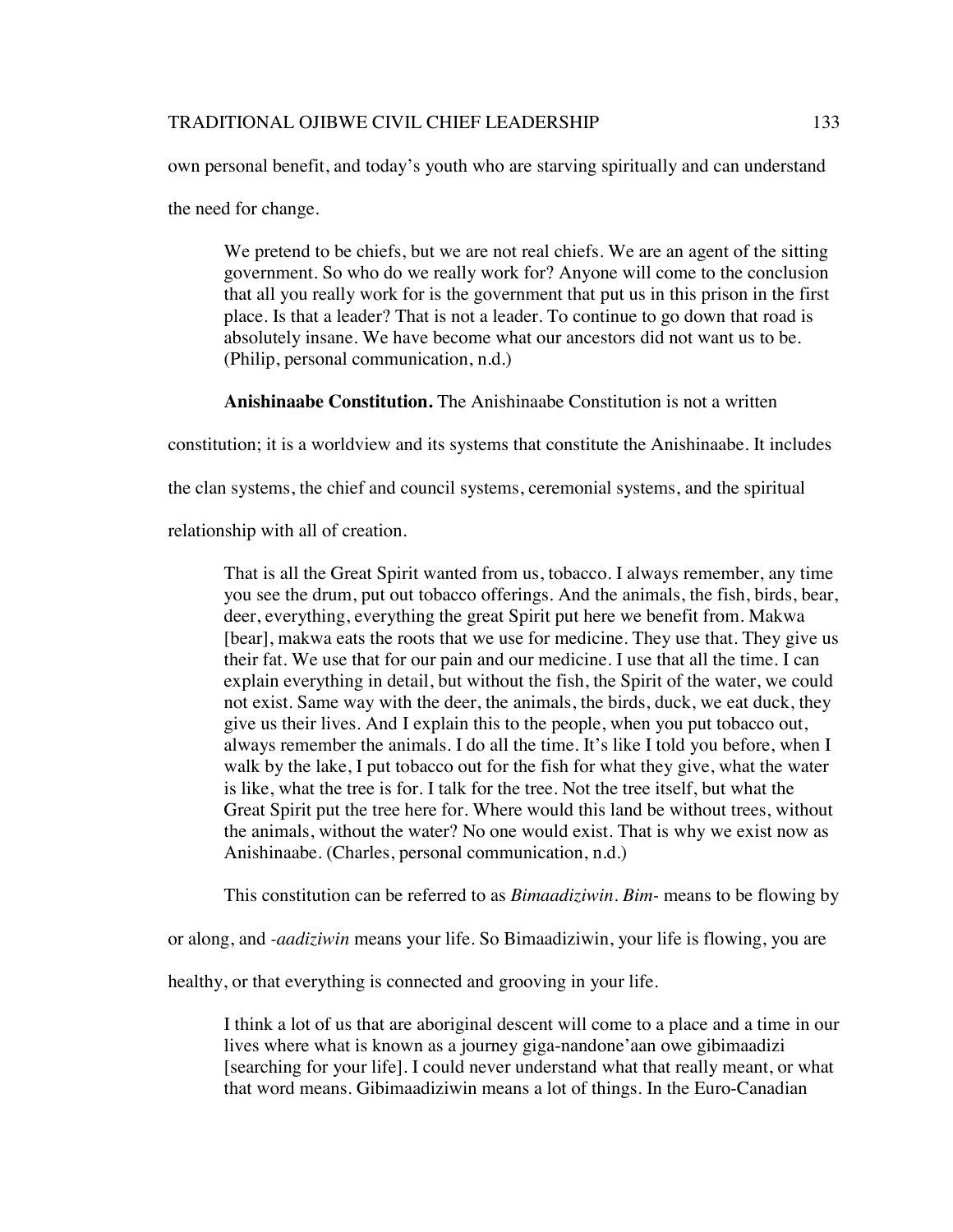own personal benefit, and today's youth who are starving spiritually and can understand the need for change.

> We pretend to be chiefs, but we are not real chiefs. We are an agent of the sitting government. So who do we really work for? Anyone will come to the conclusion that all you really work for is the government that put us in this prison in the first place. Is that a leader? That is not a leader. To continue to go down that road is absolutely insane. We have become what our ancestors did not want us to be. (Philip, personal communication, n.d.)

**Anishinaabe Constitution.** The Anishinaabe Constitution is not a written constitution; it is a worldview and its systems that constitute the Anishinaabe. It includes the clan systems, the chief and council systems, ceremonial systems, and the spiritual relationship with all of creation.

> That is all the Great Spirit wanted from us, tobacco. I always remember, any time you see the drum, put out tobacco offerings. And the animals, the fish, birds, bear, deer, everything, everything the great Spirit put here we benefit from. Makwa [bear], makwa eats the roots that we use for medicine. They use that. They give us their fat. We use that for our pain and our medicine. I use that all the time. I can explain everything in detail, but without the fish, the Spirit of the water, we could not exist. Same way with the deer, the animals, the birds, duck, we eat duck, they give us their lives. And I explain this to the people, when you put tobacco out, always remember the animals. I do all the time. It's like I told you before, when I walk by the lake, I put tobacco out for the fish for what they give, what the water is like, what the tree is for. I talk for the tree. Not the tree itself, but what the Great Spirit put the tree here for. Where would this land be without trees, without the animals, without the water? No one would exist. That is why we exist now as Anishinaabe. (Charles, personal communication, n.d.)

This constitution can be referred to as *Bimaadiziwin*. *Bim-* means to be flowing by or along, and *-aadiziwin* means your life. So Bimaadiziwin, your life is flowing, you are healthy, or that everything is connected and grooving in your life.

> I think a lot of us that are aboriginal descent will come to a place and a time in our lives where what is known as a journey giga-nandone'aan owe gibimaadizi [searching for your life]. I could never understand what that really meant, or what that word means. Gibimaadiziwin means a lot of things. In the Euro-Canadian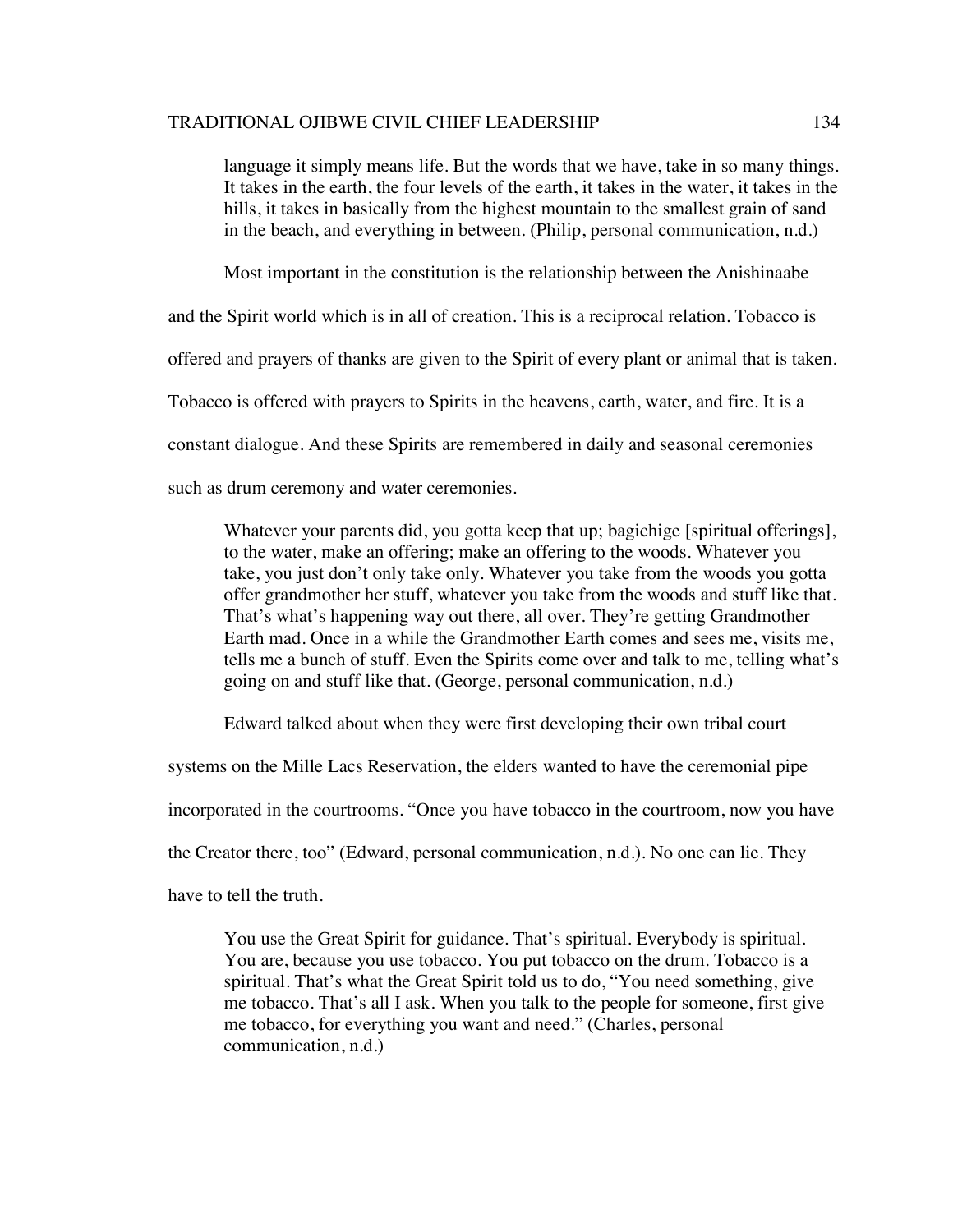> language it simply means life. But the words that we have, take in so many things. It takes in the earth, the four levels of the earth, it takes in the water, it takes in the hills, it takes in basically from the highest mountain to the smallest grain of sand in the beach, and everything in between. (Philip, personal communication, n.d.)

Most important in the constitution is the relationship between the Anishinaabe and the Spirit world which is in all of creation. This is a reciprocal relation. Tobacco is offered and prayers of thanks are given to the Spirit of every plant or animal that is taken. Tobacco is offered with prayers to Spirits in the heavens, earth, water, and fire. It is a constant dialogue. And these Spirits are remembered in daily and seasonal ceremonies such as drum ceremony and water ceremonies.

> Whatever your parents did, you gotta keep that up; bagichige [spiritual offerings], to the water, make an offering; make an offering to the woods. Whatever you take, you just don't only take only. Whatever you take from the woods you gotta offer grandmother her stuff, whatever you take from the woods and stuff like that. That's what's happening way out there, all over. They're getting Grandmother Earth mad. Once in a while the Grandmother Earth comes and sees me, visits me, tells me a bunch of stuff. Even the Spirits come over and talk to me, telling what's going on and stuff like that. (George, personal communication, n.d.)

Edward talked about when they were first developing their own tribal court systems on the Mille Lacs Reservation, the elders wanted to have the ceremonial pipe incorporated in the courtrooms. "Once you have tobacco in the courtroom, now you have the Creator there, too" (Edward, personal communication, n.d.). No one can lie. They have to tell the truth.

> You use the Great Spirit for guidance. That's spiritual. Everybody is spiritual. You are, because you use tobacco. You put tobacco on the drum. Tobacco is a spiritual. That's what the Great Spirit told us to do, "You need something, give me tobacco. That's all I ask. When you talk to the people for someone, first give me tobacco, for everything you want and need." (Charles, personal communication, n.d.)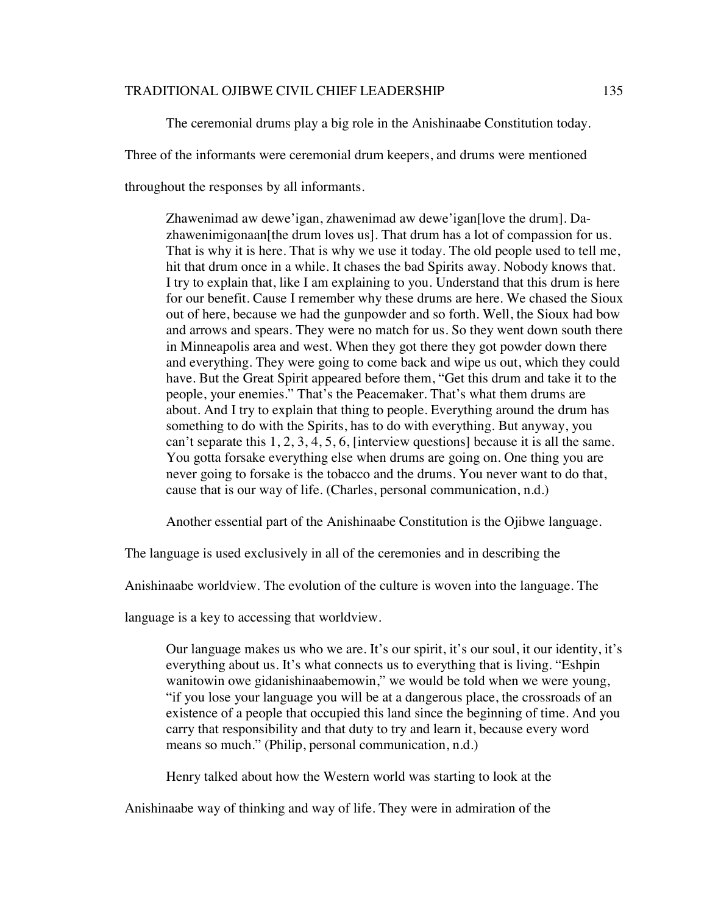The ceremonial drums play a big role in the Anishinaabe Constitution today. Three of the informants were ceremonial drum keepers, and drums were mentioned throughout the responses by all informants.

> Zhawenimad aw dewe'igan, zhawenimad aw dewe'igan[love the drum]. Da-zhawenimigonaan[the drum loves us]. That drum has a lot of compassion for us. That is why it is here. That is why we use it today. The old people used to tell me, hit that drum once in a while. It chases the bad Spirits away. Nobody knows that. I try to explain that, like I am explaining to you. Understand that this drum is here for our benefit. Cause I remember why these drums are here. We chased the Sioux out of here, because we had the gunpowder and so forth. Well, the Sioux had bow and arrows and spears. They were no match for us. So they went down south there in Minneapolis area and west. When they got there they got powder down there and everything. They were going to come back and wipe us out, which they could have. But the Great Spirit appeared before them, "Get this drum and take it to the people, your enemies." That's the Peacemaker. That's what them drums are about. And I try to explain that thing to people. Everything around the drum has something to do with the Spirits, has to do with everything. But anyway, you can't separate this 1, 2, 3, 4, 5, 6, [interview questions] because it is all the same. You gotta forsake everything else when drums are going on. One thing you are never going to forsake is the tobacco and the drums. You never want to do that, cause that is our way of life. (Charles, personal communication, n.d.)

Another essential part of the Anishinaabe Constitution is the Ojibwe language. The language is used exclusively in all of the ceremonies and in describing the Anishinaabe worldview. The evolution of the culture is woven into the language. The language is a key to accessing that worldview.

> Our language makes us who we are. It's our spirit, it's our soul, it our identity, it's everything about us. It's what connects us to everything that is living. "Eshpin wanitowin owe gidanishinaabemowin," we would be told when we were young, "if you lose your language you will be at a dangerous place, the crossroads of an existence of a people that occupied this land since the beginning of time. And you carry that responsibility and that duty to try and learn it, because every word means so much." (Philip, personal communication, n.d.)

Henry talked about how the Western world was starting to look at the Anishinaabe way of thinking and way of life. They were in admiration of the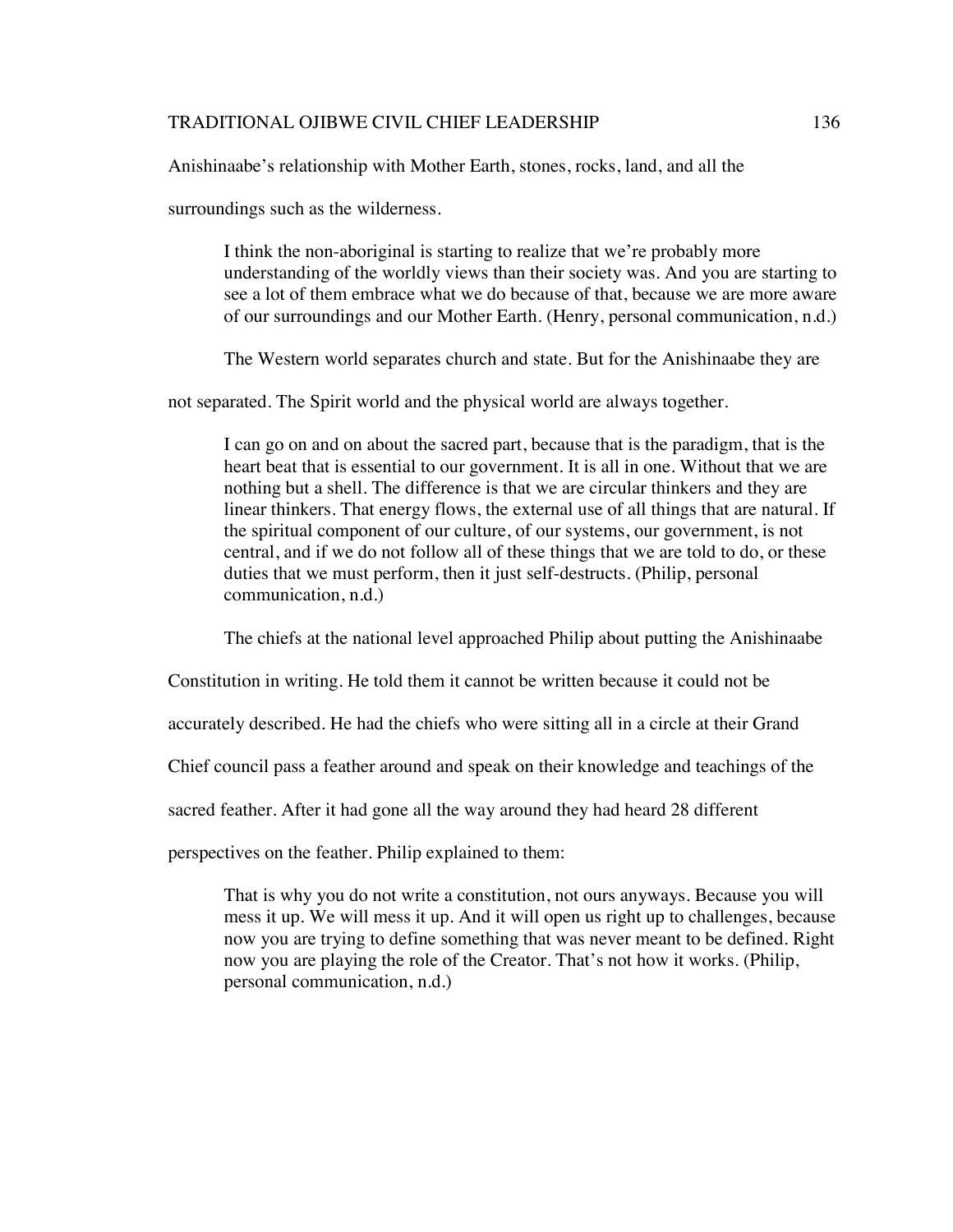Anishinaabe's relationship with Mother Earth, stones, rocks, land, and all the surroundings such as the wilderness.

> I think the non-aboriginal is starting to realize that we're probably more understanding of the worldly views than their society was. And you are starting to see a lot of them embrace what we do because of that, because we are more aware of our surroundings and our Mother Earth. (Henry, personal communication, n.d.)

The Western world separates church and state. But for the Anishinaabe they are not separated. The Spirit world and the physical world are always together.

> I can go on and on about the sacred part, because that is the paradigm, that is the heart beat that is essential to our government. It is all in one. Without that we are nothing but a shell. The difference is that we are circular thinkers and they are linear thinkers. That energy flows, the external use of all things that are natural. If the spiritual component of our culture, of our systems, our government, is not central, and if we do not follow all of these things that we are told to do, or these duties that we must perform, then it just self-destructs. (Philip, personal communication, n.d.)

The chiefs at the national level approached Philip about putting the Anishinaabe Constitution in writing. He told them it cannot be written because it could not be accurately described. He had the chiefs who were sitting all in a circle at their Grand Chief council pass a feather around and speak on their knowledge and teachings of the sacred feather. After it had gone all the way around they had heard 28 different perspectives on the feather. Philip explained to them:

> That is why you do not write a constitution, not ours anyways. Because you will mess it up. We will mess it up. And it will open us right up to challenges, because now you are trying to define something that was never meant to be defined. Right now you are playing the role of the Creator. That's not how it works. (Philip, personal communication, n.d.)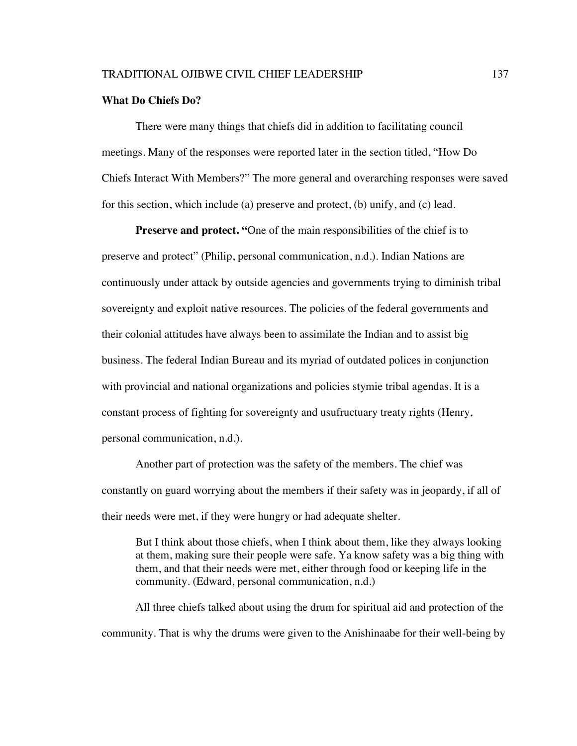## What Do Chiefs Do?

There were many things that chiefs did in addition to facilitating council meetings. Many of the responses were reported later in the section titled, "How Do Chiefs Interact With Members?" The more general and overarching responses were saved for this section, which include (a) preserve and protect, (b) unify, and (c) lead.

**Preserve and protect.** "One of the main responsibilities of the chief is to preserve and protect" (Philip, personal communication, n.d.). Indian Nations are continuously under attack by outside agencies and governments trying to diminish tribal sovereignty and exploit native resources. The policies of the federal governments and their colonial attitudes have always been to assimilate the Indian and to assist big business. The federal Indian Bureau and its myriad of outdated polices in conjunction with provincial and national organizations and policies stymie tribal agendas. It is a constant process of fighting for sovereignty and usufructuary treaty rights (Henry, personal communication, n.d.).

Another part of protection was the safety of the members. The chief was constantly on guard worrying about the members if their safety was in jeopardy, if all of their needs were met, if they were hungry or had adequate shelter.

> But I think about those chiefs, when I think about them, like they always looking at them, making sure their people were safe. Ya know safety was a big thing with them, and that their needs were met, either through food or keeping life in the community. (Edward, personal communication, n.d.)

All three chiefs talked about using the drum for spiritual aid and protection of the community. That is why the drums were given to the Anishinaabe for their well-being by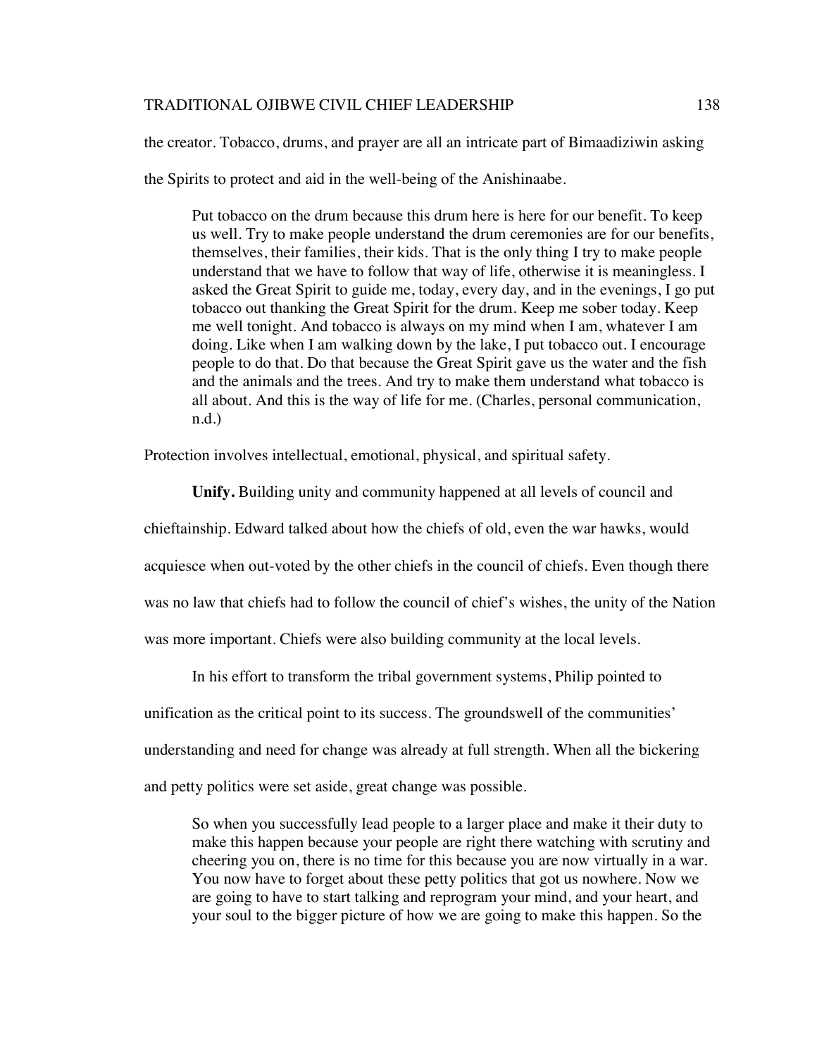the creator. Tobacco, drums, and prayer are all an intricate part of Bimaadiziwin asking the Spirits to protect and aid in the well-being of the Anishinaabe.

> Put tobacco on the drum because this drum here is here for our benefit. To keep us well. Try to make people understand the drum ceremonies are for our benefits, themselves, their families, their kids. That is the only thing I try to make people understand that we have to follow that way of life, otherwise it is meaningless. I asked the Great Spirit to guide me, today, every day, and in the evenings, I go put tobacco out thanking the Great Spirit for the drum. Keep me sober today. Keep me well tonight. And tobacco is always on my mind when I am, whatever I am doing. Like when I am walking down by the lake, I put tobacco out. I encourage people to do that. Do that because the Great Spirit gave us the water and the fish and the animals and the trees. And try to make them understand what tobacco is all about. And this is the way of life for me. (Charles, personal communication, n.d.)

Protection involves intellectual, emotional, physical, and spiritual safety.

**Unify.** Building unity and community happened at all levels of council and chieftainship. Edward talked about how the chiefs of old, even the war hawks, would acquiesce when out-voted by the other chiefs in the council of chiefs. Even though there was no law that chiefs had to follow the council of chief's wishes, the unity of the Nation was more important. Chiefs were also building community at the local levels.

In his effort to transform the tribal government systems, Philip pointed to unification as the critical point to its success. The groundswell of the communities' understanding and need for change was already at full strength. When all the bickering and petty politics were set aside, great change was possible.

> So when you successfully lead people to a larger place and make it their duty to make this happen because your people are right there watching with scrutiny and cheering you on, there is no time for this because you are now virtually in a war. You now have to forget about these petty politics that got us nowhere. Now we are going to have to start talking and reprogram your mind, and your heart, and your soul to the bigger picture of how we are going to make this happen. So the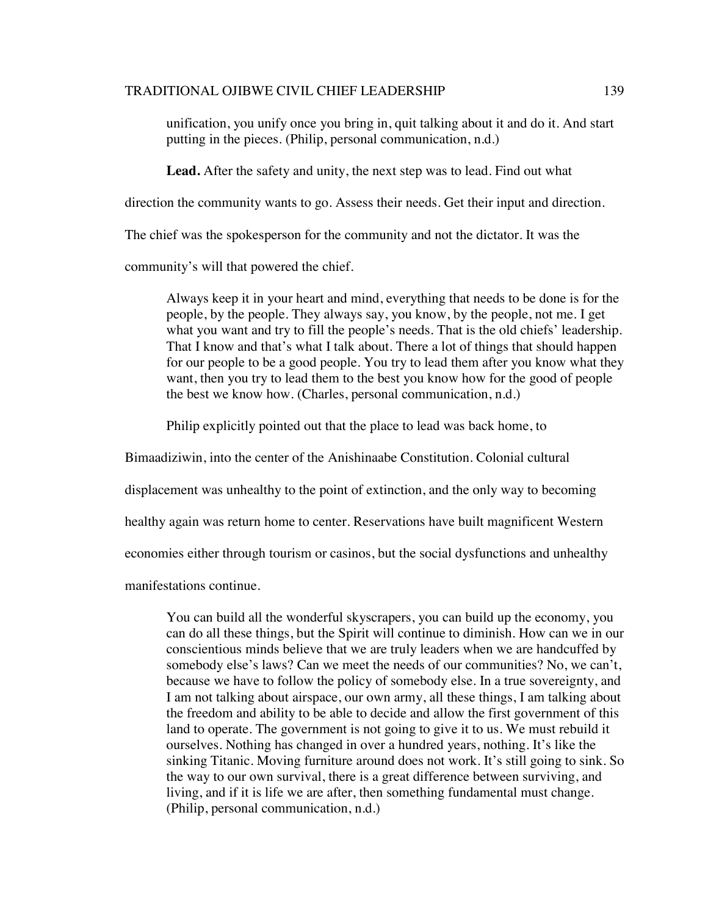> unification, you unify once you bring in, quit talking about it and do it. And start putting in the pieces. (Philip, personal communication, n.d.)

**Lead.** After the safety and unity, the next step was to lead. Find out what direction the community wants to go. Assess their needs. Get their input and direction. The chief was the spokesperson for the community and not the dictator. It was the community's will that powered the chief.

> Always keep it in your heart and mind, everything that needs to be done is for the people, by the people. They always say, you know, by the people, not me. I get what you want and try to fill the people's needs. That is the old chiefs' leadership. That I know and that's what I talk about. There a lot of things that should happen for our people to be a good people. You try to lead them after you know what they want, then you try to lead them to the best you know how for the good of people the best we know how. (Charles, personal communication, n.d.)

Philip explicitly pointed out that the place to lead was back home, to Bimaadiziwin, into the center of the Anishinaabe Constitution. Colonial cultural displacement was unhealthy to the point of extinction, and the only way to becoming healthy again was return home to center. Reservations have built magnificent Western economies either through tourism or casinos, but the social dysfunctions and unhealthy manifestations continue.

> You can build all the wonderful skyscrapers, you can build up the economy, you can do all these things, but the Spirit will continue to diminish. How can we in our conscientious minds believe that we are truly leaders when we are handcuffed by somebody else's laws? Can we meet the needs of our communities? No, we can't, because we have to follow the policy of somebody else. In a true sovereignty, and I am not talking about airspace, our own army, all these things, I am talking about the freedom and ability to be able to decide and allow the first government of this land to operate. The government is not going to give it to us. We must rebuild it ourselves. Nothing has changed in over a hundred years, nothing. It's like the sinking Titanic. Moving furniture around does not work. It's still going to sink. So the way to our own survival, there is a great difference between surviving, and living, and if it is life we are after, then something fundamental must change. (Philip, personal communication, n.d.)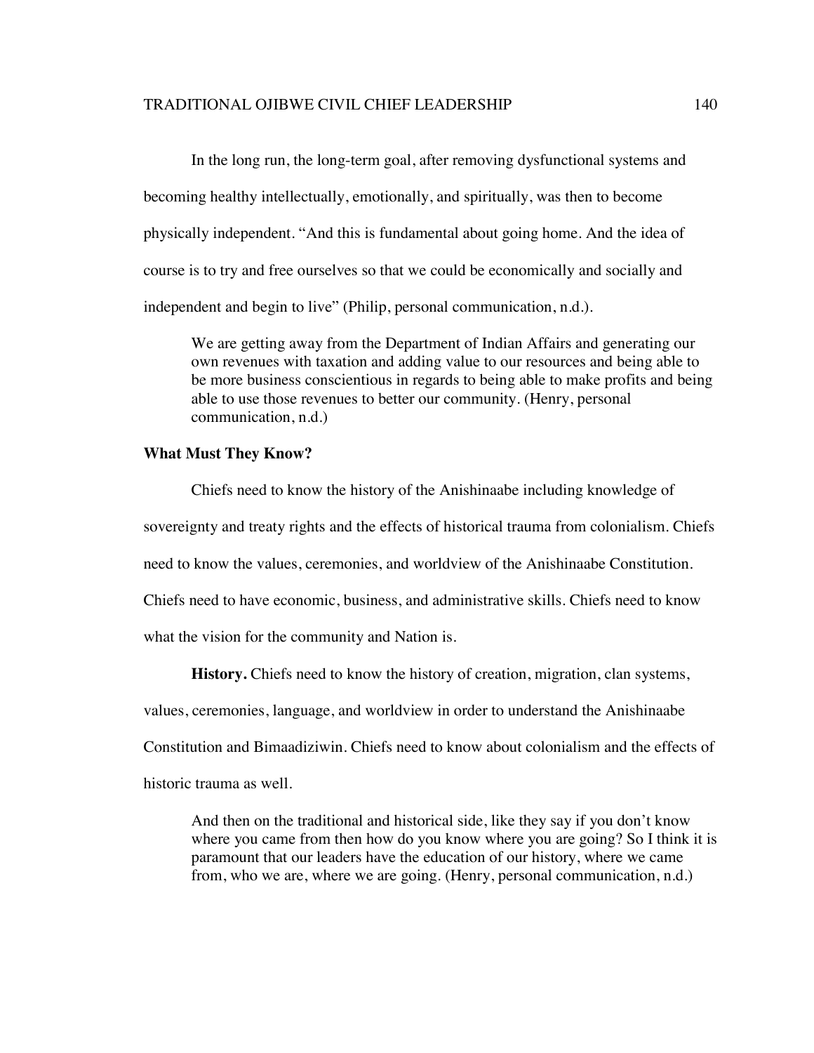In the long run, the long-term goal, after removing dysfunctional systems and becoming healthy intellectually, emotionally, and spiritually, was then to become physically independent. "And this is fundamental about going home. And the idea of course is to try and free ourselves so that we could be economically and socially and independent and begin to live" (Philip, personal communication, n.d.).

> We are getting away from the Department of Indian Affairs and generating our own revenues with taxation and adding value to our resources and being able to be more business conscientious in regards to being able to make profits and being able to use those revenues to better our community. (Henry, personal communication, n.d.)

### What Must They Know?

Chiefs need to know the history of the Anishinaabe including knowledge of sovereignty and treaty rights and the effects of historical trauma from colonialism. Chiefs need to know the values, ceremonies, and worldview of the Anishinaabe Constitution. Chiefs need to have economic, business, and administrative skills. Chiefs need to know what the vision for the community and Nation is.

**History.** Chiefs need to know the history of creation, migration, clan systems, values, ceremonies, language, and worldview in order to understand the Anishinaabe Constitution and Bimaadiziwin. Chiefs need to know about colonialism and the effects of historic trauma as well.

> And then on the traditional and historical side, like they say if you don't know where you came from then how do you know where you are going? So I think it is paramount that our leaders have the education of our history, where we came from, who we are, where we are going. (Henry, personal communication, n.d.)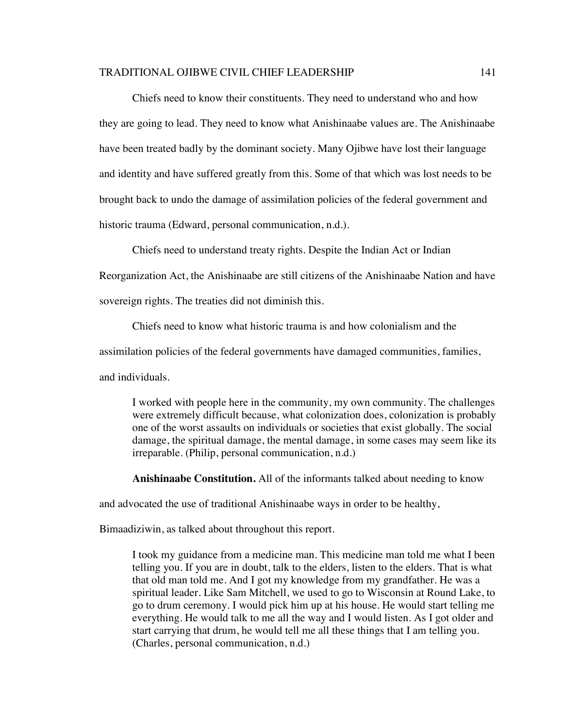Chiefs need to know their constituents. They need to understand who and how they are going to lead. They need to know what Anishinaabe values are. The Anishinaabe have been treated badly by the dominant society. Many Ojibwe have lost their language and identity and have suffered greatly from this. Some of that which was lost needs to be brought back to undo the damage of assimilation policies of the federal government and historic trauma (Edward, personal communication, n.d.).

Chiefs need to understand treaty rights. Despite the Indian Act or Indian Reorganization Act, the Anishinaabe are still citizens of the Anishinaabe Nation and have sovereign rights. The treaties did not diminish this.

Chiefs need to know what historic trauma is and how colonialism and the assimilation policies of the federal governments have damaged communities, families, and individuals.

> I worked with people here in the community, my own community. The challenges were extremely difficult because, what colonization does, colonization is probably one of the worst assaults on individuals or societies that exist globally. The social damage, the spiritual damage, the mental damage, in some cases may seem like its irreparable. (Philip, personal communication, n.d.)

**Anishinaabe Constitution.** All of the informants talked about needing to know and advocated the use of traditional Anishinaabe ways in order to be healthy, Bimaadiziwin, as talked about throughout this report.

> I took my guidance from a medicine man. This medicine man told me what I been telling you. If you are in doubt, talk to the elders, listen to the elders. That is what that old man told me. And I got my knowledge from my grandfather. He was a spiritual leader. Like Sam Mitchell, we used to go to Wisconsin at Round Lake, to go to drum ceremony. I would pick him up at his house. He would start telling me everything. He would talk to me all the way and I would listen. As I got older and start carrying that drum, he would tell me all these things that I am telling you. (Charles, personal communication, n.d.)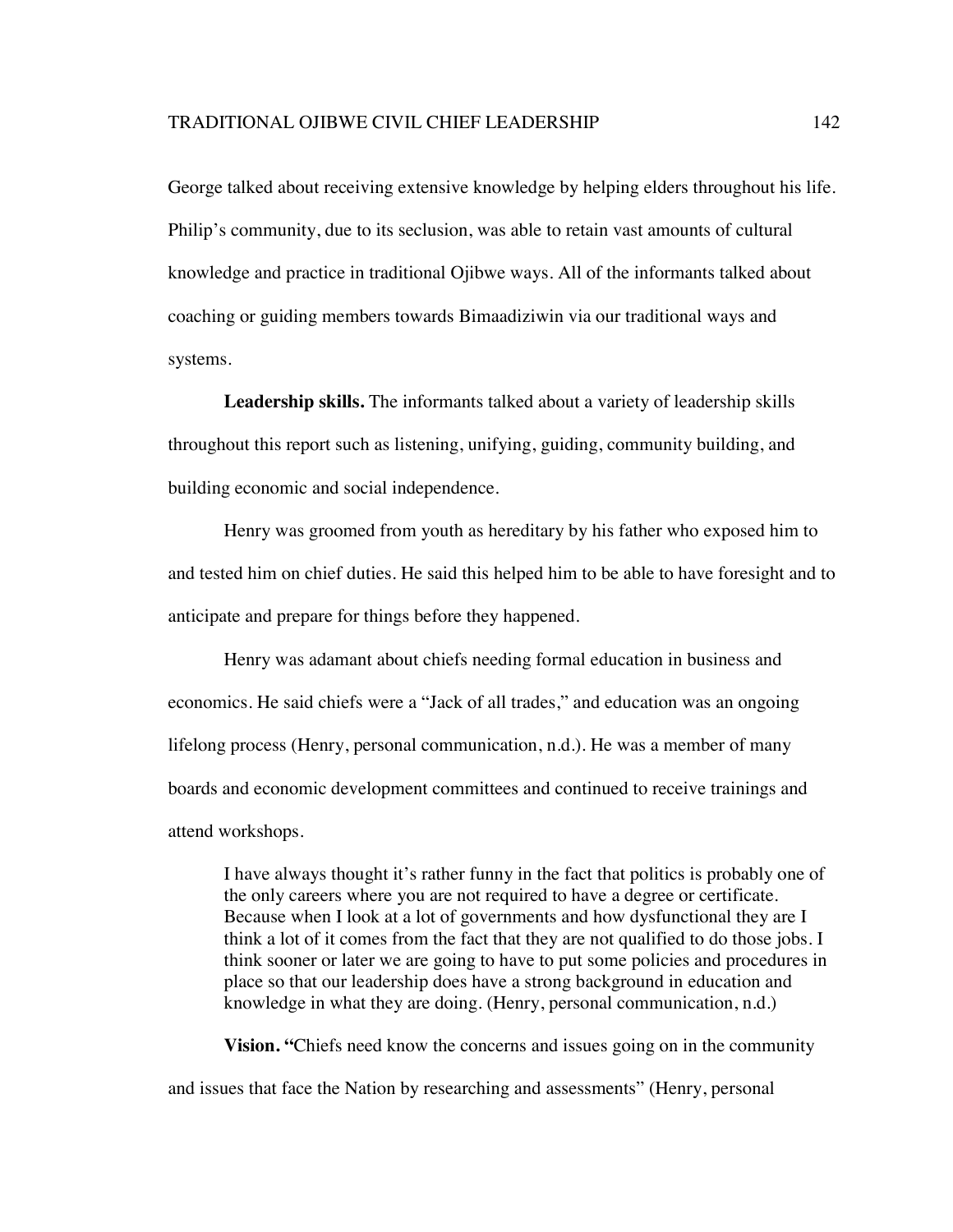George talked about receiving extensive knowledge by helping elders throughout his life. Philip's community, due to its seclusion, was able to retain vast amounts of cultural knowledge and practice in traditional Ojibwe ways. All of the informants talked about coaching or guiding members towards Bimaadiziwin via our traditional ways and systems.

**Leadership skills.** The informants talked about a variety of leadership skills throughout this report such as listening, unifying, guiding, community building, and building economic and social independence.

Henry was groomed from youth as hereditary by his father who exposed him to and tested him on chief duties. He said this helped him to be able to have foresight and to anticipate and prepare for things before they happened.

Henry was adamant about chiefs needing formal education in business and economics. He said chiefs were a "Jack of all trades," and education was an ongoing lifelong process (Henry, personal communication, n.d.). He was a member of many boards and economic development committees and continued to receive trainings and attend workshops.

> I have always thought it's rather funny in the fact that politics is probably one of the only careers where you are not required to have a degree or certificate. Because when I look at a lot of governments and how dysfunctional they are I think a lot of it comes from the fact that they are not qualified to do those jobs. I think sooner or later we are going to have to put some policies and procedures in place so that our leadership does have a strong background in education and knowledge in what they are doing. (Henry, personal communication, n.d.)

**Vision.** "Chiefs need know the concerns and issues going on in the community and issues that face the Nation by researching and assessments" (Henry, personal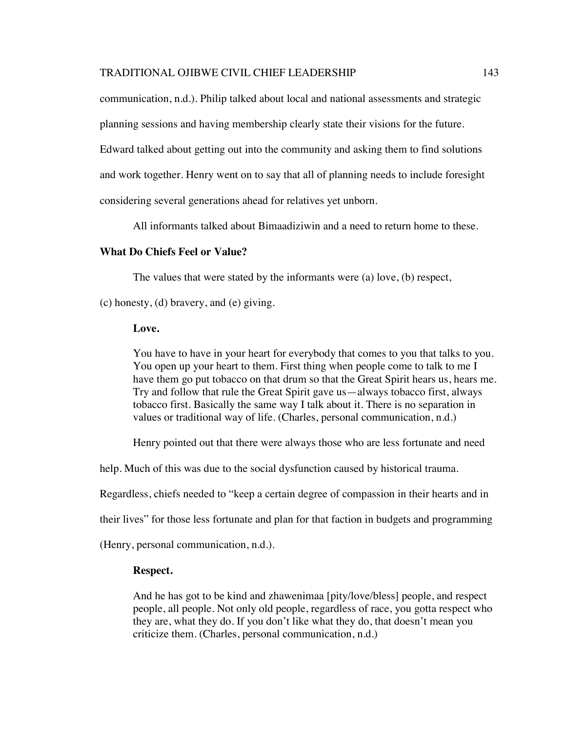communication, n.d.). Philip talked about local and national assessments and strategic planning sessions and having membership clearly state their visions for the future. Edward talked about getting out into the community and asking them to find solutions and work together. Henry went on to say that all of planning needs to include foresight considering several generations ahead for relatives yet unborn.

All informants talked about Bimaadiziwin and a need to return home to these.

## What Do Chiefs Feel or Value?

The values that were stated by the informants were (a) love, (b) respect, (c) honesty, (d) bravery, and (e) giving.

### Love.

> You have to have in your heart for everybody that comes to you that talks to you. You open up your heart to them. First thing when people come to talk to me I have them go put tobacco on that drum so that the Great Spirit hears us, hears me. Try and follow that rule the Great Spirit gave us—always tobacco first, always tobacco first. Basically the same way I talk about it. There is no separation in values or traditional way of life. (Charles, personal communication, n.d.)

Henry pointed out that there were always those who are less fortunate and need help. Much of this was due to the social dysfunction caused by historical trauma. Regardless, chiefs needed to "keep a certain degree of compassion in their hearts and in their lives" for those less fortunate and plan for that faction in budgets and programming (Henry, personal communication, n.d.).

### Respect.

> And he has got to be kind and zhawenimaa [pity/love/bless] people, and respect people, all people. Not only old people, regardless of race, you gotta respect who they are, what they do. If you don't like what they do, that doesn't mean you criticize them. (Charles, personal communication, n.d.)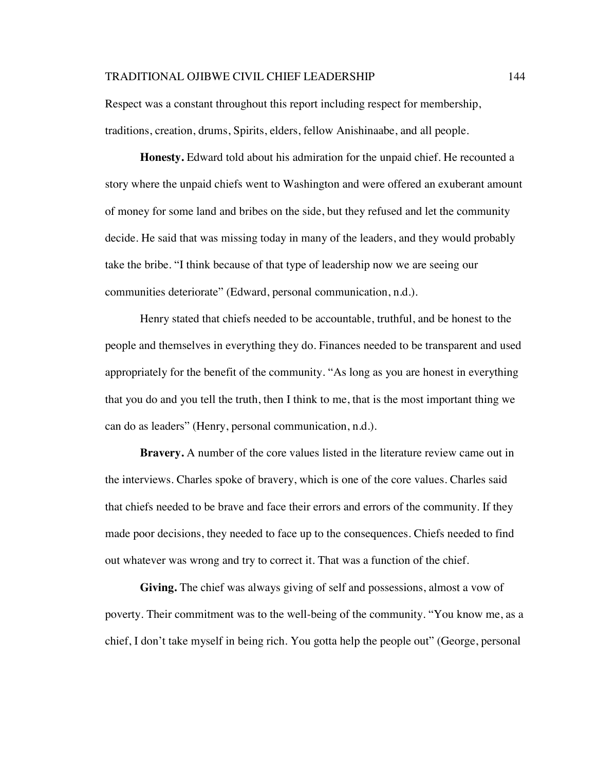Respect was a constant throughout this report including respect for membership, traditions, creation, drums, Spirits, elders, fellow Anishinaabe, and all people.

**Honesty.** Edward told about his admiration for the unpaid chief. He recounted a story where the unpaid chiefs went to Washington and were offered an exuberant amount of money for some land and bribes on the side, but they refused and let the community decide. He said that was missing today in many of the leaders, and they would probably take the bribe. "I think because of that type of leadership now we are seeing our communities deteriorate" (Edward, personal communication, n.d.).

Henry stated that chiefs needed to be accountable, truthful, and be honest to the people and themselves in everything they do. Finances needed to be transparent and used appropriately for the benefit of the community. "As long as you are honest in everything that you do and you tell the truth, then I think to me, that is the most important thing we can do as leaders" (Henry, personal communication, n.d.).

**Bravery.** A number of the core values listed in the literature review came out in the interviews. Charles spoke of bravery, which is one of the core values. Charles said that chiefs needed to be brave and face their errors and errors of the community. If they made poor decisions, they needed to face up to the consequences. Chiefs needed to find out whatever was wrong and try to correct it. That was a function of the chief.

**Giving.** The chief was always giving of self and possessions, almost a vow of poverty. Their commitment was to the well-being of the community. "You know me, as a chief, I don't take myself in being rich. You gotta help the people out" (George, personal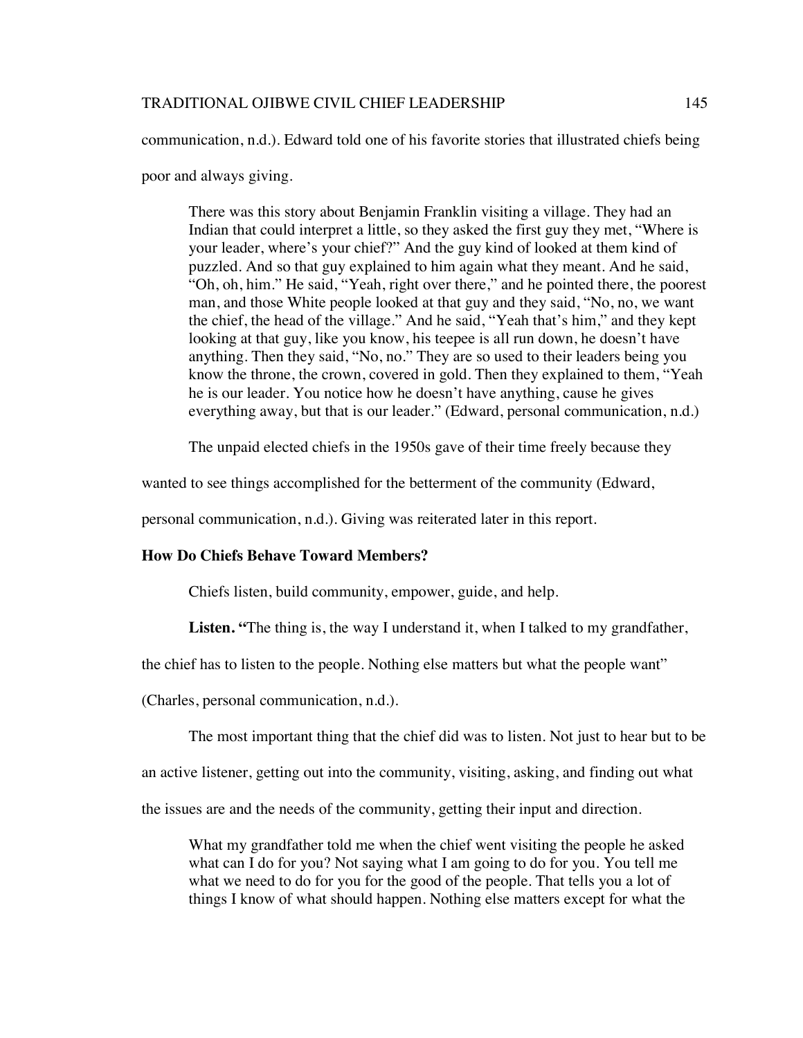communication, n.d.). Edward told one of his favorite stories that illustrated chiefs being poor and always giving.

> There was this story about Benjamin Franklin visiting a village. They had an Indian that could interpret a little, so they asked the first guy they met, "Where is your leader, where's your chief?" And the guy kind of looked at them kind of puzzled. And so that guy explained to him again what they meant. And he said, "Oh, oh, him." He said, "Yeah, right over there," and he pointed there, the poorest man, and those White people looked at that guy and they said, "No, no, we want the chief, the head of the village." And he said, "Yeah that's him," and they kept looking at that guy, like you know, his teepee is all run down, he doesn't have anything. Then they said, "No, no." They are so used to their leaders being you know the throne, the crown, covered in gold. Then they explained to them, "Yeah he is our leader. You notice how he doesn't have anything, cause he gives everything away, but that is our leader." (Edward, personal communication, n.d.)

The unpaid elected chiefs in the 1950s gave of their time freely because they wanted to see things accomplished for the betterment of the community (Edward, personal communication, n.d.). Giving was reiterated later in this report.

**How Do Chiefs Behave Toward Members?**

Chiefs listen, build community, empower, guide, and help.

**Listen.** "The thing is, the way I understand it, when I talked to my grandfather, the chief has to listen to the people. Nothing else matters but what the people want" (Charles, personal communication, n.d.).

The most important thing that the chief did was to listen. Not just to hear but to be an active listener, getting out into the community, visiting, asking, and finding out what the issues are and the needs of the community, getting their input and direction.

> What my grandfather told me when the chief went visiting the people he asked what can I do for you? Not saying what I am going to do for you. You tell me what we need to do for you for the good of the people. That tells you a lot of things I know of what should happen. Nothing else matters except for what the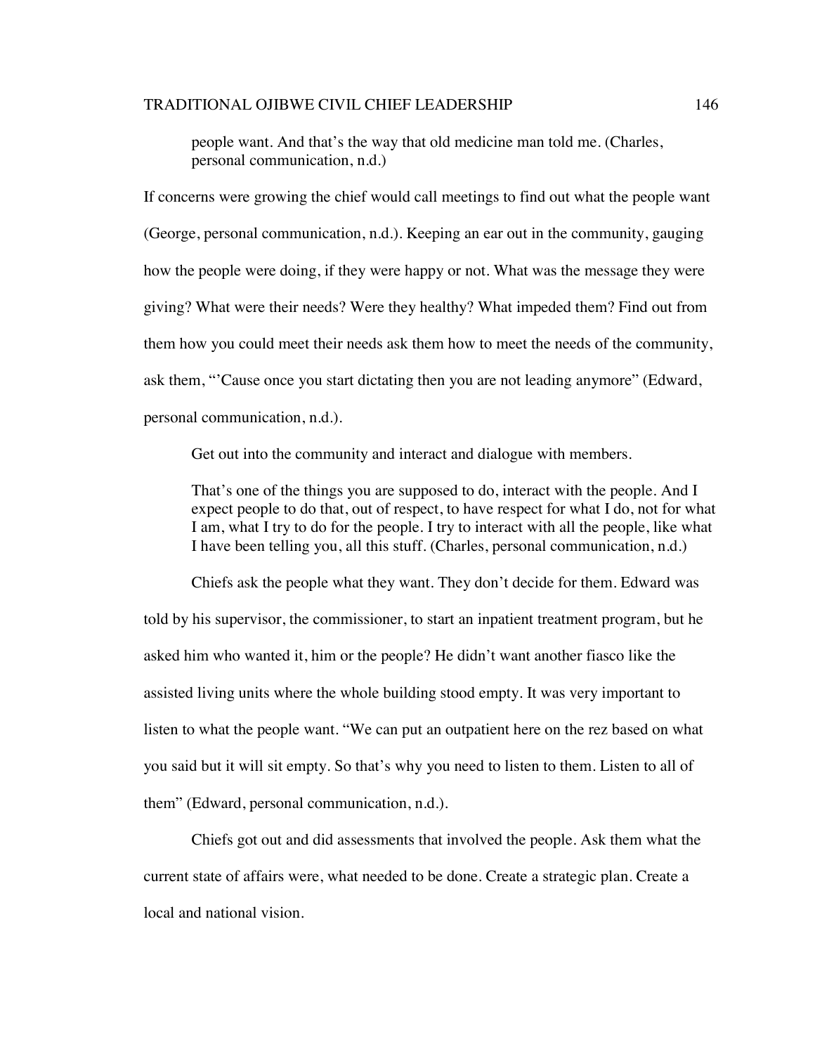> people want. And that's the way that old medicine man told me. (Charles, personal communication, n.d.)

If concerns were growing the chief would call meetings to find out what the people want (George, personal communication, n.d.). Keeping an ear out in the community, gauging how the people were doing, if they were happy or not. What was the message they were giving? What were their needs? Were they healthy? What impeded them? Find out from them how you could meet their needs ask them how to meet the needs of the community, ask them, "'Cause once you start dictating then you are not leading anymore" (Edward, personal communication, n.d.).

Get out into the community and interact and dialogue with members.

> That's one of the things you are supposed to do, interact with the people. And I expect people to do that, out of respect, to have respect for what I do, not for what I am, what I try to do for the people. I try to interact with all the people, like what I have been telling you, all this stuff. (Charles, personal communication, n.d.)

Chiefs ask the people what they want. They don't decide for them. Edward was told by his supervisor, the commissioner, to start an inpatient treatment program, but he asked him who wanted it, him or the people? He didn't want another fiasco like the assisted living units where the whole building stood empty. It was very important to listen to what the people want. "We can put an outpatient here on the rez based on what you said but it will sit empty. So that's why you need to listen to them. Listen to all of them" (Edward, personal communication, n.d.).

Chiefs got out and did assessments that involved the people. Ask them what the current state of affairs were, what needed to be done. Create a strategic plan. Create a local and national vision.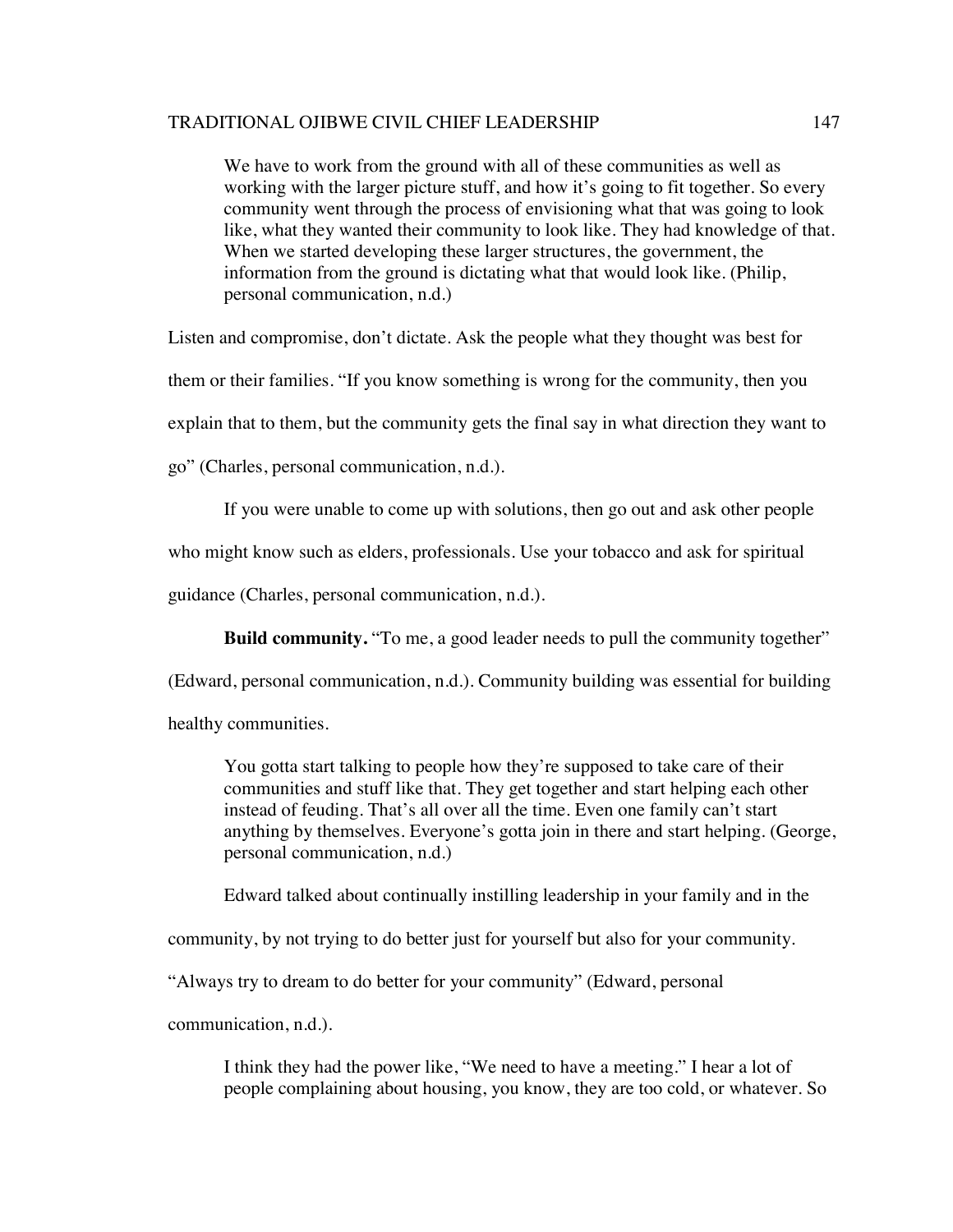> We have to work from the ground with all of these communities as well as working with the larger picture stuff, and how it's going to fit together. So every community went through the process of envisioning what that was going to look like, what they wanted their community to look like. They had knowledge of that. When we started developing these larger structures, the government, the information from the ground is dictating what that would look like. (Philip, personal communication, n.d.)

Listen and compromise, don't dictate. Ask the people what they thought was best for them or their families. "If you know something is wrong for the community, then you explain that to them, but the community gets the final say in what direction they want to go" (Charles, personal communication, n.d.).

If you were unable to come up with solutions, then go out and ask other people who might know such as elders, professionals. Use your tobacco and ask for spiritual guidance (Charles, personal communication, n.d.).

**Build community.** "To me, a good leader needs to pull the community together" (Edward, personal communication, n.d.). Community building was essential for building healthy communities.

> You gotta start talking to people how they're supposed to take care of their communities and stuff like that. They get together and start helping each other instead of feuding. That's all over all the time. Even one family can't start anything by themselves. Everyone's gotta join in there and start helping. (George, personal communication, n.d.)

Edward talked about continually instilling leadership in your family and in the community, by not trying to do better just for yourself but also for your community. "Always try to dream to do better for your community" (Edward, personal communication, n.d.).

> I think they had the power like, "We need to have a meeting." I hear a lot of people complaining about housing, you know, they are too cold, or whatever. So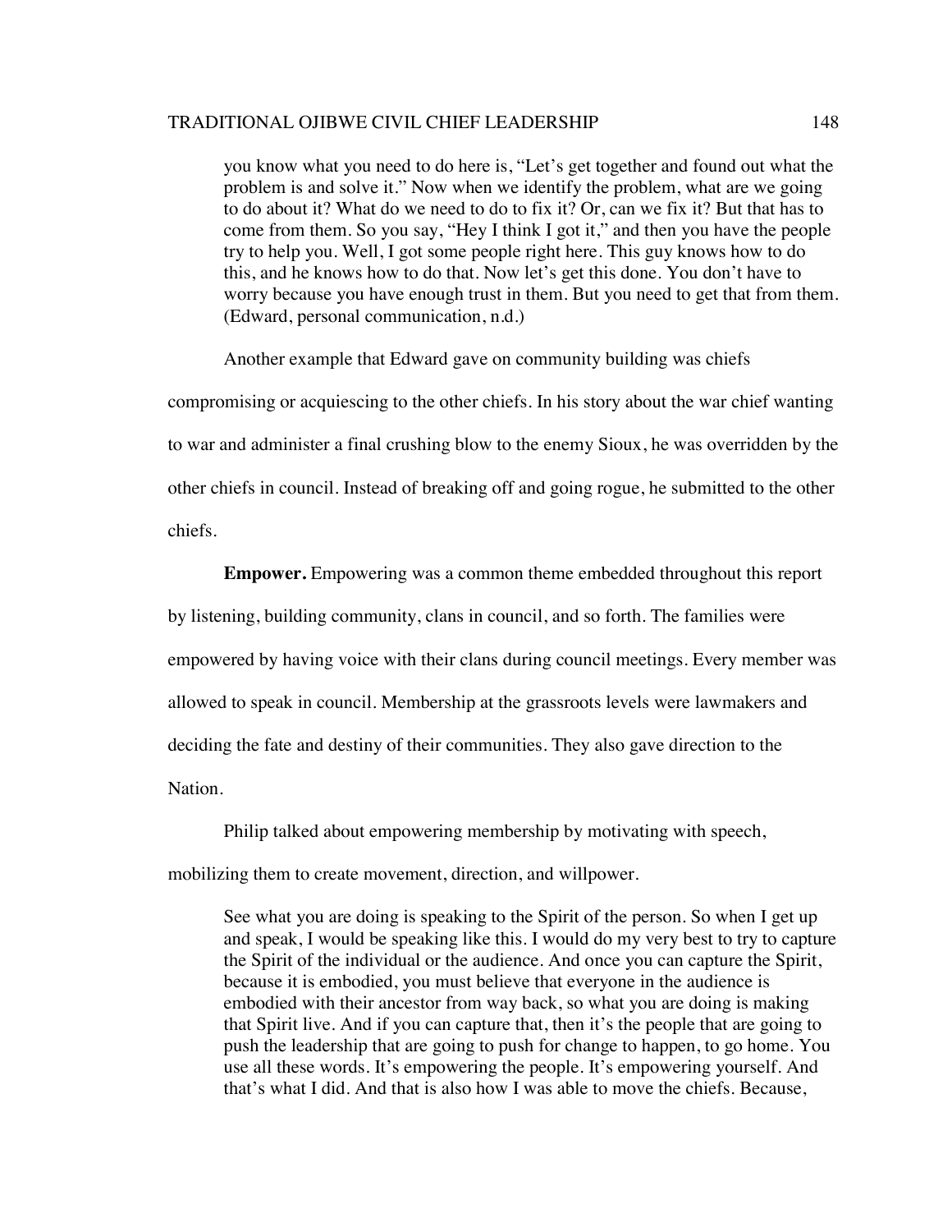> you know what you need to do here is, "Let's get together and found out what the problem is and solve it." Now when we identify the problem, what are we going to do about it? What do we need to do to fix it? Or, can we fix it? But that has to come from them. So you say, "Hey I think I got it," and then you have the people try to help you. Well, I got some people right here. This guy knows how to do this, and he knows how to do that. Now let's get this done. You don't have to worry because you have enough trust in them. But you need to get that from them. (Edward, personal communication, n.d.)

Another example that Edward gave on community building was chiefs compromising or acquiescing to the other chiefs. In his story about the war chief wanting to war and administer a final crushing blow to the enemy Sioux, he was overridden by the other chiefs in council. Instead of breaking off and going rogue, he submitted to the other chiefs.

**Empower.** Empowering was a common theme embedded throughout this report by listening, building community, clans in council, and so forth. The families were empowered by having voice with their clans during council meetings. Every member was allowed to speak in council. Membership at the grassroots levels were lawmakers and deciding the fate and destiny of their communities. They also gave direction to the Nation.

Philip talked about empowering membership by motivating with speech, mobilizing them to create movement, direction, and willpower.

> See what you are doing is speaking to the Spirit of the person. So when I get up and speak, I would be speaking like this. I would do my very best to try to capture the Spirit of the individual or the audience. And once you can capture the Spirit, because it is embodied, you must believe that everyone in the audience is embodied with their ancestor from way back, so what you are doing is making that Spirit live. And if you can capture that, then it's the people that are going to push the leadership that are going to push for change to happen, to go home. You use all these words. It's empowering the people. It's empowering yourself. And that's what I did. And that is also how I was able to move the chiefs. Because,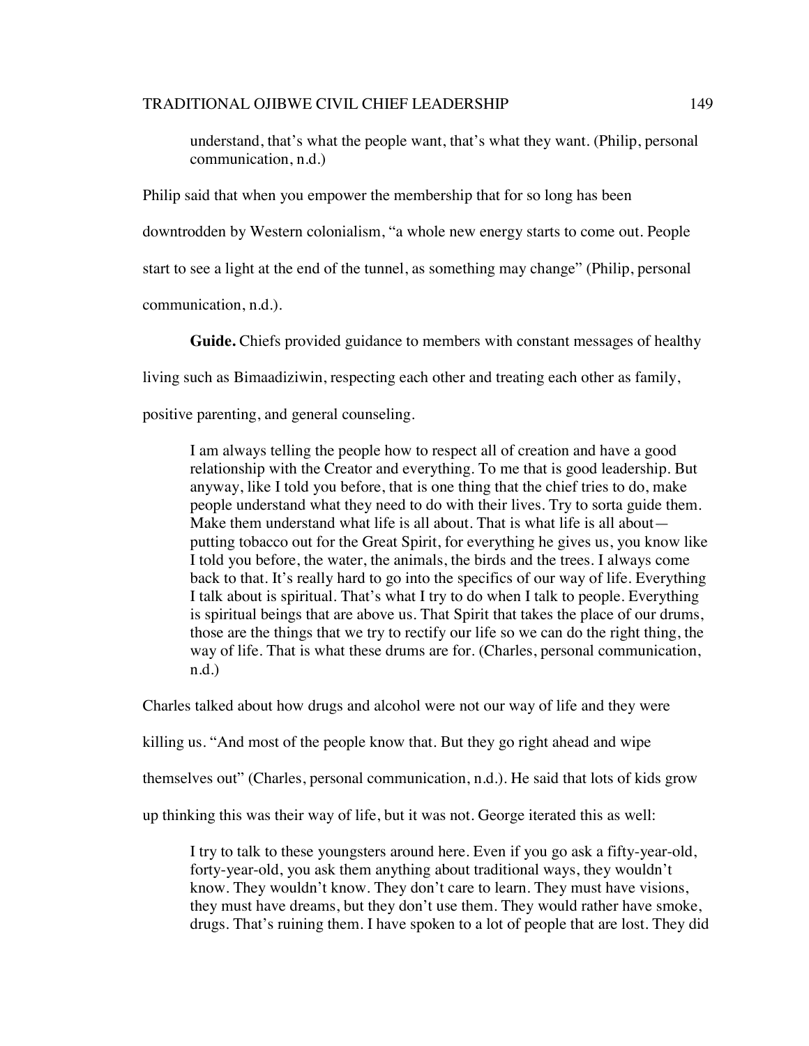> understand, that's what the people want, that's what they want. (Philip, personal communication, n.d.)

Philip said that when you empower the membership that for so long has been downtrodden by Western colonialism, "a whole new energy starts to come out. People start to see a light at the end of the tunnel, as something may change" (Philip, personal communication, n.d.).

**Guide.** Chiefs provided guidance to members with constant messages of healthy living such as Bimaadiziwin, respecting each other and treating each other as family, positive parenting, and general counseling.

> I am always telling the people how to respect all of creation and have a good relationship with the Creator and everything. To me that is good leadership. But anyway, like I told you before, that is one thing that the chief tries to do, make people understand what they need to do with their lives. Try to sorta guide them. Make them understand what life is all about. That is what life is all about—putting tobacco out for the Great Spirit, for everything he gives us, you know like I told you before, the water, the animals, the birds and the trees. I always come back to that. It's really hard to go into the specifics of our way of life. Everything I talk about is spiritual. That's what I try to do when I talk to people. Everything is spiritual beings that are above us. That Spirit that takes the place of our drums, those are the things that we try to rectify our life so we can do the right thing, the way of life. That is what these drums are for. (Charles, personal communication, n.d.)

Charles talked about how drugs and alcohol were not our way of life and they were killing us. "And most of the people know that. But they go right ahead and wipe themselves out" (Charles, personal communication, n.d.). He said that lots of kids grow up thinking this was their way of life, but it was not. George iterated this as well:

> I try to talk to these youngsters around here. Even if you go ask a fifty-year-old, forty-year-old, you ask them anything about traditional ways, they wouldn't know. They wouldn't know. They don't care to learn. They must have visions, they must have dreams, but they don't use them. They would rather have smoke, drugs. That's ruining them. I have spoken to a lot of people that are lost. They did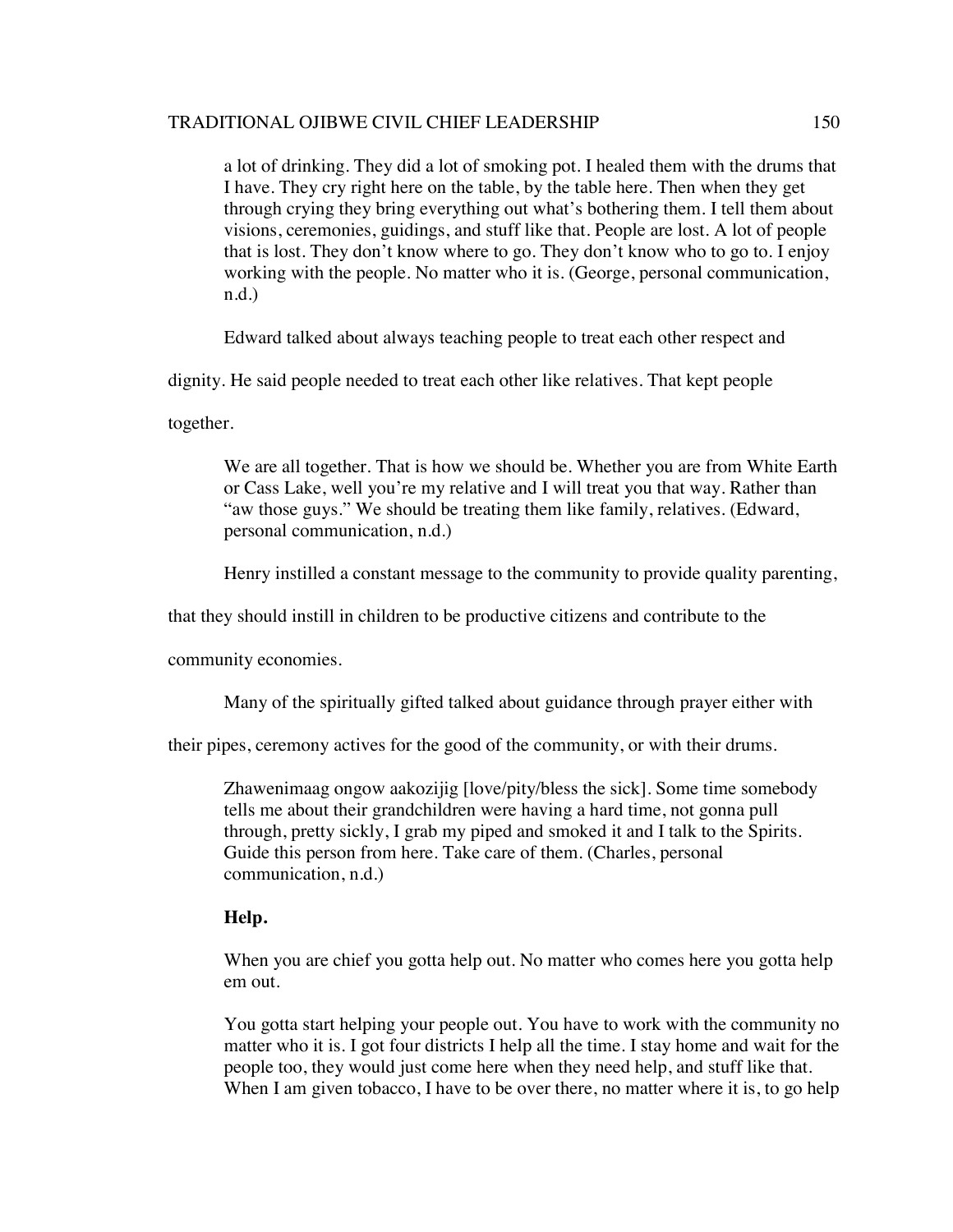> a lot of drinking. They did a lot of smoking pot. I healed them with the drums that I have. They cry right here on the table, by the table here. Then when they get through crying they bring everything out what's bothering them. I tell them about visions, ceremonies, guidings, and stuff like that. People are lost. A lot of people that is lost. They don't know where to go. They don't know who to go to. I enjoy working with the people. No matter who it is. (George, personal communication, n.d.)

Edward talked about always teaching people to treat each other respect and dignity. He said people needed to treat each other like relatives. That kept people together.

> We are all together. That is how we should be. Whether you are from White Earth or Cass Lake, well you're my relative and I will treat you that way. Rather than "aw those guys." We should be treating them like family, relatives. (Edward, personal communication, n.d.)

Henry instilled a constant message to the community to provide quality parenting, that they should instill in children to be productive citizens and contribute to the community economies.

Many of the spiritually gifted talked about guidance through prayer either with their pipes, ceremony actives for the good of the community, or with their drums.

> Zhawenimaag ongow aakozijig [love/pity/bless the sick]. Some time somebody tells me about their grandchildren were having a hard time, not gonna pull through, pretty sickly, I grab my piped and smoked it and I talk to the Spirits. Guide this person from here. Take care of them. (Charles, personal communication, n.d.)

**Help.**

> When you are chief you gotta help out. No matter who comes here you gotta help em out.
>
> You gotta start helping your people out. You have to work with the community no matter who it is. I got four districts I help all the time. I stay home and wait for the people too, they would just come here when they need help, and stuff like that. When I am given tobacco, I have to be over there, no matter where it is, to go help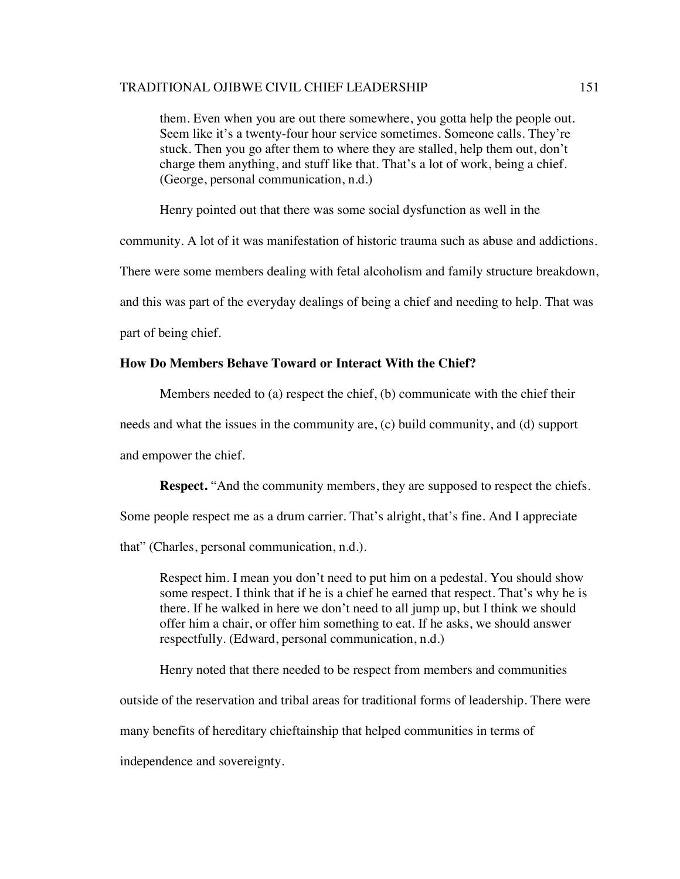> them. Even when you are out there somewhere, you gotta help the people out. Seem like it's a twenty-four hour service sometimes. Someone calls. They're stuck. Then you go after them to where they are stalled, help them out, don't charge them anything, and stuff like that. That's a lot of work, being a chief. (George, personal communication, n.d.)

Henry pointed out that there was some social dysfunction as well in the community. A lot of it was manifestation of historic trauma such as abuse and addictions. There were some members dealing with fetal alcoholism and family structure breakdown, and this was part of the everyday dealings of being a chief and needing to help. That was part of being chief.

### How Do Members Behave Toward or Interact With the Chief?

Members needed to (a) respect the chief, (b) communicate with the chief their needs and what the issues in the community are, (c) build community, and (d) support and empower the chief.

**Respect.** "And the community members, they are supposed to respect the chiefs. Some people respect me as a drum carrier. That's alright, that's fine. And I appreciate that" (Charles, personal communication, n.d.).

> Respect him. I mean you don't need to put him on a pedestal. You should show some respect. I think that if he is a chief he earned that respect. That's why he is there. If he walked in here we don't need to all jump up, but I think we should offer him a chair, or offer him something to eat. If he asks, we should answer respectfully. (Edward, personal communication, n.d.)

Henry noted that there needed to be respect from members and communities outside of the reservation and tribal areas for traditional forms of leadership. There were many benefits of hereditary chieftainship that helped communities in terms of independence and sovereignty.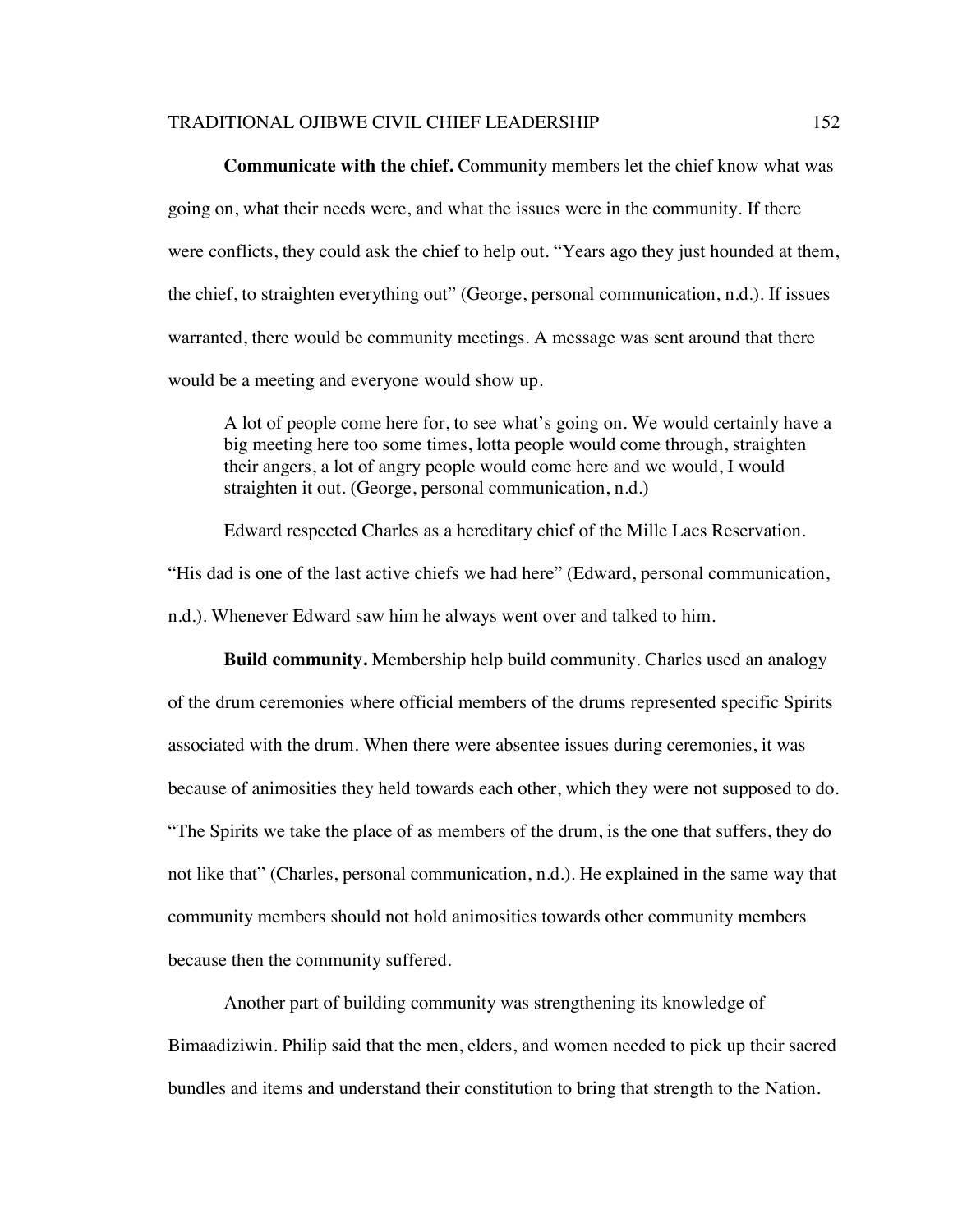**Communicate with the chief.** Community members let the chief know what was going on, what their needs were, and what the issues were in the community. If there were conflicts, they could ask the chief to help out. "Years ago they just hounded at them, the chief, to straighten everything out" (George, personal communication, n.d.). If issues warranted, there would be community meetings. A message was sent around that there would be a meeting and everyone would show up.

> A lot of people come here for, to see what's going on. We would certainly have a big meeting here too some times, lotta people would come through, straighten their angers, a lot of angry people would come here and we would, I would straighten it out. (George, personal communication, n.d.)

Edward respected Charles as a hereditary chief of the Mille Lacs Reservation. "His dad is one of the last active chiefs we had here" (Edward, personal communication, n.d.). Whenever Edward saw him he always went over and talked to him.

**Build community.** Membership help build community. Charles used an analogy of the drum ceremonies where official members of the drums represented specific Spirits associated with the drum. When there were absentee issues during ceremonies, it was because of animosities they held towards each other, which they were not supposed to do. "The Spirits we take the place of as members of the drum, is the one that suffers, they do not like that" (Charles, personal communication, n.d.). He explained in the same way that community members should not hold animosities towards other community members because then the community suffered.

Another part of building community was strengthening its knowledge of Bimaadiziwin. Philip said that the men, elders, and women needed to pick up their sacred bundles and items and understand their constitution to bring that strength to the Nation.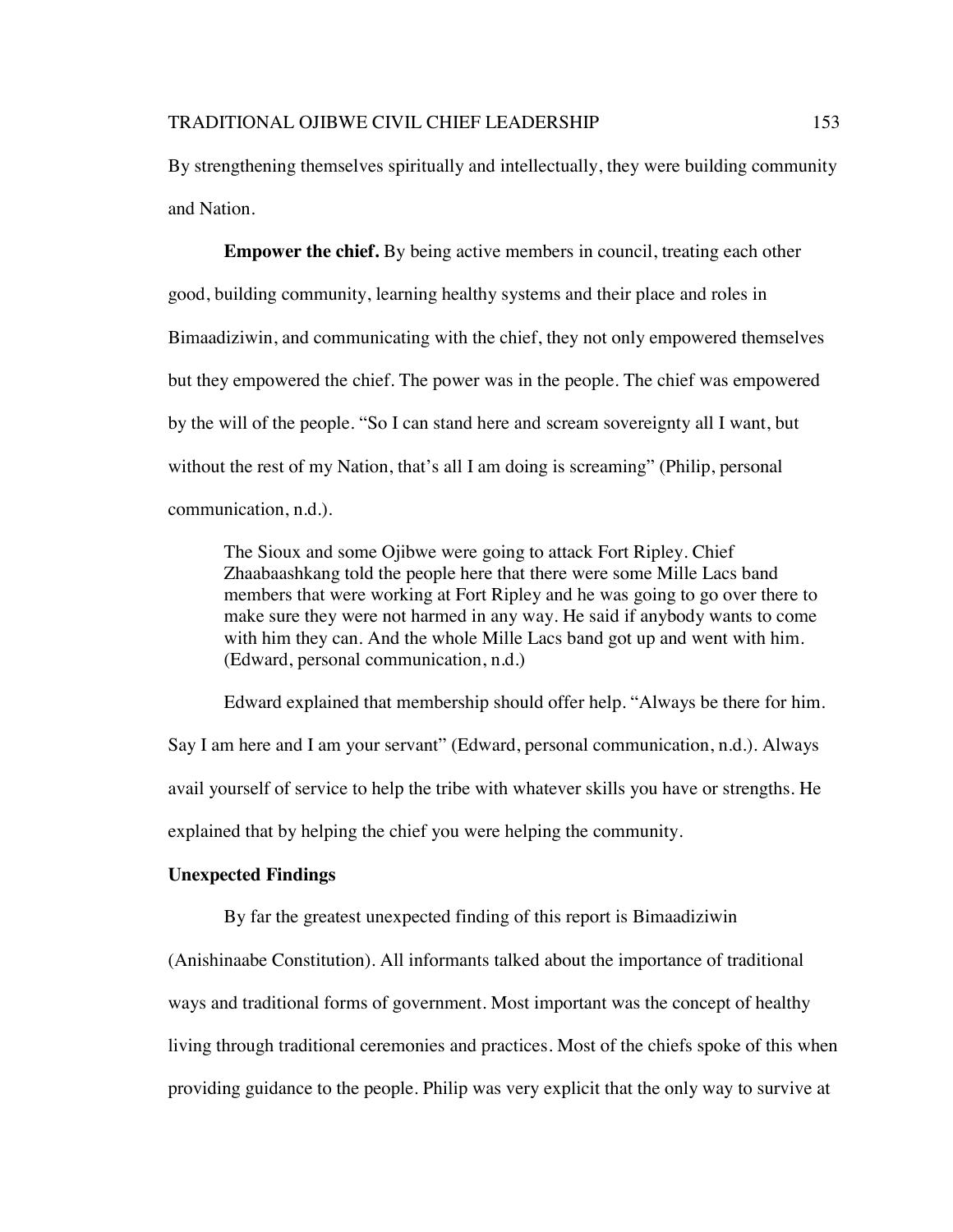By strengthening themselves spiritually and intellectually, they were building community and Nation.

**Empower the chief.** By being active members in council, treating each other good, building community, learning healthy systems and their place and roles in Bimaadiziwin, and communicating with the chief, they not only empowered themselves but they empowered the chief. The power was in the people. The chief was empowered by the will of the people. "So I can stand here and scream sovereignty all I want, but without the rest of my Nation, that's all I am doing is screaming" (Philip, personal communication, n.d.).

> The Sioux and some Ojibwe were going to attack Fort Ripley. Chief Zhaabaashkang told the people here that there were some Mille Lacs band members that were working at Fort Ripley and he was going to go over there to make sure they were not harmed in any way. He said if anybody wants to come with him they can. And the whole Mille Lacs band got up and went with him. (Edward, personal communication, n.d.)

Edward explained that membership should offer help. "Always be there for him. Say I am here and I am your servant" (Edward, personal communication, n.d.). Always avail yourself of service to help the tribe with whatever skills you have or strengths. He explained that by helping the chief you were helping the community.

## Unexpected Findings

By far the greatest unexpected finding of this report is Bimaadiziwin (Anishinaabe Constitution). All informants talked about the importance of traditional ways and traditional forms of government. Most important was the concept of healthy living through traditional ceremonies and practices. Most of the chiefs spoke of this when providing guidance to the people. Philip was very explicit that the only way to survive at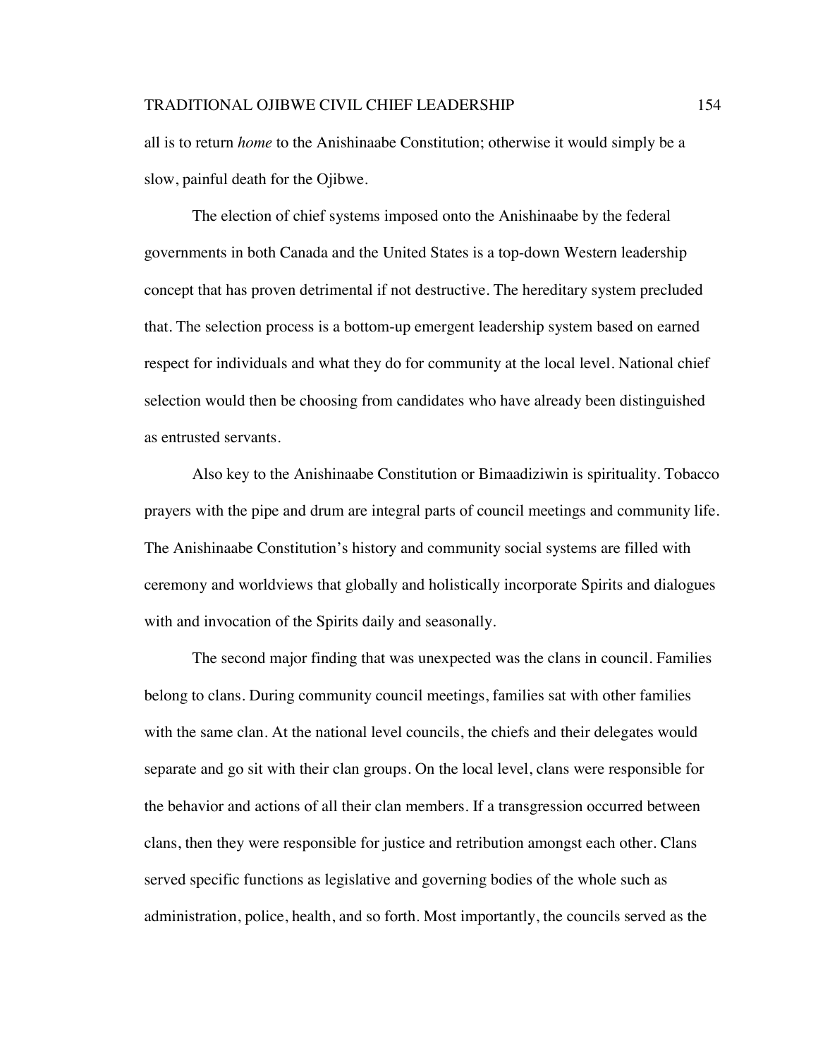all is to return *home* to the Anishinaabe Constitution; otherwise it would simply be a slow, painful death for the Ojibwe.

The election of chief systems imposed onto the Anishinaabe by the federal governments in both Canada and the United States is a top-down Western leadership concept that has proven detrimental if not destructive. The hereditary system precluded that. The selection process is a bottom-up emergent leadership system based on earned respect for individuals and what they do for community at the local level. National chief selection would then be choosing from candidates who have already been distinguished as entrusted servants.

Also key to the Anishinaabe Constitution or Bimaadiziwin is spirituality. Tobacco prayers with the pipe and drum are integral parts of council meetings and community life. The Anishinaabe Constitution's history and community social systems are filled with ceremony and worldviews that globally and holistically incorporate Spirits and dialogues with and invocation of the Spirits daily and seasonally.

The second major finding that was unexpected was the clans in council. Families belong to clans. During community council meetings, families sat with other families with the same clan. At the national level councils, the chiefs and their delegates would separate and go sit with their clan groups. On the local level, clans were responsible for the behavior and actions of all their clan members. If a transgression occurred between clans, then they were responsible for justice and retribution amongst each other. Clans served specific functions as legislative and governing bodies of the whole such as administration, police, health, and so forth. Most importantly, the councils served as the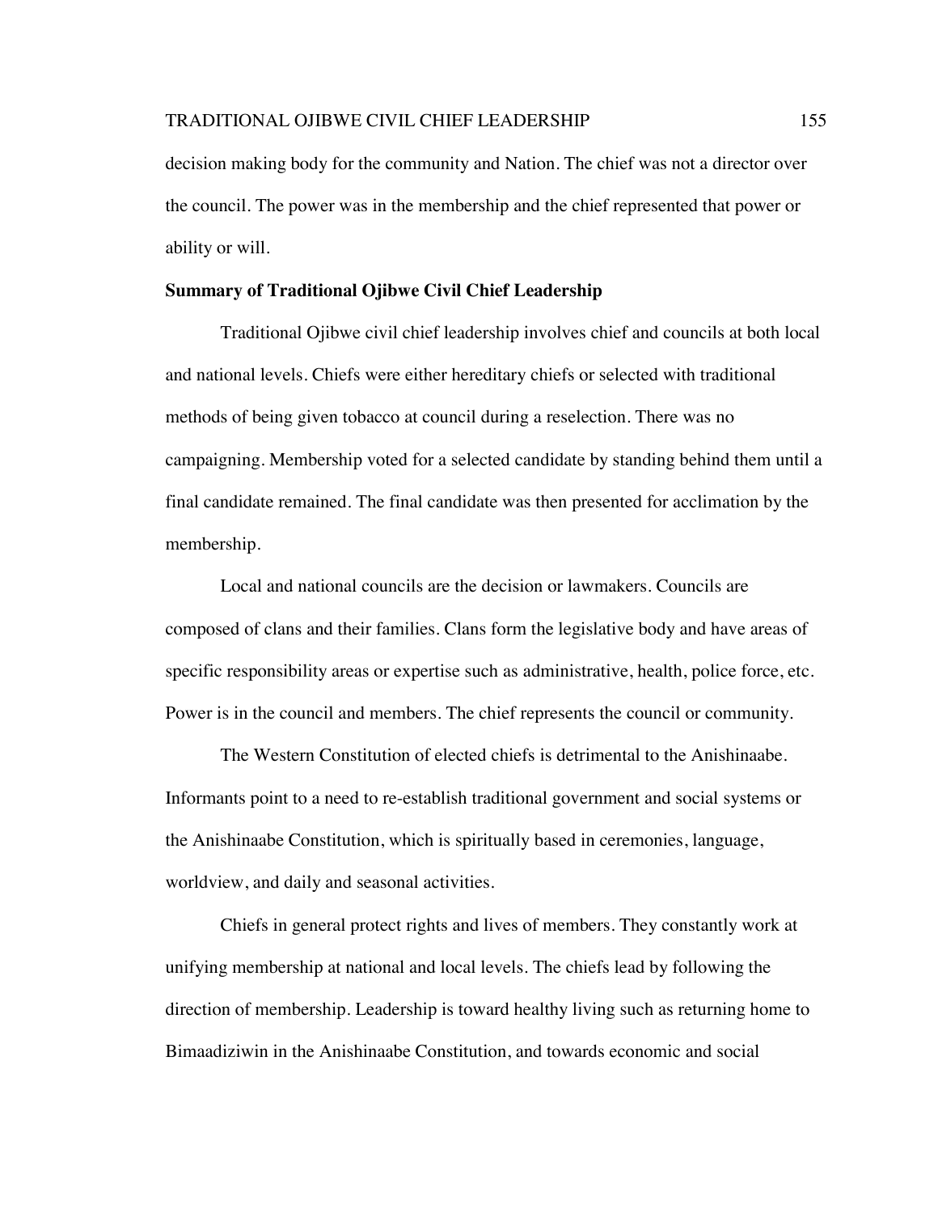decision making body for the community and Nation. The chief was not a director over the council. The power was in the membership and the chief represented that power or ability or will.

**Summary of Traditional Ojibwe Civil Chief Leadership**

Traditional Ojibwe civil chief leadership involves chief and councils at both local and national levels. Chiefs were either hereditary chiefs or selected with traditional methods of being given tobacco at council during a reselection. There was no campaigning. Membership voted for a selected candidate by standing behind them until a final candidate remained. The final candidate was then presented for acclimation by the membership.

Local and national councils are the decision or lawmakers. Councils are composed of clans and their families. Clans form the legislative body and have areas of specific responsibility areas or expertise such as administrative, health, police force, etc. Power is in the council and members. The chief represents the council or community.

The Western Constitution of elected chiefs is detrimental to the Anishinaabe. Informants point to a need to re-establish traditional government and social systems or the Anishinaabe Constitution, which is spiritually based in ceremonies, language, worldview, and daily and seasonal activities.

Chiefs in general protect rights and lives of members. They constantly work at unifying membership at national and local levels. The chiefs lead by following the direction of membership. Leadership is toward healthy living such as returning home to Bimaadiziwin in the Anishinaabe Constitution, and towards economic and social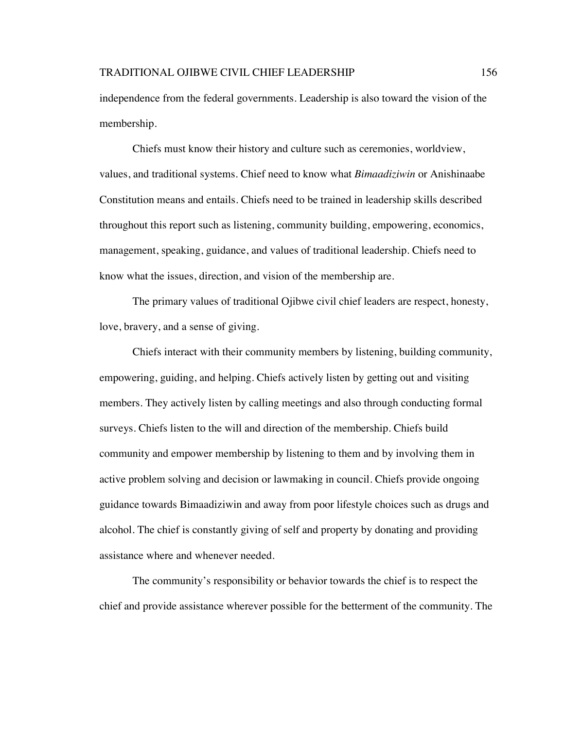independence from the federal governments. Leadership is also toward the vision of the membership.

Chiefs must know their history and culture such as ceremonies, worldview, values, and traditional systems. Chief need to know what *Bimaadiziwin* or Anishinaabe Constitution means and entails. Chiefs need to be trained in leadership skills described throughout this report such as listening, community building, empowering, economics, management, speaking, guidance, and values of traditional leadership. Chiefs need to know what the issues, direction, and vision of the membership are.

The primary values of traditional Ojibwe civil chief leaders are respect, honesty, love, bravery, and a sense of giving.

Chiefs interact with their community members by listening, building community, empowering, guiding, and helping. Chiefs actively listen by getting out and visiting members. They actively listen by calling meetings and also through conducting formal surveys. Chiefs listen to the will and direction of the membership. Chiefs build community and empower membership by listening to them and by involving them in active problem solving and decision or lawmaking in council. Chiefs provide ongoing guidance towards Bimaadiziwin and away from poor lifestyle choices such as drugs and alcohol. The chief is constantly giving of self and property by donating and providing assistance where and whenever needed.

The community's responsibility or behavior towards the chief is to respect the chief and provide assistance wherever possible for the betterment of the community. The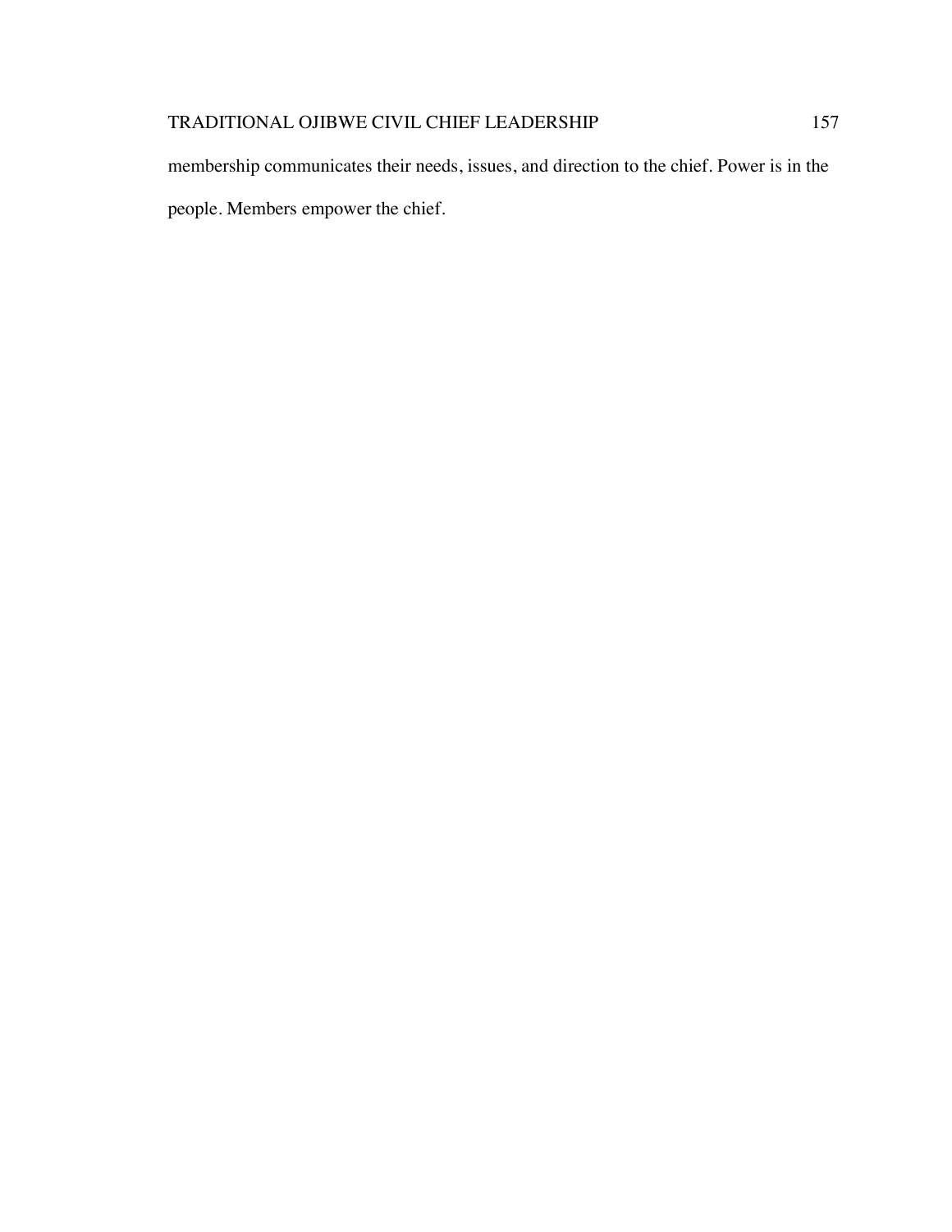membership communicates their needs, issues, and direction to the chief. Power is in the people. Members empower the chief.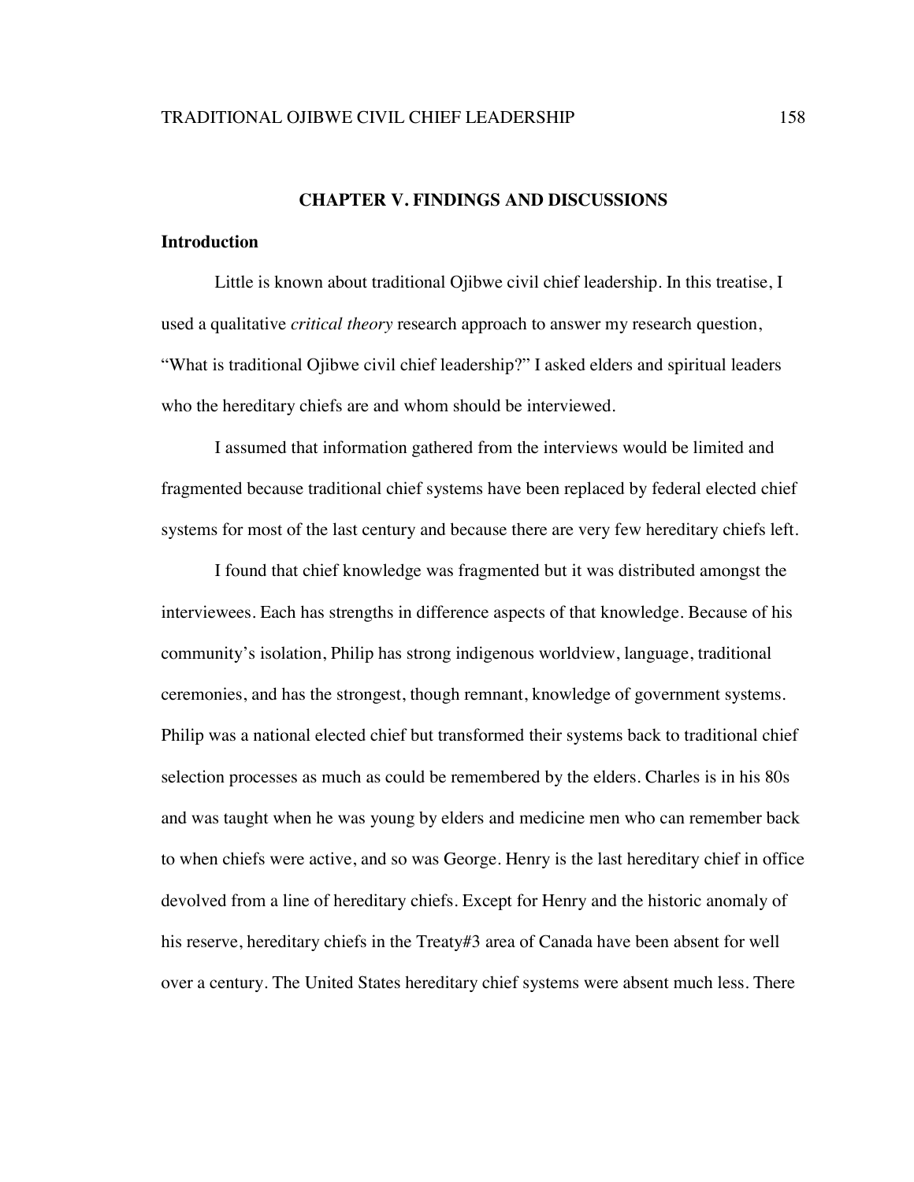# CHAPTER V. FINDINGS AND DISCUSSIONS

## Introduction

Little is known about traditional Ojibwe civil chief leadership. In this treatise, I used a qualitative *critical theory* research approach to answer my research question, "What is traditional Ojibwe civil chief leadership?" I asked elders and spiritual leaders who the hereditary chiefs are and whom should be interviewed.

I assumed that information gathered from the interviews would be limited and fragmented because traditional chief systems have been replaced by federal elected chief systems for most of the last century and because there are very few hereditary chiefs left.

I found that chief knowledge was fragmented but it was distributed amongst the interviewees. Each has strengths in difference aspects of that knowledge. Because of his community's isolation, Philip has strong indigenous worldview, language, traditional ceremonies, and has the strongest, though remnant, knowledge of government systems. Philip was a national elected chief but transformed their systems back to traditional chief selection processes as much as could be remembered by the elders. Charles is in his 80s and was taught when he was young by elders and medicine men who can remember back to when chiefs were active, and so was George. Henry is the last hereditary chief in office devolved from a line of hereditary chiefs. Except for Henry and the historic anomaly of his reserve, hereditary chiefs in the Treaty#3 area of Canada have been absent for well over a century. The United States hereditary chief systems were absent much less. There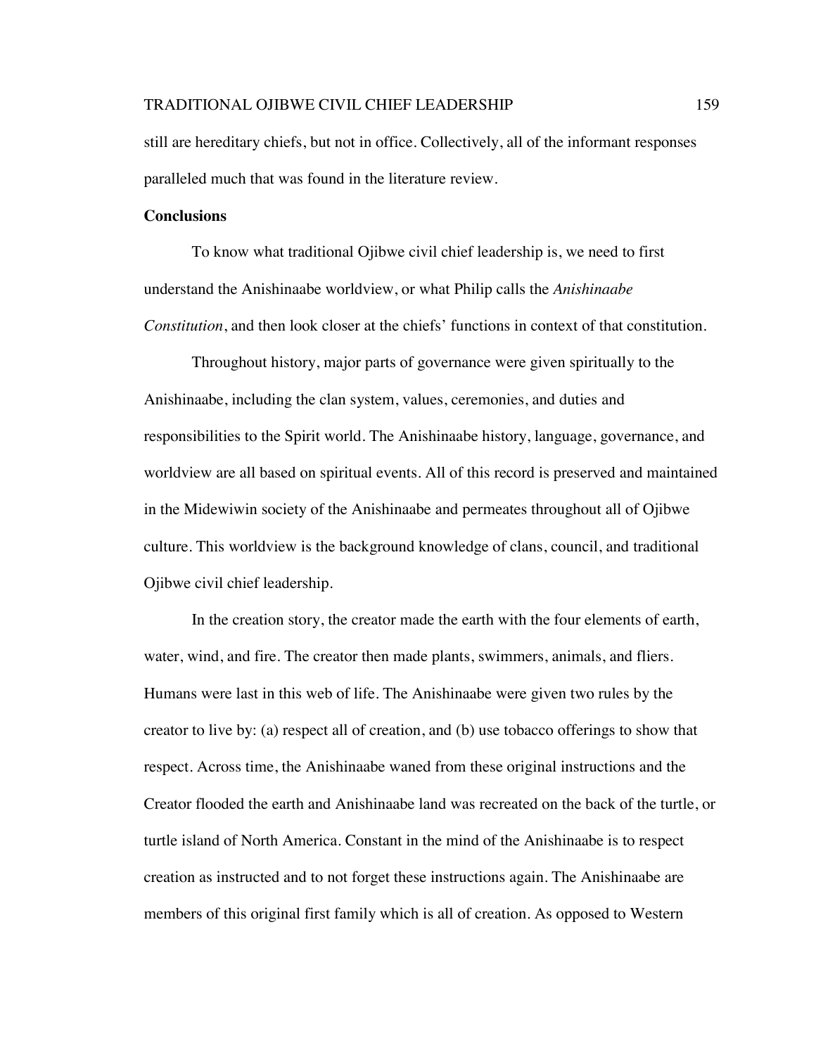still are hereditary chiefs, but not in office. Collectively, all of the informant responses paralleled much that was found in the literature review.

## Conclusions

To know what traditional Ojibwe civil chief leadership is, we need to first understand the Anishinaabe worldview, or what Philip calls the *Anishinaabe Constitution*, and then look closer at the chiefs' functions in context of that constitution.

Throughout history, major parts of governance were given spiritually to the Anishinaabe, including the clan system, values, ceremonies, and duties and responsibilities to the Spirit world. The Anishinaabe history, language, governance, and worldview are all based on spiritual events. All of this record is preserved and maintained in the Midewiwin society of the Anishinaabe and permeates throughout all of Ojibwe culture. This worldview is the background knowledge of clans, council, and traditional Ojibwe civil chief leadership.

In the creation story, the creator made the earth with the four elements of earth, water, wind, and fire. The creator then made plants, swimmers, animals, and fliers. Humans were last in this web of life. The Anishinaabe were given two rules by the creator to live by: (a) respect all of creation, and (b) use tobacco offerings to show that respect. Across time, the Anishinaabe waned from these original instructions and the Creator flooded the earth and Anishinaabe land was recreated on the back of the turtle, or turtle island of North America. Constant in the mind of the Anishinaabe is to respect creation as instructed and to not forget these instructions again. The Anishinaabe are members of this original first family which is all of creation. As opposed to Western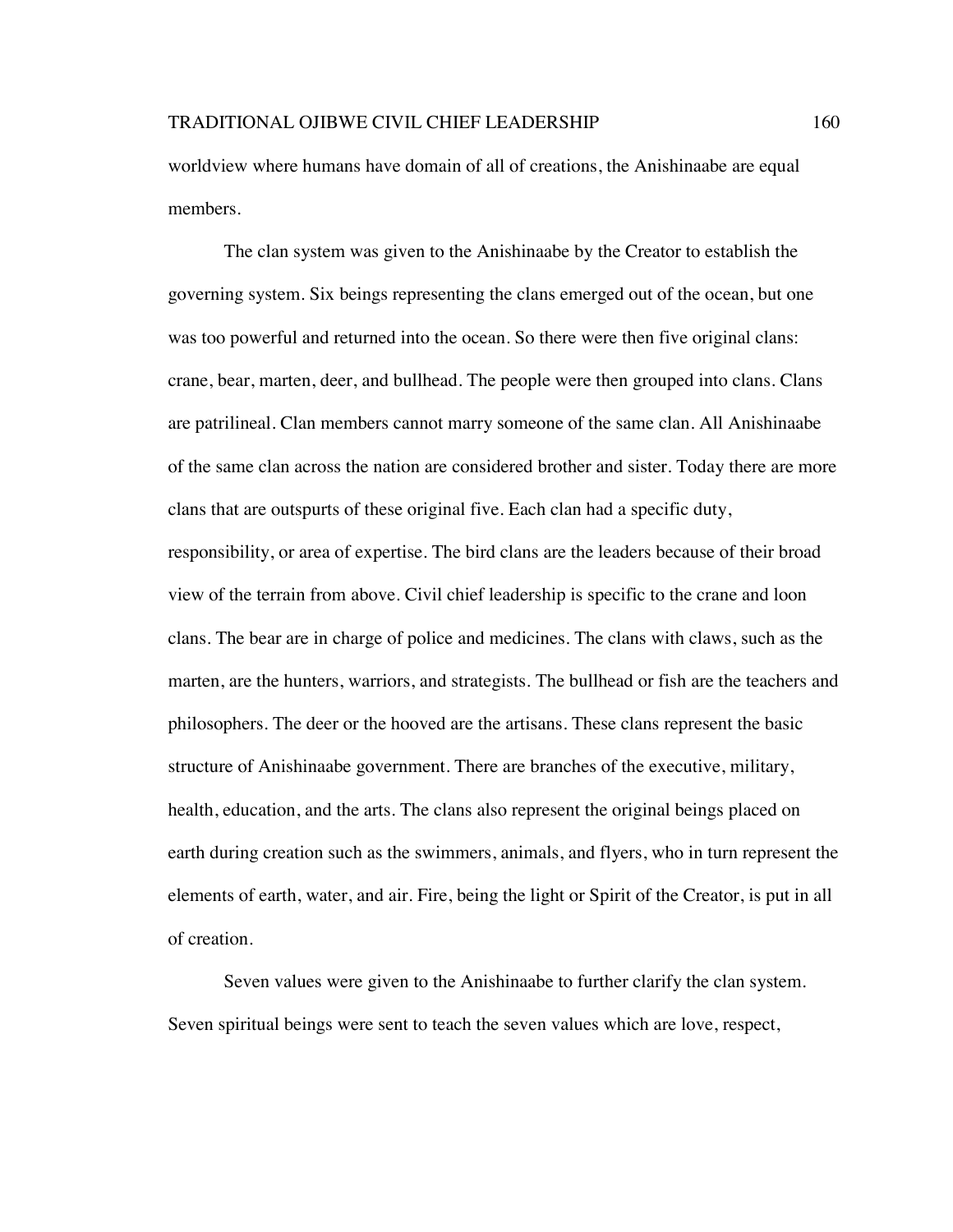worldview where humans have domain of all of creations, the Anishinaabe are equal members.

The clan system was given to the Anishinaabe by the Creator to establish the governing system. Six beings representing the clans emerged out of the ocean, but one was too powerful and returned into the ocean. So there were then five original clans: crane, bear, marten, deer, and bullhead. The people were then grouped into clans. Clans are patrilineal. Clan members cannot marry someone of the same clan. All Anishinaabe of the same clan across the nation are considered brother and sister. Today there are more clans that are outspurts of these original five. Each clan had a specific duty, responsibility, or area of expertise. The bird clans are the leaders because of their broad view of the terrain from above. Civil chief leadership is specific to the crane and loon clans. The bear are in charge of police and medicines. The clans with claws, such as the marten, are the hunters, warriors, and strategists. The bullhead or fish are the teachers and philosophers. The deer or the hooved are the artisans. These clans represent the basic structure of Anishinaabe government. There are branches of the executive, military, health, education, and the arts. The clans also represent the original beings placed on earth during creation such as the swimmers, animals, and flyers, who in turn represent the elements of earth, water, and air. Fire, being the light or Spirit of the Creator, is put in all of creation.

Seven values were given to the Anishinaabe to further clarify the clan system. Seven spiritual beings were sent to teach the seven values which are love, respect,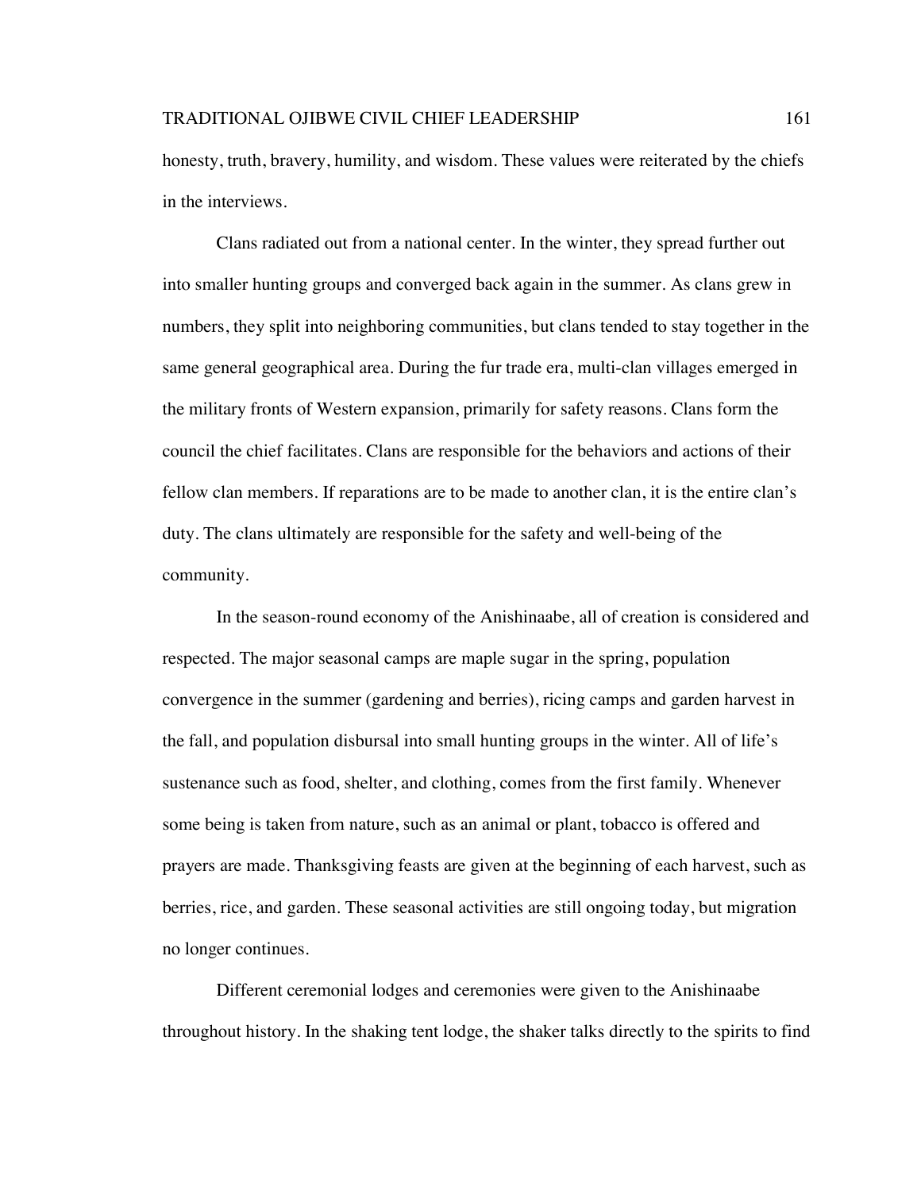honesty, truth, bravery, humility, and wisdom. These values were reiterated by the chiefs in the interviews.

Clans radiated out from a national center. In the winter, they spread further out into smaller hunting groups and converged back again in the summer. As clans grew in numbers, they split into neighboring communities, but clans tended to stay together in the same general geographical area. During the fur trade era, multi-clan villages emerged in the military fronts of Western expansion, primarily for safety reasons. Clans form the council the chief facilitates. Clans are responsible for the behaviors and actions of their fellow clan members. If reparations are to be made to another clan, it is the entire clan's duty. The clans ultimately are responsible for the safety and well-being of the community.

In the season-round economy of the Anishinaabe, all of creation is considered and respected. The major seasonal camps are maple sugar in the spring, population convergence in the summer (gardening and berries), ricing camps and garden harvest in the fall, and population disbursal into small hunting groups in the winter. All of life's sustenance such as food, shelter, and clothing, comes from the first family. Whenever some being is taken from nature, such as an animal or plant, tobacco is offered and prayers are made. Thanksgiving feasts are given at the beginning of each harvest, such as berries, rice, and garden. These seasonal activities are still ongoing today, but migration no longer continues.

Different ceremonial lodges and ceremonies were given to the Anishinaabe throughout history. In the shaking tent lodge, the shaker talks directly to the spirits to find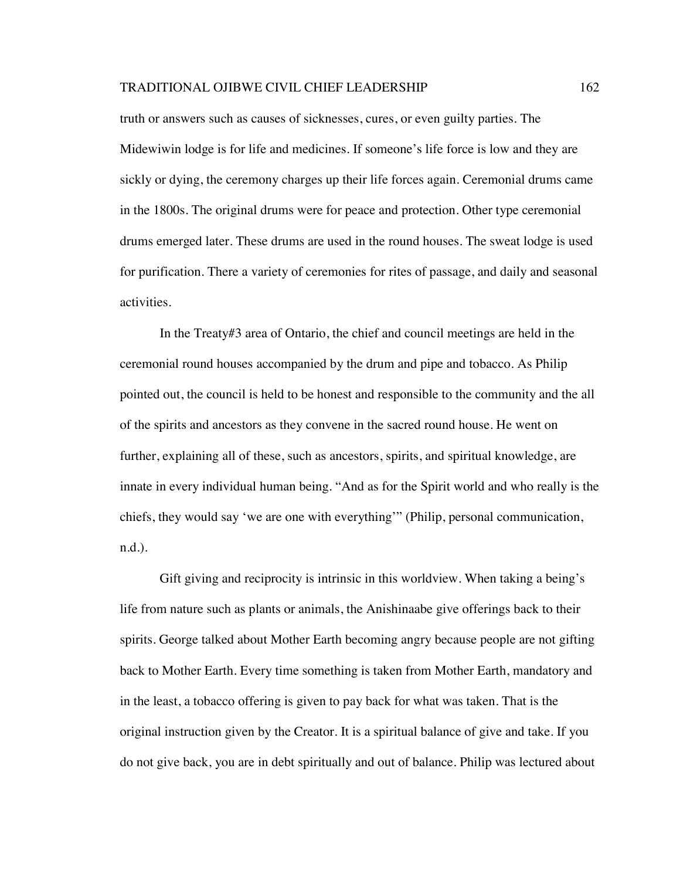truth or answers such as causes of sicknesses, cures, or even guilty parties. The Midewiwin lodge is for life and medicines. If someone's life force is low and they are sickly or dying, the ceremony charges up their life forces again. Ceremonial drums came in the 1800s. The original drums were for peace and protection. Other type ceremonial drums emerged later. These drums are used in the round houses. The sweat lodge is used for purification. There a variety of ceremonies for rites of passage, and daily and seasonal activities.

In the Treaty#3 area of Ontario, the chief and council meetings are held in the ceremonial round houses accompanied by the drum and pipe and tobacco. As Philip pointed out, the council is held to be honest and responsible to the community and the all of the spirits and ancestors as they convene in the sacred round house. He went on further, explaining all of these, such as ancestors, spirits, and spiritual knowledge, are innate in every individual human being. "And as for the Spirit world and who really is the chiefs, they would say 'we are one with everything'" (Philip, personal communication, n.d.).

Gift giving and reciprocity is intrinsic in this worldview. When taking a being's life from nature such as plants or animals, the Anishinaabe give offerings back to their spirits. George talked about Mother Earth becoming angry because people are not gifting back to Mother Earth. Every time something is taken from Mother Earth, mandatory and in the least, a tobacco offering is given to pay back for what was taken. That is the original instruction given by the Creator. It is a spiritual balance of give and take. If you do not give back, you are in debt spiritually and out of balance. Philip was lectured about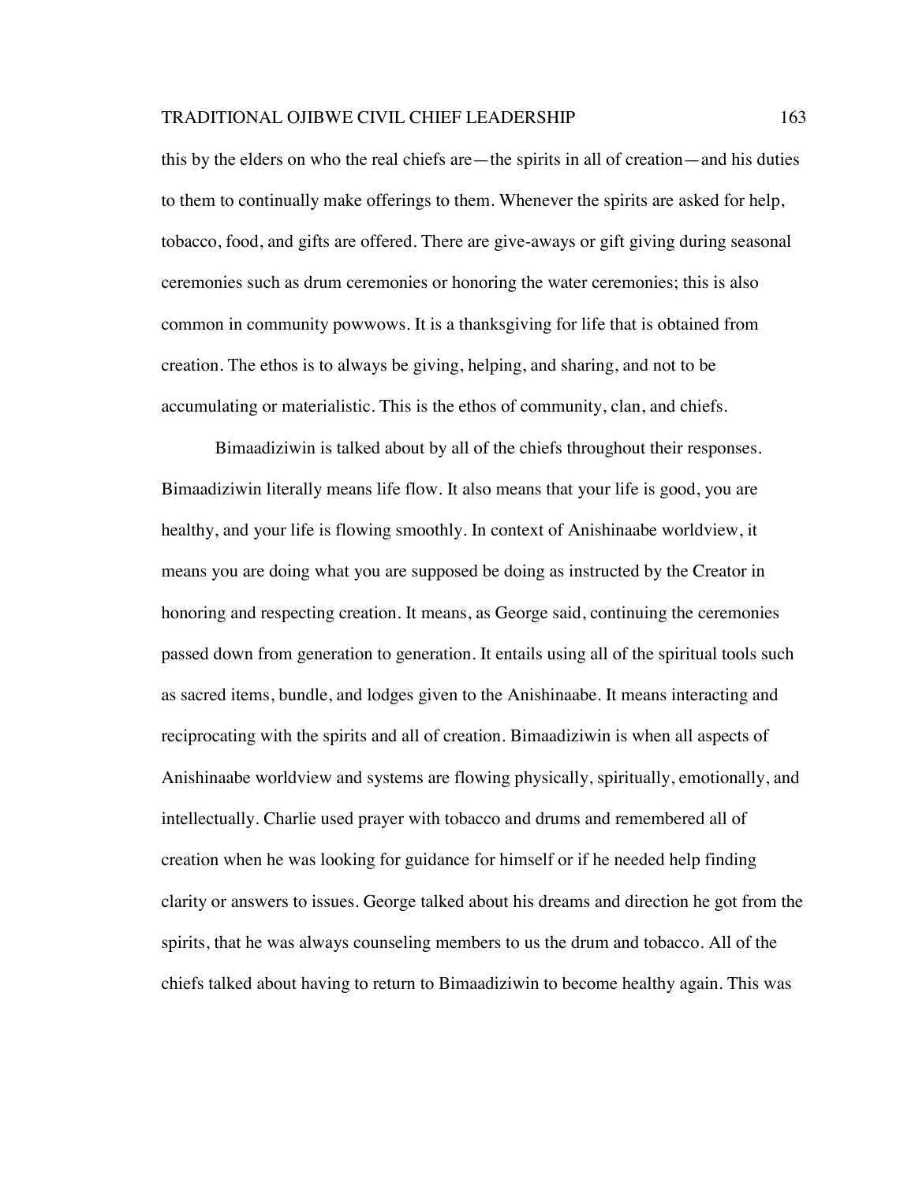this by the elders on who the real chiefs are—the spirits in all of creation—and his duties to them to continually make offerings to them. Whenever the spirits are asked for help, tobacco, food, and gifts are offered. There are give-aways or gift giving during seasonal ceremonies such as drum ceremonies or honoring the water ceremonies; this is also common in community powwows. It is a thanksgiving for life that is obtained from creation. The ethos is to always be giving, helping, and sharing, and not to be accumulating or materialistic. This is the ethos of community, clan, and chiefs.

Bimaadiziwin is talked about by all of the chiefs throughout their responses. Bimaadiziwin literally means life flow. It also means that your life is good, you are healthy, and your life is flowing smoothly. In context of Anishinaabe worldview, it means you are doing what you are supposed be doing as instructed by the Creator in honoring and respecting creation. It means, as George said, continuing the ceremonies passed down from generation to generation. It entails using all of the spiritual tools such as sacred items, bundle, and lodges given to the Anishinaabe. It means interacting and reciprocating with the spirits and all of creation. Bimaadiziwin is when all aspects of Anishinaabe worldview and systems are flowing physically, spiritually, emotionally, and intellectually. Charlie used prayer with tobacco and drums and remembered all of creation when he was looking for guidance for himself or if he needed help finding clarity or answers to issues. George talked about his dreams and direction he got from the spirits, that he was always counseling members to us the drum and tobacco. All of the chiefs talked about having to return to Bimaadiziwin to become healthy again. This was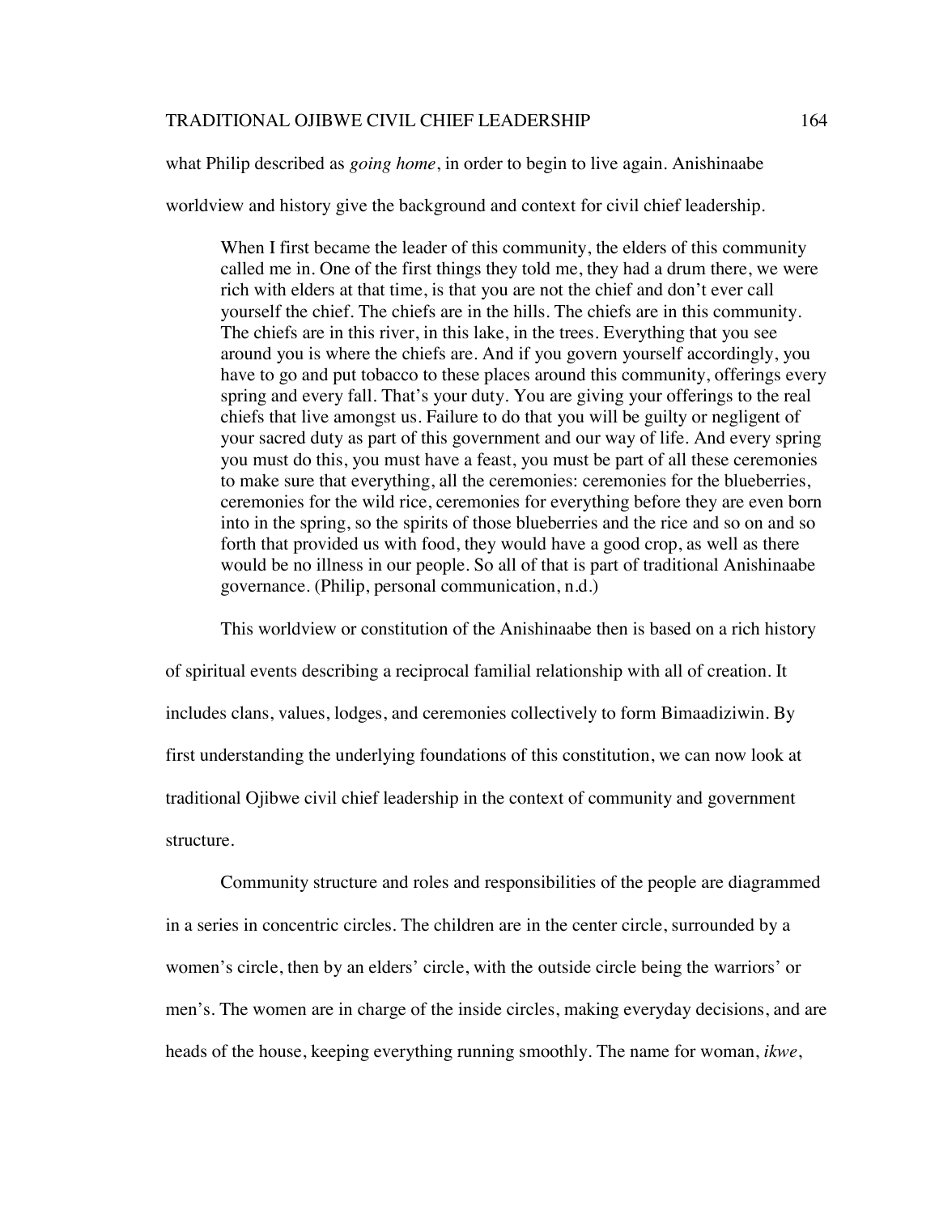what Philip described as *going home*, in order to begin to live again. Anishinaabe worldview and history give the background and context for civil chief leadership.

> When I first became the leader of this community, the elders of this community called me in. One of the first things they told me, they had a drum there, we were rich with elders at that time, is that you are not the chief and don't ever call yourself the chief. The chiefs are in the hills. The chiefs are in this community. The chiefs are in this river, in this lake, in the trees. Everything that you see around you is where the chiefs are. And if you govern yourself accordingly, you have to go and put tobacco to these places around this community, offerings every spring and every fall. That's your duty. You are giving your offerings to the real chiefs that live amongst us. Failure to do that you will be guilty or negligent of your sacred duty as part of this government and our way of life. And every spring you must do this, you must have a feast, you must be part of all these ceremonies to make sure that everything, all the ceremonies: ceremonies for the blueberries, ceremonies for the wild rice, ceremonies for everything before they are even born into in the spring, so the spirits of those blueberries and the rice and so on and so forth that provided us with food, they would have a good crop, as well as there would be no illness in our people. So all of that is part of traditional Anishinaabe governance. (Philip, personal communication, n.d.)

This worldview or constitution of the Anishinaabe then is based on a rich history of spiritual events describing a reciprocal familial relationship with all of creation. It includes clans, values, lodges, and ceremonies collectively to form Bimaadiziwin. By first understanding the underlying foundations of this constitution, we can now look at traditional Ojibwe civil chief leadership in the context of community and government structure.

Community structure and roles and responsibilities of the people are diagrammed in a series in concentric circles. The children are in the center circle, surrounded by a women's circle, then by an elders' circle, with the outside circle being the warriors' or men's. The women are in charge of the inside circles, making everyday decisions, and are heads of the house, keeping everything running smoothly. The name for woman, *ikwe*,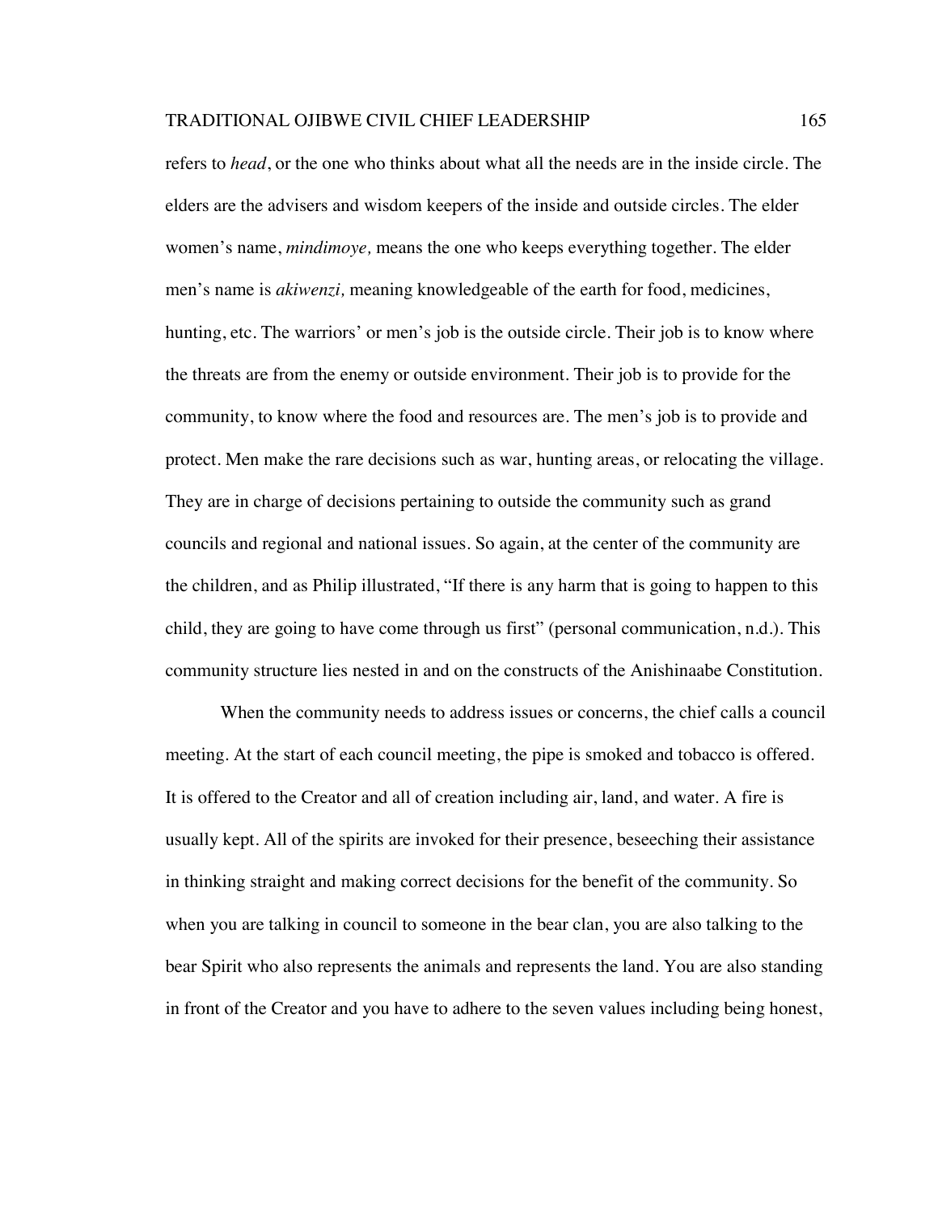refers to *head*, or the one who thinks about what all the needs are in the inside circle. The elders are the advisers and wisdom keepers of the inside and outside circles. The elder women's name, *mindimoye,* means the one who keeps everything together. The elder men's name is *akiwenzi,* meaning knowledgeable of the earth for food, medicines, hunting, etc. The warriors' or men's job is the outside circle. Their job is to know where the threats are from the enemy or outside environment. Their job is to provide for the community, to know where the food and resources are. The men's job is to provide and protect. Men make the rare decisions such as war, hunting areas, or relocating the village. They are in charge of decisions pertaining to outside the community such as grand councils and regional and national issues. So again, at the center of the community are the children, and as Philip illustrated, "If there is any harm that is going to happen to this child, they are going to have come through us first" (personal communication, n.d.). This community structure lies nested in and on the constructs of the Anishinaabe Constitution.

When the community needs to address issues or concerns, the chief calls a council meeting. At the start of each council meeting, the pipe is smoked and tobacco is offered. It is offered to the Creator and all of creation including air, land, and water. A fire is usually kept. All of the spirits are invoked for their presence, beseeching their assistance in thinking straight and making correct decisions for the benefit of the community. So when you are talking in council to someone in the bear clan, you are also talking to the bear Spirit who also represents the animals and represents the land. You are also standing in front of the Creator and you have to adhere to the seven values including being honest,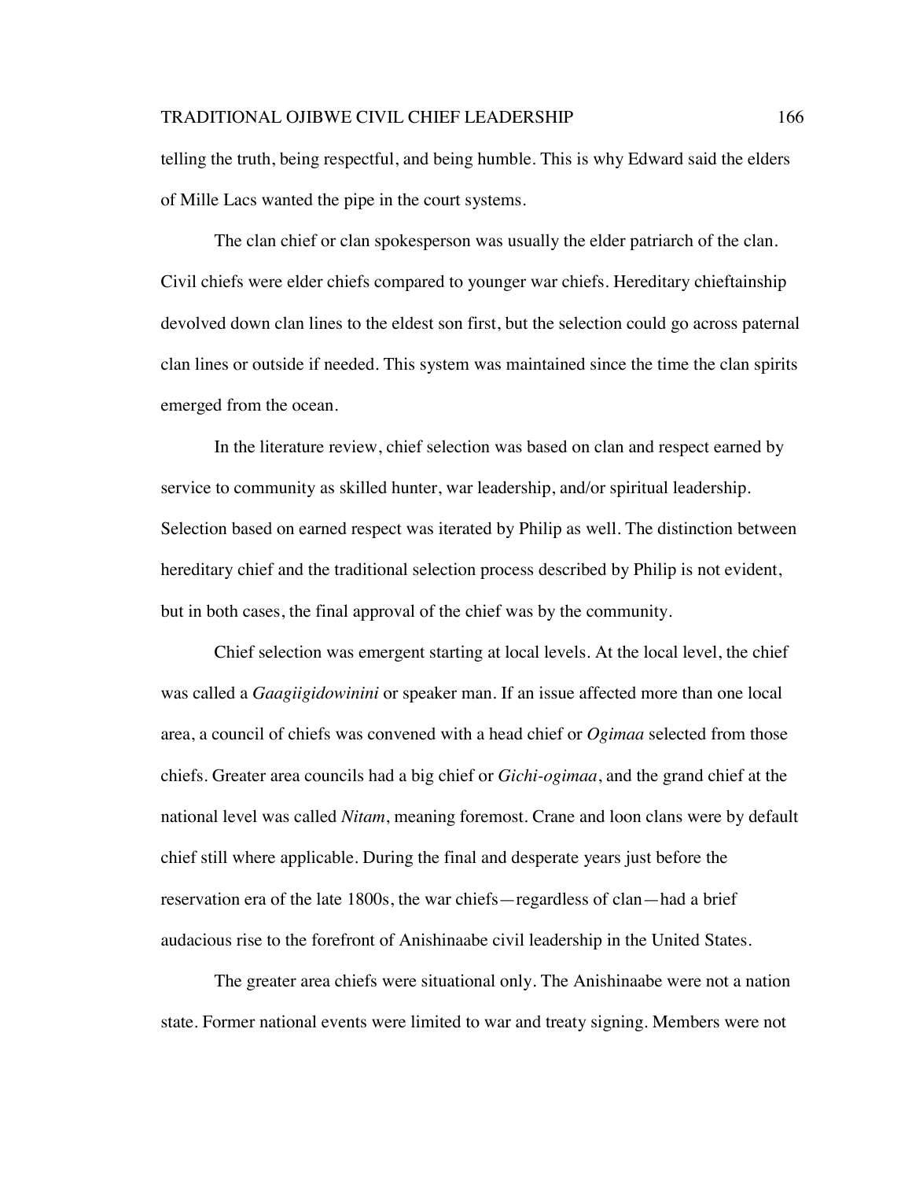telling the truth, being respectful, and being humble. This is why Edward said the elders of Mille Lacs wanted the pipe in the court systems.

The clan chief or clan spokesperson was usually the elder patriarch of the clan. Civil chiefs were elder chiefs compared to younger war chiefs. Hereditary chieftainship devolved down clan lines to the eldest son first, but the selection could go across paternal clan lines or outside if needed. This system was maintained since the time the clan spirits emerged from the ocean.

In the literature review, chief selection was based on clan and respect earned by service to community as skilled hunter, war leadership, and/or spiritual leadership. Selection based on earned respect was iterated by Philip as well. The distinction between hereditary chief and the traditional selection process described by Philip is not evident, but in both cases, the final approval of the chief was by the community.

Chief selection was emergent starting at local levels. At the local level, the chief was called a *Gaagiigidowinini* or speaker man. If an issue affected more than one local area, a council of chiefs was convened with a head chief or *Ogimaa* selected from those chiefs. Greater area councils had a big chief or *Gichi-ogimaa*, and the grand chief at the national level was called *Nitam*, meaning foremost. Crane and loon clans were by default chief still where applicable. During the final and desperate years just before the reservation era of the late 1800s, the war chiefs—regardless of clan—had a brief audacious rise to the forefront of Anishinaabe civil leadership in the United States.

The greater area chiefs were situational only. The Anishinaabe were not a nation state. Former national events were limited to war and treaty signing. Members were not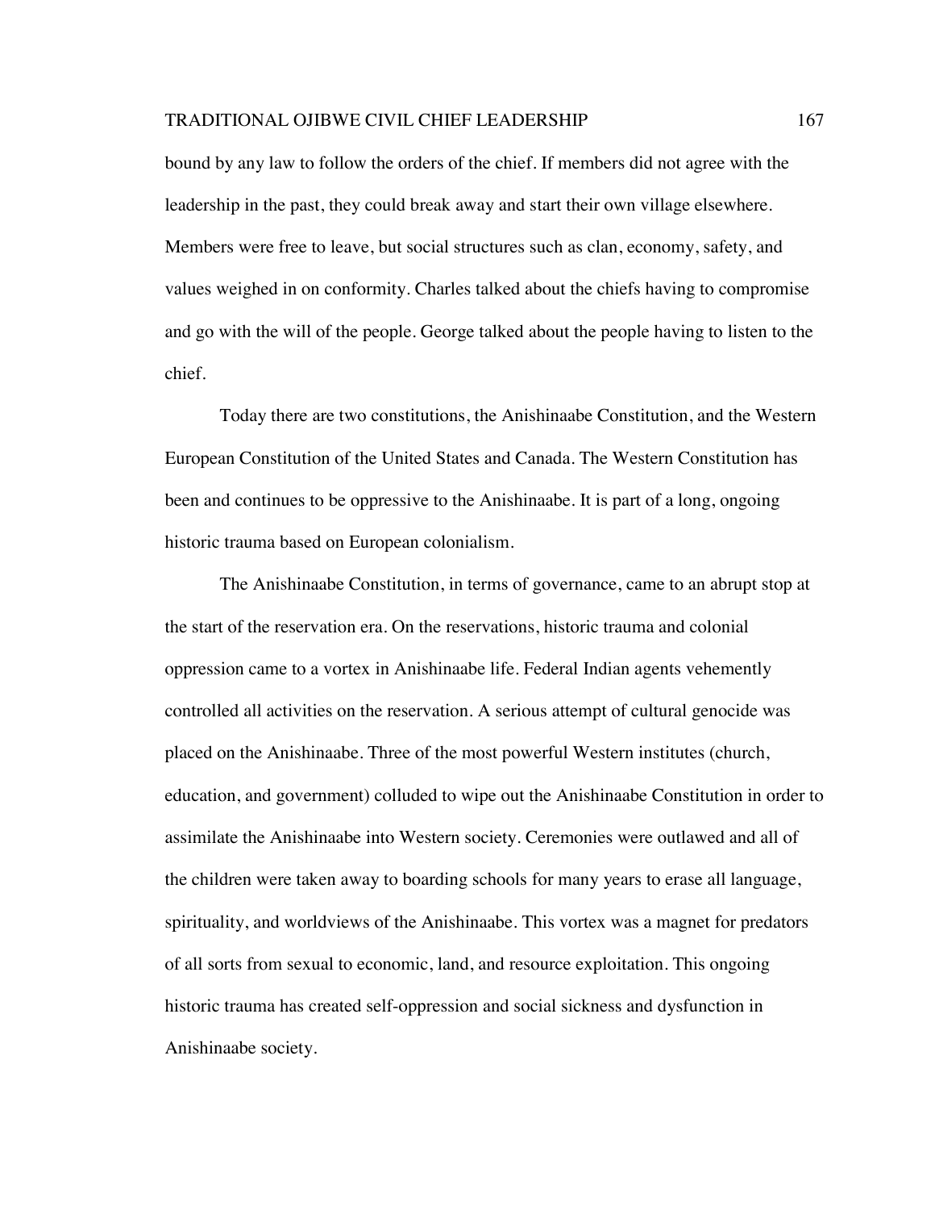bound by any law to follow the orders of the chief. If members did not agree with the leadership in the past, they could break away and start their own village elsewhere. Members were free to leave, but social structures such as clan, economy, safety, and values weighed in on conformity. Charles talked about the chiefs having to compromise and go with the will of the people. George talked about the people having to listen to the chief.

Today there are two constitutions, the Anishinaabe Constitution, and the Western European Constitution of the United States and Canada. The Western Constitution has been and continues to be oppressive to the Anishinaabe. It is part of a long, ongoing historic trauma based on European colonialism.

The Anishinaabe Constitution, in terms of governance, came to an abrupt stop at the start of the reservation era. On the reservations, historic trauma and colonial oppression came to a vortex in Anishinaabe life. Federal Indian agents vehemently controlled all activities on the reservation. A serious attempt of cultural genocide was placed on the Anishinaabe. Three of the most powerful Western institutes (church, education, and government) colluded to wipe out the Anishinaabe Constitution in order to assimilate the Anishinaabe into Western society. Ceremonies were outlawed and all of the children were taken away to boarding schools for many years to erase all language, spirituality, and worldviews of the Anishinaabe. This vortex was a magnet for predators of all sorts from sexual to economic, land, and resource exploitation. This ongoing historic trauma has created self-oppression and social sickness and dysfunction in Anishinaabe society.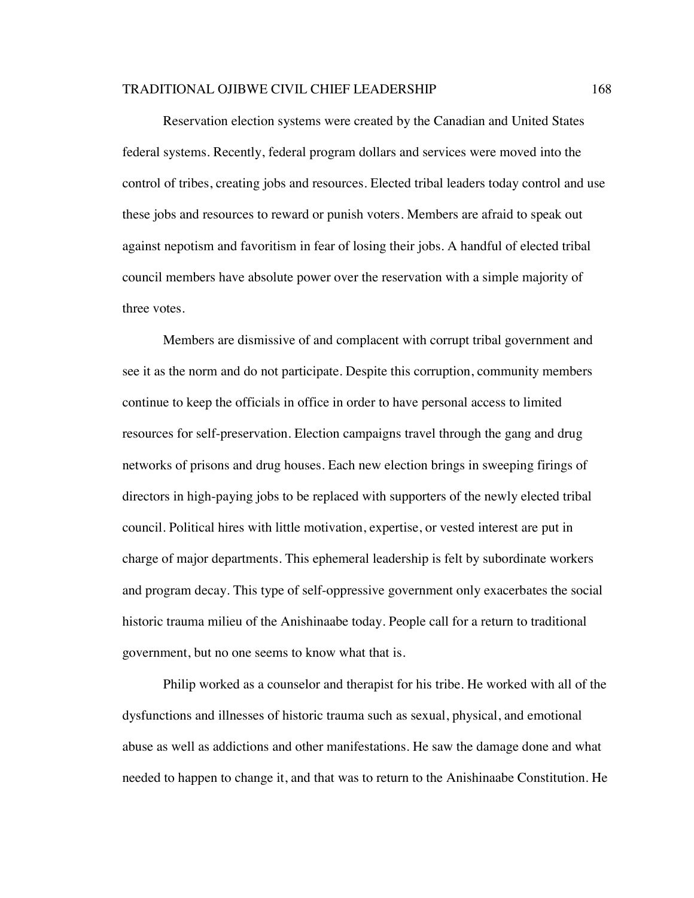Reservation election systems were created by the Canadian and United States federal systems. Recently, federal program dollars and services were moved into the control of tribes, creating jobs and resources. Elected tribal leaders today control and use these jobs and resources to reward or punish voters. Members are afraid to speak out against nepotism and favoritism in fear of losing their jobs. A handful of elected tribal council members have absolute power over the reservation with a simple majority of three votes.

Members are dismissive of and complacent with corrupt tribal government and see it as the norm and do not participate. Despite this corruption, community members continue to keep the officials in office in order to have personal access to limited resources for self-preservation. Election campaigns travel through the gang and drug networks of prisons and drug houses. Each new election brings in sweeping firings of directors in high-paying jobs to be replaced with supporters of the newly elected tribal council. Political hires with little motivation, expertise, or vested interest are put in charge of major departments. This ephemeral leadership is felt by subordinate workers and program decay. This type of self-oppressive government only exacerbates the social historic trauma milieu of the Anishinaabe today. People call for a return to traditional government, but no one seems to know what that is.

Philip worked as a counselor and therapist for his tribe. He worked with all of the dysfunctions and illnesses of historic trauma such as sexual, physical, and emotional abuse as well as addictions and other manifestations. He saw the damage done and what needed to happen to change it, and that was to return to the Anishinaabe Constitution. He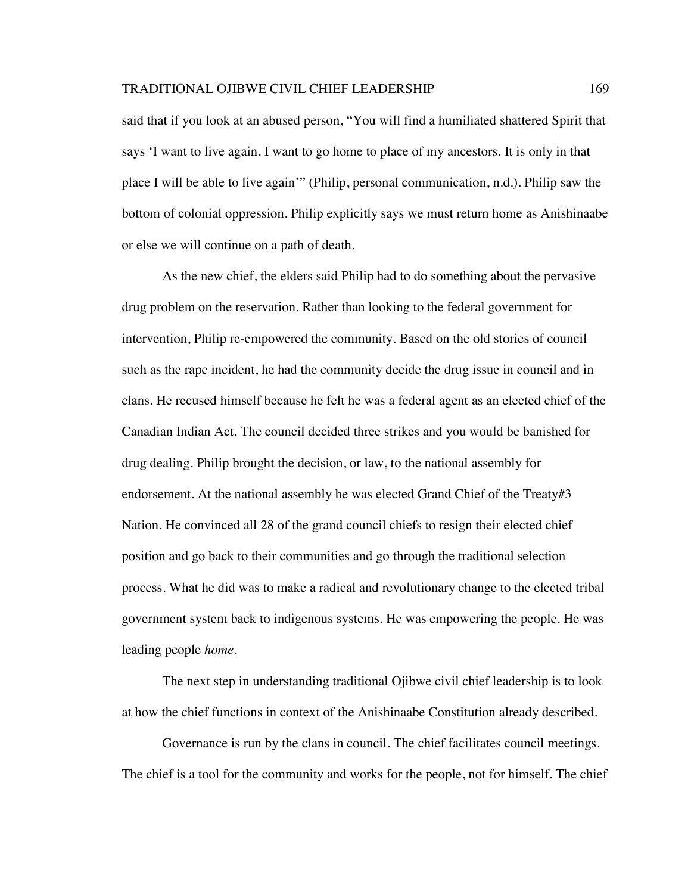said that if you look at an abused person, "You will find a humiliated shattered Spirit that says 'I want to live again. I want to go home to place of my ancestors. It is only in that place I will be able to live again'" (Philip, personal communication, n.d.). Philip saw the bottom of colonial oppression. Philip explicitly says we must return home as Anishinaabe or else we will continue on a path of death.

As the new chief, the elders said Philip had to do something about the pervasive drug problem on the reservation. Rather than looking to the federal government for intervention, Philip re-empowered the community. Based on the old stories of council such as the rape incident, he had the community decide the drug issue in council and in clans. He recused himself because he felt he was a federal agent as an elected chief of the Canadian Indian Act. The council decided three strikes and you would be banished for drug dealing. Philip brought the decision, or law, to the national assembly for endorsement. At the national assembly he was elected Grand Chief of the Treaty#3 Nation. He convinced all 28 of the grand council chiefs to resign their elected chief position and go back to their communities and go through the traditional selection process. What he did was to make a radical and revolutionary change to the elected tribal government system back to indigenous systems. He was empowering the people. He was leading people *home*.

The next step in understanding traditional Ojibwe civil chief leadership is to look at how the chief functions in context of the Anishinaabe Constitution already described.

Governance is run by the clans in council. The chief facilitates council meetings. The chief is a tool for the community and works for the people, not for himself. The chief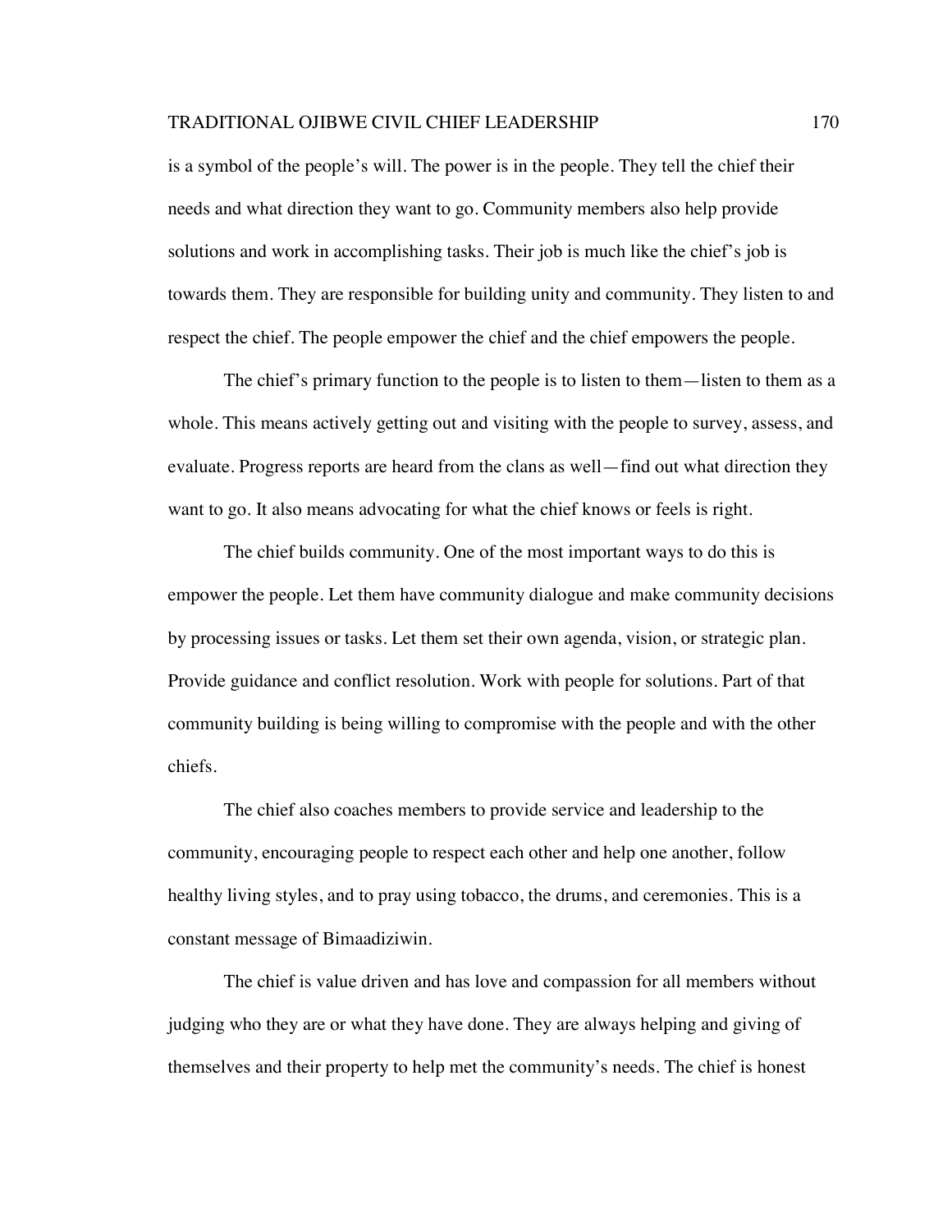is a symbol of the people's will. The power is in the people. They tell the chief their needs and what direction they want to go. Community members also help provide solutions and work in accomplishing tasks. Their job is much like the chief's job is towards them. They are responsible for building unity and community. They listen to and respect the chief. The people empower the chief and the chief empowers the people.

The chief's primary function to the people is to listen to them—listen to them as a whole. This means actively getting out and visiting with the people to survey, assess, and evaluate. Progress reports are heard from the clans as well—find out what direction they want to go. It also means advocating for what the chief knows or feels is right.

The chief builds community. One of the most important ways to do this is empower the people. Let them have community dialogue and make community decisions by processing issues or tasks. Let them set their own agenda, vision, or strategic plan. Provide guidance and conflict resolution. Work with people for solutions. Part of that community building is being willing to compromise with the people and with the other chiefs.

The chief also coaches members to provide service and leadership to the community, encouraging people to respect each other and help one another, follow healthy living styles, and to pray using tobacco, the drums, and ceremonies. This is a constant message of Bimaadiziwin.

The chief is value driven and has love and compassion for all members without judging who they are or what they have done. They are always helping and giving of themselves and their property to help met the community's needs. The chief is honest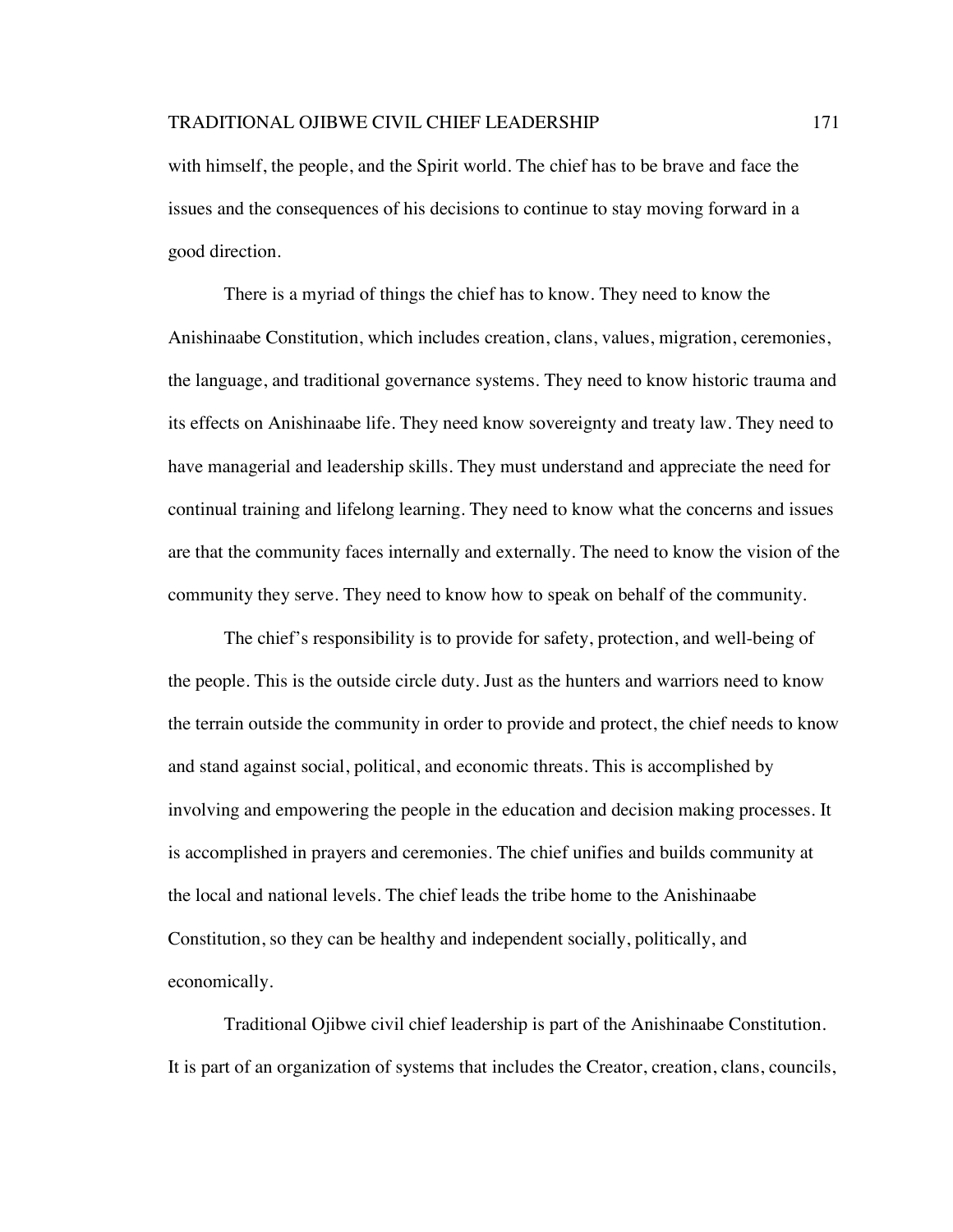with himself, the people, and the Spirit world. The chief has to be brave and face the issues and the consequences of his decisions to continue to stay moving forward in a good direction.

There is a myriad of things the chief has to know. They need to know the Anishinaabe Constitution, which includes creation, clans, values, migration, ceremonies, the language, and traditional governance systems. They need to know historic trauma and its effects on Anishinaabe life. They need know sovereignty and treaty law. They need to have managerial and leadership skills. They must understand and appreciate the need for continual training and lifelong learning. They need to know what the concerns and issues are that the community faces internally and externally. The need to know the vision of the community they serve. They need to know how to speak on behalf of the community.

The chief's responsibility is to provide for safety, protection, and well-being of the people. This is the outside circle duty. Just as the hunters and warriors need to know the terrain outside the community in order to provide and protect, the chief needs to know and stand against social, political, and economic threats. This is accomplished by involving and empowering the people in the education and decision making processes. It is accomplished in prayers and ceremonies. The chief unifies and builds community at the local and national levels. The chief leads the tribe home to the Anishinaabe Constitution, so they can be healthy and independent socially, politically, and economically.

Traditional Ojibwe civil chief leadership is part of the Anishinaabe Constitution. It is part of an organization of systems that includes the Creator, creation, clans, councils,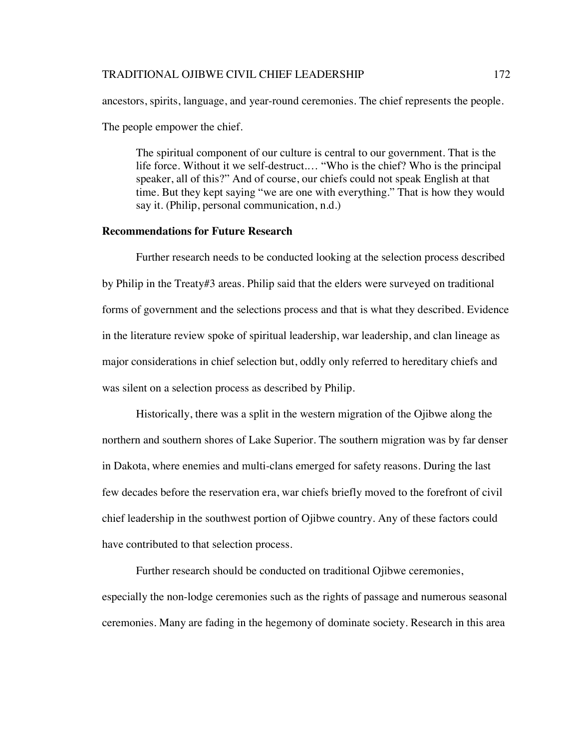ancestors, spirits, language, and year-round ceremonies. The chief represents the people. The people empower the chief.

> The spiritual component of our culture is central to our government. That is the life force. Without it we self-destruct.… "Who is the chief? Who is the principal speaker, all of this?" And of course, our chiefs could not speak English at that time. But they kept saying "we are one with everything." That is how they would say it. (Philip, personal communication, n.d.)

## Recommendations for Future Research

Further research needs to be conducted looking at the selection process described by Philip in the Treaty#3 areas. Philip said that the elders were surveyed on traditional forms of government and the selections process and that is what they described. Evidence in the literature review spoke of spiritual leadership, war leadership, and clan lineage as major considerations in chief selection but, oddly only referred to hereditary chiefs and was silent on a selection process as described by Philip.

Historically, there was a split in the western migration of the Ojibwe along the northern and southern shores of Lake Superior. The southern migration was by far denser in Dakota, where enemies and multi-clans emerged for safety reasons. During the last few decades before the reservation era, war chiefs briefly moved to the forefront of civil chief leadership in the southwest portion of Ojibwe country. Any of these factors could have contributed to that selection process.

Further research should be conducted on traditional Ojibwe ceremonies, especially the non-lodge ceremonies such as the rights of passage and numerous seasonal ceremonies. Many are fading in the hegemony of dominate society. Research in this area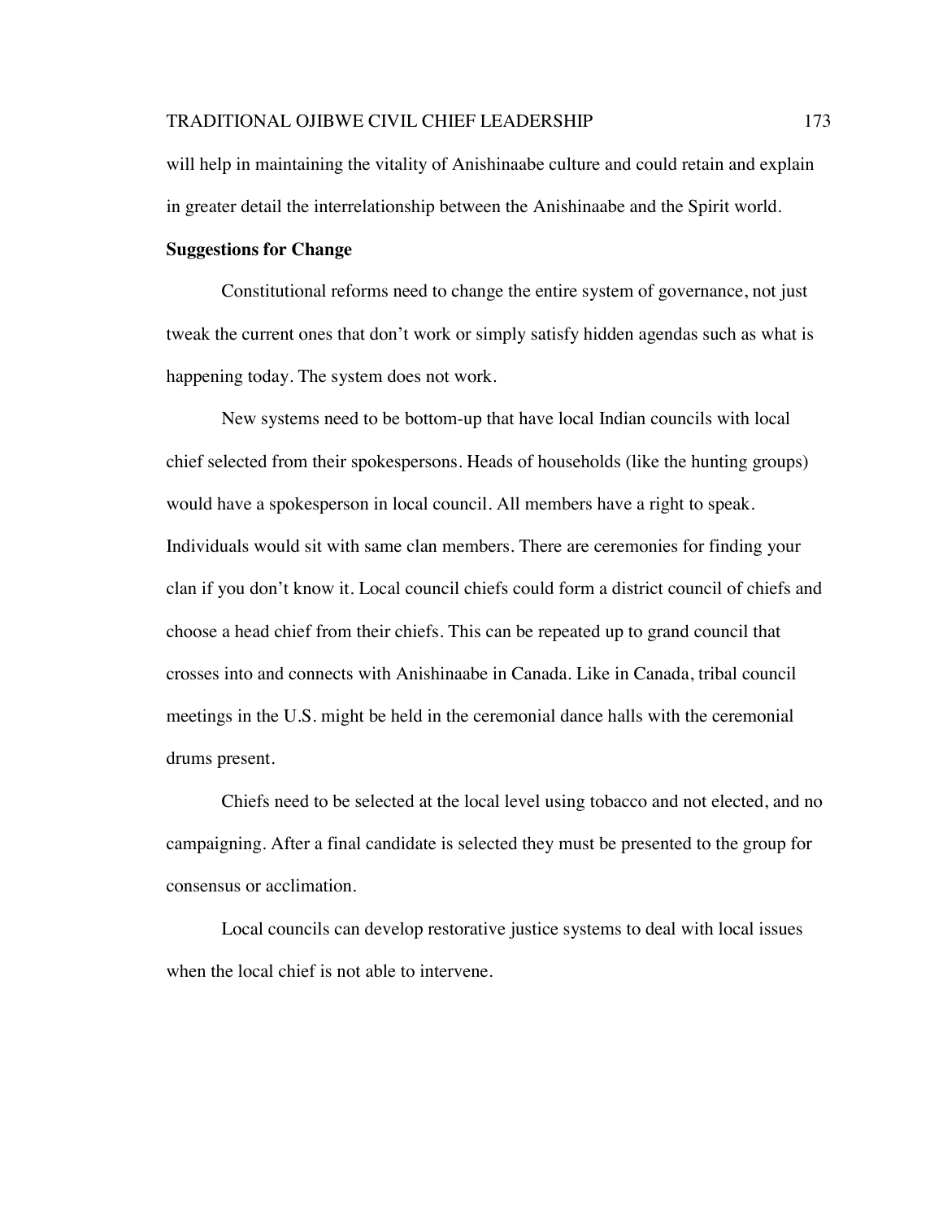will help in maintaining the vitality of Anishinaabe culture and could retain and explain in greater detail the interrelationship between the Anishinaabe and the Spirit world.

**Suggestions for Change**

Constitutional reforms need to change the entire system of governance, not just tweak the current ones that don't work or simply satisfy hidden agendas such as what is happening today. The system does not work.

New systems need to be bottom-up that have local Indian councils with local chief selected from their spokespersons. Heads of households (like the hunting groups) would have a spokesperson in local council. All members have a right to speak. Individuals would sit with same clan members. There are ceremonies for finding your clan if you don't know it. Local council chiefs could form a district council of chiefs and choose a head chief from their chiefs. This can be repeated up to grand council that crosses into and connects with Anishinaabe in Canada. Like in Canada, tribal council meetings in the U.S. might be held in the ceremonial dance halls with the ceremonial drums present.

Chiefs need to be selected at the local level using tobacco and not elected, and no campaigning. After a final candidate is selected they must be presented to the group for consensus or acclimation.

Local councils can develop restorative justice systems to deal with local issues when the local chief is not able to intervene.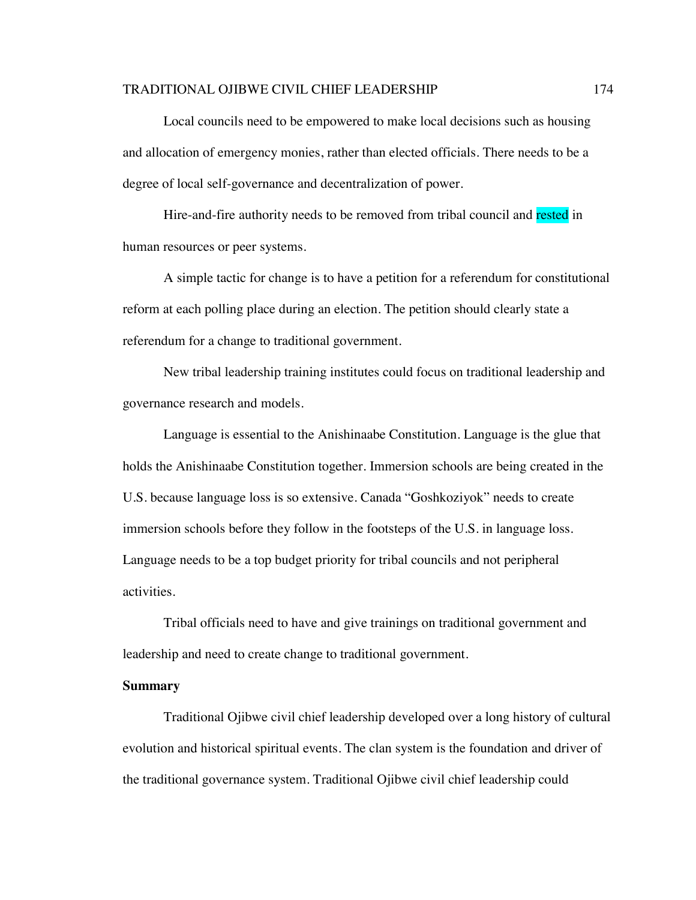Local councils need to be empowered to make local decisions such as housing and allocation of emergency monies, rather than elected officials. There needs to be a degree of local self-governance and decentralization of power.

Hire-and-fire authority needs to be removed from tribal council and rested in human resources or peer systems.

A simple tactic for change is to have a petition for a referendum for constitutional reform at each polling place during an election. The petition should clearly state a referendum for a change to traditional government.

New tribal leadership training institutes could focus on traditional leadership and governance research and models.

Language is essential to the Anishinaabe Constitution. Language is the glue that holds the Anishinaabe Constitution together. Immersion schools are being created in the U.S. because language loss is so extensive. Canada "Goshkoziyok" needs to create immersion schools before they follow in the footsteps of the U.S. in language loss. Language needs to be a top budget priority for tribal councils and not peripheral activities.

Tribal officials need to have and give trainings on traditional government and leadership and need to create change to traditional government.

**Summary**

Traditional Ojibwe civil chief leadership developed over a long history of cultural evolution and historical spiritual events. The clan system is the foundation and driver of the traditional governance system. Traditional Ojibwe civil chief leadership could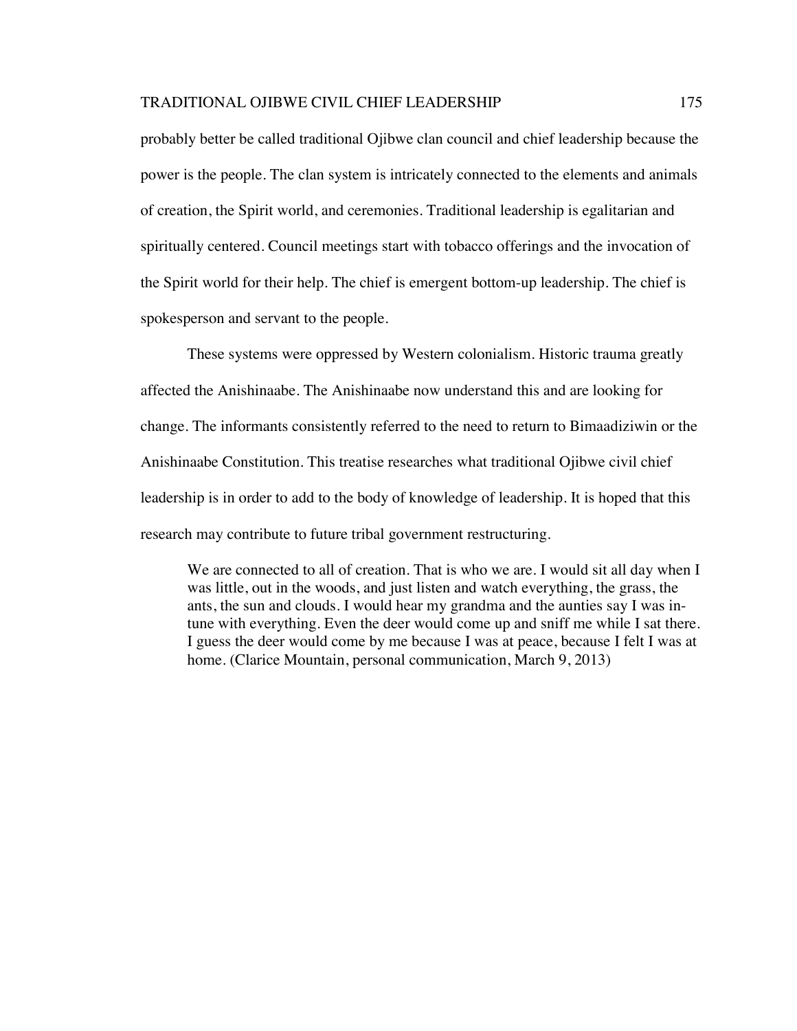probably better be called traditional Ojibwe clan council and chief leadership because the power is the people. The clan system is intricately connected to the elements and animals of creation, the Spirit world, and ceremonies. Traditional leadership is egalitarian and spiritually centered. Council meetings start with tobacco offerings and the invocation of the Spirit world for their help. The chief is emergent bottom-up leadership. The chief is spokesperson and servant to the people.

These systems were oppressed by Western colonialism. Historic trauma greatly affected the Anishinaabe. The Anishinaabe now understand this and are looking for change. The informants consistently referred to the need to return to Bimaadiziwin or the Anishinaabe Constitution. This treatise researches what traditional Ojibwe civil chief leadership is in order to add to the body of knowledge of leadership. It is hoped that this research may contribute to future tribal government restructuring.

> We are connected to all of creation. That is who we are. I would sit all day when I was little, out in the woods, and just listen and watch everything, the grass, the ants, the sun and clouds. I would hear my grandma and the aunties say I was in-tune with everything. Even the deer would come up and sniff me while I sat there. I guess the deer would come by me because I was at peace, because I felt I was at home. (Clarice Mountain, personal communication, March 9, 2013)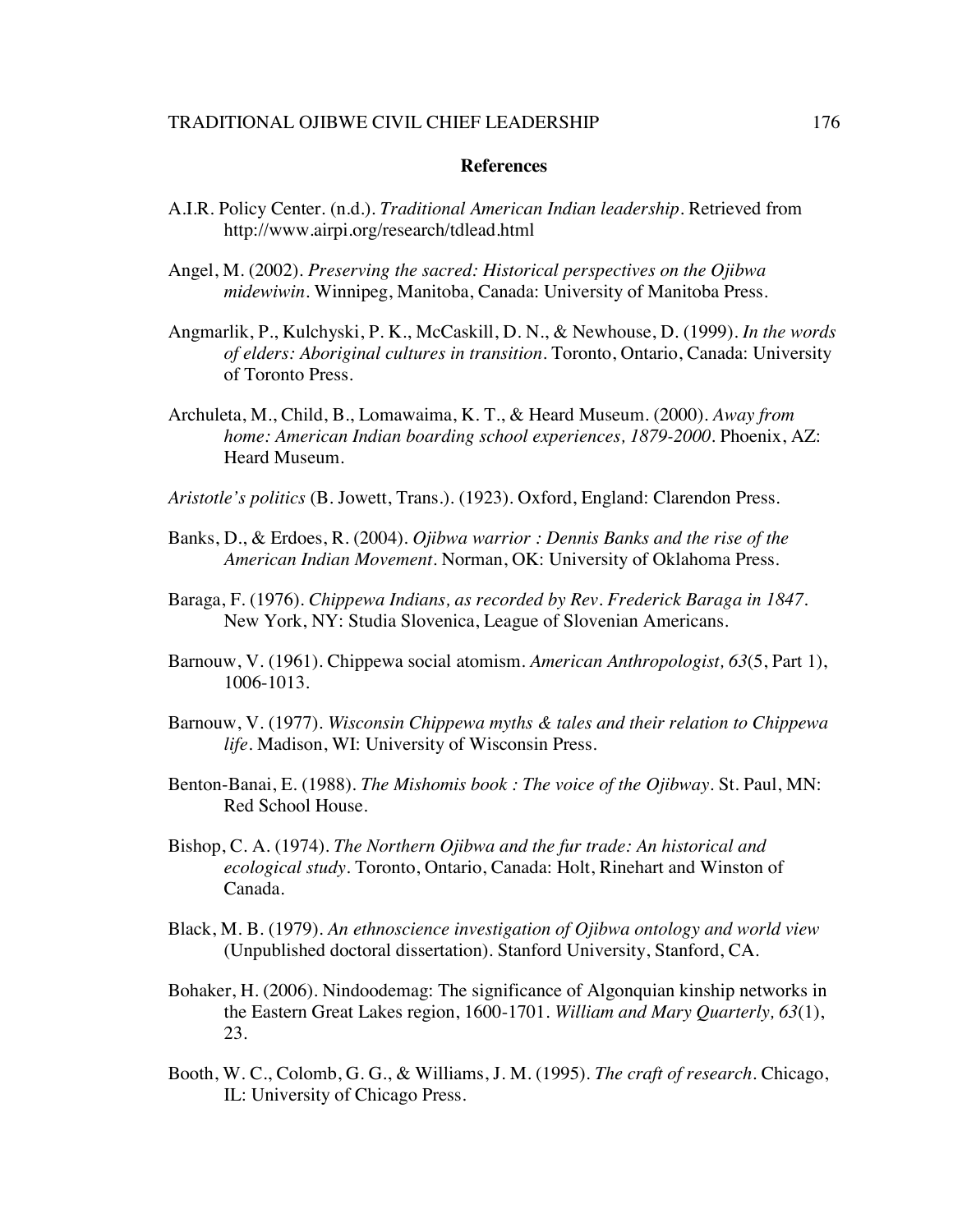## References

A.I.R. Policy Center. (n.d.). *Traditional American Indian leadership*. Retrieved from http://www.airpi.org/research/tdlead.html

Angel, M. (2002). *Preserving the sacred: Historical perspectives on the Ojibwa midewiwin*. Winnipeg, Manitoba, Canada: University of Manitoba Press.

Angmarlik, P., Kulchyski, P. K., McCaskill, D. N., & Newhouse, D. (1999). *In the words of elders: Aboriginal cultures in transition*. Toronto, Ontario, Canada: University of Toronto Press.

Archuleta, M., Child, B., Lomawaima, K. T., & Heard Museum. (2000). *Away from home: American Indian boarding school experiences, 1879-2000*. Phoenix, AZ: Heard Museum.

*Aristotle's politics* (B. Jowett, Trans.). (1923). Oxford, England: Clarendon Press.

Banks, D., & Erdoes, R. (2004). *Ojibwa warrior : Dennis Banks and the rise of the American Indian Movement*. Norman, OK: University of Oklahoma Press.

Baraga, F. (1976). *Chippewa Indians, as recorded by Rev. Frederick Baraga in 1847*. New York, NY: Studia Slovenica, League of Slovenian Americans.

Barnouw, V. (1961). Chippewa social atomism. *American Anthropologist, 63*(5, Part 1), 1006-1013.

Barnouw, V. (1977). *Wisconsin Chippewa myths & tales and their relation to Chippewa life*. Madison, WI: University of Wisconsin Press.

Benton-Banai, E. (1988). *The Mishomis book : The voice of the Ojibway*. St. Paul, MN: Red School House.

Bishop, C. A. (1974). *The Northern Ojibwa and the fur trade: An historical and ecological study*. Toronto, Ontario, Canada: Holt, Rinehart and Winston of Canada.

Black, M. B. (1979). *An ethnoscience investigation of Ojibwa ontology and world view* (Unpublished doctoral dissertation). Stanford University, Stanford, CA.

Bohaker, H. (2006). Nindoodemag: The significance of Algonquian kinship networks in the Eastern Great Lakes region, 1600-1701. *William and Mary Quarterly, 63*(1), 23.

Booth, W. C., Colomb, G. G., & Williams, J. M. (1995). *The craft of research*. Chicago, IL: University of Chicago Press.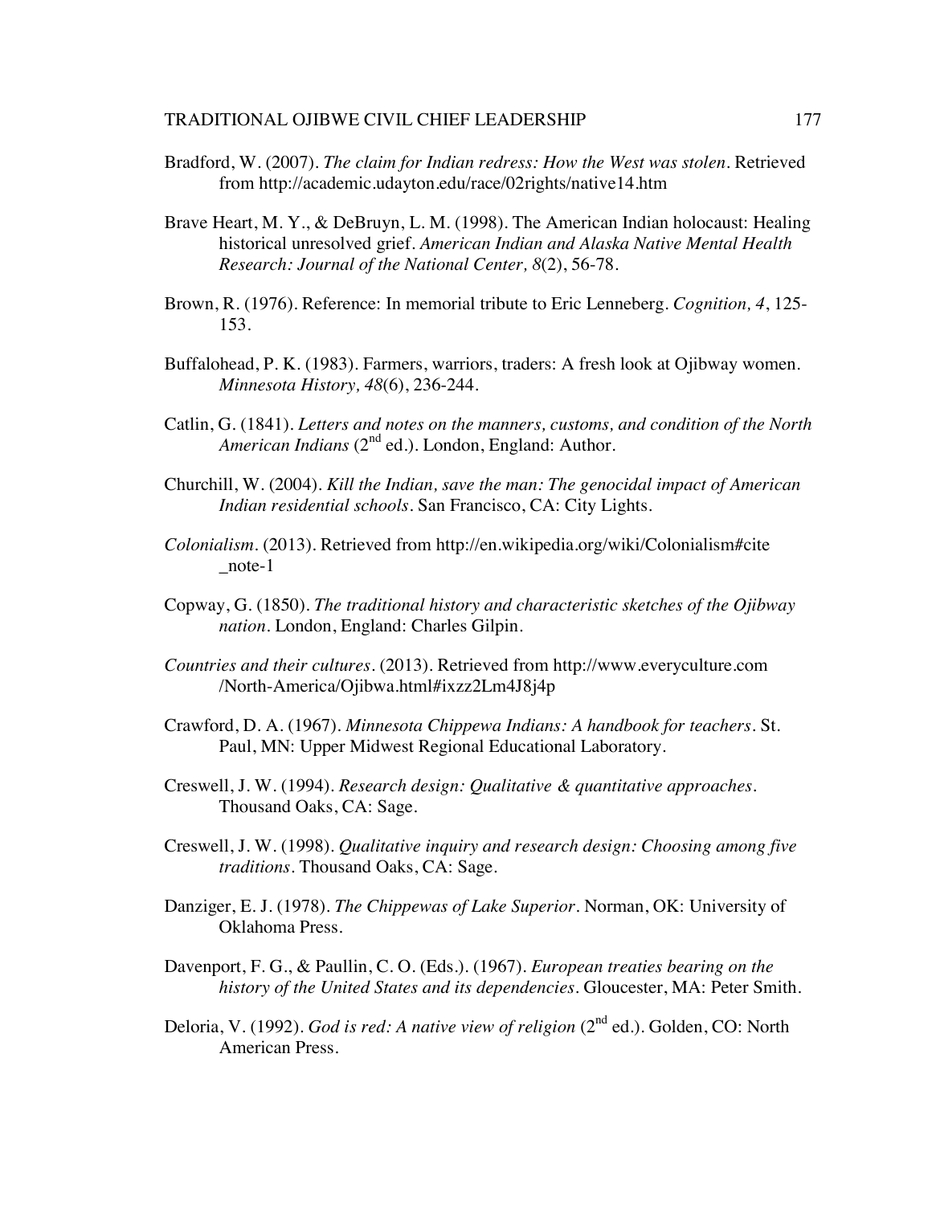Bradford, W. (2007). *The claim for Indian redress: How the West was stolen*. Retrieved from http://academic.udayton.edu/race/02rights/native14.htm

Brave Heart, M. Y., & DeBruyn, L. M. (1998). The American Indian holocaust: Healing historical unresolved grief. *American Indian and Alaska Native Mental Health Research: Journal of the National Center, 8*(2), 56-78.

Brown, R. (1976). Reference: In memorial tribute to Eric Lenneberg. *Cognition, 4*, 125-153.

Buffalohead, P. K. (1983). Farmers, warriors, traders: A fresh look at Ojibway women. *Minnesota History, 48*(6), 236-244.

Catlin, G. (1841). *Letters and notes on the manners, customs, and condition of the North American Indians* (2nd ed.). London, England: Author.

Churchill, W. (2004). *Kill the Indian, save the man: The genocidal impact of American Indian residential schools*. San Francisco, CA: City Lights.

*Colonialism*. (2013). Retrieved from http://en.wikipedia.org/wiki/Colonialism#cite_note-1

Copway, G. (1850). *The traditional history and characteristic sketches of the Ojibway nation*. London, England: Charles Gilpin.

*Countries and their cultures*. (2013). Retrieved from http://www.everyculture.com/North-America/Ojibwa.html#ixzz2Lm4J8j4p

Crawford, D. A. (1967). *Minnesota Chippewa Indians: A handbook for teachers*. St. Paul, MN: Upper Midwest Regional Educational Laboratory.

Creswell, J. W. (1994). *Research design: Qualitative & quantitative approaches*. Thousand Oaks, CA: Sage.

Creswell, J. W. (1998). *Qualitative inquiry and research design: Choosing among five traditions*. Thousand Oaks, CA: Sage.

Danziger, E. J. (1978). *The Chippewas of Lake Superior*. Norman, OK: University of Oklahoma Press.

Davenport, F. G., & Paullin, C. O. (Eds.). (1967). *European treaties bearing on the history of the United States and its dependencies*. Gloucester, MA: Peter Smith.

Deloria, V. (1992). *God is red: A native view of religion* (2nd ed.). Golden, CO: North American Press.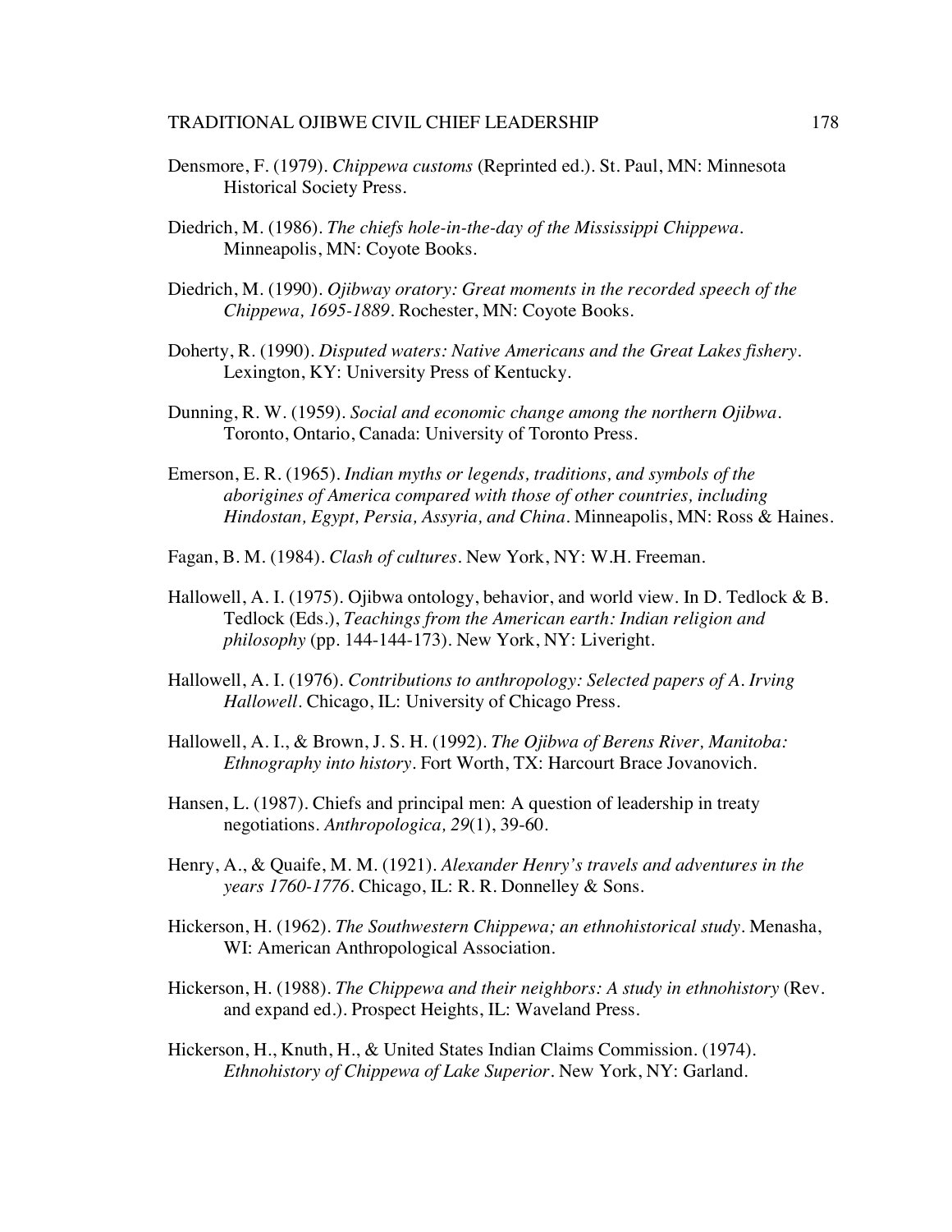Densmore, F. (1979). *Chippewa customs* (Reprinted ed.). St. Paul, MN: Minnesota Historical Society Press.

Diedrich, M. (1986). *The chiefs hole-in-the-day of the Mississippi Chippewa*. Minneapolis, MN: Coyote Books.

Diedrich, M. (1990). *Ojibway oratory: Great moments in the recorded speech of the Chippewa, 1695-1889*. Rochester, MN: Coyote Books.

Doherty, R. (1990). *Disputed waters: Native Americans and the Great Lakes fishery*. Lexington, KY: University Press of Kentucky.

Dunning, R. W. (1959). *Social and economic change among the northern Ojibwa*. Toronto, Ontario, Canada: University of Toronto Press.

Emerson, E. R. (1965). *Indian myths or legends, traditions, and symbols of the aborigines of America compared with those of other countries, including Hindostan, Egypt, Persia, Assyria, and China*. Minneapolis, MN: Ross & Haines.

Fagan, B. M. (1984). *Clash of cultures*. New York, NY: W.H. Freeman.

Hallowell, A. I. (1975). Ojibwa ontology, behavior, and world view. In D. Tedlock & B. Tedlock (Eds.), *Teachings from the American earth: Indian religion and philosophy* (pp. 144-144-173). New York, NY: Liveright.

Hallowell, A. I. (1976). *Contributions to anthropology: Selected papers of A. Irving Hallowell*. Chicago, IL: University of Chicago Press.

Hallowell, A. I., & Brown, J. S. H. (1992). *The Ojibwa of Berens River, Manitoba: Ethnography into history*. Fort Worth, TX: Harcourt Brace Jovanovich.

Hansen, L. (1987). Chiefs and principal men: A question of leadership in treaty negotiations. *Anthropologica, 29*(1), 39-60.

Henry, A., & Quaife, M. M. (1921). *Alexander Henry's travels and adventures in the years 1760-1776*. Chicago, IL: R. R. Donnelley & Sons.

Hickerson, H. (1962). *The Southwestern Chippewa; an ethnohistorical study*. Menasha, WI: American Anthropological Association.

Hickerson, H. (1988). *The Chippewa and their neighbors: A study in ethnohistory* (Rev. and expand ed.). Prospect Heights, IL: Waveland Press.

Hickerson, H., Knuth, H., & United States Indian Claims Commission. (1974). *Ethnohistory of Chippewa of Lake Superior*. New York, NY: Garland.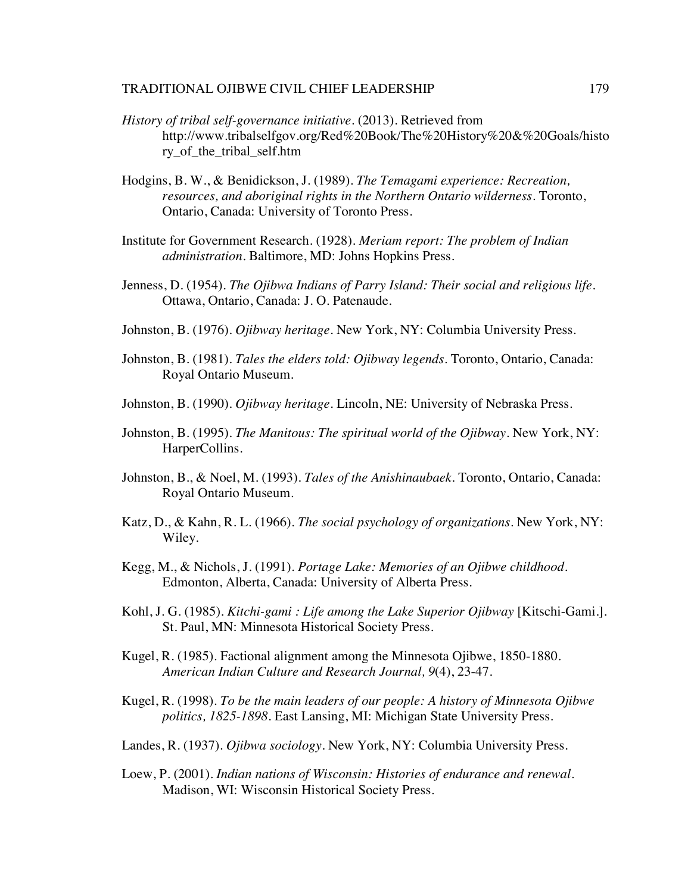*History of tribal self-governance initiative*. (2013). Retrieved from http://www.tribalselfgov.org/Red%20Book/The%20History%20&%20Goals/history_of_the_tribal_self.htm

Hodgins, B. W., & Benidickson, J. (1989). *The Temagami experience: Recreation, resources, and aboriginal rights in the Northern Ontario wilderness*. Toronto, Ontario, Canada: University of Toronto Press.

Institute for Government Research. (1928). *Meriam report: The problem of Indian administration*. Baltimore, MD: Johns Hopkins Press.

Jenness, D. (1954). *The Ojibwa Indians of Parry Island: Their social and religious life*. Ottawa, Ontario, Canada: J. O. Patenaude.

Johnston, B. (1976). *Ojibway heritage*. New York, NY: Columbia University Press.

Johnston, B. (1981). *Tales the elders told: Ojibway legends*. Toronto, Ontario, Canada: Royal Ontario Museum.

Johnston, B. (1990). *Ojibway heritage*. Lincoln, NE: University of Nebraska Press.

Johnston, B. (1995). *The Manitous: The spiritual world of the Ojibway*. New York, NY: HarperCollins.

Johnston, B., & Noel, M. (1993). *Tales of the Anishinaubaek*. Toronto, Ontario, Canada: Royal Ontario Museum.

Katz, D., & Kahn, R. L. (1966). *The social psychology of organizations*. New York, NY: Wiley.

Kegg, M., & Nichols, J. (1991). *Portage Lake: Memories of an Ojibwe childhood*. Edmonton, Alberta, Canada: University of Alberta Press.

Kohl, J. G. (1985). *Kitchi-gami : Life among the Lake Superior Ojibway* [Kitschi-Gami.]. St. Paul, MN: Minnesota Historical Society Press.

Kugel, R. (1985). Factional alignment among the Minnesota Ojibwe, 1850-1880. *American Indian Culture and Research Journal, 9*(4), 23-47.

Kugel, R. (1998). *To be the main leaders of our people: A history of Minnesota Ojibwe politics, 1825-1898*. East Lansing, MI: Michigan State University Press.

Landes, R. (1937). *Ojibwa sociology*. New York, NY: Columbia University Press.

Loew, P. (2001). *Indian nations of Wisconsin: Histories of endurance and renewal*. Madison, WI: Wisconsin Historical Society Press.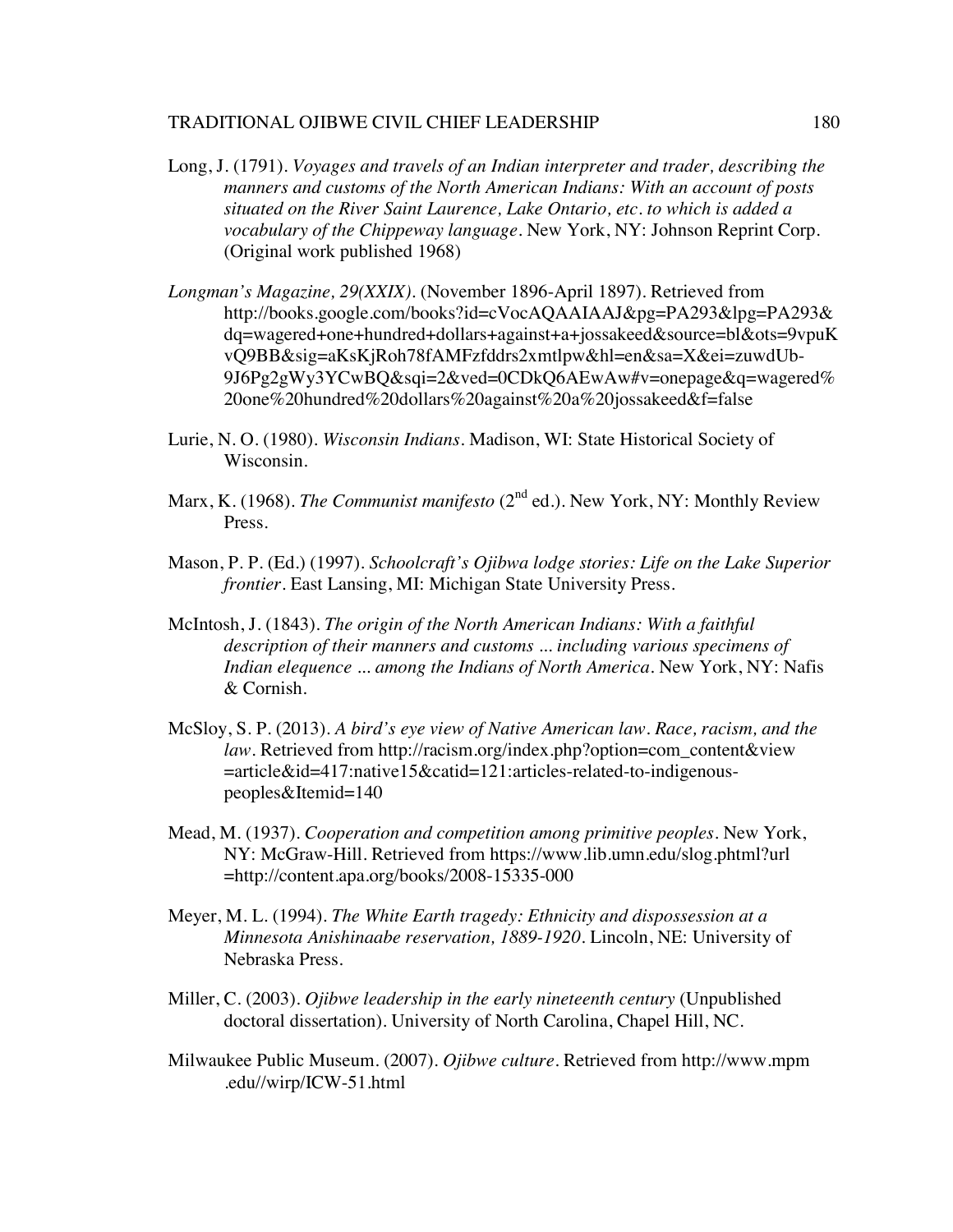Long, J. (1791). *Voyages and travels of an Indian interpreter and trader, describing the manners and customs of the North American Indians: With an account of posts situated on the River Saint Laurence, Lake Ontario, etc. to which is added a vocabulary of the Chippeway language*. New York, NY: Johnson Reprint Corp. (Original work published 1968)

*Longman's Magazine, 29(XXIX)*. (November 1896-April 1897). Retrieved from http://books.google.com/books?id=cVocAQAAIAAJ&pg=PA293&lpg=PA293&dq=wagered+one+hundred+dollars+against+a+jossakeed&source=bl&ots=9vpuKvQ9BB&sig=aKsKjRoh78fAMFzfddrs2xmtlpw&hl=en&sa=X&ei=zuwdUb-9J6Pg2gWy3YCwBQ&sqi=2&ved=0CDkQ6AEwAw#v=onepage&q=wagered%20one%20hundred%20dollars%20against%20a%20jossakeed&f=false

Lurie, N. O. (1980). *Wisconsin Indians*. Madison, WI: State Historical Society of Wisconsin.

Marx, K. (1968). *The Communist manifesto* (2nd ed.). New York, NY: Monthly Review Press.

Mason, P. P. (Ed.) (1997). *Schoolcraft's Ojibwa lodge stories: Life on the Lake Superior frontier*. East Lansing, MI: Michigan State University Press.

McIntosh, J. (1843). *The origin of the North American Indians: With a faithful description of their manners and customs ... including various specimens of Indian elequence ... among the Indians of North America*. New York, NY: Nafis & Cornish.

McSloy, S. P. (2013). *A bird's eye view of Native American law. Race, racism, and the law*. Retrieved from http://racism.org/index.php?option=com_content&view=article&id=417:native15&catid=121:articles-related-to-indigenous-peoples&Itemid=140

Mead, M. (1937). *Cooperation and competition among primitive peoples*. New York, NY: McGraw-Hill. Retrieved from https://www.lib.umn.edu/slog.phtml?url=http://content.apa.org/books/2008-15335-000

Meyer, M. L. (1994). *The White Earth tragedy: Ethnicity and dispossession at a Minnesota Anishinaabe reservation, 1889-1920*. Lincoln, NE: University of Nebraska Press.

Miller, C. (2003). *Ojibwe leadership in the early nineteenth century* (Unpublished doctoral dissertation). University of North Carolina, Chapel Hill, NC.

Milwaukee Public Museum. (2007). *Ojibwe culture*. Retrieved from http://www.mpm.edu//wirp/ICW-51.html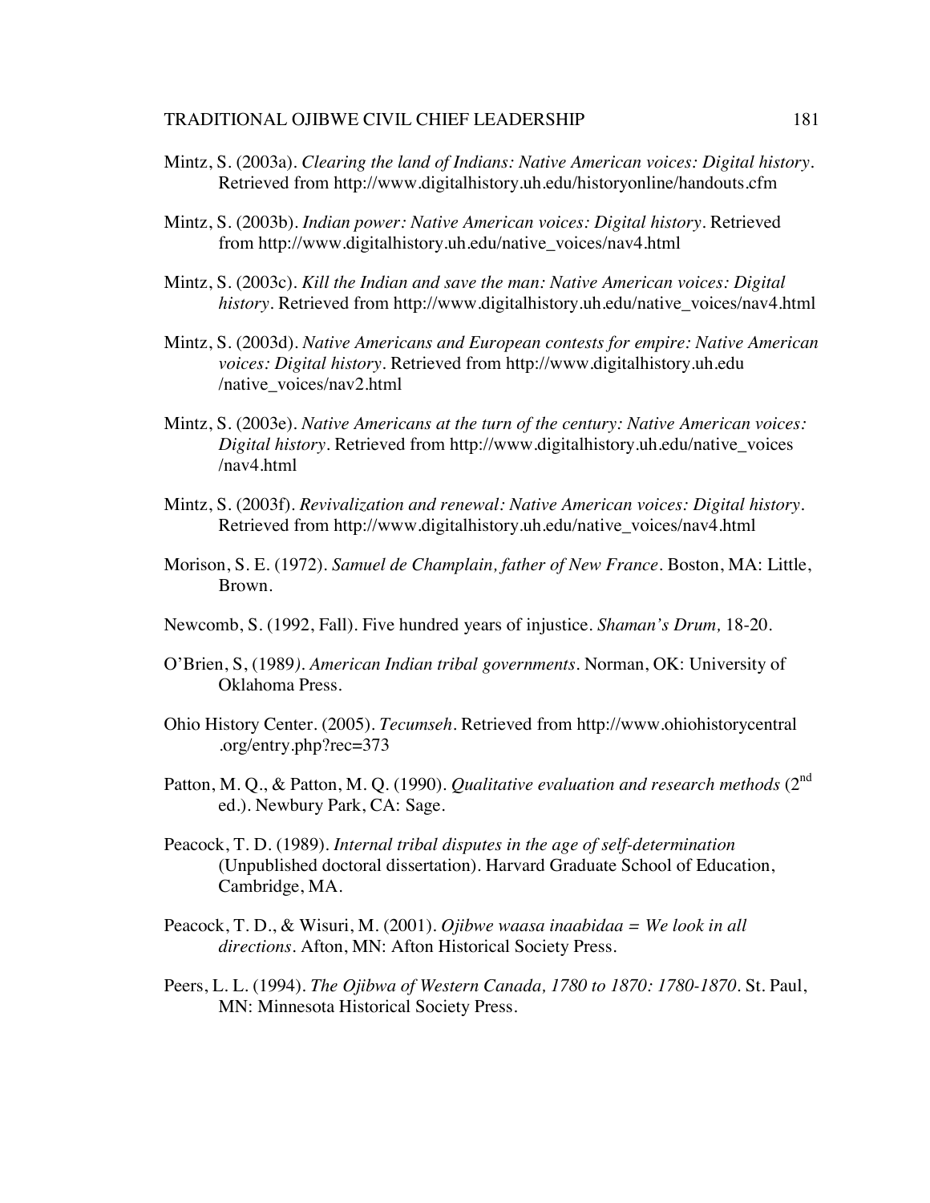Mintz, S. (2003a). *Clearing the land of Indians: Native American voices: Digital history*. Retrieved from http://www.digitalhistory.uh.edu/historyonline/handouts.cfm

Mintz, S. (2003b). *Indian power: Native American voices: Digital history*. Retrieved from http://www.digitalhistory.uh.edu/native_voices/nav4.html

Mintz, S. (2003c). *Kill the Indian and save the man: Native American voices: Digital history*. Retrieved from http://www.digitalhistory.uh.edu/native_voices/nav4.html

Mintz, S. (2003d). *Native Americans and European contests for empire: Native American voices: Digital history*. Retrieved from http://www.digitalhistory.uh.edu /native_voices/nav2.html

Mintz, S. (2003e). *Native Americans at the turn of the century: Native American voices: Digital history*. Retrieved from http://www.digitalhistory.uh.edu/native_voices /nav4.html

Mintz, S. (2003f). *Revivalization and renewal: Native American voices: Digital history*. Retrieved from http://www.digitalhistory.uh.edu/native_voices/nav4.html

Morison, S. E. (1972). *Samuel de Champlain, father of New France*. Boston, MA: Little, Brown.

Newcomb, S. (1992, Fall). Five hundred years of injustice. *Shaman's Drum,* 18-20.

O'Brien, S, (1989*). American Indian tribal governments*. Norman, OK: University of Oklahoma Press.

Ohio History Center. (2005). *Tecumseh*. Retrieved from http://www.ohiohistorycentral .org/entry.php?rec=373

Patton, M. Q., & Patton, M. Q. (1990). *Qualitative evaluation and research methods* (2nd ed.). Newbury Park, CA: Sage.

Peacock, T. D. (1989). *Internal tribal disputes in the age of self-determination* (Unpublished doctoral dissertation). Harvard Graduate School of Education, Cambridge, MA.

Peacock, T. D., & Wisuri, M. (2001). *Ojibwe waasa inaabidaa = We look in all directions*. Afton, MN: Afton Historical Society Press.

Peers, L. L. (1994). *The Ojibwa of Western Canada, 1780 to 1870: 1780-1870*. St. Paul, MN: Minnesota Historical Society Press.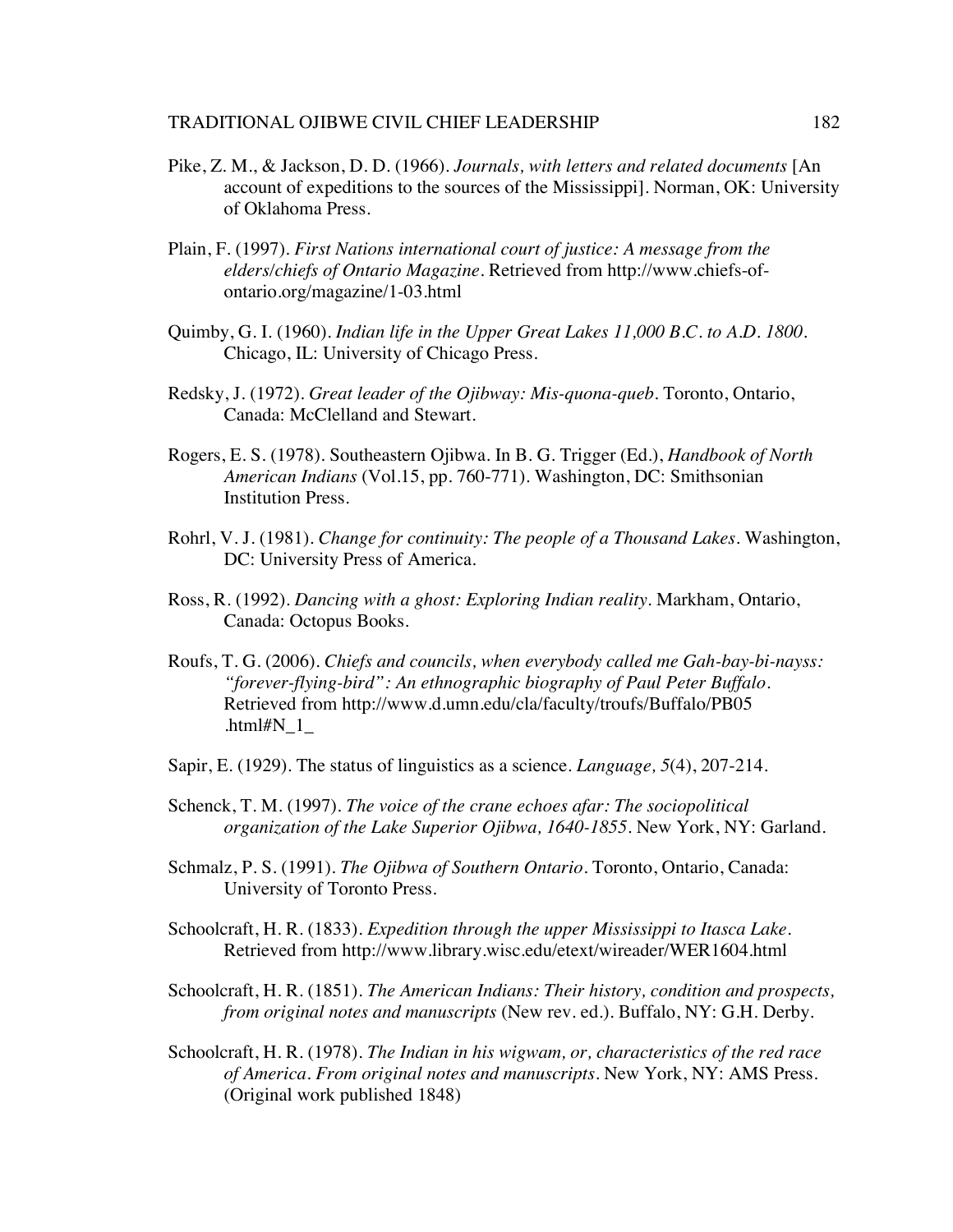Pike, Z. M., & Jackson, D. D. (1966). *Journals, with letters and related documents* [An account of expeditions to the sources of the Mississippi]. Norman, OK: University of Oklahoma Press.

Plain, F. (1997). *First Nations international court of justice: A message from the elders/chiefs of Ontario Magazine*. Retrieved from http://www.chiefs-of-ontario.org/magazine/1-03.html

Quimby, G. I. (1960). *Indian life in the Upper Great Lakes 11,000 B.C. to A.D. 1800*. Chicago, IL: University of Chicago Press.

Redsky, J. (1972). *Great leader of the Ojibway: Mis-quona-queb*. Toronto, Ontario, Canada: McClelland and Stewart.

Rogers, E. S. (1978). Southeastern Ojibwa. In B. G. Trigger (Ed.), *Handbook of North American Indians* (Vol.15, pp. 760-771). Washington, DC: Smithsonian Institution Press.

Rohrl, V. J. (1981). *Change for continuity: The people of a Thousand Lakes*. Washington, DC: University Press of America.

Ross, R. (1992). *Dancing with a ghost: Exploring Indian reality*. Markham, Ontario, Canada: Octopus Books.

Roufs, T. G. (2006). *Chiefs and councils, when everybody called me Gah-bay-bi-nayss: "forever-flying-bird": An ethnographic biography of Paul Peter Buffalo*. Retrieved from http://www.d.umn.edu/cla/faculty/troufs/Buffalo/PB05 .html#N_1_

Sapir, E. (1929). The status of linguistics as a science. *Language, 5*(4), 207-214.

Schenck, T. M. (1997). *The voice of the crane echoes afar: The sociopolitical organization of the Lake Superior Ojibwa, 1640-1855*. New York, NY: Garland.

Schmalz, P. S. (1991). *The Ojibwa of Southern Ontario*. Toronto, Ontario, Canada: University of Toronto Press.

Schoolcraft, H. R. (1833). *Expedition through the upper Mississippi to Itasca Lake*. Retrieved from http://www.library.wisc.edu/etext/wireader/WER1604.html

Schoolcraft, H. R. (1851). *The American Indians: Their history, condition and prospects, from original notes and manuscripts* (New rev. ed.). Buffalo, NY: G.H. Derby.

Schoolcraft, H. R. (1978). *The Indian in his wigwam, or, characteristics of the red race of America. From original notes and manuscripts*. New York, NY: AMS Press. (Original work published 1848)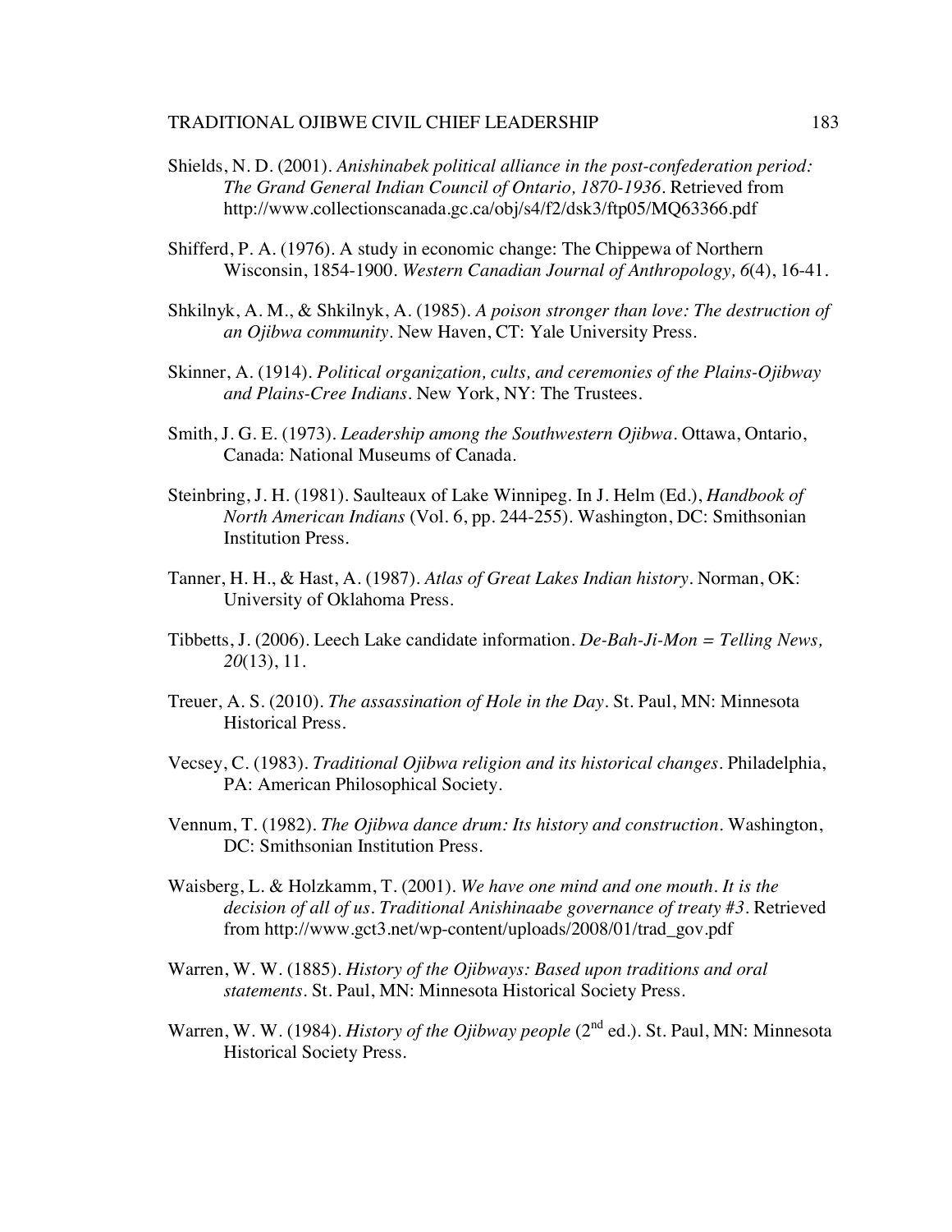Shields, N. D. (2001). *Anishinabek political alliance in the post-confederation period: The Grand General Indian Council of Ontario, 1870-1936*. Retrieved from http://www.collectionscanada.gc.ca/obj/s4/f2/dsk3/ftp05/MQ63366.pdf

Shifferd, P. A. (1976). A study in economic change: The Chippewa of Northern Wisconsin, 1854-1900. *Western Canadian Journal of Anthropology, 6*(4), 16-41.

Shkilnyk, A. M., & Shkilnyk, A. (1985). *A poison stronger than love: The destruction of an Ojibwa community*. New Haven, CT: Yale University Press.

Skinner, A. (1914). *Political organization, cults, and ceremonies of the Plains-Ojibway and Plains-Cree Indians*. New York, NY: The Trustees.

Smith, J. G. E. (1973). *Leadership among the Southwestern Ojibwa*. Ottawa, Ontario, Canada: National Museums of Canada.

Steinbring, J. H. (1981). Saulteaux of Lake Winnipeg. In J. Helm (Ed.), *Handbook of North American Indians* (Vol. 6, pp. 244-255). Washington, DC: Smithsonian Institution Press.

Tanner, H. H., & Hast, A. (1987). *Atlas of Great Lakes Indian history*. Norman, OK: University of Oklahoma Press.

Tibbetts, J. (2006). Leech Lake candidate information. *De-Bah-Ji-Mon = Telling News, 20*(13), 11.

Treuer, A. S. (2010). *The assassination of Hole in the Day*. St. Paul, MN: Minnesota Historical Press.

Vecsey, C. (1983). *Traditional Ojibwa religion and its historical changes*. Philadelphia, PA: American Philosophical Society.

Vennum, T. (1982). *The Ojibwa dance drum: Its history and construction*. Washington, DC: Smithsonian Institution Press.

Waisberg, L. & Holzkamm, T. (2001). *We have one mind and one mouth. It is the decision of all of us. Traditional Anishinaabe governance of treaty #3*. Retrieved from http://www.gct3.net/wp-content/uploads/2008/01/trad_gov.pdf

Warren, W. W. (1885). *History of the Ojibways: Based upon traditions and oral statements*. St. Paul, MN: Minnesota Historical Society Press.

Warren, W. W. (1984). *History of the Ojibway people* (2nd ed.). St. Paul, MN: Minnesota Historical Society Press.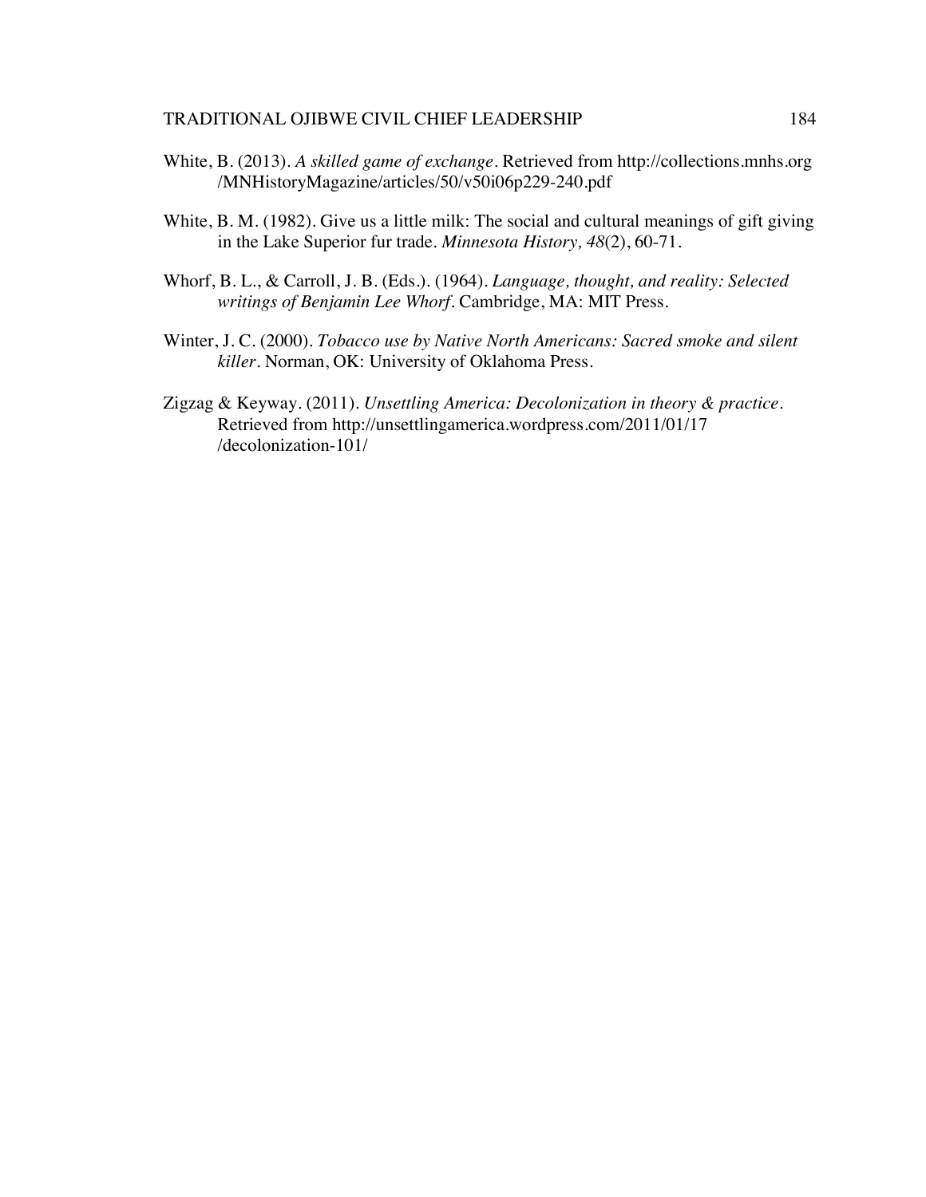White, B. (2013). *A skilled game of exchange*. Retrieved from http://collections.mnhs.org/MNHistoryMagazine/articles/50/v50i06p229-240.pdf

White, B. M. (1982). Give us a little milk: The social and cultural meanings of gift giving in the Lake Superior fur trade. *Minnesota History, 48*(2), 60-71.

Whorf, B. L., & Carroll, J. B. (Eds.). (1964). *Language, thought, and reality: Selected writings of Benjamin Lee Whorf*. Cambridge, MA: MIT Press.

Winter, J. C. (2000). *Tobacco use by Native North Americans: Sacred smoke and silent killer*. Norman, OK: University of Oklahoma Press.

Zigzag & Keyway. (2011). *Unsettling America: Decolonization in theory & practice*. Retrieved from http://unsettlingamerica.wordpress.com/2011/01/17/decolonization-101/